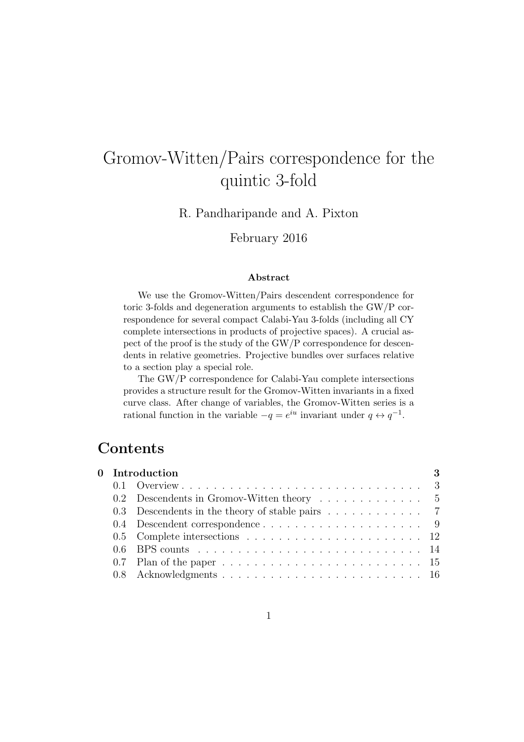# Gromov-Witten/Pairs correspondence for the quintic 3-fold

R. Pandharipande and A. Pixton

February 2016

### Abstract

We use the Gromov-Witten/Pairs descendent correspondence for toric 3-folds and degeneration arguments to establish the GW/P correspondence for several compact Calabi-Yau 3-folds (including all CY complete intersections in products of projective spaces). A crucial aspect of the proof is the study of the GW/P correspondence for descendents in relative geometries. Projective bundles over surfaces relative to a section play a special role.

The GW/P correspondence for Calabi-Yau complete intersections provides a structure result for the Gromov-Witten invariants in a fixed curve class. After change of variables, the Gromov-Witten series is a rational function in the variable $-q = e^{iu}$ invariant under $q \leftrightarrow q^{-1}$.

## Contents

**0 Introduction** **3**

- 0.1 Overview . . . . . . . . . . . . . . . . . . . . . . . . . . . . . . 3
- 0.2 Descendents in Gromov-Witten theory . . . . . . . . . . . . . 5
- 0.3 Descendents in the theory of stable pairs . . . . . . . . . . . . 7
- 0.4 Descendent correspondence . . . . . . . . . . . . . . . . . . . . 9
- 0.5 Complete intersections . . . . . . . . . . . . . . . . . . . . . . 12
- 0.6 BPS counts . . . . . . . . . . . . . . . . . . . . . . . . . . . . 14
- 0.7 Plan of the paper . . . . . . . . . . . . . . . . . . . . . . . . . 15
- 0.8 Acknowledgments . . . . . . . . . . . . . . . . . . . . . . . . . 16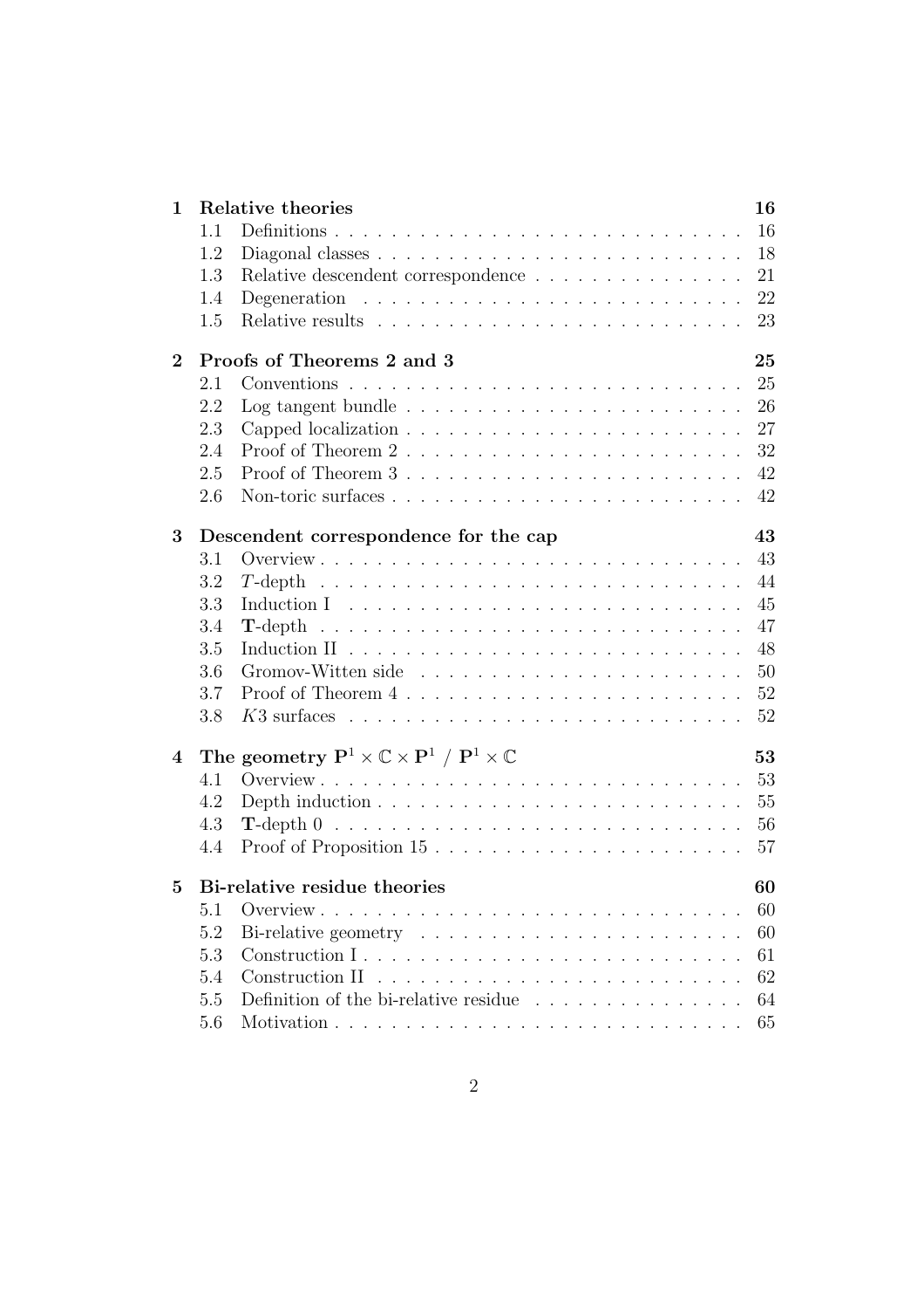**1 Relative theories** — 16

- 1.1 Definitions — 16
- 1.2 Diagonal classes — 18
- 1.3 Relative descendent correspondence — 21
- 1.4 Degeneration — 22
- 1.5 Relative results — 23

**2 Proofs of Theorems 2 and 3** — 25

- 2.1 Conventions — 25
- 2.2 Log tangent bundle — 26
- 2.3 Capped localization — 27
- 2.4 Proof of Theorem 2 — 32
- 2.5 Proof of Theorem 3 — 42
- 2.6 Non-toric surfaces — 42

**3 Descendent correspondence for the cap** — 43

- 3.1 Overview — 43
- 3.2 $T$-depth — 44
- 3.3 Induction I — 45
- 3.4 $\mathbf{T}$-depth — 47
- 3.5 Induction II — 48
- 3.6 Gromov-Witten side — 50
- 3.7 Proof of Theorem 4 — 52
- 3.8 $K3$ surfaces — 52

**4 The geometry $\mathbf{P}^1 \times \mathbb{C} \times \mathbf{P}^1$ / $\mathbf{P}^1 \times \mathbb{C}$** — 53

- 4.1 Overview — 53
- 4.2 Depth induction — 55
- 4.3 $\mathbf{T}$-depth 0 — 56
- 4.4 Proof of Proposition 15 — 57

**5 Bi-relative residue theories** — 60

- 5.1 Overview — 60
- 5.2 Bi-relative geometry — 60
- 5.3 Construction I — 61
- 5.4 Construction II — 62
- 5.5 Definition of the bi-relative residue — 64
- 5.6 Motivation — 65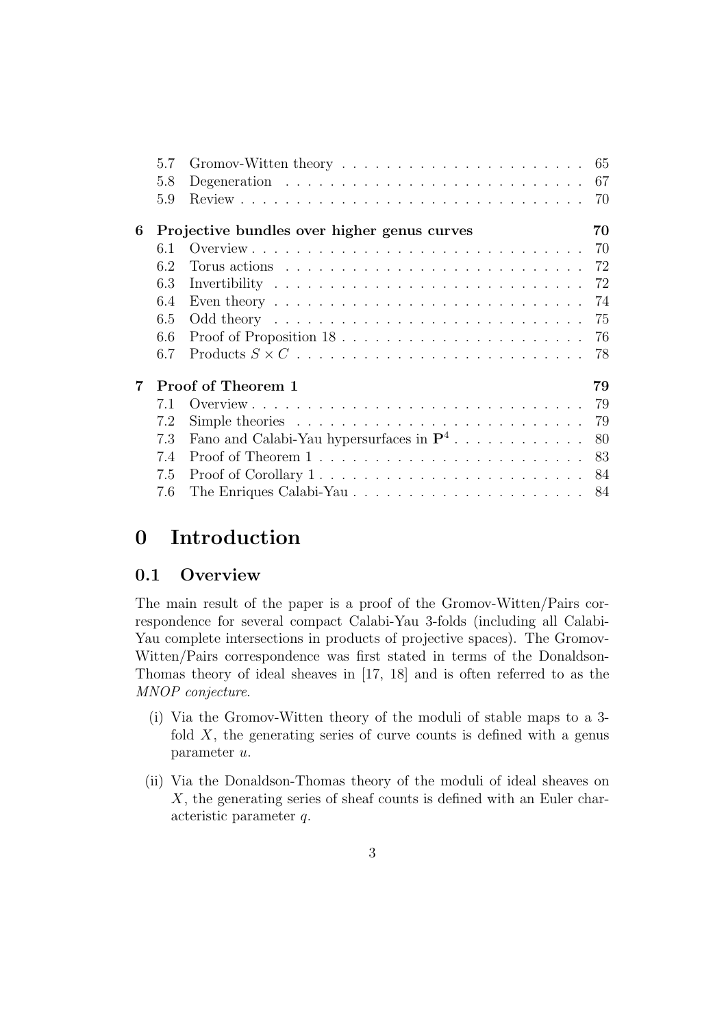| | | |
|---|---|---|
| 5.7 | Gromov-Witten theory | 65 |
| 5.8 | Degeneration | 67 |
| 5.9 | Review | 70 |
| **6** | **Projective bundles over higher genus curves** | **70** |
| 6.1 | Overview | 70 |
| 6.2 | Torus actions | 72 |
| 6.3 | Invertibility | 72 |
| 6.4 | Even theory | 74 |
| 6.5 | Odd theory | 75 |
| 6.6 | Proof of Proposition 18 | 76 |
| 6.7 | Products $S \times C$ | 78 |
| **7** | **Proof of Theorem 1** | **79** |
| 7.1 | Overview | 79 |
| 7.2 | Simple theories | 79 |
| 7.3 | Fano and Calabi-Yau hypersurfaces in $\mathbf{P}^4$ | 80 |
| 7.4 | Proof of Theorem 1 | 83 |
| 7.5 | Proof of Corollary 1 | 84 |
| 7.6 | The Enriques Calabi-Yau | 84 |

# 0 Introduction

## 0.1 Overview

The main result of the paper is a proof of the Gromov-Witten/Pairs correspondence for several compact Calabi-Yau 3-folds (including all Calabi-Yau complete intersections in products of projective spaces). The Gromov-Witten/Pairs correspondence was first stated in terms of the Donaldson-Thomas theory of ideal sheaves in [17, 18] and is often referred to as the *MNOP conjecture*.

(i) Via the Gromov-Witten theory of the moduli of stable maps to a 3-fold $X$, the generating series of curve counts is defined with a genus parameter $u$.

(ii) Via the Donaldson-Thomas theory of the moduli of ideal sheaves on $X$, the generating series of sheaf counts is defined with an Euler characteristic parameter $q$.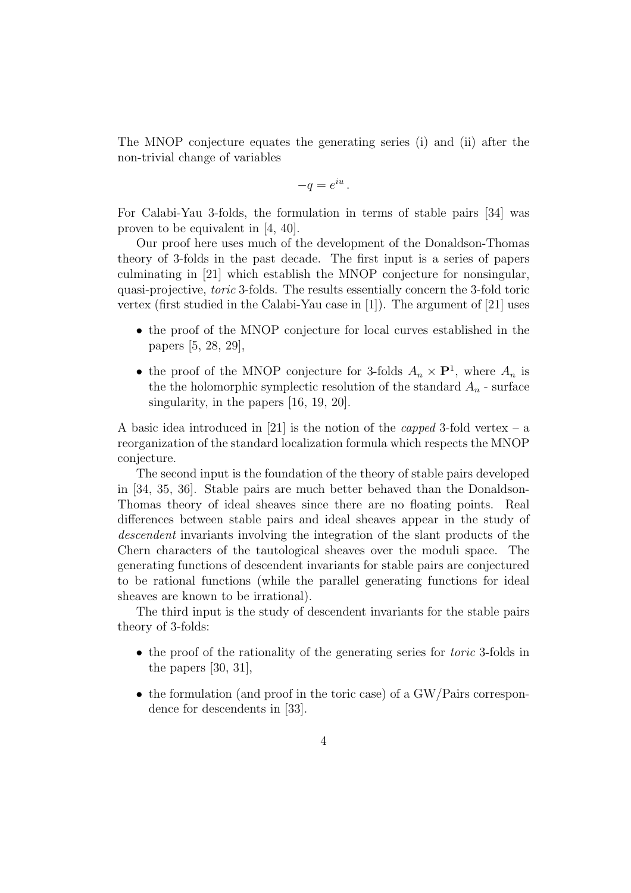The MNOP conjecture equates the generating series (i) and (ii) after the non-trivial change of variables

$$-q = e^{iu} \,.$$

For Calabi-Yau 3-folds, the formulation in terms of stable pairs [34] was proven to be equivalent in [4, 40].

Our proof here uses much of the development of the Donaldson-Thomas theory of 3-folds in the past decade. The first input is a series of papers culminating in [21] which establish the MNOP conjecture for nonsingular, quasi-projective, *toric* 3-folds. The results essentially concern the 3-fold toric vertex (first studied in the Calabi-Yau case in [1]). The argument of [21] uses

- the proof of the MNOP conjecture for local curves established in the papers [5, 28, 29],
- the proof of the MNOP conjecture for 3-folds $A_n \times \mathbf{P}^1$, where $A_n$ is the the holomorphic symplectic resolution of the standard $A_n$ - surface singularity, in the papers [16, 19, 20].

A basic idea introduced in [21] is the notion of the *capped* 3-fold vertex – a reorganization of the standard localization formula which respects the MNOP conjecture.

The second input is the foundation of the theory of stable pairs developed in [34, 35, 36]. Stable pairs are much better behaved than the Donaldson-Thomas theory of ideal sheaves since there are no floating points. Real differences between stable pairs and ideal sheaves appear in the study of *descendent* invariants involving the integration of the slant products of the Chern characters of the tautological sheaves over the moduli space. The generating functions of descendent invariants for stable pairs are conjectured to be rational functions (while the parallel generating functions for ideal sheaves are known to be irrational).

The third input is the study of descendent invariants for the stable pairs theory of 3-folds:

- the proof of the rationality of the generating series for *toric* 3-folds in the papers [30, 31],
- the formulation (and proof in the toric case) of a GW/Pairs correspondence for descendents in [33].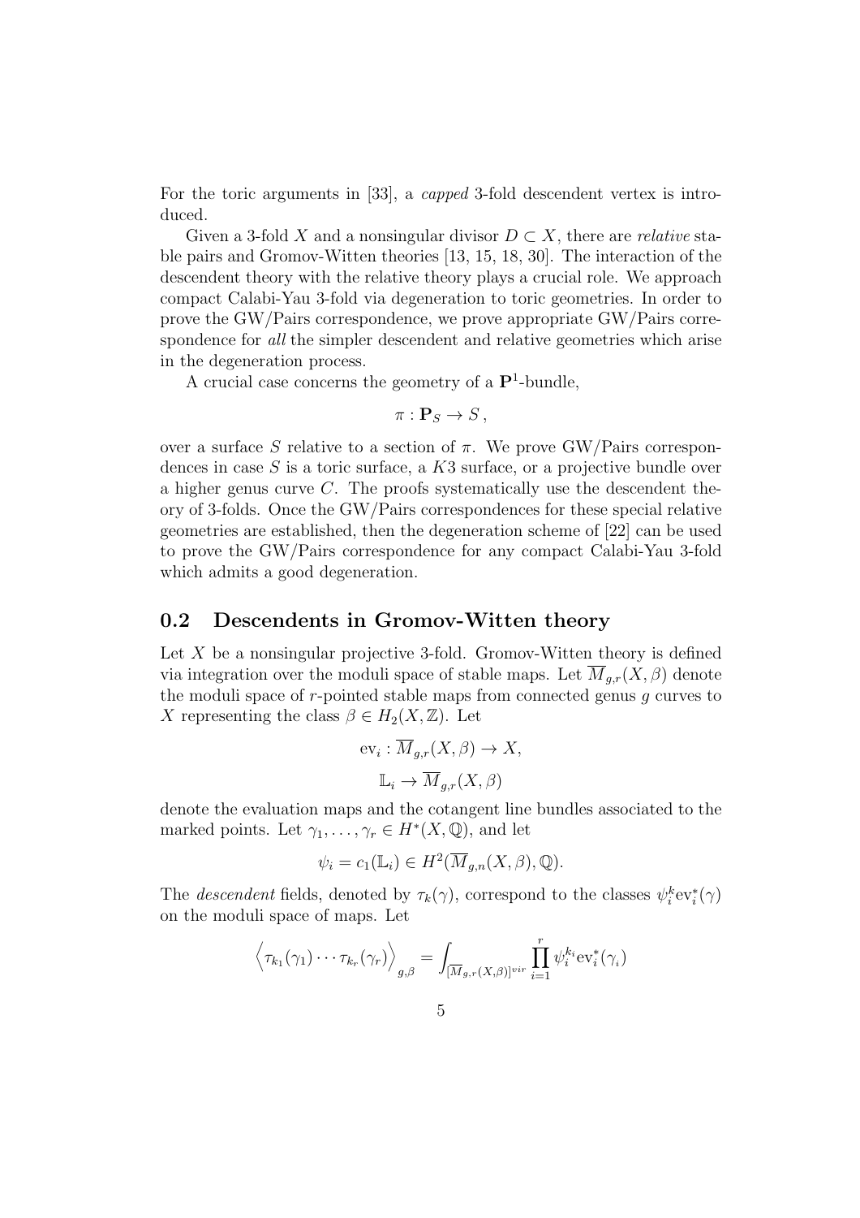For the toric arguments in [33], a *capped* 3-fold descendent vertex is introduced.

Given a 3-fold $X$ and a nonsingular divisor $D \subset X$, there are *relative* stable pairs and Gromov-Witten theories [13, 15, 18, 30]. The interaction of the descendent theory with the relative theory plays a crucial role. We approach compact Calabi-Yau 3-fold via degeneration to toric geometries. In order to prove the GW/Pairs correspondence, we prove appropriate GW/Pairs correspondence for *all* the simpler descendent and relative geometries which arise in the degeneration process.

A crucial case concerns the geometry of a $\mathbf{P}^1$-bundle,

$$\pi : \mathbf{P}_S \to S\,,$$

over a surface $S$ relative to a section of $\pi$. We prove GW/Pairs correspondences in case $S$ is a toric surface, a $K3$ surface, or a projective bundle over a higher genus curve $C$. The proofs systematically use the descendent theory of 3-folds. Once the GW/Pairs correspondences for these special relative geometries are established, then the degeneration scheme of [22] can be used to prove the GW/Pairs correspondence for any compact Calabi-Yau 3-fold which admits a good degeneration.

## 0.2 Descendents in Gromov-Witten theory

Let $X$ be a nonsingular projective 3-fold. Gromov-Witten theory is defined via integration over the moduli space of stable maps. Let $\overline{M}_{g,r}(X,\beta)$ denote the moduli space of $r$-pointed stable maps from connected genus $g$ curves to $X$ representing the class $\beta \in H_2(X,\mathbb{Z})$. Let

$$\mathrm{ev}_i : \overline{M}_{g,r}(X,\beta) \to X,$$

$$\mathbb{L}_i \to \overline{M}_{g,r}(X,\beta)$$

denote the evaluation maps and the cotangent line bundles associated to the marked points. Let $\gamma_1, \ldots, \gamma_r \in H^*(X,\mathbb{Q})$, and let

$$\psi_i = c_1(\mathbb{L}_i) \in H^2(\overline{M}_{g,n}(X,\beta),\mathbb{Q}).$$

The *descendent* fields, denoted by $\tau_k(\gamma)$, correspond to the classes $\psi_i^k \mathrm{ev}_i^*(\gamma)$ on the moduli space of maps. Let

$$\Big\langle \tau_{k_1}(\gamma_1)\cdots\tau_{k_r}(\gamma_r)\Big\rangle_{g,\beta} = \int_{[\overline{M}_{g,r}(X,\beta)]^{vir}} \prod_{i=1}^{r} \psi_i^{k_i} \mathrm{ev}_i^*(\gamma_i)$$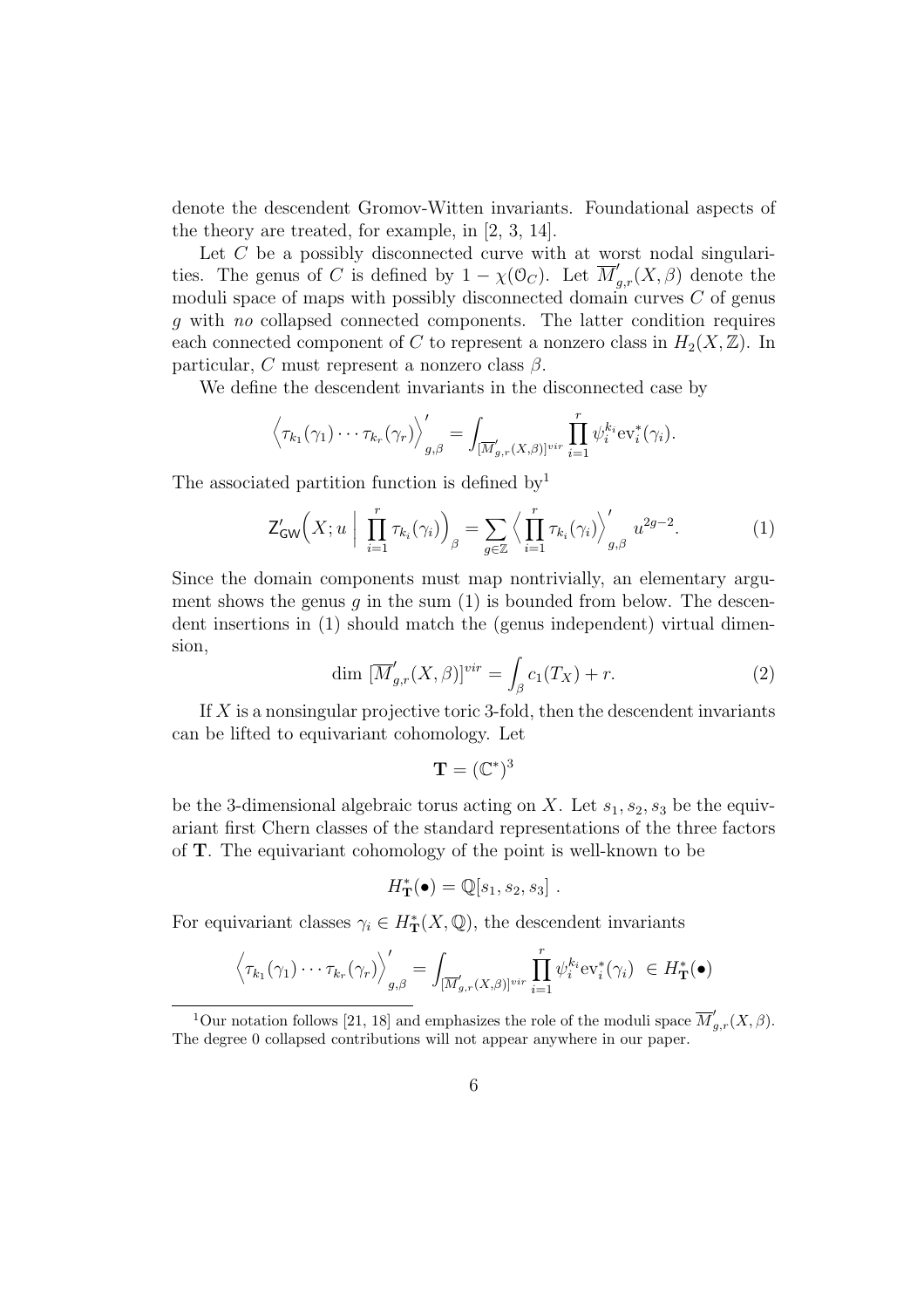denote the descendent Gromov-Witten invariants. Foundational aspects of the theory are treated, for example, in [2, 3, 14].

Let $C$ be a possibly disconnected curve with at worst nodal singularities. The genus of $C$ is defined by $1-\chi(\mathcal{O}_C)$. Let $\overline{M}'_{g,r}(X,\beta)$ denote the moduli space of maps with possibly disconnected domain curves $C$ of genus $g$ with *no* collapsed connected components. The latter condition requires each connected component of $C$ to represent a nonzero class in $H_2(X,\mathbb{Z})$. In particular, $C$ must represent a nonzero class $\beta$.

We define the descendent invariants in the disconnected case by

$$\Big\langle \tau_{k_1}(\gamma_1)\cdots\tau_{k_r}(\gamma_r)\Big\rangle'_{g,\beta} = \int_{[\overline{M}'_{g,r}(X,\beta)]^{vir}} \prod_{i=1}^r \psi_i^{k_i}\mathrm{ev}_i^*(\gamma_i).$$

The associated partition function is defined by[1]

$$\mathsf{Z}'_{\mathsf{GW}}\Big(X;u \;\Big|\; \prod_{i=1}^r \tau_{k_i}(\gamma_i)\Big)_\beta = \sum_{g\in\mathbb{Z}} \Big\langle \prod_{i=1}^r \tau_{k_i}(\gamma_i)\Big\rangle'_{g,\beta} u^{2g-2}. \tag{1}$$

Since the domain components must map nontrivially, an elementary argument shows the genus $g$ in the sum (1) is bounded from below. The descendent insertions in (1) should match the (genus independent) virtual dimension,

$$\dim\,[\overline{M}'_{g,r}(X,\beta)]^{vir} = \int_\beta c_1(T_X) + r. \tag{2}$$

If $X$ is a nonsingular projective toric 3-fold, then the descendent invariants can be lifted to equivariant cohomology. Let

$$\mathbf{T} = (\mathbb{C}^*)^3$$

be the 3-dimensional algebraic torus acting on $X$. Let $s_1, s_2, s_3$ be the equivariant first Chern classes of the standard representations of the three factors of $\mathbf{T}$. The equivariant cohomology of the point is well-known to be

$$H^*_{\mathbf{T}}(\bullet) = \mathbb{Q}[s_1,s_2,s_3]\ .$$

For equivariant classes $\gamma_i \in H^*_{\mathbf{T}}(X,\mathbb{Q})$, the descendent invariants

$$\Big\langle \tau_{k_1}(\gamma_1)\cdots\tau_{k_r}(\gamma_r)\Big\rangle'_{g,\beta} = \int_{[\overline{M}'_{g,r}(X,\beta)]^{vir}} \prod_{i=1}^r \psi_i^{k_i}\mathrm{ev}_i^*(\gamma_i) \ \in H^*_{\mathbf{T}}(\bullet)$$

[1] Our notation follows [21, 18] and emphasizes the role of the moduli space $\overline{M}'_{g,r}(X,\beta)$. The degree 0 collapsed contributions will not appear anywhere in our paper.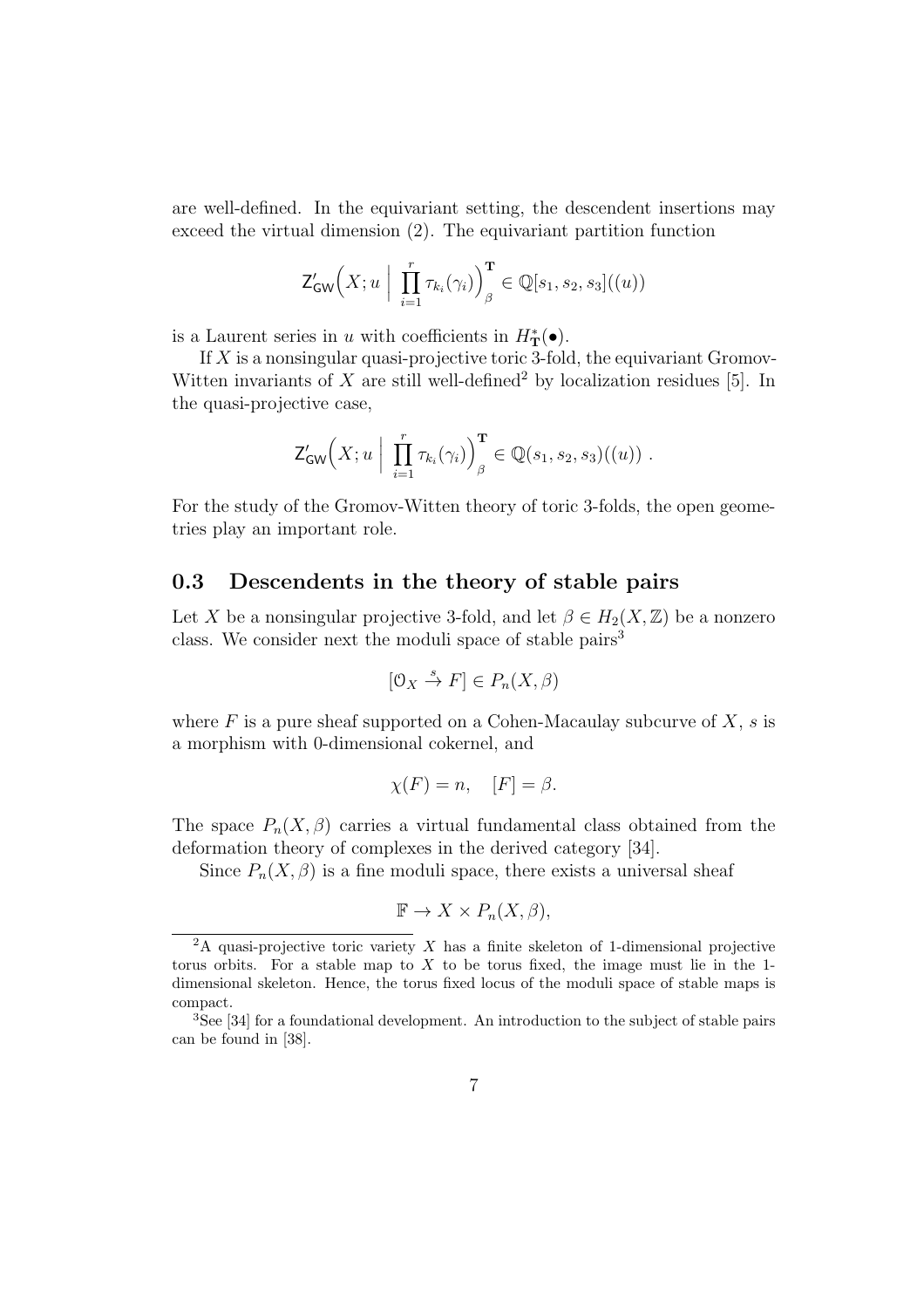are well-defined. In the equivariant setting, the descendent insertions may exceed the virtual dimension (2). The equivariant partition function

$$\mathsf{Z}'_{\mathsf{GW}}\Big(X; u \;\Big|\; \prod_{i=1}^{r} \tau_{k_i}(\gamma_i)\Big)^{\mathbf{T}}_{\beta} \in \mathbb{Q}[s_1, s_2, s_3]((u))$$

is a Laurent series in $u$ with coefficients in $H^*_{\mathbf{T}}(\bullet)$.

If $X$ is a nonsingular quasi-projective toric 3-fold, the equivariant Gromov-Witten invariants of $X$ are still well-defined[2] by localization residues [5]. In the quasi-projective case,

$$\mathsf{Z}'_{\mathsf{GW}}\Big(X; u \;\Big|\; \prod_{i=1}^{r} \tau_{k_i}(\gamma_i)\Big)^{\mathbf{T}}_{\beta} \in \mathbb{Q}(s_1, s_2, s_3)((u)) \ .$$

For the study of the Gromov-Witten theory of toric 3-folds, the open geometries play an important role.

## 0.3 Descendents in the theory of stable pairs

Let $X$ be a nonsingular projective 3-fold, and let $\beta \in H_2(X, \mathbb{Z})$ be a nonzero class. We consider next the moduli space of stable pairs[3]

$$[\mathcal{O}_X \stackrel{s}{\to} F] \in P_n(X, \beta)$$

where $F$ is a pure sheaf supported on a Cohen-Macaulay subcurve of $X$, $s$ is a morphism with 0-dimensional cokernel, and

$$\chi(F) = n, \quad [F] = \beta.$$

The space $P_n(X, \beta)$ carries a virtual fundamental class obtained from the deformation theory of complexes in the derived category [34].

Since $P_n(X, \beta)$ is a fine moduli space, there exists a universal sheaf

$$\mathbb{F} \to X \times P_n(X, \beta),$$

---

[2] A quasi-projective toric variety $X$ has a finite skeleton of 1-dimensional projective torus orbits. For a stable map to $X$ to be torus fixed, the image must lie in the 1-dimensional skeleton. Hence, the torus fixed locus of the moduli space of stable maps is compact.

[3] See [34] for a foundational development. An introduction to the subject of stable pairs can be found in [38].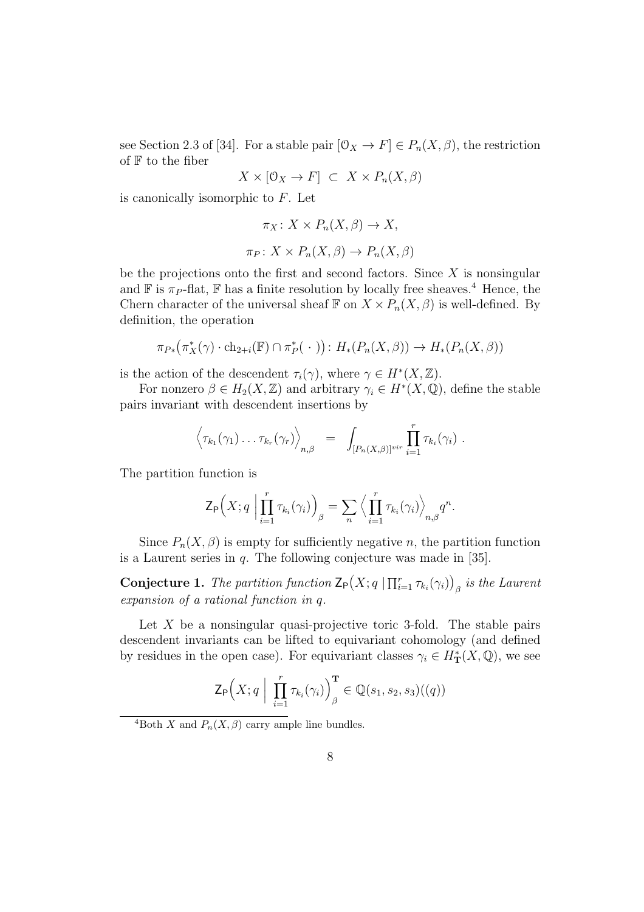see Section 2.3 of [34]. For a stable pair $[\mathcal{O}_X \to F] \in P_n(X, \beta)$, the restriction of $\mathbb{F}$ to the fiber

$$X \times [\mathcal{O}_X \to F] \subset X \times P_n(X, \beta)$$

is canonically isomorphic to $F$. Let

$$\pi_X : X \times P_n(X, \beta) \to X,$$

$$\pi_P : X \times P_n(X, \beta) \to P_n(X, \beta)$$

be the projections onto the first and second factors. Since $X$ is nonsingular and $\mathbb{F}$ is $\pi_P$-flat, $\mathbb{F}$ has a finite resolution by locally free sheaves.[4] Hence, the Chern character of the universal sheaf $\mathbb{F}$ on $X \times P_n(X, \beta)$ is well-defined. By definition, the operation

$$\pi_{P*}\big(\pi_X^*(\gamma) \cdot \mathrm{ch}_{2+i}(\mathbb{F}) \cap \pi_P^*(\ \cdot\ )\big) : H_*(P_n(X, \beta)) \to H_*(P_n(X, \beta))$$

is the action of the descendent $\tau_i(\gamma)$, where $\gamma \in H^*(X, \mathbb{Z})$.

For nonzero $\beta \in H_2(X, \mathbb{Z})$ and arbitrary $\gamma_i \in H^*(X, \mathbb{Q})$, define the stable pairs invariant with descendent insertions by

$$\Big\langle \tau_{k_1}(\gamma_1) \ldots \tau_{k_r}(\gamma_r) \Big\rangle_{n,\beta} = \int_{[P_n(X,\beta)]^{vir}} \prod_{i=1}^{r} \tau_{k_i}(\gamma_i) \ .$$

The partition function is

$$\mathsf{Z}_{\mathsf{P}}\Big(X; q \ \Big|\ \prod_{i=1}^{r} \tau_{k_i}(\gamma_i)\Big)_\beta = \sum_n \Big\langle \prod_{i=1}^{r} \tau_{k_i}(\gamma_i) \Big\rangle_{n,\beta} q^n.$$

Since $P_n(X, \beta)$ is empty for sufficiently negative $n$, the partition function is a Laurent series in $q$. The following conjecture was made in [35].

**Conjecture 1.** *The partition function* $\mathsf{Z}_{\mathsf{P}}\big(X; q \mid \prod_{i=1}^{r} \tau_{k_i}(\gamma_i)\big)_\beta$ *is the Laurent expansion of a rational function in* $q$.

Let $X$ be a nonsingular quasi-projective toric 3-fold. The stable pairs descendent invariants can be lifted to equivariant cohomology (and defined by residues in the open case). For equivariant classes $\gamma_i \in H^*_{\mathbf{T}}(X, \mathbb{Q})$, we see

$$\mathsf{Z}_{\mathsf{P}}\Big(X; q \ \Big|\ \prod_{i=1}^{r} \tau_{k_i}(\gamma_i)\Big)^{\mathbf{T}}_\beta \in \mathbb{Q}(s_1, s_2, s_3)((q))$$

[4] Both $X$ and $P_n(X, \beta)$ carry ample line bundles.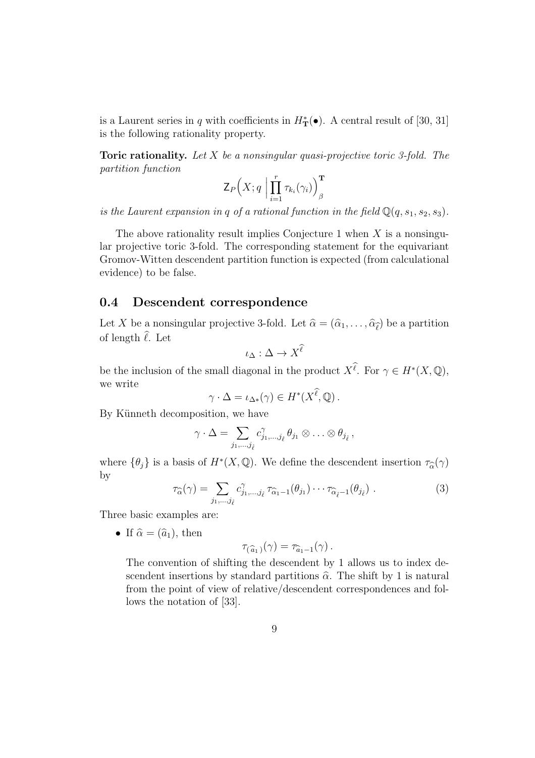is a Laurent series in $q$ with coefficients in $H^*_{\mathbf{T}}(\bullet)$. A central result of [30, 31] is the following rationality property.

**Toric rationality.** *Let $X$ be a nonsingular quasi-projective toric 3-fold. The partition function*

$$\mathsf{Z}_P\Big(X; q \;\Big|\; \prod_{i=1}^{r} \tau_{k_i}(\gamma_i)\Big)^{\mathbf{T}}_{\beta}$$

*is the Laurent expansion in $q$ of a rational function in the field $\mathbb{Q}(q, s_1, s_2, s_3)$.*

The above rationality result implies Conjecture 1 when $X$ is a nonsingular projective toric 3-fold. The corresponding statement for the equivariant Gromov-Witten descendent partition function is expected (from calculational evidence) to be false.

## 0.4 Descendent correspondence

Let $X$ be a nonsingular projective 3-fold. Let $\widehat{\alpha} = (\widehat{\alpha}_1, \ldots, \widehat{\alpha}_{\widehat{\ell}})$ be a partition of length $\widehat{\ell}$. Let

$$\iota_\Delta : \Delta \to X^{\widehat{\ell}}$$

be the inclusion of the small diagonal in the product $X^{\widehat{\ell}}$. For $\gamma \in H^*(X, \mathbb{Q})$, we write

$$\gamma \cdot \Delta = \iota_{\Delta *}(\gamma) \in H^*(X^{\widehat{\ell}}, \mathbb{Q})\,.$$

By Künneth decomposition, we have

$$\gamma \cdot \Delta = \sum_{j_1, \ldots, j_{\widehat{\ell}}} c^{\gamma}_{j_1, \ldots, j_{\widehat{\ell}}}\, \theta_{j_1} \otimes \ldots \otimes \theta_{j_{\widehat{\ell}}}\,,$$

where $\{\theta_j\}$ is a basis of $H^*(X, \mathbb{Q})$. We define the descendent insertion $\tau_{\widehat{\alpha}}(\gamma)$ by

$$\tau_{\widehat{\alpha}}(\gamma) = \sum_{j_1, \ldots, j_{\widehat{\ell}}} c^{\gamma}_{j_1, \ldots, j_{\widehat{\ell}}}\, \tau_{\widehat{\alpha}_1 - 1}(\theta_{j_1}) \cdots \tau_{\widehat{\alpha}_{\widehat{\ell}} - 1}(\theta_{j_{\widehat{\ell}}})\ . \tag{3}$$

Three basic examples are:

- If $\widehat{\alpha} = (\widehat{a}_1)$, then

  $$\tau_{(\widehat{a}_1)}(\gamma) = \tau_{\widehat{a}_1 - 1}(\gamma)\,.$$

  The convention of shifting the descendent by 1 allows us to index descendent insertions by standard partitions $\widehat{\alpha}$. The shift by 1 is natural from the point of view of relative/descendent correspondences and follows the notation of [33].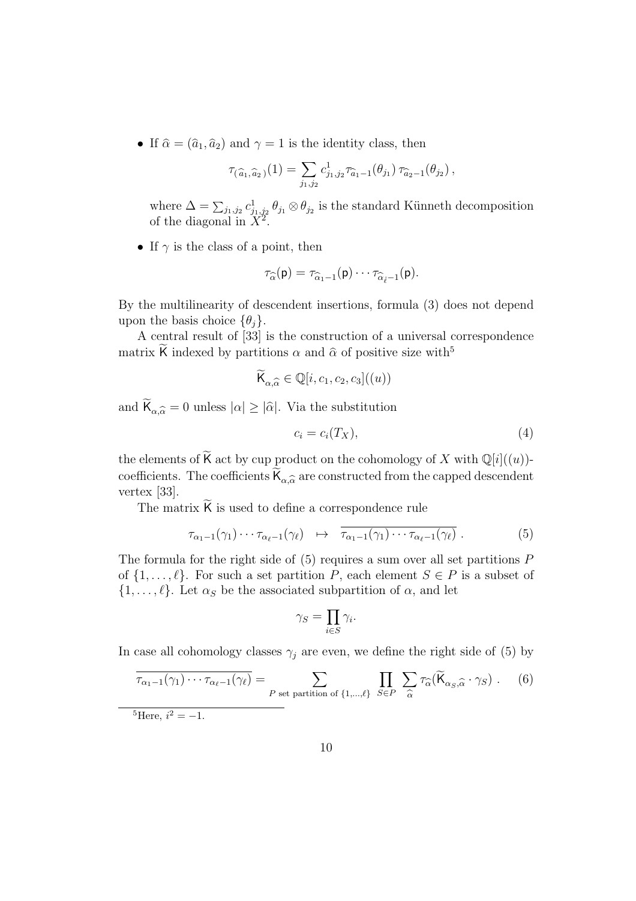- If $\widehat{\alpha} = (\widehat{a}_1, \widehat{a}_2)$ and $\gamma = 1$ is the identity class, then

$$\tau_{(\widehat{a}_1,\widehat{a}_2)}(1) = \sum_{j_1,j_2} c^1_{j_1,j_2} \tau_{\widehat{a}_1-1}(\theta_{j_1})\, \tau_{\widehat{a}_2-1}(\theta_{j_2})\,,$$

  where $\Delta = \sum_{j_1,j_2} c^1_{j_1,j_2} \theta_{j_1} \otimes \theta_{j_2}$ is the standard Künneth decomposition of the diagonal in $X^2$.

- If $\gamma$ is the class of a point, then

$$\tau_{\widehat{\alpha}}(\mathsf{p}) = \tau_{\widehat{\alpha}_1-1}(\mathsf{p}) \cdots \tau_{\widehat{\alpha}_{\widehat{\ell}}-1}(\mathsf{p}).$$

By the multilinearity of descendent insertions, formula (3) does not depend upon the basis choice $\{\theta_j\}$.

A central result of [33] is the construction of a universal correspondence matrix $\widetilde{\mathsf{K}}$ indexed by partitions $\alpha$ and $\widehat{\alpha}$ of positive size with[5]

$$\widetilde{\mathsf{K}}_{\alpha,\widehat{\alpha}} \in \mathbb{Q}[i, c_1, c_2, c_3]((u))$$

and $\widetilde{\mathsf{K}}_{\alpha,\widehat{\alpha}} = 0$ unless $|\alpha| \geq |\widehat{\alpha}|$. Via the substitution

$$c_i = c_i(T_X), \tag{4}$$

the elements of $\widetilde{\mathsf{K}}$ act by cup product on the cohomology of $X$ with $\mathbb{Q}[i]((u))$-coefficients. The coefficients $\widetilde{\mathsf{K}}_{\alpha,\widehat{\alpha}}$ are constructed from the capped descendent vertex [33].

The matrix $\widetilde{\mathsf{K}}$ is used to define a correspondence rule

$$\tau_{\alpha_1-1}(\gamma_1) \cdots \tau_{\alpha_\ell-1}(\gamma_\ell) \quad \mapsto \quad \overline{\tau_{\alpha_1-1}(\gamma_1) \cdots \tau_{\alpha_\ell-1}(\gamma_\ell)}\,. \tag{5}$$

The formula for the right side of (5) requires a sum over all set partitions $P$ of $\{1, \ldots, \ell\}$. For such a set partition $P$, each element $S \in P$ is a subset of $\{1, \ldots, \ell\}$. Let $\alpha_S$ be the associated subpartition of $\alpha$, and let

$$\gamma_S = \prod_{i \in S} \gamma_i.$$

In case all cohomology classes $\gamma_j$ are even, we define the right side of (5) by

$$\overline{\tau_{\alpha_1-1}(\gamma_1) \cdots \tau_{\alpha_\ell-1}(\gamma_\ell)} = \sum_{P \text{ set partition of } \{1,\ldots,\ell\}} \ \prod_{S \in P} \ \sum_{\widehat{\alpha}} \tau_{\widehat{\alpha}}(\widetilde{\mathsf{K}}_{\alpha_S,\widehat{\alpha}} \cdot \gamma_S)\,. \tag{6}$$

[5] Here, $i^2 = -1$.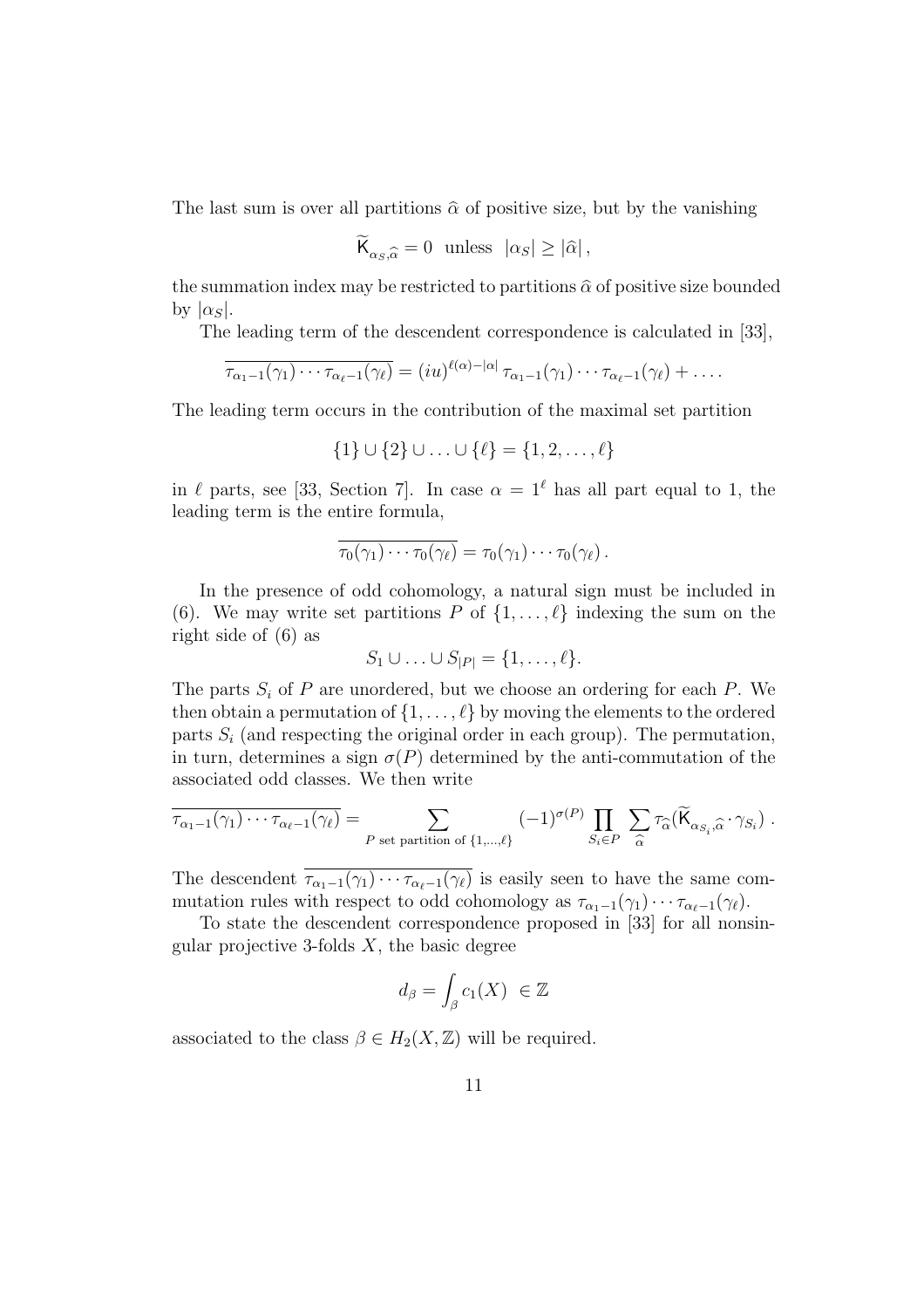The last sum is over all partitions $\widehat{\alpha}$ of positive size, but by the vanishing

$$\widetilde{\mathsf{K}}_{\alpha_S,\widehat{\alpha}} = 0 \text{ unless } |\alpha_S| \geq |\widehat{\alpha}|\,,$$

the summation index may be restricted to partitions $\widehat{\alpha}$ of positive size bounded by $|\alpha_S|$.

The leading term of the descendent correspondence is calculated in [33],

$$\overline{\tau_{\alpha_1-1}(\gamma_1)\cdots\tau_{\alpha_\ell-1}(\gamma_\ell)} = (iu)^{\ell(\alpha)-|\alpha|}\,\tau_{\alpha_1-1}(\gamma_1)\cdots\tau_{\alpha_\ell-1}(\gamma_\ell) + \ldots\,.$$

The leading term occurs in the contribution of the maximal set partition

$$\{1\} \cup \{2\} \cup \ldots \cup \{\ell\} = \{1,2,\ldots,\ell\}$$

in $\ell$ parts, see [33, Section 7]. In case $\alpha = 1^\ell$ has all part equal to 1, the leading term is the entire formula,

$$\overline{\tau_0(\gamma_1)\cdots\tau_0(\gamma_\ell)} = \tau_0(\gamma_1)\cdots\tau_0(\gamma_\ell)\,.$$

In the presence of odd cohomology, a natural sign must be included in (6). We may write set partitions $P$ of $\{1,\ldots,\ell\}$ indexing the sum on the right side of (6) as

$$S_1 \cup \ldots \cup S_{|P|} = \{1,\ldots,\ell\}.$$

The parts $S_i$ of $P$ are unordered, but we choose an ordering for each $P$. We then obtain a permutation of $\{1,\ldots,\ell\}$ by moving the elements to the ordered parts $S_i$ (and respecting the original order in each group). The permutation, in turn, determines a sign $\sigma(P)$ determined by the anti-commutation of the associated odd classes. We then write

$$\overline{\tau_{\alpha_1-1}(\gamma_1)\cdots\tau_{\alpha_\ell-1}(\gamma_\ell)} = \sum_{P \text{ set partition of } \{1,\ldots,\ell\}} (-1)^{\sigma(P)} \prod_{S_i\in P} \sum_{\widehat{\alpha}} \tau_{\widehat{\alpha}}(\widetilde{\mathsf{K}}_{\alpha_{S_i},\widehat{\alpha}}\cdot\gamma_{S_i})\,.$$

The descendent $\overline{\tau_{\alpha_1-1}(\gamma_1)\cdots\tau_{\alpha_\ell-1}(\gamma_\ell)}$ is easily seen to have the same commutation rules with respect to odd cohomology as $\tau_{\alpha_1-1}(\gamma_1)\cdots\tau_{\alpha_\ell-1}(\gamma_\ell)$.

To state the descendent correspondence proposed in [33] for all nonsingular projective 3-folds $X$, the basic degree

$$d_\beta = \int_\beta c_1(X) \in \mathbb{Z}$$

associated to the class $\beta \in H_2(X,\mathbb{Z})$ will be required.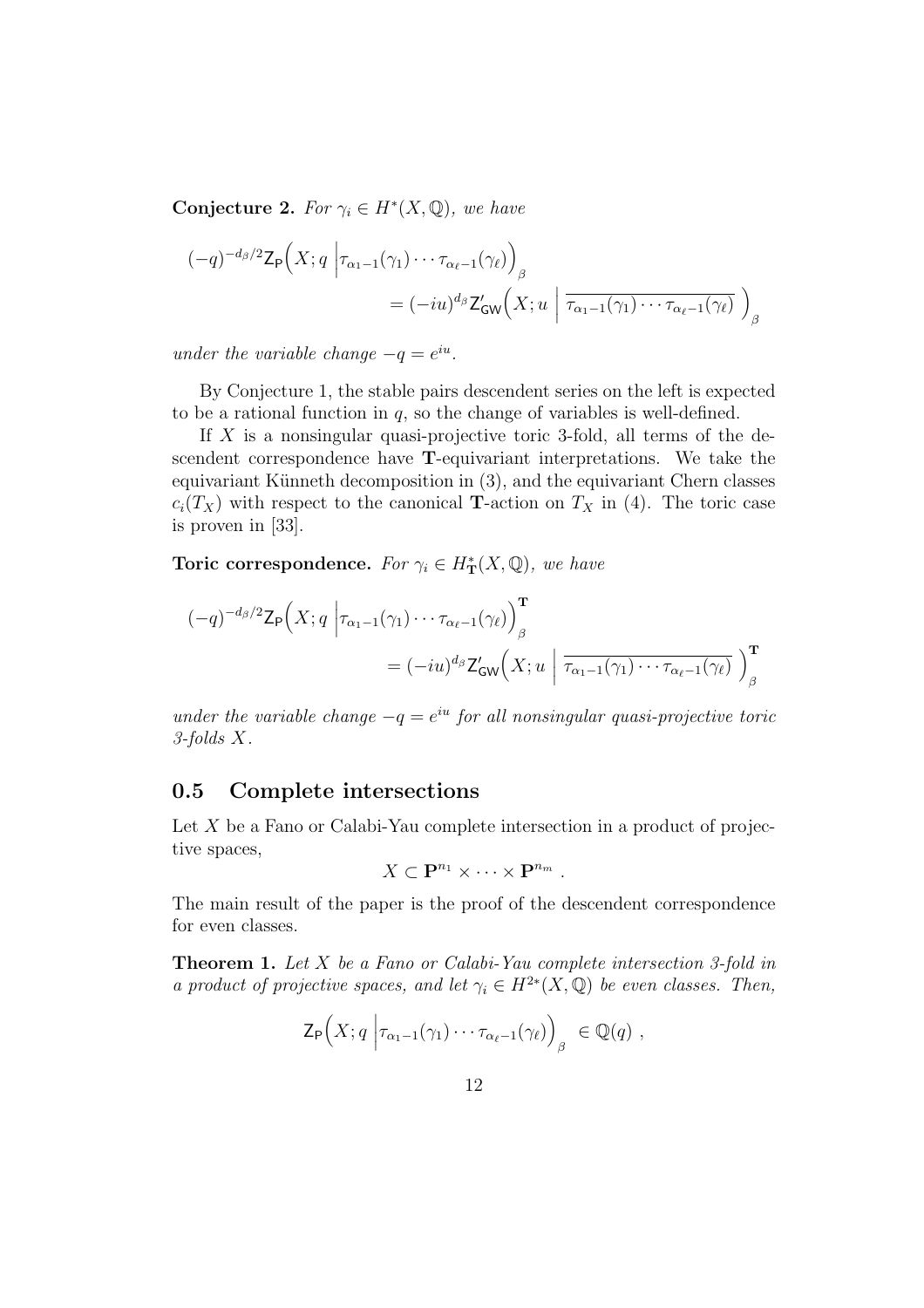**Conjecture 2.** *For $\gamma_i \in H^*(X, \mathbb{Q})$, we have*

$$(-q)^{-d_\beta/2} \mathsf{Z}_{\mathsf{P}}\Big(X; q \;\Big|\tau_{\alpha_1-1}(\gamma_1)\cdots\tau_{\alpha_\ell-1}(\gamma_\ell)\Big)_\beta \\ = (-iu)^{d_\beta} \mathsf{Z}'_{\mathsf{GW}}\Big(X; u \;\Big|\; \overline{\tau_{\alpha_1-1}(\gamma_1)\cdots\tau_{\alpha_\ell-1}(\gamma_\ell)}\;\Big)_\beta$$

*under the variable change $-q = e^{iu}$.*

By Conjecture 1, the stable pairs descendent series on the left is expected to be a rational function in $q$, so the change of variables is well-defined.

If $X$ is a nonsingular quasi-projective toric 3-fold, all terms of the descendent correspondence have $\mathbf{T}$-equivariant interpretations. We take the equivariant Künneth decomposition in (3), and the equivariant Chern classes $c_i(T_X)$ with respect to the canonical $\mathbf{T}$-action on $T_X$ in (4). The toric case is proven in [33].

**Toric correspondence.** *For $\gamma_i \in H^*_{\mathbf{T}}(X, \mathbb{Q})$, we have*

$$(-q)^{-d_\beta/2} \mathsf{Z}_{\mathsf{P}}\Big(X; q \;\Big|\tau_{\alpha_1-1}(\gamma_1)\cdots\tau_{\alpha_\ell-1}(\gamma_\ell)\Big)^{\mathbf{T}}_\beta \\ = (-iu)^{d_\beta} \mathsf{Z}'_{\mathsf{GW}}\Big(X; u \;\Big|\; \overline{\tau_{\alpha_1-1}(\gamma_1)\cdots\tau_{\alpha_\ell-1}(\gamma_\ell)}\;\Big)^{\mathbf{T}}_\beta$$

*under the variable change $-q = e^{iu}$ for all nonsingular quasi-projective toric 3-folds $X$.*

## 0.5 Complete intersections

Let $X$ be a Fano or Calabi-Yau complete intersection in a product of projective spaces,

$$X \subset \mathbf{P}^{n_1} \times \cdots \times \mathbf{P}^{n_m} .$$

The main result of the paper is the proof of the descendent correspondence for even classes.

**Theorem 1.** *Let $X$ be a Fano or Calabi-Yau complete intersection 3-fold in a product of projective spaces, and let $\gamma_i \in H^{2*}(X, \mathbb{Q})$ be even classes. Then,*

$$\mathsf{Z}_{\mathsf{P}}\Big(X; q \;\Big|\tau_{\alpha_1-1}(\gamma_1)\cdots\tau_{\alpha_\ell-1}(\gamma_\ell)\Big)_\beta \in \mathbb{Q}(q) ,$$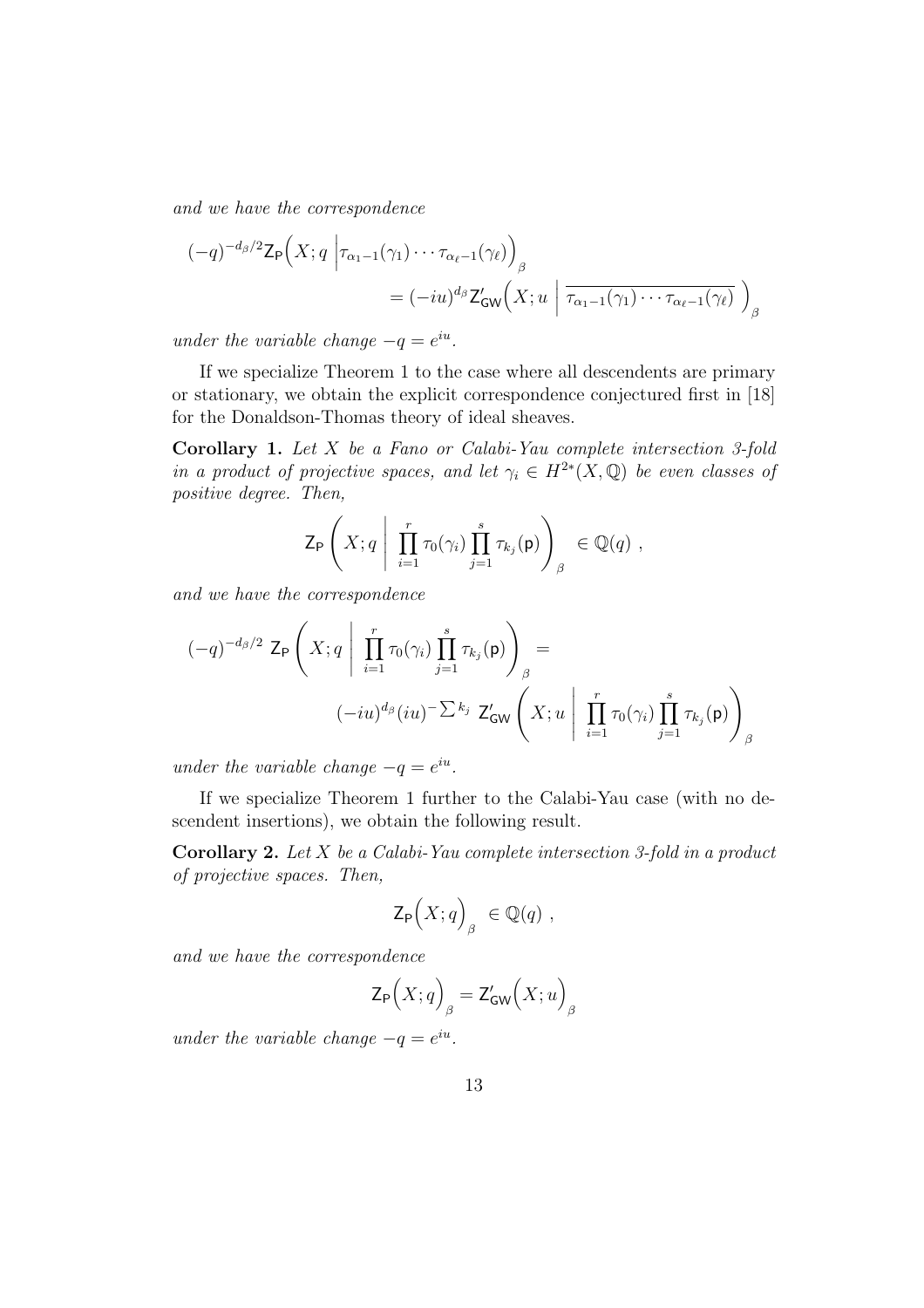*and we have the correspondence*

$$(-q)^{-d_\beta/2}\mathsf{Z}_{\mathsf{P}}\Big(X;q\;\Big|\tau_{\alpha_1-1}(\gamma_1)\cdots\tau_{\alpha_\ell-1}(\gamma_\ell)\Big)_\beta \\ = (-iu)^{d_\beta}\mathsf{Z}'_{\mathsf{GW}}\Big(X;u\;\Big|\;\overline{\tau_{\alpha_1-1}(\gamma_1)\cdots\tau_{\alpha_\ell-1}(\gamma_\ell)}\;\Big)_\beta$$

*under the variable change* $-q=e^{iu}$.

If we specialize Theorem 1 to the case where all descendents are primary or stationary, we obtain the explicit correspondence conjectured first in [18] for the Donaldson-Thomas theory of ideal sheaves.

**Corollary 1.** *Let $X$ be a Fano or Calabi-Yau complete intersection 3-fold in a product of projective spaces, and let $\gamma_i \in H^{2*}(X,\mathbb{Q})$ be even classes of positive degree. Then,*

$$\mathsf{Z}_{\mathsf{P}}\left(X;q\;\middle|\;\prod_{i=1}^{r}\tau_0(\gamma_i)\prod_{j=1}^{s}\tau_{k_j}(\mathsf{p})\right)_\beta \in \mathbb{Q}(q)\ ,$$

*and we have the correspondence*

$$(-q)^{-d_\beta/2}\ \mathsf{Z}_{\mathsf{P}}\left(X;q\;\middle|\;\prod_{i=1}^{r}\tau_0(\gamma_i)\prod_{j=1}^{s}\tau_{k_j}(\mathsf{p})\right)_\beta = \\ (-iu)^{d_\beta}(iu)^{-\sum k_j}\ \mathsf{Z}'_{\mathsf{GW}}\left(X;u\;\middle|\;\prod_{i=1}^{r}\tau_0(\gamma_i)\prod_{j=1}^{s}\tau_{k_j}(\mathsf{p})\right)_\beta$$

*under the variable change* $-q=e^{iu}$.

If we specialize Theorem 1 further to the Calabi-Yau case (with no descendent insertions), we obtain the following result.

**Corollary 2.** *Let $X$ be a Calabi-Yau complete intersection 3-fold in a product of projective spaces. Then,*

$$\mathsf{Z}_{\mathsf{P}}\Big(X;q\Big)_\beta \in \mathbb{Q}(q)\ ,$$

*and we have the correspondence*

$$\mathsf{Z}_{\mathsf{P}}\Big(X;q\Big)_\beta = \mathsf{Z}'_{\mathsf{GW}}\Big(X;u\Big)_\beta$$

*under the variable change* $-q=e^{iu}$.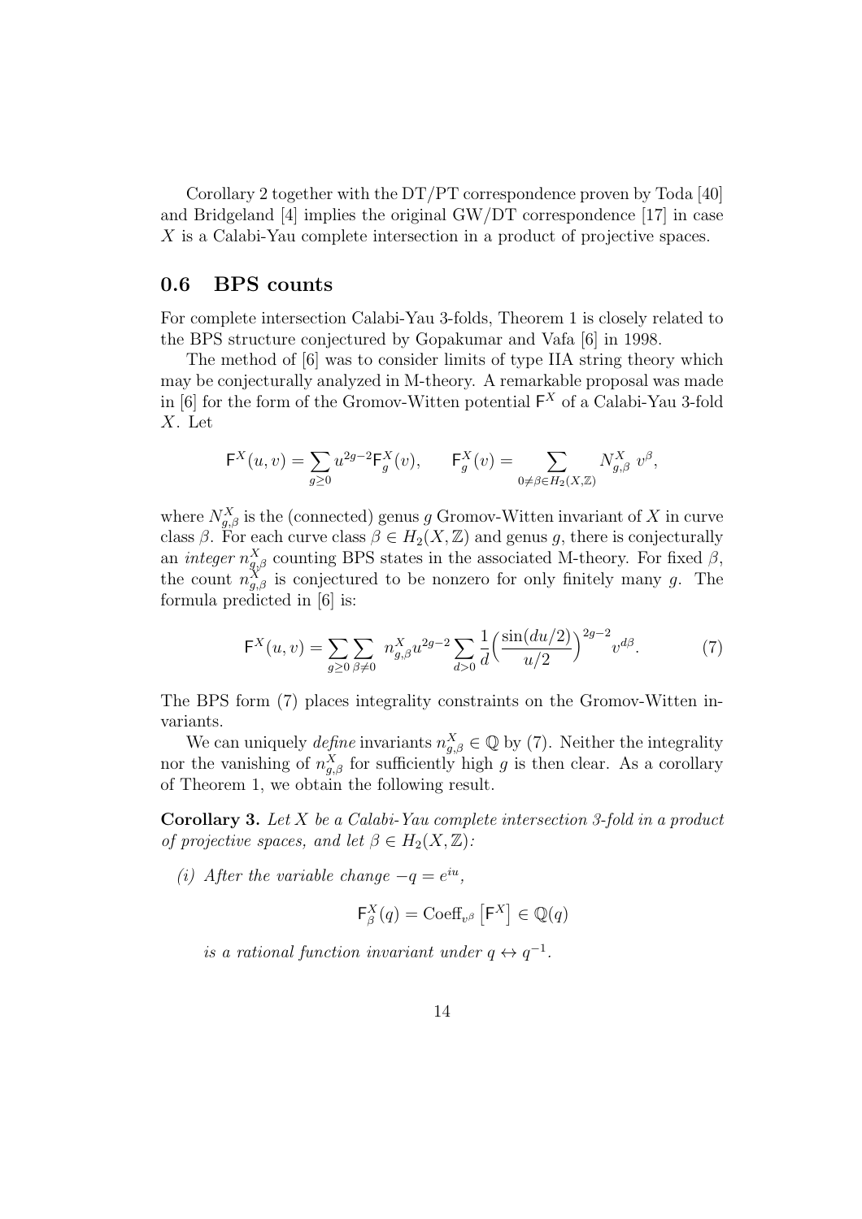Corollary 2 together with the DT/PT correspondence proven by Toda [40] and Bridgeland [4] implies the original GW/DT correspondence [17] in case $X$ is a Calabi-Yau complete intersection in a product of projective spaces.

## 0.6 BPS counts

For complete intersection Calabi-Yau 3-folds, Theorem 1 is closely related to the BPS structure conjectured by Gopakumar and Vafa [6] in 1998.

The method of [6] was to consider limits of type IIA string theory which may be conjecturally analyzed in M-theory. A remarkable proposal was made in [6] for the form of the Gromov-Witten potential $\mathsf{F}^X$ of a Calabi-Yau 3-fold $X$. Let

$$\mathsf{F}^X(u,v) = \sum_{g \geq 0} u^{2g-2} \mathsf{F}^X_g(v), \qquad \mathsf{F}^X_g(v) = \sum_{0 \neq \beta \in H_2(X,\mathbb{Z})} N^X_{g,\beta} \, v^\beta,$$

where $N^X_{g,\beta}$ is the (connected) genus $g$ Gromov-Witten invariant of $X$ in curve class $\beta$. For each curve class $\beta \in H_2(X,\mathbb{Z})$ and genus $g$, there is conjecturally an *integer* $n^X_{g,\beta}$ counting BPS states in the associated M-theory. For fixed $\beta$, the count $n^X_{g,\beta}$ is conjectured to be nonzero for only finitely many $g$. The formula predicted in [6] is:

$$\mathsf{F}^X(u,v) = \sum_{g \geq 0} \sum_{\beta \neq 0} n^X_{g,\beta} u^{2g-2} \sum_{d>0} \frac{1}{d} \Big( \frac{\sin(du/2)}{u/2} \Big)^{2g-2} v^{d\beta}. \tag{7}$$

The BPS form (7) places integrality constraints on the Gromov-Witten invariants.

We can uniquely *define* invariants $n^X_{g,\beta} \in \mathbb{Q}$ by (7). Neither the integrality nor the vanishing of $n^X_{g,\beta}$ for sufficiently high $g$ is then clear. As a corollary of Theorem 1, we obtain the following result.

**Corollary 3.** *Let $X$ be a Calabi-Yau complete intersection 3-fold in a product of projective spaces, and let $\beta \in H_2(X,\mathbb{Z})$:*

*(i) After the variable change $-q = e^{iu}$,*

$$\mathsf{F}^X_\beta(q) = \mathrm{Coeff}_{v^\beta}\left[\mathsf{F}^X\right] \in \mathbb{Q}(q)$$

*is a rational function invariant under $q \leftrightarrow q^{-1}$.*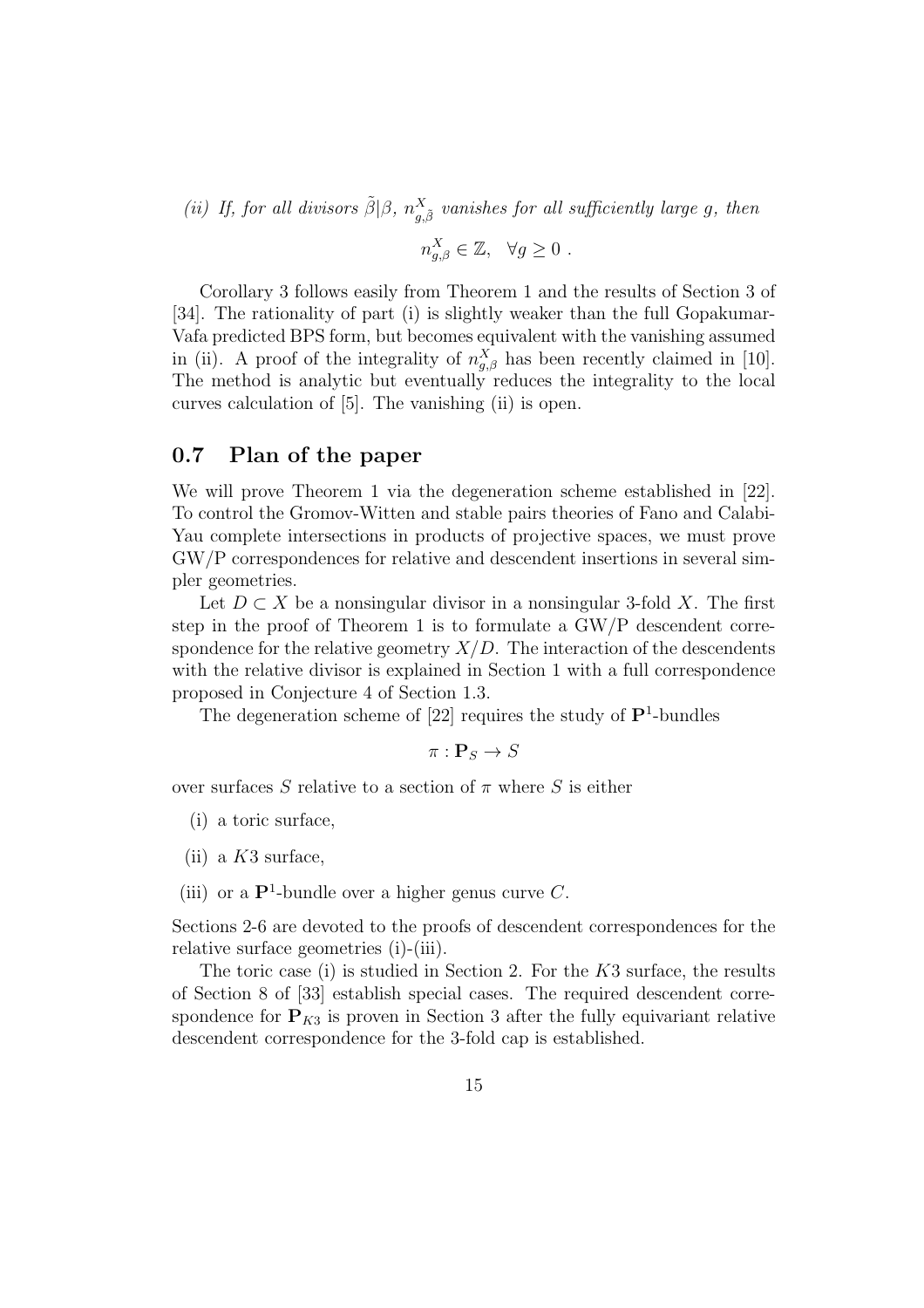*(ii) If, for all divisors $\tilde{\beta}|\beta$, $n^X_{g,\tilde{\beta}}$ vanishes for all sufficiently large $g$, then*

$$n^X_{g,\beta} \in \mathbb{Z}, \quad \forall g \geq 0 \ .$$

Corollary 3 follows easily from Theorem 1 and the results of Section 3 of [34]. The rationality of part (i) is slightly weaker than the full Gopakumar-Vafa predicted BPS form, but becomes equivalent with the vanishing assumed in (ii). A proof of the integrality of $n^X_{g,\beta}$ has been recently claimed in [10]. The method is analytic but eventually reduces the integrality to the local curves calculation of [5]. The vanishing (ii) is open.

## 0.7 Plan of the paper

We will prove Theorem 1 via the degeneration scheme established in [22]. To control the Gromov-Witten and stable pairs theories of Fano and Calabi-Yau complete intersections in products of projective spaces, we must prove GW/P correspondences for relative and descendent insertions in several simpler geometries.

Let $D \subset X$ be a nonsingular divisor in a nonsingular 3-fold $X$. The first step in the proof of Theorem 1 is to formulate a GW/P descendent correspondence for the relative geometry $X/D$. The interaction of the descendents with the relative divisor is explained in Section 1 with a full correspondence proposed in Conjecture 4 of Section 1.3.

The degeneration scheme of [22] requires the study of $\mathbf{P}^1$-bundles

$$\pi : \mathbf{P}_S \to S$$

over surfaces $S$ relative to a section of $\pi$ where $S$ is either

(i) a toric surface,

(ii) a $K3$ surface,

(iii) or a $\mathbf{P}^1$-bundle over a higher genus curve $C$.

Sections 2-6 are devoted to the proofs of descendent correspondences for the relative surface geometries (i)-(iii).

The toric case (i) is studied in Section 2. For the $K3$ surface, the results of Section 8 of [33] establish special cases. The required descendent correspondence for $\mathbf{P}_{K3}$ is proven in Section 3 after the fully equivariant relative descendent correspondence for the 3-fold cap is established.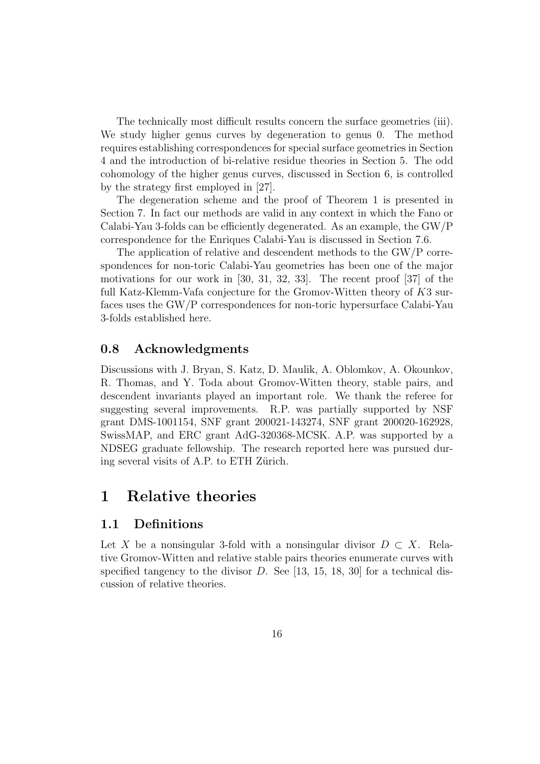The technically most difficult results concern the surface geometries (iii). We study higher genus curves by degeneration to genus 0. The method requires establishing correspondences for special surface geometries in Section 4 and the introduction of bi-relative residue theories in Section 5. The odd cohomology of the higher genus curves, discussed in Section 6, is controlled by the strategy first employed in [27].

The degeneration scheme and the proof of Theorem 1 is presented in Section 7. In fact our methods are valid in any context in which the Fano or Calabi-Yau 3-folds can be efficiently degenerated. As an example, the GW/P correspondence for the Enriques Calabi-Yau is discussed in Section 7.6.

The application of relative and descendent methods to the GW/P correspondences for non-toric Calabi-Yau geometries has been one of the major motivations for our work in [30, 31, 32, 33]. The recent proof [37] of the full Katz-Klemm-Vafa conjecture for the Gromov-Witten theory of $K3$ surfaces uses the GW/P correspondences for non-toric hypersurface Calabi-Yau 3-folds established here.

### 0.8 Acknowledgments

Discussions with J. Bryan, S. Katz, D. Maulik, A. Oblomkov, A. Okounkov, R. Thomas, and Y. Toda about Gromov-Witten theory, stable pairs, and descendent invariants played an important role. We thank the referee for suggesting several improvements. R.P. was partially supported by NSF grant DMS-1001154, SNF grant 200021-143274, SNF grant 200020-162928, SwissMAP, and ERC grant AdG-320368-MCSK. A.P. was supported by a NDSEG graduate fellowship. The research reported here was pursued during several visits of A.P. to ETH Zürich.

## 1 Relative theories

### 1.1 Definitions

Let $X$ be a nonsingular 3-fold with a nonsingular divisor $D \subset X$. Relative Gromov-Witten and relative stable pairs theories enumerate curves with specified tangency to the divisor $D$. See [13, 15, 18, 30] for a technical discussion of relative theories.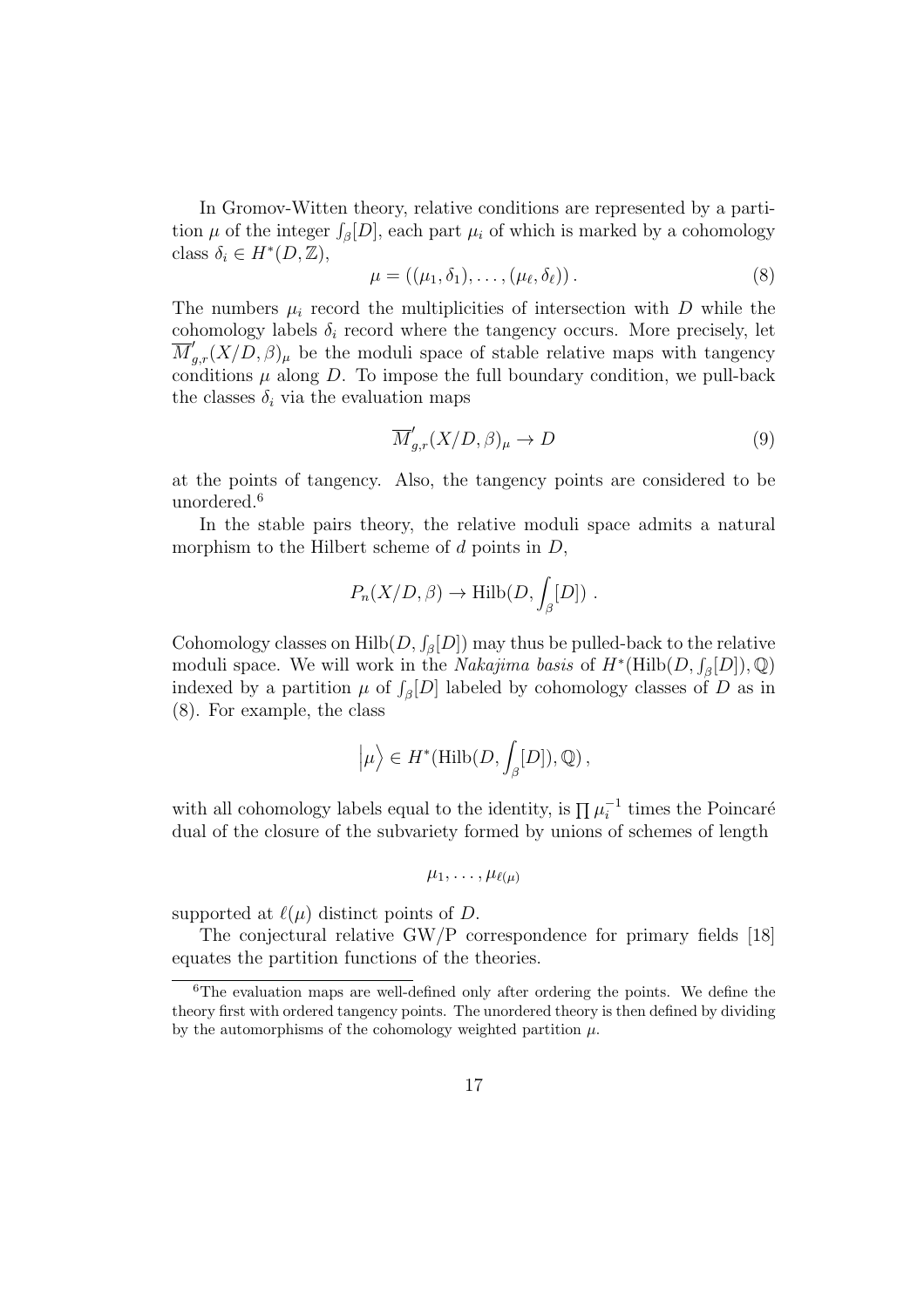In Gromov-Witten theory, relative conditions are represented by a partition $\mu$ of the integer $\int_\beta [D]$, each part $\mu_i$ of which is marked by a cohomology class $\delta_i \in H^*(D, \mathbb{Z})$,

$$\mu = ((\mu_1, \delta_1), \ldots, (\mu_\ell, \delta_\ell)) . \tag{8}$$

The numbers $\mu_i$ record the multiplicities of intersection with $D$ while the cohomology labels $\delta_i$ record where the tangency occurs. More precisely, let $\overline{M}'_{g,r}(X/D, \beta)_\mu$ be the moduli space of stable relative maps with tangency conditions $\mu$ along $D$. To impose the full boundary condition, we pull-back the classes $\delta_i$ via the evaluation maps

$$\overline{M}'_{g,r}(X/D, \beta)_\mu \to D \tag{9}$$

at the points of tangency. Also, the tangency points are considered to be unordered.[6]

In the stable pairs theory, the relative moduli space admits a natural morphism to the Hilbert scheme of $d$ points in $D$,

$$P_n(X/D, \beta) \to \mathrm{Hilb}(D, \int_\beta [D]) \ .$$

Cohomology classes on $\mathrm{Hilb}(D, \int_\beta [D])$ may thus be pulled-back to the relative moduli space. We will work in the *Nakajima basis* of $H^*(\mathrm{Hilb}(D, \int_\beta [D]), \mathbb{Q})$ indexed by a partition $\mu$ of $\int_\beta [D]$ labeled by cohomology classes of $D$ as in (8). For example, the class

$$\Big|\mu\Big\rangle \in H^*(\mathrm{Hilb}(D, \int_\beta [D]), \mathbb{Q}) \,,$$

with all cohomology labels equal to the identity, is $\prod \mu_i^{-1}$ times the Poincaré dual of the closure of the subvariety formed by unions of schemes of length

$$\mu_1, \ldots, \mu_{\ell(\mu)}$$

supported at $\ell(\mu)$ distinct points of $D$.

The conjectural relative GW/P correspondence for primary fields [18] equates the partition functions of the theories.

[6] The evaluation maps are well-defined only after ordering the points. We define the theory first with ordered tangency points. The unordered theory is then defined by dividing by the automorphisms of the cohomology weighted partition $\mu$.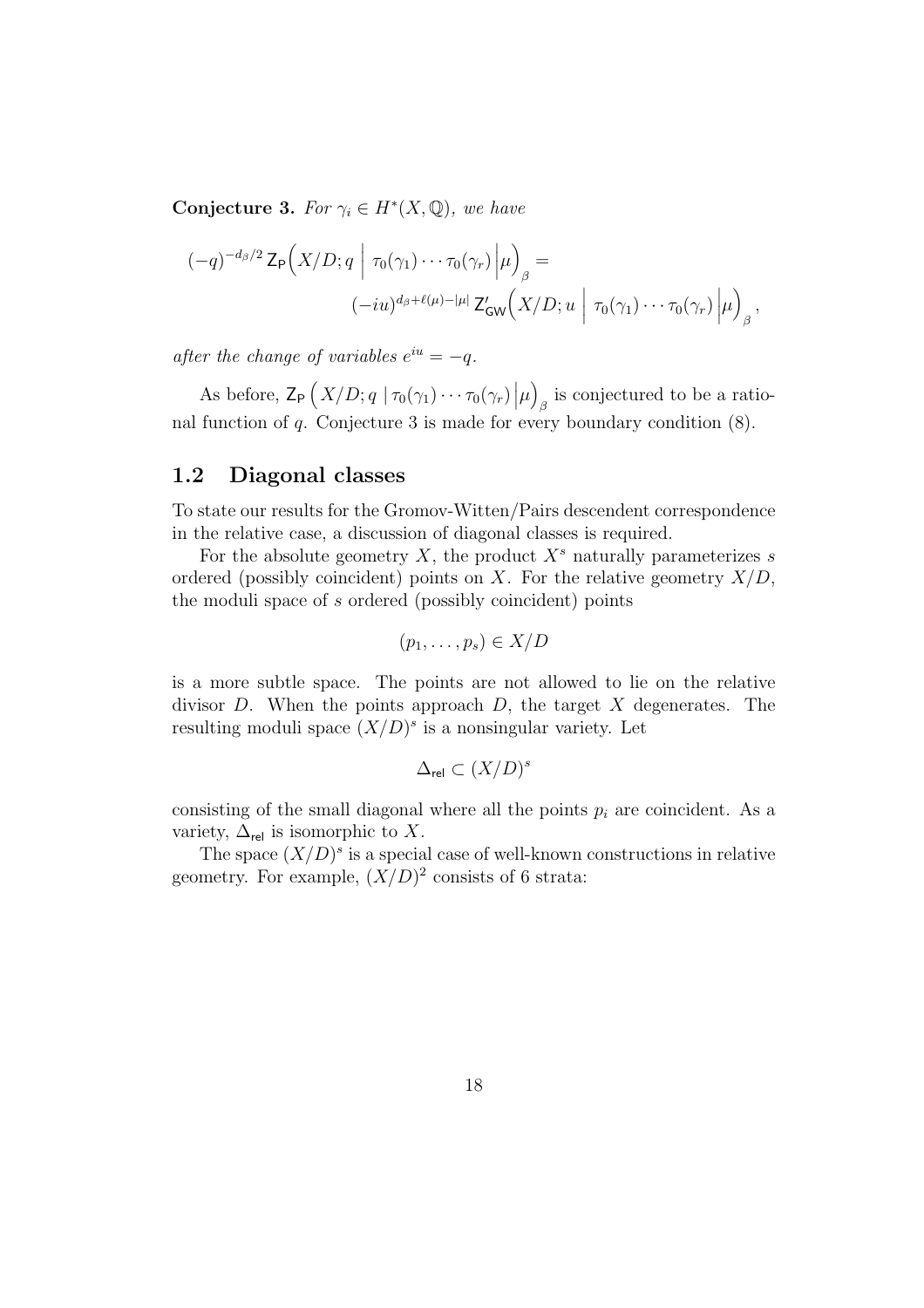**Conjecture 3.** *For $\gamma_i \in H^*(X, \mathbb{Q})$, we have*

$$(-q)^{-d_\beta/2}\, \mathsf{Z}_{\mathsf{P}}\Big(X/D; q \;\Big|\; \tau_0(\gamma_1)\cdots\tau_0(\gamma_r) \Big|\mu\Big)_\beta = \\ (-iu)^{d_\beta+\ell(\mu)-|\mu|}\, \mathsf{Z}'_{\mathsf{GW}}\Big(X/D; u \;\Big|\; \tau_0(\gamma_1)\cdots\tau_0(\gamma_r) \Big|\mu\Big)_\beta ,$$

*after the change of variables $e^{iu} = -q$.*

As before, $\mathsf{Z}_{\mathsf{P}}\left(X/D; q \mid \tau_0(\gamma_1)\cdots\tau_0(\gamma_r) \middle|\mu\right)_\beta$ is conjectured to be a rational function of $q$. Conjecture 3 is made for every boundary condition (8).

## 1.2 Diagonal classes

To state our results for the Gromov-Witten/Pairs descendent correspondence in the relative case, a discussion of diagonal classes is required.

For the absolute geometry $X$, the product $X^s$ naturally parameterizes $s$ ordered (possibly coincident) points on $X$. For the relative geometry $X/D$, the moduli space of $s$ ordered (possibly coincident) points

$$(p_1, \ldots, p_s) \in X/D$$

is a more subtle space. The points are not allowed to lie on the relative divisor $D$. When the points approach $D$, the target $X$ degenerates. The resulting moduli space $(X/D)^s$ is a nonsingular variety. Let

$$\Delta_{\mathsf{rel}} \subset (X/D)^s$$

consisting of the small diagonal where all the points $p_i$ are coincident. As a variety, $\Delta_{\mathsf{rel}}$ is isomorphic to $X$.

The space $(X/D)^s$ is a special case of well-known constructions in relative geometry. For example, $(X/D)^2$ consists of 6 strata: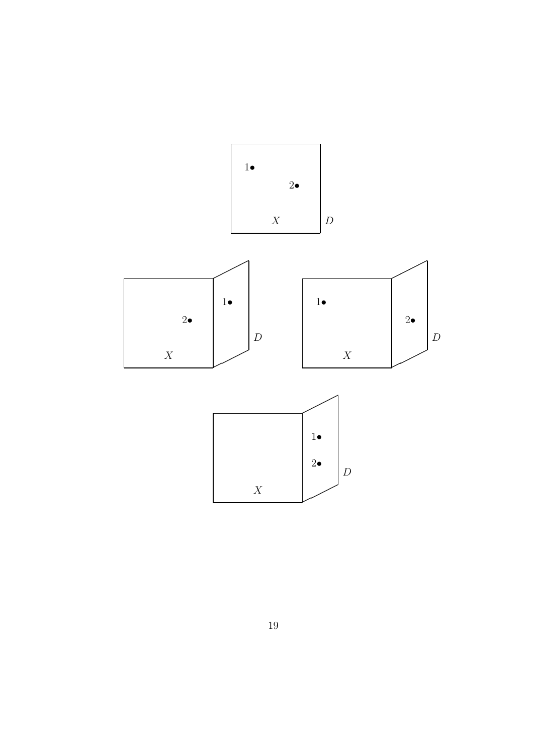1•

2•

$X$ $D$

1•

2•

$X$ $D$

1•

2•

$X$ $D$

1•

2•

$X$ $D$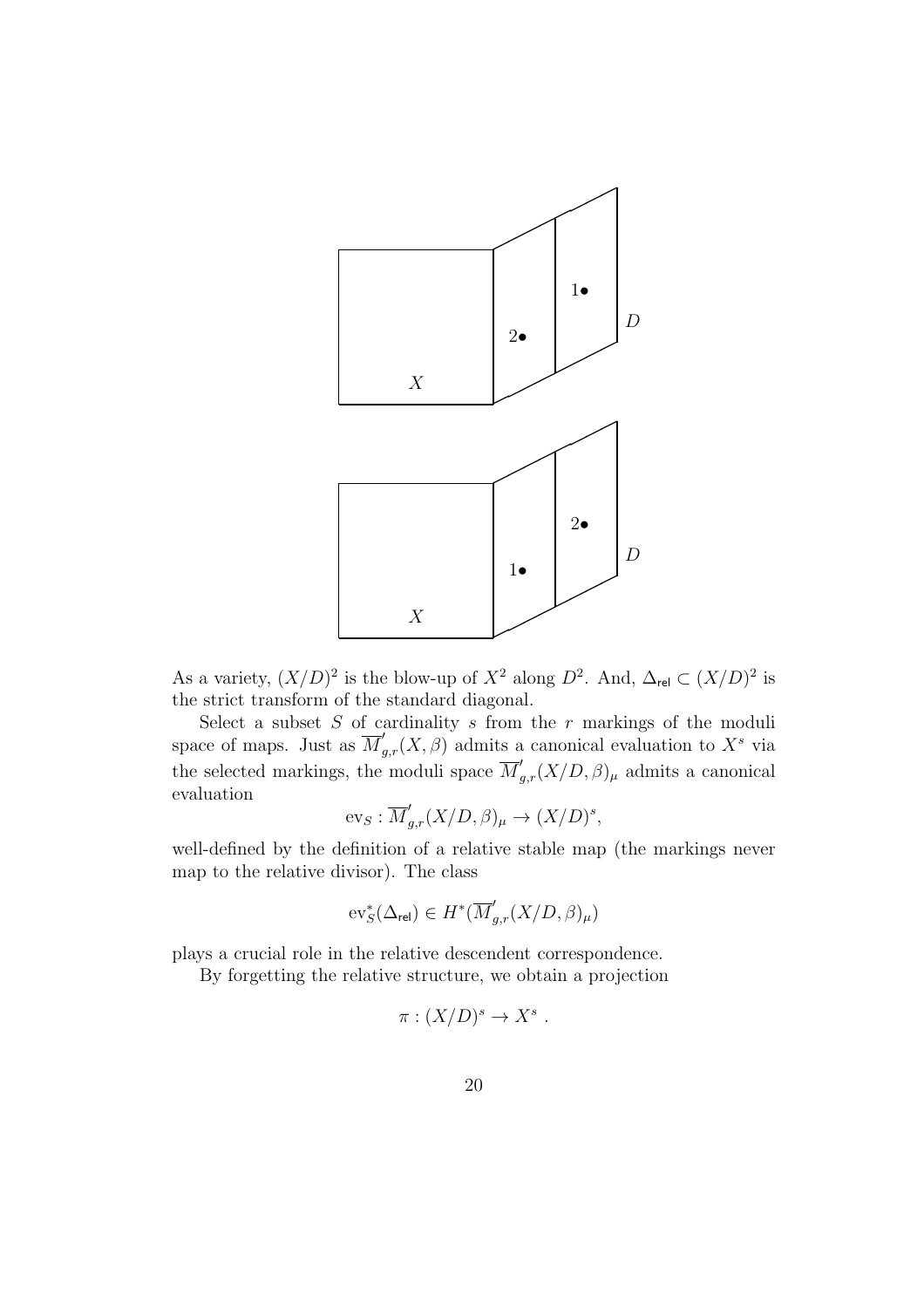As a variety, $(X/D)^2$ is the blow-up of $X^2$ along $D^2$. And, $\Delta_{\mathsf{rel}} \subset (X/D)^2$ is the strict transform of the standard diagonal.

Select a subset $S$ of cardinality $s$ from the $r$ markings of the moduli space of maps. Just as $\overline{M}'_{g,r}(X, \beta)$ admits a canonical evaluation to $X^s$ via the selected markings, the moduli space $\overline{M}'_{g,r}(X/D, \beta)_\mu$ admits a canonical evaluation

$$\mathrm{ev}_S : \overline{M}'_{g,r}(X/D, \beta)_\mu \to (X/D)^s,$$

well-defined by the definition of a relative stable map (the markings never map to the relative divisor). The class

$$\mathrm{ev}_S^*(\Delta_{\mathsf{rel}}) \in H^*(\overline{M}'_{g,r}(X/D, \beta)_\mu)$$

plays a crucial role in the relative descendent correspondence.

By forgetting the relative structure, we obtain a projection

$$\pi : (X/D)^s \to X^s \ .$$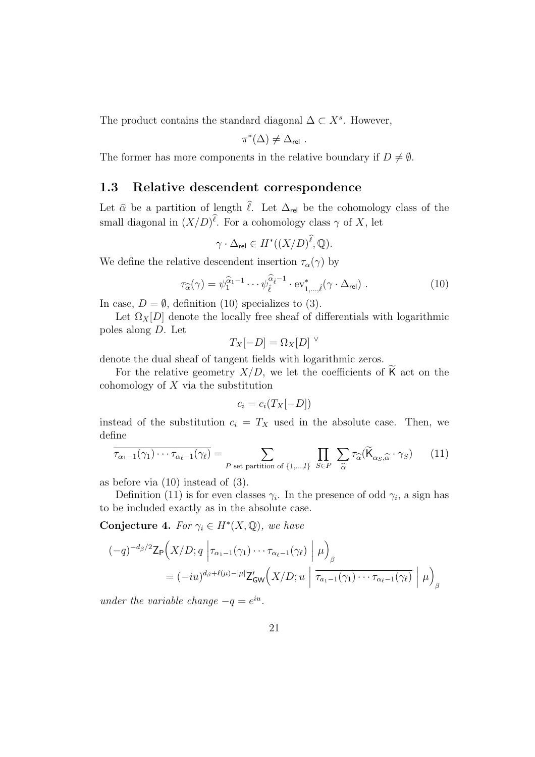The product contains the standard diagonal $\Delta \subset X^s$. However,

$$\pi^*(\Delta) \neq \Delta_{\mathsf{rel}} \ .$$

The former has more components in the relative boundary if $D \neq \emptyset$.

## 1.3 Relative descendent correspondence

Let $\widehat{\alpha}$ be a partition of length $\widehat{\ell}$. Let $\Delta_{\mathsf{rel}}$ be the cohomology class of the small diagonal in $(X/D)^{\widehat{\ell}}$. For a cohomology class $\gamma$ of $X$, let

$$\gamma \cdot \Delta_{\mathsf{rel}} \in H^*((X/D)^{\widehat{\ell}}, \mathbb{Q}).$$

We define the relative descendent insertion $\tau_\alpha(\gamma)$ by

$$\tau_{\widehat{\alpha}}(\gamma) = \psi_1^{\widehat{\alpha}_1 - 1} \cdots \psi_{\widehat{\ell}}^{\widehat{\alpha}_{\widehat{\ell}} - 1} \cdot \mathrm{ev}_{1,\ldots,\widehat{\ell}}^*(\gamma \cdot \Delta_{\mathsf{rel}}) \ . \tag{10}$$

In case, $D = \emptyset$, definition (10) specializes to (3).

Let $\Omega_X[D]$ denote the locally free sheaf of differentials with logarithmic poles along $D$. Let

$$T_X[-D] = \Omega_X[D]^{\ \vee}$$

denote the dual sheaf of tangent fields with logarithmic zeros.

For the relative geometry $X/D$, we let the coefficients of $\widetilde{\mathsf{K}}$ act on the cohomology of $X$ via the substitution

$$c_i = c_i(T_X[-D])$$

instead of the substitution $c_i = T_X$ used in the absolute case. Then, we define

$$\overline{\tau_{\alpha_1-1}(\gamma_1)\cdots\tau_{\alpha_\ell-1}(\gamma_\ell)} = \sum_{P \text{ set partition of } \{1,\ldots,l\}} \ \prod_{S \in P} \ \sum_{\widehat{\alpha}} \tau_{\widehat{\alpha}}(\widetilde{\mathsf{K}}_{\alpha_S,\widehat{\alpha}} \cdot \gamma_S) \tag{11}$$

as before via (10) instead of (3).

Definition (11) is for even classes $\gamma_i$. In the presence of odd $\gamma_i$, a sign has to be included exactly as in the absolute case.

**Conjecture 4.** *For $\gamma_i \in H^*(X, \mathbb{Q})$, we have*

$$\begin{aligned}
(-q)^{-d_\beta/2} \mathsf{Z}_{\mathsf{P}}\Big(X/D; q \ \Big| \tau_{\alpha_1-1}(\gamma_1)\cdots\tau_{\alpha_\ell-1}(\gamma_\ell) \ \Big| \ \mu\Big)_\beta \\
= (-iu)^{d_\beta + \ell(\mu) - |\mu|} \mathsf{Z}'_{\mathsf{GW}}\Big(X/D; u \ \Big| \ \overline{\tau_{a_1-1}(\gamma_1)\cdots\tau_{\alpha_\ell-1}(\gamma_\ell)} \ \Big| \ \mu\Big)_\beta
\end{aligned}$$

*under the variable change $-q = e^{iu}$.*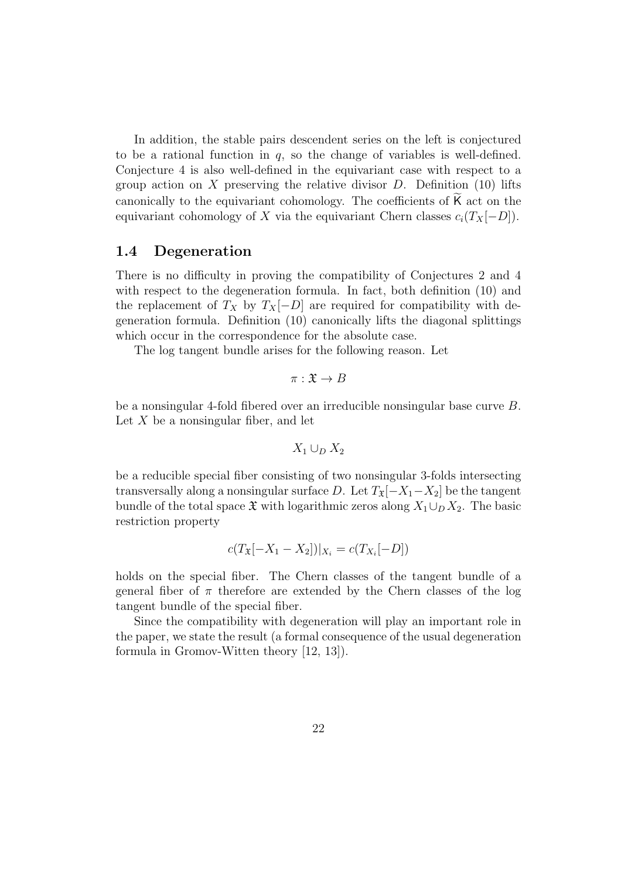In addition, the stable pairs descendent series on the left is conjectured to be a rational function in $q$, so the change of variables is well-defined. Conjecture 4 is also well-defined in the equivariant case with respect to a group action on $X$ preserving the relative divisor $D$. Definition (10) lifts canonically to the equivariant cohomology. The coefficients of $\widetilde{\mathsf{K}}$ act on the equivariant cohomology of $X$ via the equivariant Chern classes $c_i(T_X[-D])$.

## 1.4 Degeneration

There is no difficulty in proving the compatibility of Conjectures 2 and 4 with respect to the degeneration formula. In fact, both definition (10) and the replacement of $T_X$ by $T_X[-D]$ are required for compatibility with degeneration formula. Definition (10) canonically lifts the diagonal splittings which occur in the correspondence for the absolute case.

The log tangent bundle arises for the following reason. Let

$$\pi : \mathfrak{X} \to B$$

be a nonsingular 4-fold fibered over an irreducible nonsingular base curve $B$. Let $X$ be a nonsingular fiber, and let

$$X_1 \cup_D X_2$$

be a reducible special fiber consisting of two nonsingular 3-folds intersecting transversally along a nonsingular surface $D$. Let $T_{\mathfrak{X}}[-X_1-X_2]$ be the tangent bundle of the total space $\mathfrak{X}$ with logarithmic zeros along $X_1 \cup_D X_2$. The basic restriction property

$$c(T_{\mathfrak{X}}[-X_1 - X_2])|_{X_i} = c(T_{X_i}[-D])$$

holds on the special fiber. The Chern classes of the tangent bundle of a general fiber of $\pi$ therefore are extended by the Chern classes of the log tangent bundle of the special fiber.

Since the compatibility with degeneration will play an important role in the paper, we state the result (a formal consequence of the usual degeneration formula in Gromov-Witten theory [12, 13]).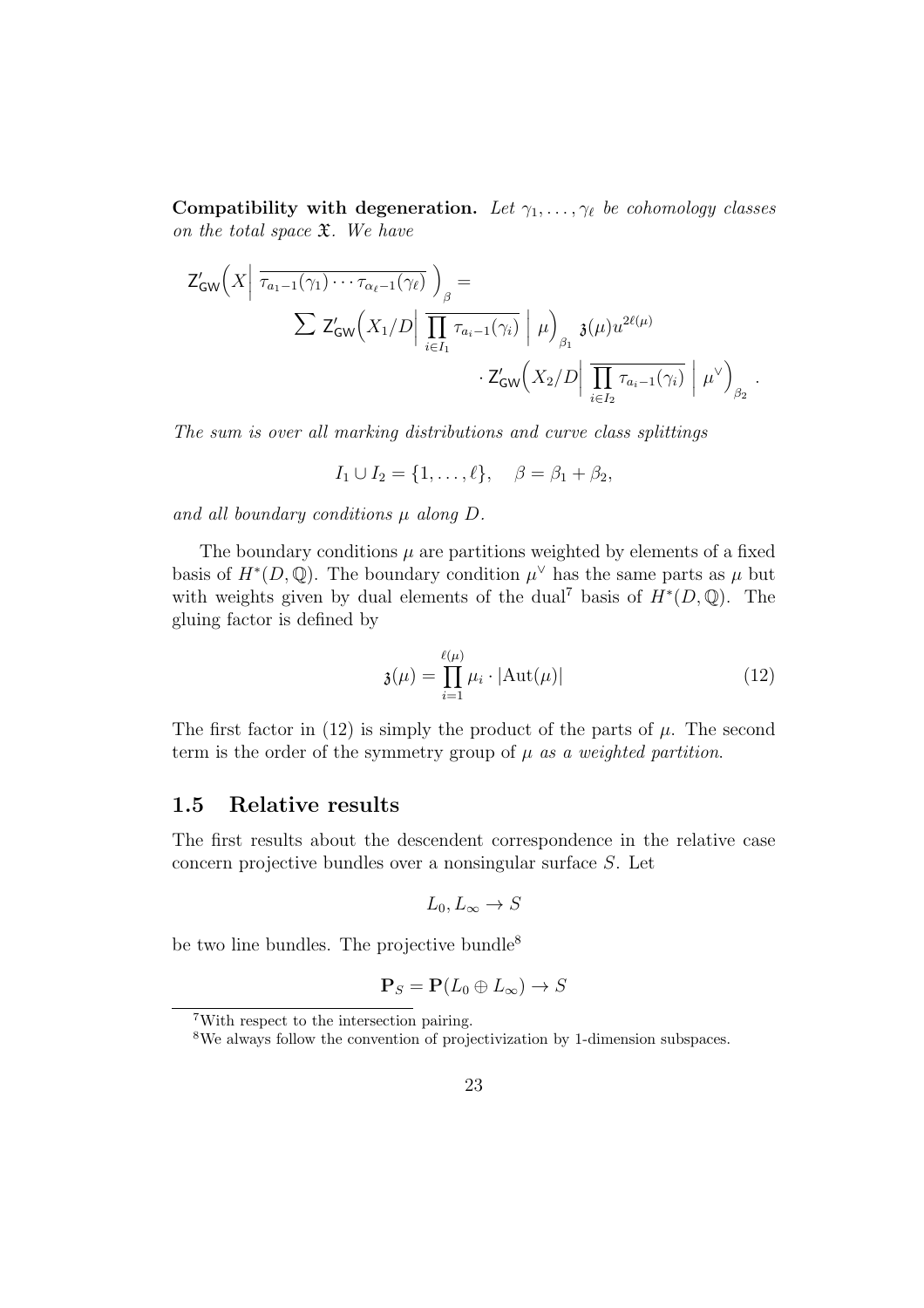**Compatibility with degeneration.** *Let $\gamma_1, \ldots, \gamma_\ell$ be cohomology classes on the total space $\mathfrak{X}$. We have*

$$
\begin{aligned}
\mathsf{Z}'_{\mathsf{GW}}\Big(X \Big| \, \overline{\tau_{a_1-1}(\gamma_1)\cdots\tau_{\alpha_\ell-1}(\gamma_\ell)} \, \Big)_\beta = \\
\sum \mathsf{Z}'_{\mathsf{GW}}\Big(X_1/D \Big| \, \overline{\prod_{i\in I_1} \tau_{a_i-1}(\gamma_i)} \, \Big| \, \mu\Big)_{\beta_1} \mathfrak{z}(\mu) u^{2\ell(\mu)} \\
\cdot \mathsf{Z}'_{\mathsf{GW}}\Big(X_2/D \Big| \, \overline{\prod_{i\in I_2} \tau_{a_i-1}(\gamma_i)} \, \Big| \, \mu^\vee\Big)_{\beta_2} .
\end{aligned}
$$

*The sum is over all marking distributions and curve class splittings*

$$
I_1 \cup I_2 = \{1, \ldots, \ell\}, \quad \beta = \beta_1 + \beta_2,
$$

*and all boundary conditions $\mu$ along $D$.*

The boundary conditions $\mu$ are partitions weighted by elements of a fixed basis of $H^*(D, \mathbb{Q})$. The boundary condition $\mu^\vee$ has the same parts as $\mu$ but with weights given by dual elements of the dual[7] basis of $H^*(D, \mathbb{Q})$. The gluing factor is defined by

$$
\mathfrak{z}(\mu) = \prod_{i=1}^{\ell(\mu)} \mu_i \cdot |\mathrm{Aut}(\mu)| \tag{12}
$$

The first factor in (12) is simply the product of the parts of $\mu$. The second term is the order of the symmetry group of $\mu$ *as a weighted partition*.

## 1.5 Relative results

The first results about the descendent correspondence in the relative case concern projective bundles over a nonsingular surface $S$. Let

$$
L_0, L_\infty \to S
$$

be two line bundles. The projective bundle[8]

$$
\mathbf{P}_S = \mathbf{P}(L_0 \oplus L_\infty) \to S
$$

[7] With respect to the intersection pairing.

[8] We always follow the convention of projectivization by 1-dimension subspaces.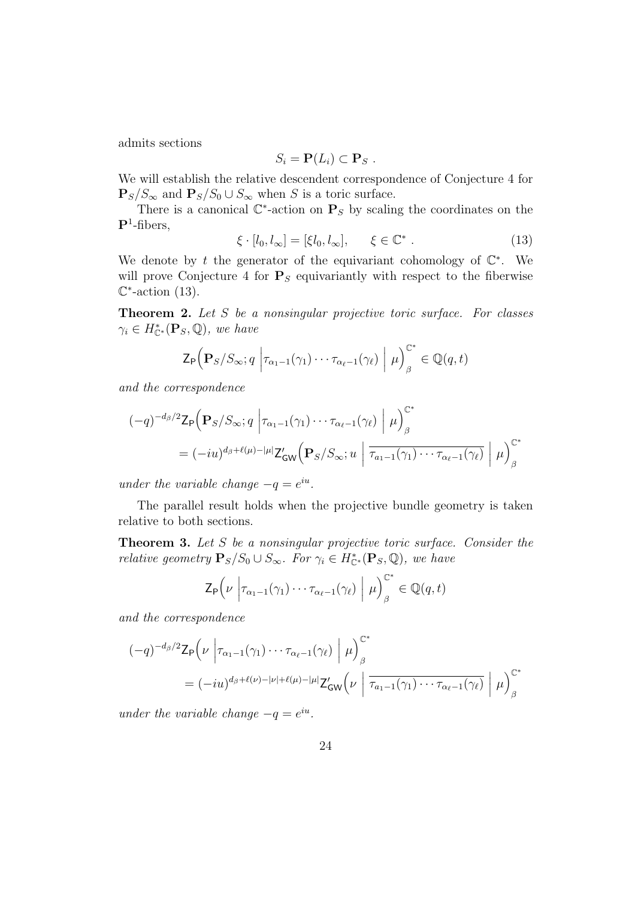admits sections

$$S_i = \mathbf{P}(L_i) \subset \mathbf{P}_S \ .$$

We will establish the relative descendent correspondence of Conjecture 4 for $\mathbf{P}_S/S_\infty$ and $\mathbf{P}_S/S_0 \cup S_\infty$ when $S$ is a toric surface.

There is a canonical $\mathbb{C}^*$-action on $\mathbf{P}_S$ by scaling the coordinates on the $\mathbf{P}^1$-fibers,

$$\xi \cdot [l_0, l_\infty] = [\xi l_0, l_\infty], \qquad \xi \in \mathbb{C}^* \ . \tag{13}$$

We denote by $t$ the generator of the equivariant cohomology of $\mathbb{C}^*$. We will prove Conjecture 4 for $\mathbf{P}_S$ equivariantly with respect to the fiberwise $\mathbb{C}^*$-action (13).

**Theorem 2.** *Let $S$ be a nonsingular projective toric surface. For classes $\gamma_i \in H^*_{\mathbb{C}^*}(\mathbf{P}_S, \mathbb{Q})$, we have*

$$\mathsf{Z}_{\mathsf{P}}\Big(\mathbf{P}_S/S_\infty; q \ \Big|\tau_{\alpha_1 - 1}(\gamma_1)\cdots\tau_{\alpha_\ell - 1}(\gamma_\ell) \ \Big| \ \mu\Big)^{\mathbb{C}^*}_\beta \in \mathbb{Q}(q,t)$$

*and the correspondence*

$$\begin{aligned}(-q)^{-d_\beta/2}&\mathsf{Z}_{\mathsf{P}}\Big(\mathbf{P}_S/S_\infty; q \ \Big|\tau_{\alpha_1 - 1}(\gamma_1)\cdots\tau_{\alpha_\ell - 1}(\gamma_\ell) \ \Big| \ \mu\Big)^{\mathbb{C}^*}_\beta \\ &= (-iu)^{d_\beta + \ell(\mu) - |\mu|}\mathsf{Z}'_{\mathsf{GW}}\Big(\mathbf{P}_S/S_\infty; u \ \Big| \ \overline{\tau_{a_1 - 1}(\gamma_1)\cdots\tau_{\alpha_\ell - 1}(\gamma_\ell)} \ \Big| \ \mu\Big)^{\mathbb{C}^*}_\beta\end{aligned}$$

*under the variable change $-q = e^{iu}$.*

The parallel result holds when the projective bundle geometry is taken relative to both sections.

**Theorem 3.** *Let $S$ be a nonsingular projective toric surface. Consider the relative geometry $\mathbf{P}_S/S_0 \cup S_\infty$. For $\gamma_i \in H^*_{\mathbb{C}^*}(\mathbf{P}_S, \mathbb{Q})$, we have*

$$\mathsf{Z}_{\mathsf{P}}\Big(\nu \ \Big|\tau_{\alpha_1 - 1}(\gamma_1)\cdots\tau_{\alpha_\ell - 1}(\gamma_\ell) \ \Big| \ \mu\Big)^{\mathbb{C}^*}_\beta \in \mathbb{Q}(q,t)$$

*and the correspondence*

$$\begin{aligned}(-q)^{-d_\beta/2}&\mathsf{Z}_{\mathsf{P}}\Big(\nu \ \Big|\tau_{\alpha_1 - 1}(\gamma_1)\cdots\tau_{\alpha_\ell - 1}(\gamma_\ell) \ \Big| \ \mu\Big)^{\mathbb{C}^*}_\beta \\ &= (-iu)^{d_\beta + \ell(\nu) - |\nu| + \ell(\mu) - |\mu|}\mathsf{Z}'_{\mathsf{GW}}\Big(\nu \ \Big| \ \overline{\tau_{a_1 - 1}(\gamma_1)\cdots\tau_{\alpha_\ell - 1}(\gamma_\ell)} \ \Big| \ \mu\Big)^{\mathbb{C}^*}_\beta\end{aligned}$$

*under the variable change $-q = e^{iu}$.*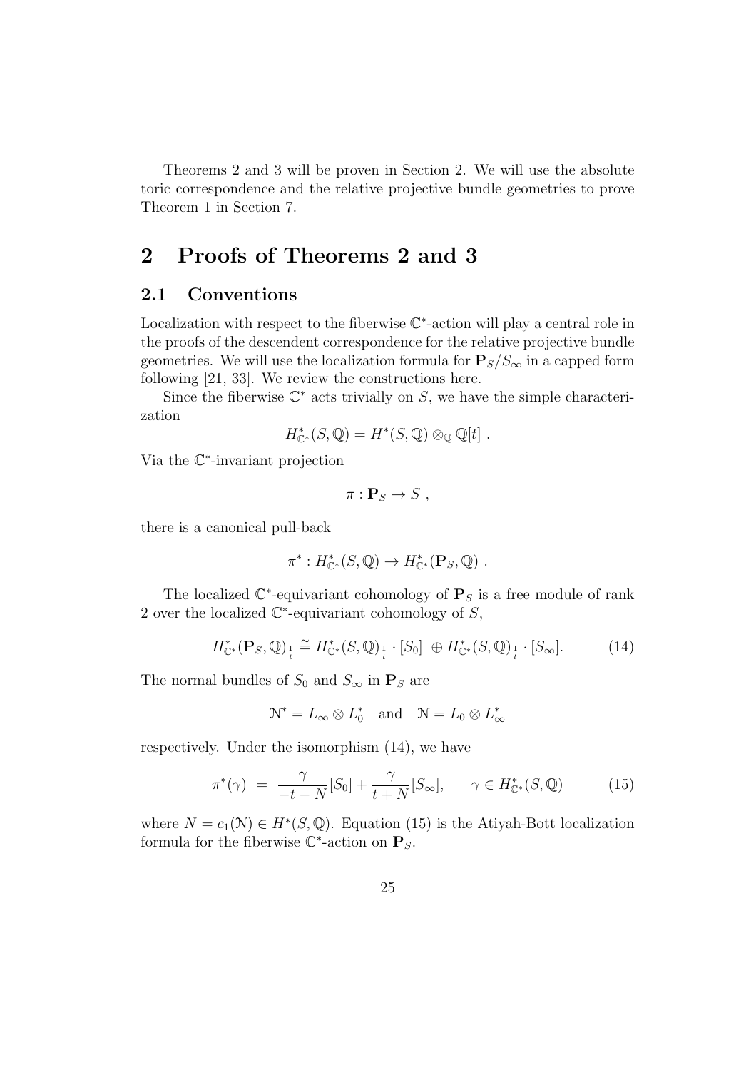Theorems 2 and 3 will be proven in Section 2. We will use the absolute toric correspondence and the relative projective bundle geometries to prove Theorem 1 in Section 7.

# 2 Proofs of Theorems 2 and 3

## 2.1 Conventions

Localization with respect to the fiberwise $\mathbb{C}^*$-action will play a central role in the proofs of the descendent correspondence for the relative projective bundle geometries. We will use the localization formula for $\mathbf{P}_S/S_\infty$ in a capped form following [21, 33]. We review the constructions here.

Since the fiberwise $\mathbb{C}^*$ acts trivially on $S$, we have the simple characterization

$$H^*_{\mathbb{C}^*}(S, \mathbb{Q}) = H^*(S, \mathbb{Q}) \otimes_{\mathbb{Q}} \mathbb{Q}[t] \ .$$

Via the $\mathbb{C}^*$-invariant projection

$$\pi : \mathbf{P}_S \to S \ ,$$

there is a canonical pull-back

$$\pi^* : H^*_{\mathbb{C}^*}(S, \mathbb{Q}) \to H^*_{\mathbb{C}^*}(\mathbf{P}_S, \mathbb{Q}) \ .$$

The localized $\mathbb{C}^*$-equivariant cohomology of $\mathbf{P}_S$ is a free module of rank 2 over the localized $\mathbb{C}^*$-equivariant cohomology of $S$,

$$H^*_{\mathbb{C}^*}(\mathbf{P}_S, \mathbb{Q})_{\frac{1}{t}} \cong H^*_{\mathbb{C}^*}(S, \mathbb{Q})_{\frac{1}{t}} \cdot [S_0] \ \oplus H^*_{\mathbb{C}^*}(S, \mathbb{Q})_{\frac{1}{t}} \cdot [S_\infty]. \tag{14}$$

The normal bundles of $S_0$ and $S_\infty$ in $\mathbf{P}_S$ are

$$\mathcal{N}^* = L_\infty \otimes L_0^* \quad \text{and} \quad \mathcal{N} = L_0 \otimes L_\infty^*$$

respectively. Under the isomorphism (14), we have

$$\pi^*(\gamma) \ = \ \frac{\gamma}{-t - N}[S_0] + \frac{\gamma}{t + N}[S_\infty], \qquad \gamma \in H^*_{\mathbb{C}^*}(S, \mathbb{Q}) \tag{15}$$

where $N = c_1(\mathcal{N}) \in H^*(S, \mathbb{Q})$. Equation (15) is the Atiyah-Bott localization formula for the fiberwise $\mathbb{C}^*$-action on $\mathbf{P}_S$.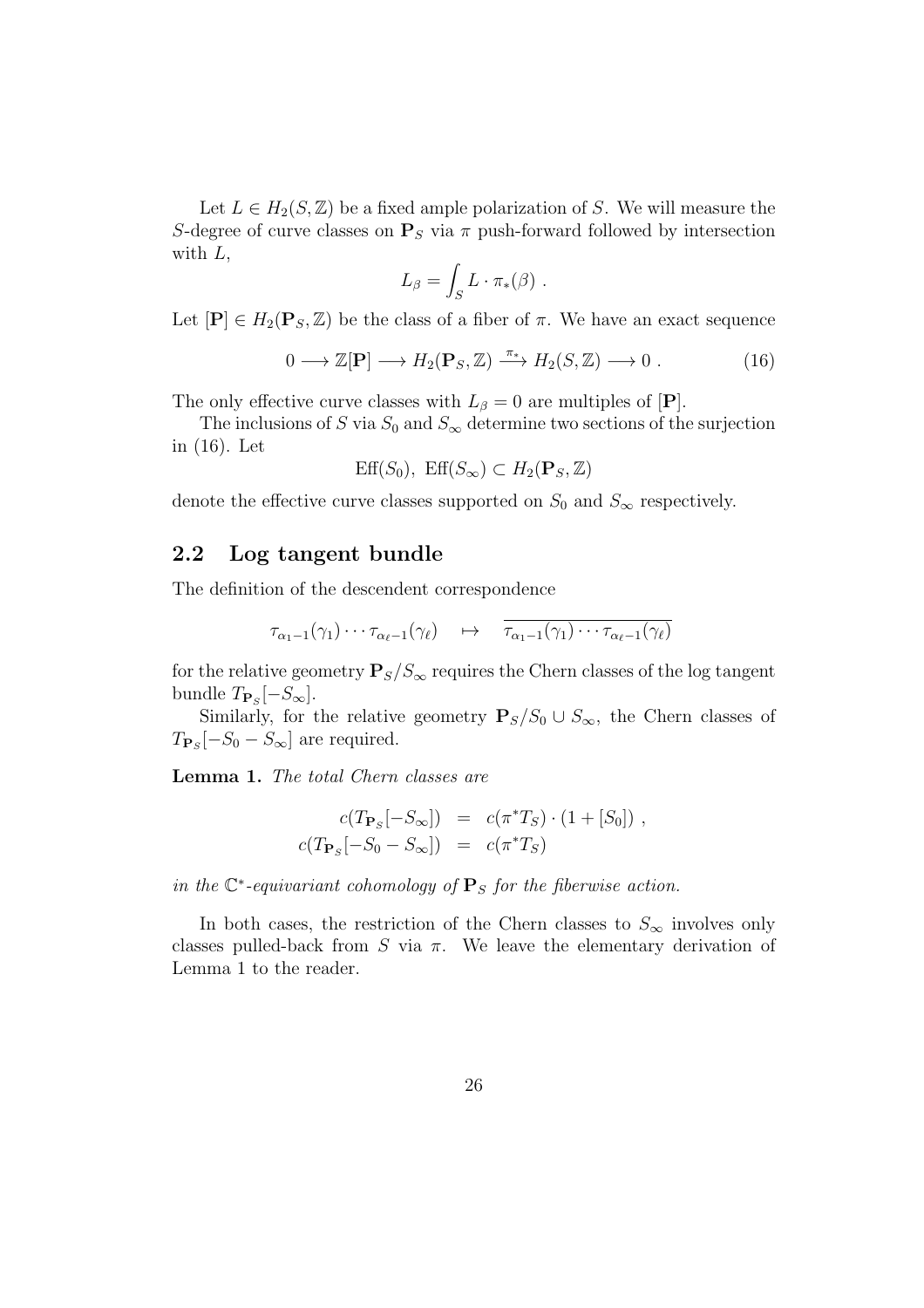Let $L \in H_2(S, \mathbb{Z})$ be a fixed ample polarization of $S$. We will measure the $S$-degree of curve classes on $\mathbf{P}_S$ via $\pi$ push-forward followed by intersection with $L$,

$$L_\beta = \int_S L \cdot \pi_*(\beta) \ .$$

Let $[\mathbf{P}] \in H_2(\mathbf{P}_S, \mathbb{Z})$ be the class of a fiber of $\pi$. We have an exact sequence

$$0 \longrightarrow \mathbb{Z}[\mathbf{P}] \longrightarrow H_2(\mathbf{P}_S, \mathbb{Z}) \xrightarrow{\pi_*} H_2(S, \mathbb{Z}) \longrightarrow 0 \ . \tag{16}$$

The only effective curve classes with $L_\beta = 0$ are multiples of $[\mathbf{P}]$.

The inclusions of $S$ via $S_0$ and $S_\infty$ determine two sections of the surjection in (16). Let

$$\text{Eff}(S_0), \ \text{Eff}(S_\infty) \subset H_2(\mathbf{P}_S, \mathbb{Z})$$

denote the effective curve classes supported on $S_0$ and $S_\infty$ respectively.

## 2.2 Log tangent bundle

The definition of the descendent correspondence

$$\tau_{\alpha_1 - 1}(\gamma_1) \cdots \tau_{\alpha_\ell - 1}(\gamma_\ell) \quad \mapsto \quad \overline{\tau_{\alpha_1 - 1}(\gamma_1) \cdots \tau_{\alpha_\ell - 1}(\gamma_\ell)}$$

for the relative geometry $\mathbf{P}_S / S_\infty$ requires the Chern classes of the log tangent bundle $T_{\mathbf{P}_S}[-S_\infty]$.

Similarly, for the relative geometry $\mathbf{P}_S / S_0 \cup S_\infty$, the Chern classes of $T_{\mathbf{P}_S}[-S_0 - S_\infty]$ are required.

**Lemma 1.** *The total Chern classes are*

$$\begin{aligned} c(T_{\mathbf{P}_S}[-S_\infty]) &= c(\pi^* T_S) \cdot (1 + [S_0]) \ , \\ c(T_{\mathbf{P}_S}[-S_0 - S_\infty]) &= c(\pi^* T_S) \end{aligned}$$

*in the $\mathbb{C}^*$-equivariant cohomology of $\mathbf{P}_S$ for the fiberwise action.*

In both cases, the restriction of the Chern classes to $S_\infty$ involves only classes pulled-back from $S$ via $\pi$. We leave the elementary derivation of Lemma 1 to the reader.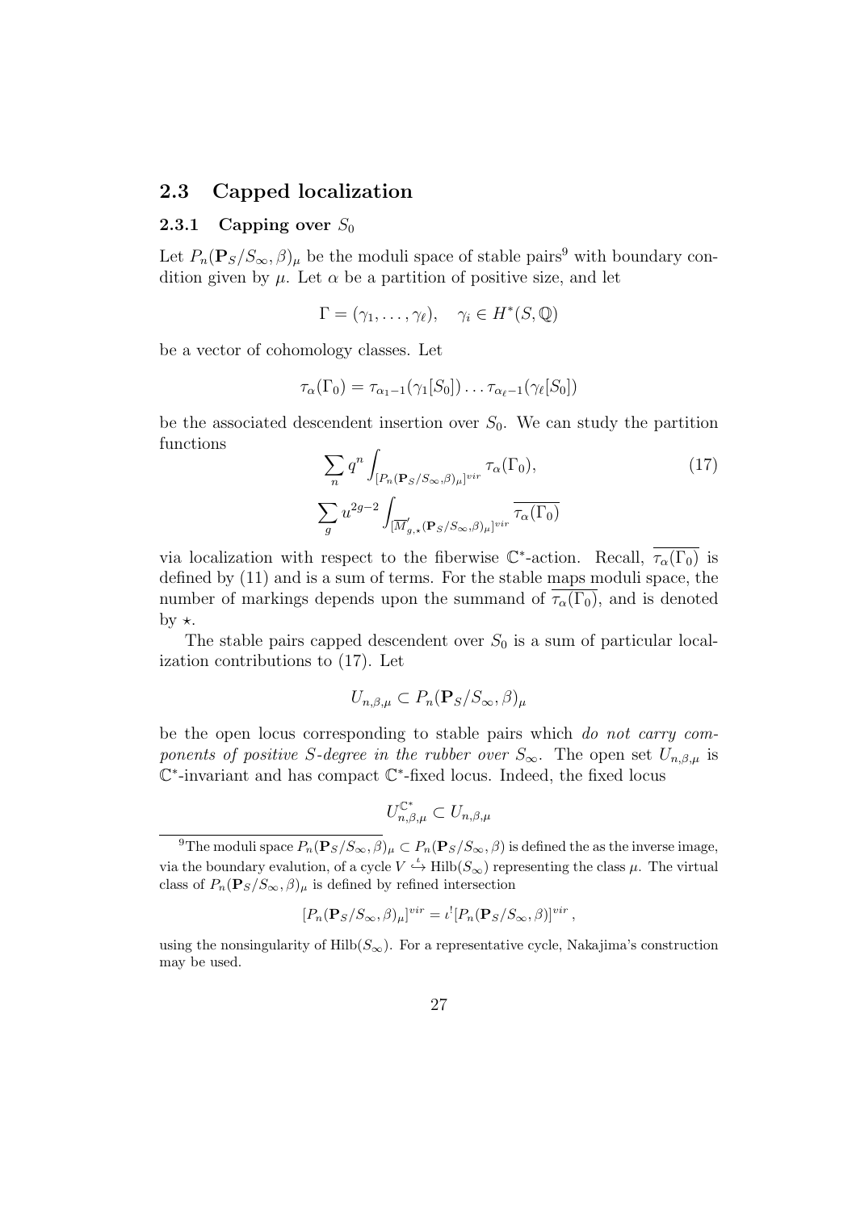## 2.3 Capped localization

### 2.3.1 Capping over $S_0$

Let $P_n(\mathbf{P}_S/S_\infty, \beta)_\mu$ be the moduli space of stable pairs[9] with boundary condition given by $\mu$. Let $\alpha$ be a partition of positive size, and let

$$\Gamma = (\gamma_1, \ldots, \gamma_\ell), \quad \gamma_i \in H^*(S, \mathbb{Q})$$

be a vector of cohomology classes. Let

$$\tau_\alpha(\Gamma_0) = \tau_{\alpha_1 - 1}(\gamma_1[S_0]) \ldots \tau_{\alpha_\ell - 1}(\gamma_\ell[S_0])$$

be the associated descendent insertion over $S_0$. We can study the partition functions

$$\sum_n q^n \int_{[P_n(\mathbf{P}_S/S_\infty,\beta)_\mu]^{vir}} \tau_\alpha(\Gamma_0), \tag{17}$$
$$\sum_g u^{2g-2} \int_{[\overline{M}'_{g,\star}(\mathbf{P}_S/S_\infty,\beta)_\mu]^{vir}} \overline{\tau_\alpha(\Gamma_0)}$$

via localization with respect to the fiberwise $\mathbb{C}^*$-action. Recall, $\overline{\tau_\alpha(\Gamma_0)}$ is defined by (11) and is a sum of terms. For the stable maps moduli space, the number of markings depends upon the summand of $\overline{\tau_\alpha(\Gamma_0)}$, and is denoted by $\star$.

The stable pairs capped descendent over $S_0$ is a sum of particular localization contributions to (17). Let

$$U_{n,\beta,\mu} \subset P_n(\mathbf{P}_S/S_\infty, \beta)_\mu$$

be the open locus corresponding to stable pairs which *do not carry components of positive $S$-degree in the rubber over $S_\infty$*. The open set $U_{n,\beta,\mu}$ is $\mathbb{C}^*$-invariant and has compact $\mathbb{C}^*$-fixed locus. Indeed, the fixed locus

$$U^{\mathbb{C}^*}_{n,\beta,\mu} \subset U_{n,\beta,\mu}$$

---

[9] The moduli space $P_n(\mathbf{P}_S/S_\infty, \beta)_\mu \subset P_n(\mathbf{P}_S/S_\infty, \beta)$ is defined the as the inverse image, via the boundary evalution, of a cycle $V \overset{\iota}{\hookrightarrow} \mathrm{Hilb}(S_\infty)$ representing the class $\mu$. The virtual class of $P_n(\mathbf{P}_S/S_\infty, \beta)_\mu$ is defined by refined intersection

$$[P_n(\mathbf{P}_S/S_\infty, \beta)_\mu]^{vir} = \iota^! [P_n(\mathbf{P}_S/S_\infty, \beta)]^{vir},$$

using the nonsingularity of $\mathrm{Hilb}(S_\infty)$. For a representative cycle, Nakajima's construction may be used.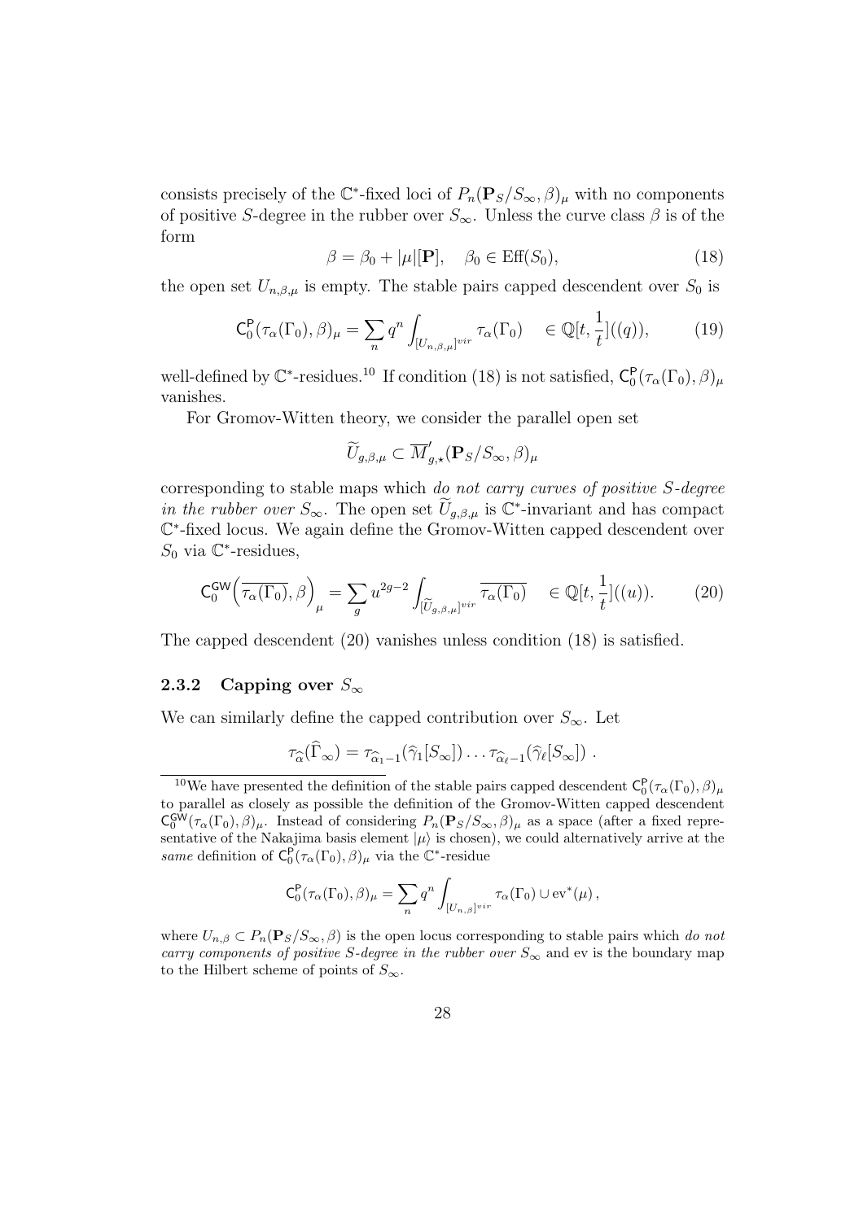consists precisely of the $\mathbb{C}^*$-fixed loci of $P_n(\mathbf{P}_S/S_\infty, \beta)_\mu$ with no components of positive $S$-degree in the rubber over $S_\infty$. Unless the curve class $\beta$ is of the form

$$\beta = \beta_0 + |\mu|[\mathbf{P}], \quad \beta_0 \in \mathrm{Eff}(S_0), \tag{18}$$

the open set $U_{n,\beta,\mu}$ is empty. The stable pairs capped descendent over $S_0$ is

$$\mathsf{C}_0^{\mathsf{P}}(\tau_\alpha(\Gamma_0), \beta)_\mu = \sum_n q^n \int_{[U_{n,\beta,\mu}]^{vir}} \tau_\alpha(\Gamma_0) \quad \in \mathbb{Q}[t, \frac{1}{t}]((q)), \tag{19}$$

well-defined by $\mathbb{C}^*$-residues.[10] If condition (18) is not satisfied, $\mathsf{C}_0^{\mathsf{P}}(\tau_\alpha(\Gamma_0), \beta)_\mu$ vanishes.

For Gromov-Witten theory, we consider the parallel open set

$$\widetilde{U}_{g,\beta,\mu} \subset \overline{M}'_{g,\star}(\mathbf{P}_S/S_\infty, \beta)_\mu$$

corresponding to stable maps which *do not carry curves of positive $S$-degree in the rubber over $S_\infty$*. The open set $\widetilde{U}_{g,\beta,\mu}$ is $\mathbb{C}^*$-invariant and has compact $\mathbb{C}^*$-fixed locus. We again define the Gromov-Witten capped descendent over $S_0$ via $\mathbb{C}^*$-residues,

$$\mathsf{C}_0^{\mathsf{GW}}\Big(\overline{\tau_\alpha(\Gamma_0)}, \beta\Big)_\mu = \sum_g u^{2g-2} \int_{[\widetilde{U}_{g,\beta,\mu}]^{vir}} \overline{\tau_\alpha(\Gamma_0)} \quad \in \mathbb{Q}[t, \frac{1}{t}]((u)). \tag{20}$$

The capped descendent (20) vanishes unless condition (18) is satisfied.

### 2.3.2 Capping over $S_\infty$

We can similarly define the capped contribution over $S_\infty$. Let

$$\tau_{\widehat{\alpha}}(\widehat{\Gamma}_\infty) = \tau_{\widehat{\alpha}_1-1}(\widehat{\gamma}_1[S_\infty]) \ldots \tau_{\widehat{\alpha}_\ell-1}(\widehat{\gamma}_\ell[S_\infty]) \ .$$

---

[10] We have presented the definition of the stable pairs capped descendent $\mathsf{C}_0^{\mathsf{P}}(\tau_\alpha(\Gamma_0), \beta)_\mu$ to parallel as closely as possible the definition of the Gromov-Witten capped descendent $\mathsf{C}_0^{\mathsf{GW}}(\tau_\alpha(\Gamma_0), \beta)_\mu$. Instead of considering $P_n(\mathbf{P}_S/S_\infty, \beta)_\mu$ as a space (after a fixed representative of the Nakajima basis element $|\mu\rangle$ is chosen), we could alternatively arrive at the *same* definition of $\mathsf{C}_0^{\mathsf{P}}(\tau_\alpha(\Gamma_0), \beta)_\mu$ via the $\mathbb{C}^*$-residue

$$\mathsf{C}_0^{\mathsf{P}}(\tau_\alpha(\Gamma_0), \beta)_\mu = \sum_n q^n \int_{[U_{n,\beta}]^{vir}} \tau_\alpha(\Gamma_0) \cup \mathrm{ev}^*(\mu) \, ,$$

where $U_{n,\beta} \subset P_n(\mathbf{P}_S/S_\infty, \beta)$ is the open locus corresponding to stable pairs which *do not carry components of positive $S$-degree in the rubber over $S_\infty$* and ev is the boundary map to the Hilbert scheme of points of $S_\infty$.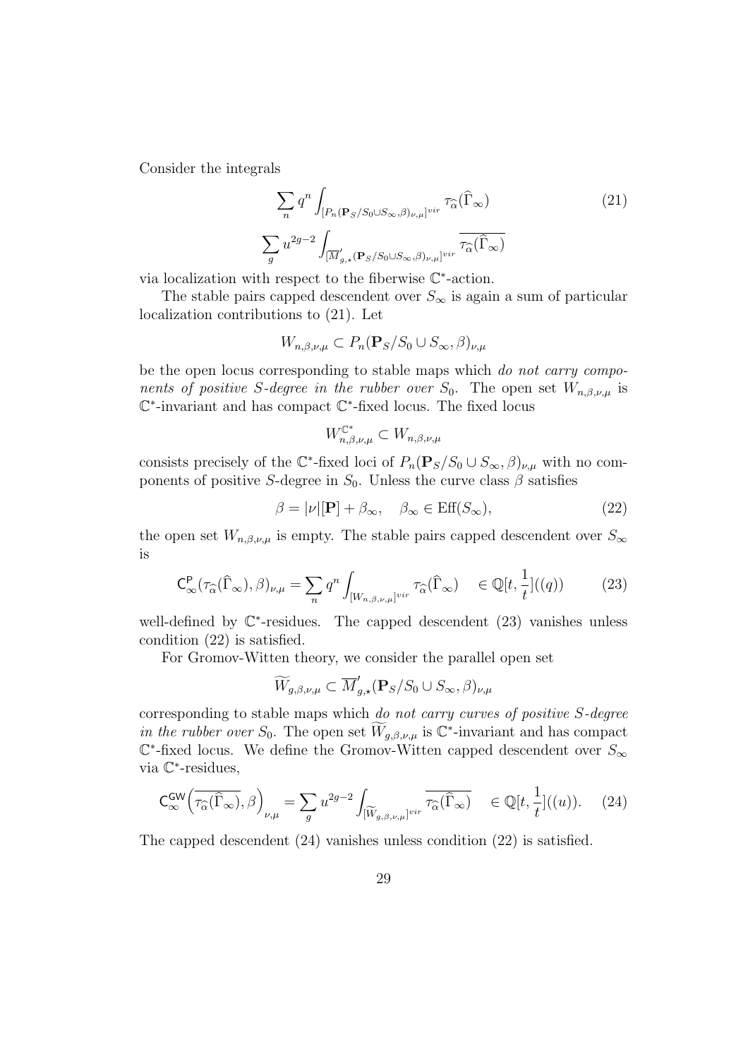Consider the integrals

$$\sum_n q^n \int_{[P_n(\mathbf{P}_S/S_0 \cup S_\infty,\beta)_{\nu,\mu}]^{vir}} \tau_{\widehat{\alpha}}(\widehat{\Gamma}_\infty) \tag{21}$$

$$\sum_g u^{2g-2} \int_{[\overline{M}'_{g,\star}(\mathbf{P}_S/S_0 \cup S_\infty,\beta)_{\nu,\mu}]^{vir}} \overline{\tau_{\widehat{\alpha}}(\widehat{\Gamma}_\infty)}$$

via localization with respect to the fiberwise $\mathbb{C}^*$-action.

The stable pairs capped descendent over $S_\infty$ is again a sum of particular localization contributions to (21). Let

$$W_{n,\beta,\nu,\mu} \subset P_n(\mathbf{P}_S/S_0 \cup S_\infty, \beta)_{\nu,\mu}$$

be the open locus corresponding to stable maps which *do not carry components of positive $S$-degree in the rubber over $S_0$*. The open set $W_{n,\beta,\nu,\mu}$ is $\mathbb{C}^*$-invariant and has compact $\mathbb{C}^*$-fixed locus. The fixed locus

$$W^{\mathbb{C}^*}_{n,\beta,\nu,\mu} \subset W_{n,\beta,\nu,\mu}$$

consists precisely of the $\mathbb{C}^*$-fixed loci of $P_n(\mathbf{P}_S/S_0 \cup S_\infty, \beta)_{\nu,\mu}$ with no components of positive $S$-degree in $S_0$. Unless the curve class $\beta$ satisfies

$$\beta = |\nu|[\mathbf{P}] + \beta_\infty, \quad \beta_\infty \in \mathrm{Eff}(S_\infty), \tag{22}$$

the open set $W_{n,\beta,\nu,\mu}$ is empty. The stable pairs capped descendent over $S_\infty$ is

$$\mathsf{C}^{\mathsf{P}}_\infty(\tau_{\widehat{\alpha}}(\widehat{\Gamma}_\infty), \beta)_{\nu,\mu} = \sum_n q^n \int_{[W_{n,\beta,\nu,\mu}]^{vir}} \tau_{\widehat{\alpha}}(\widehat{\Gamma}_\infty) \quad \in \mathbb{Q}[t, \frac{1}{t}]((q)) \tag{23}$$

well-defined by $\mathbb{C}^*$-residues. The capped descendent (23) vanishes unless condition (22) is satisfied.

For Gromov-Witten theory, we consider the parallel open set

$$\widetilde{W}_{g,\beta,\nu,\mu} \subset \overline{M}'_{g,\star}(\mathbf{P}_S/S_0 \cup S_\infty, \beta)_{\nu,\mu}$$

corresponding to stable maps which *do not carry curves of positive $S$-degree in the rubber over $S_0$*. The open set $\widetilde{W}_{g,\beta,\nu,\mu}$ is $\mathbb{C}^*$-invariant and has compact $\mathbb{C}^*$-fixed locus. We define the Gromov-Witten capped descendent over $S_\infty$ via $\mathbb{C}^*$-residues,

$$\mathsf{C}^{\mathsf{GW}}_\infty\Big(\overline{\tau_{\widehat{\alpha}}(\widehat{\Gamma}_\infty)}, \beta\Big)_{\nu,\mu} = \sum_g u^{2g-2} \int_{[\widetilde{W}_{g,\beta,\nu,\mu}]^{vir}} \overline{\tau_{\widehat{\alpha}}(\widehat{\Gamma}_\infty)} \quad \in \mathbb{Q}[t, \frac{1}{t}]((u)). \tag{24}$$

The capped descendent (24) vanishes unless condition (22) is satisfied.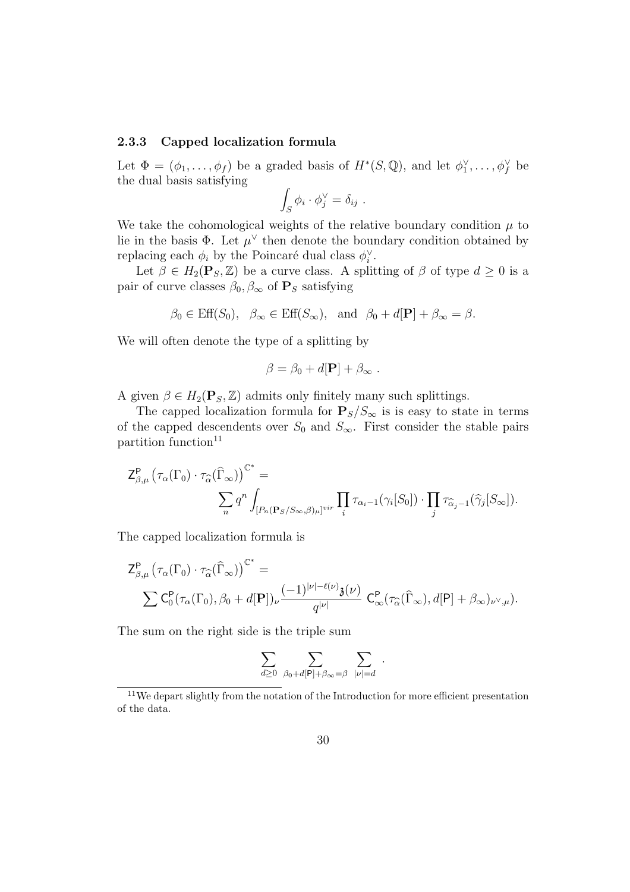### 2.3.3 Capped localization formula

Let $\Phi = (\phi_1, \ldots, \phi_f)$ be a graded basis of $H^*(S, \mathbb{Q})$, and let $\phi_1^\vee, \ldots, \phi_f^\vee$ be the dual basis satisfying

$$\int_S \phi_i \cdot \phi_j^\vee = \delta_{ij} \ .$$

We take the cohomological weights of the relative boundary condition $\mu$ to lie in the basis $\Phi$. Let $\mu^\vee$ then denote the boundary condition obtained by replacing each $\phi_i$ by the Poincaré dual class $\phi_i^\vee$.

Let $\beta \in H_2(\mathbf{P}_S, \mathbb{Z})$ be a curve class. A splitting of $\beta$ of type $d \geq 0$ is a pair of curve classes $\beta_0, \beta_\infty$ of $\mathbf{P}_S$ satisfying

$$\beta_0 \in \mathrm{Eff}(S_0), \quad \beta_\infty \in \mathrm{Eff}(S_\infty), \quad \text{and} \quad \beta_0 + d[\mathbf{P}] + \beta_\infty = \beta.$$

We will often denote the type of a splitting by

$$\beta = \beta_0 + d[\mathbf{P}] + \beta_\infty \ .$$

A given $\beta \in H_2(\mathbf{P}_S, \mathbb{Z})$ admits only finitely many such splittings.

The capped localization formula for $\mathbf{P}_S/S_\infty$ is is easy to state in terms of the capped descendents over $S_0$ and $S_\infty$. First consider the stable pairs partition function[11]

$$\mathsf{Z}^{\mathsf{P}}_{\beta,\mu}\left(\tau_\alpha(\Gamma_0) \cdot \tau_{\widehat{\alpha}}(\widehat{\Gamma}_\infty)\right)^{\mathbb{C}^*} = \sum_n q^n \int_{[P_n(\mathbf{P}_S/S_\infty,\beta)_\mu]^{vir}} \prod_i \tau_{\alpha_i - 1}(\gamma_i[S_0]) \cdot \prod_j \tau_{\widehat{\alpha}_j - 1}(\widehat{\gamma}_j[S_\infty]).$$

The capped localization formula is

$$\mathsf{Z}^{\mathsf{P}}_{\beta,\mu}\left(\tau_\alpha(\Gamma_0) \cdot \tau_{\widehat{\alpha}}(\widehat{\Gamma}_\infty)\right)^{\mathbb{C}^*} = \sum \mathsf{C}^{\mathsf{P}}_0(\tau_\alpha(\Gamma_0), \beta_0 + d[\mathbf{P}])_\nu \frac{(-1)^{|\nu| - \ell(\nu)} \mathfrak{z}(\nu)}{q^{|\nu|}} \ \mathsf{C}^{\mathsf{P}}_\infty(\tau_{\widehat{\alpha}}(\widehat{\Gamma}_\infty), d[\mathsf{P}] + \beta_\infty)_{\nu^\vee,\mu}).$$

The sum on the right side is the triple sum

$$\sum_{d \geq 0} \ \sum_{\beta_0 + d[\mathsf{P}] + \beta_\infty = \beta} \ \sum_{|\nu| = d} \ .$$

---

[11] We depart slightly from the notation of the Introduction for more efficient presentation of the data.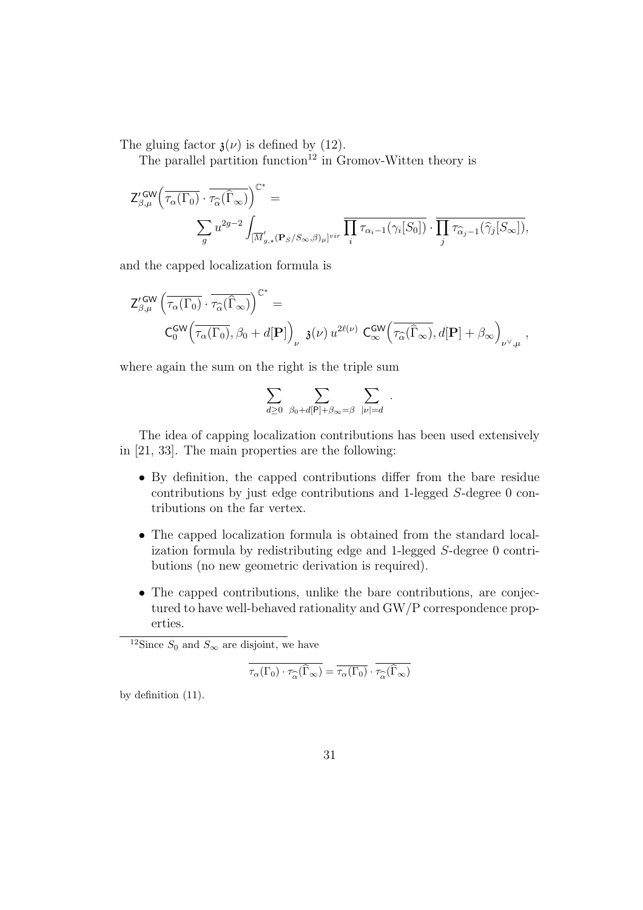The gluing factor $\mathfrak{z}(\nu)$ is defined by (12).

The parallel partition function[12] in Gromov-Witten theory is

$$\mathsf{Z}'^{\mathsf{GW}}_{\beta,\mu}\Big(\overline{\tau_\alpha(\Gamma_0)} \cdot \overline{\tau_{\widehat{\alpha}}(\widehat{\Gamma}_\infty)}\Big)^{\mathbb{C}^*} = \sum_g u^{2g-2} \int_{[\overline{M}'_{g,\star}(\mathbf{P}_S/S_\infty,\beta)_\mu]^{vir}} \overline{\prod_i \tau_{\alpha_i-1}(\gamma_i[S_0])} \cdot \overline{\prod_j \tau_{\widehat{\alpha}_j-1}(\widehat{\gamma}_j[S_\infty])},$$

and the capped localization formula is

$$\mathsf{Z}'^{\mathsf{GW}}_{\beta,\mu}\Big(\overline{\tau_\alpha(\Gamma_0)} \cdot \overline{\tau_{\widehat{\alpha}}(\widehat{\Gamma}_\infty)}\Big)^{\mathbb{C}^*} = \mathsf{C}^{\mathsf{GW}}_0\Big(\overline{\tau_\alpha(\Gamma_0)}, \beta_0 + d[\mathbf{P}]\Big)_\nu \ \mathfrak{z}(\nu)\, u^{2\ell(\nu)} \ \mathsf{C}^{\mathsf{GW}}_\infty\Big(\overline{\tau_{\widehat{\alpha}}(\widehat{\Gamma}_\infty)}, d[\mathbf{P}] + \beta_\infty\Big)_{\nu^\vee,\mu},$$

where again the sum on the right is the triple sum

$$\sum_{d \geq 0} \ \sum_{\beta_0 + d[\mathsf{P}] + \beta_\infty = \beta} \ \sum_{|\nu|=d} .$$

The idea of capping localization contributions has been used extensively in [21, 33]. The main properties are the following:

- By definition, the capped contributions differ from the bare residue contributions by just edge contributions and 1-legged $S$-degree 0 contributions on the far vertex.
- The capped localization formula is obtained from the standard localization formula by redistributing edge and 1-legged $S$-degree 0 contributions (no new geometric derivation is required).
- The capped contributions, unlike the bare contributions, are conjectured to have well-behaved rationality and GW/P correspondence properties.

[12] Since $S_0$ and $S_\infty$ are disjoint, we have

$$\overline{\tau_\alpha(\Gamma_0) \cdot \tau_{\widehat{\alpha}}(\widehat{\Gamma}_\infty)} = \overline{\tau_\alpha(\Gamma_0)} \cdot \overline{\tau_{\widehat{\alpha}}(\widehat{\Gamma}_\infty)}$$

by definition (11).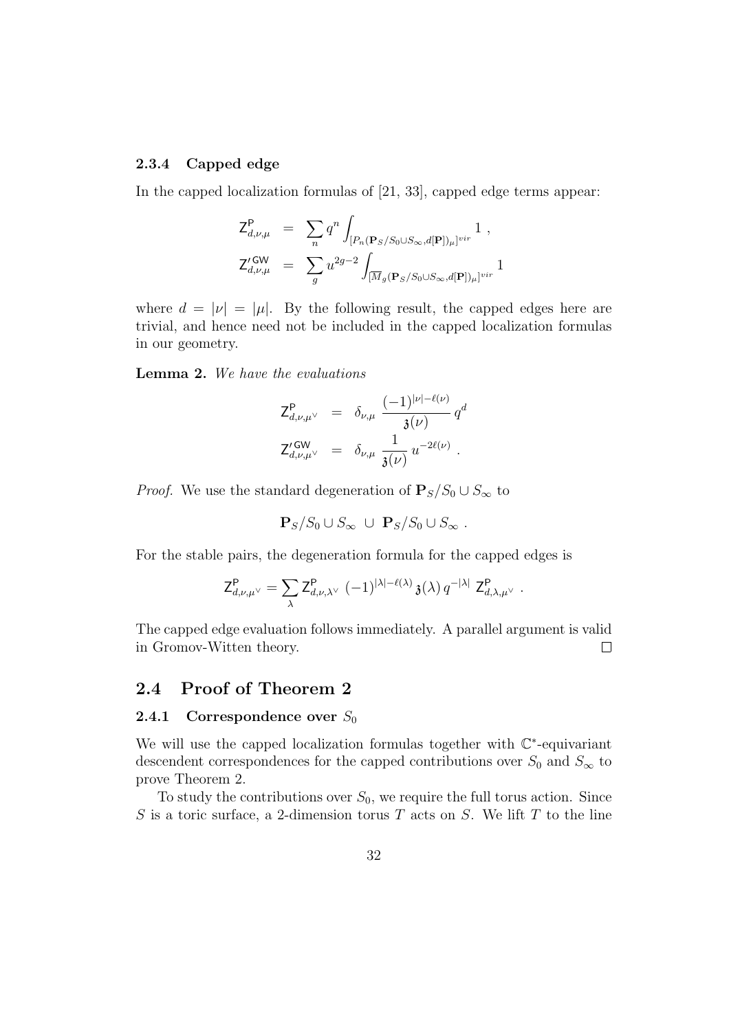#### 2.3.4 Capped edge

In the capped localization formulas of [21, 33], capped edge terms appear:

$$\begin{aligned}
\mathsf{Z}^{\mathsf{P}}_{d,\nu,\mu} &= \sum_n q^n \int_{[P_n(\mathbf{P}_S/S_0\cup S_\infty, d[\mathbf{P}])_\mu]^{vir}} 1 \ , \\
\mathsf{Z}'^{\mathsf{GW}}_{d,\nu,\mu} &= \sum_g u^{2g-2} \int_{[\overline{M}_g(\mathbf{P}_S/S_0\cup S_\infty, d[\mathbf{P}])_\mu]^{vir}} 1
\end{aligned}$$

where $d = |\nu| = |\mu|$. By the following result, the capped edges here are trivial, and hence need not be included in the capped localization formulas in our geometry.

**Lemma 2.** *We have the evaluations*

$$\begin{aligned}
\mathsf{Z}^{\mathsf{P}}_{d,\nu,\mu^\vee} &= \delta_{\nu,\mu} \ \frac{(-1)^{|\nu|-\ell(\nu)}}{\mathfrak{z}(\nu)} \, q^d \\
\mathsf{Z}'^{\mathsf{GW}}_{d,\nu,\mu^\vee} &= \delta_{\nu,\mu} \ \frac{1}{\mathfrak{z}(\nu)} \, u^{-2\ell(\nu)} \ .
\end{aligned}$$

*Proof.* We use the standard degeneration of $\mathbf{P}_S/S_0 \cup S_\infty$ to

$$\mathbf{P}_S/S_0 \cup S_\infty \ \cup \ \mathbf{P}_S/S_0 \cup S_\infty \ .$$

For the stable pairs, the degeneration formula for the capped edges is

$$\mathsf{Z}^{\mathsf{P}}_{d,\nu,\mu^\vee} = \sum_\lambda \mathsf{Z}^{\mathsf{P}}_{d,\nu,\lambda^\vee} \ (-1)^{|\lambda|-\ell(\lambda)} \, \mathfrak{z}(\lambda) \, q^{-|\lambda|} \ \mathsf{Z}^{\mathsf{P}}_{d,\lambda,\mu^\vee} \ .$$

The capped edge evaluation follows immediately. A parallel argument is valid in Gromov-Witten theory. □

## 2.4 Proof of Theorem 2

### 2.4.1 Correspondence over $S_0$

We will use the capped localization formulas together with $\mathbb{C}^*$-equivariant descendent correspondences for the capped contributions over $S_0$ and $S_\infty$ to prove Theorem 2.

To study the contributions over $S_0$, we require the full torus action. Since $S$ is a toric surface, a 2-dimension torus $T$ acts on $S$. We lift $T$ to the line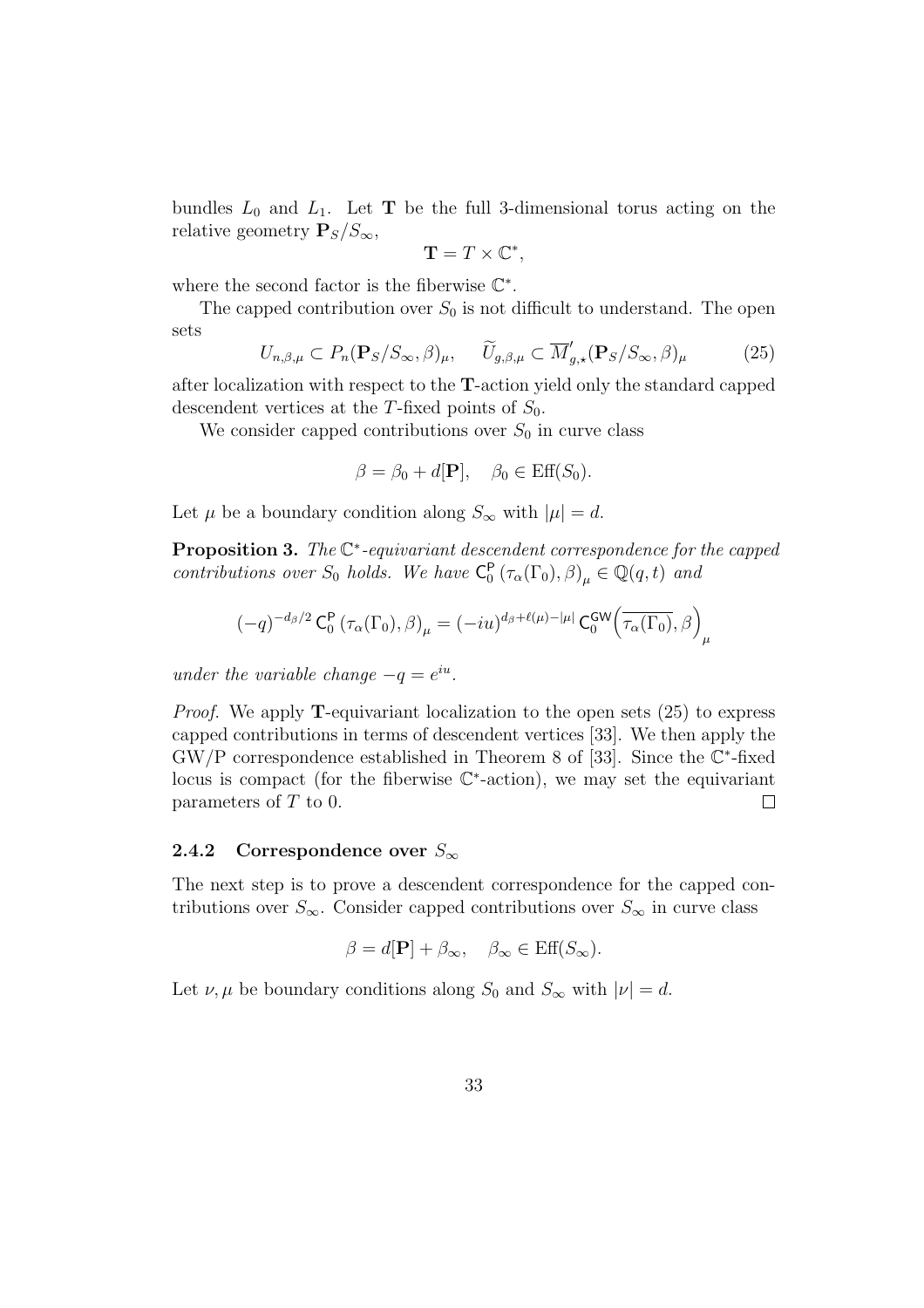bundles $L_0$ and $L_1$. Let $\mathbf{T}$ be the full 3-dimensional torus acting on the relative geometry $\mathbf{P}_S/S_\infty$,

$$\mathbf{T} = T \times \mathbb{C}^*,$$

where the second factor is the fiberwise $\mathbb{C}^*$.

The capped contribution over $S_0$ is not difficult to understand. The open sets

$$U_{n,\beta,\mu} \subset P_n(\mathbf{P}_S/S_\infty, \beta)_\mu, \quad \widetilde{U}_{g,\beta,\mu} \subset \overline{M}'_{g,\star}(\mathbf{P}_S/S_\infty, \beta)_\mu \tag{25}$$

after localization with respect to the $\mathbf{T}$-action yield only the standard capped descendent vertices at the $T$-fixed points of $S_0$.

We consider capped contributions over $S_0$ in curve class

$$\beta = \beta_0 + d[\mathbf{P}], \quad \beta_0 \in \mathrm{Eff}(S_0).$$

Let $\mu$ be a boundary condition along $S_\infty$ with $|\mu| = d$.

**Proposition 3.** *The $\mathbb{C}^*$-equivariant descendent correspondence for the capped contributions over $S_0$ holds. We have $\mathsf{C}^{\mathsf{P}}_0\left(\tau_\alpha(\Gamma_0), \beta\right)_\mu \in \mathbb{Q}(q,t)$ and*

$$(-q)^{-d_\beta/2}\, \mathsf{C}^{\mathsf{P}}_0\left(\tau_\alpha(\Gamma_0), \beta\right)_\mu = (-iu)^{d_\beta + \ell(\mu) - |\mu|}\, \mathsf{C}^{\mathsf{GW}}_0\Big(\overline{\tau_\alpha(\Gamma_0)}, \beta\Big)_\mu$$

*under the variable change $-q = e^{iu}$.*

*Proof.* We apply $\mathbf{T}$-equivariant localization to the open sets (25) to express capped contributions in terms of descendent vertices [33]. We then apply the GW/P correspondence established in Theorem 8 of [33]. Since the $\mathbb{C}^*$-fixed locus is compact (for the fiberwise $\mathbb{C}^*$-action), we may set the equivariant parameters of $T$ to 0. $\square$

#### 2.4.2 Correspondence over $S_\infty$

The next step is to prove a descendent correspondence for the capped contributions over $S_\infty$. Consider capped contributions over $S_\infty$ in curve class

$$\beta = d[\mathbf{P}] + \beta_\infty, \quad \beta_\infty \in \mathrm{Eff}(S_\infty).$$

Let $\nu, \mu$ be boundary conditions along $S_0$ and $S_\infty$ with $|\nu| = d$.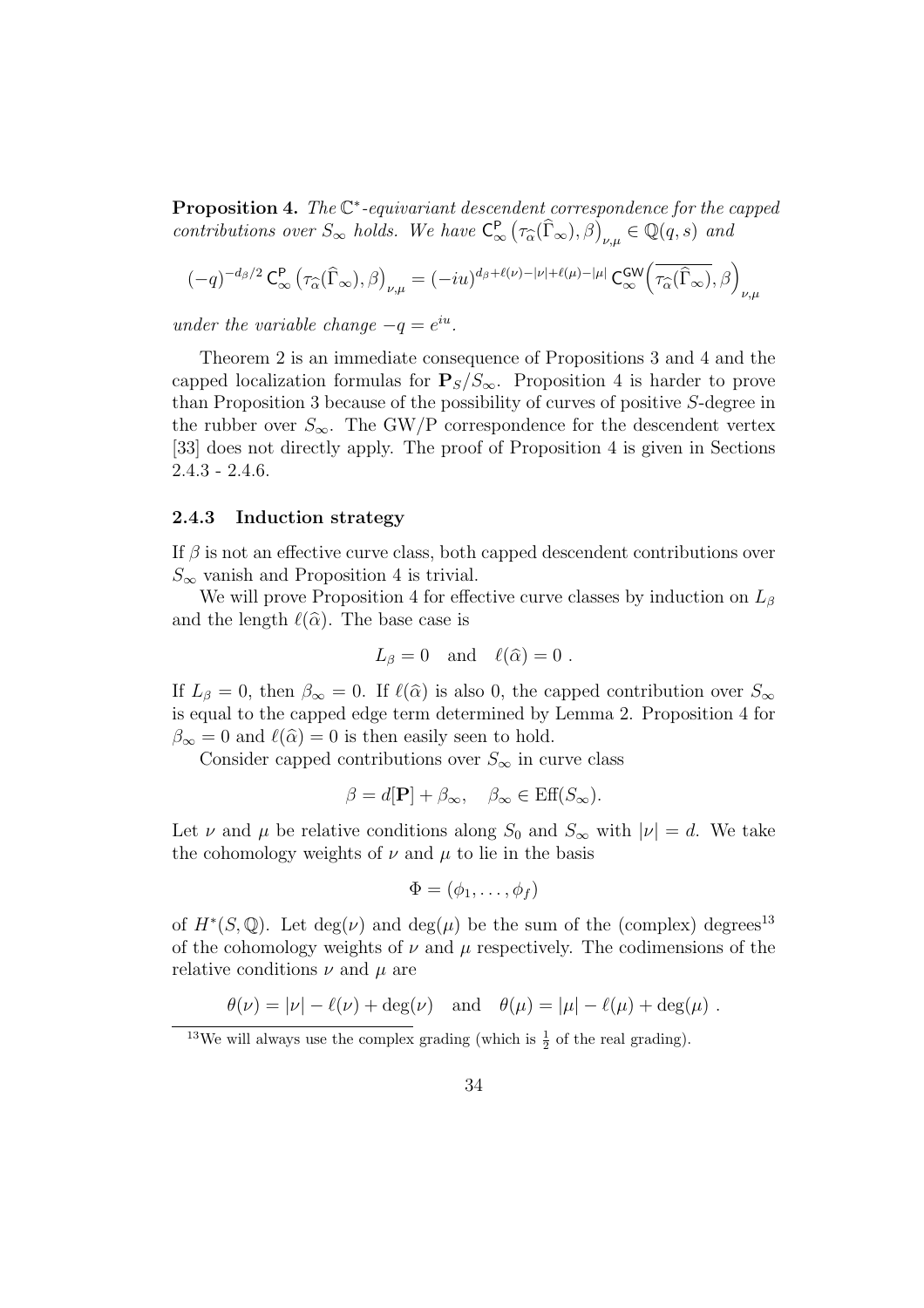**Proposition 4.** *The $\mathbb{C}^*$-equivariant descendent correspondence for the capped contributions over $S_\infty$ holds. We have $\mathsf{C}^{\mathsf{P}}_\infty\left(\tau_{\widehat{\alpha}}(\widehat{\Gamma}_\infty),\beta\right)_{\nu,\mu} \in \mathbb{Q}(q,s)$ and*

$$(-q)^{-d_\beta/2}\, \mathsf{C}^{\mathsf{P}}_\infty\left(\tau_{\widehat{\alpha}}(\widehat{\Gamma}_\infty),\beta\right)_{\nu,\mu} = (-iu)^{d_\beta+\ell(\nu)-|\nu|+\ell(\mu)-|\mu|}\, \mathsf{C}^{\mathsf{GW}}_\infty\left(\overline{\tau_{\widehat{\alpha}}(\widehat{\Gamma}_\infty)},\beta\right)_{\nu,\mu}$$

*under the variable change $-q = e^{iu}$.*

Theorem 2 is an immediate consequence of Propositions 3 and 4 and the capped localization formulas for $\mathbf{P}_S/S_\infty$. Proposition 4 is harder to prove than Proposition 3 because of the possibility of curves of positive $S$-degree in the rubber over $S_\infty$. The GW/P correspondence for the descendent vertex [33] does not directly apply. The proof of Proposition 4 is given in Sections 2.4.3 - 2.4.6.

### 2.4.3 Induction strategy

If $\beta$ is not an effective curve class, both capped descendent contributions over $S_\infty$ vanish and Proposition 4 is trivial.

We will prove Proposition 4 for effective curve classes by induction on $L_\beta$ and the length $\ell(\widehat{\alpha})$. The base case is

$$L_\beta = 0 \quad \text{and} \quad \ell(\widehat{\alpha}) = 0 \ .$$

If $L_\beta = 0$, then $\beta_\infty = 0$. If $\ell(\widehat{\alpha})$ is also 0, the capped contribution over $S_\infty$ is equal to the capped edge term determined by Lemma 2. Proposition 4 for $\beta_\infty = 0$ and $\ell(\widehat{\alpha}) = 0$ is then easily seen to hold.

Consider capped contributions over $S_\infty$ in curve class

$$\beta = d[\mathbf{P}] + \beta_\infty, \quad \beta_\infty \in \text{Eff}(S_\infty).$$

Let $\nu$ and $\mu$ be relative conditions along $S_0$ and $S_\infty$ with $|\nu| = d$. We take the cohomology weights of $\nu$ and $\mu$ to lie in the basis

$$\Phi = (\phi_1, \ldots, \phi_f)$$

of $H^*(S,\mathbb{Q})$. Let $\deg(\nu)$ and $\deg(\mu)$ be the sum of the (complex) degrees[13] of the cohomology weights of $\nu$ and $\mu$ respectively. The codimensions of the relative conditions $\nu$ and $\mu$ are

$$\theta(\nu) = |\nu| - \ell(\nu) + \deg(\nu) \quad \text{and} \quad \theta(\mu) = |\mu| - \ell(\mu) + \deg(\mu) \ .$$

[13] We will always use the complex grading (which is $\frac{1}{2}$ of the real grading).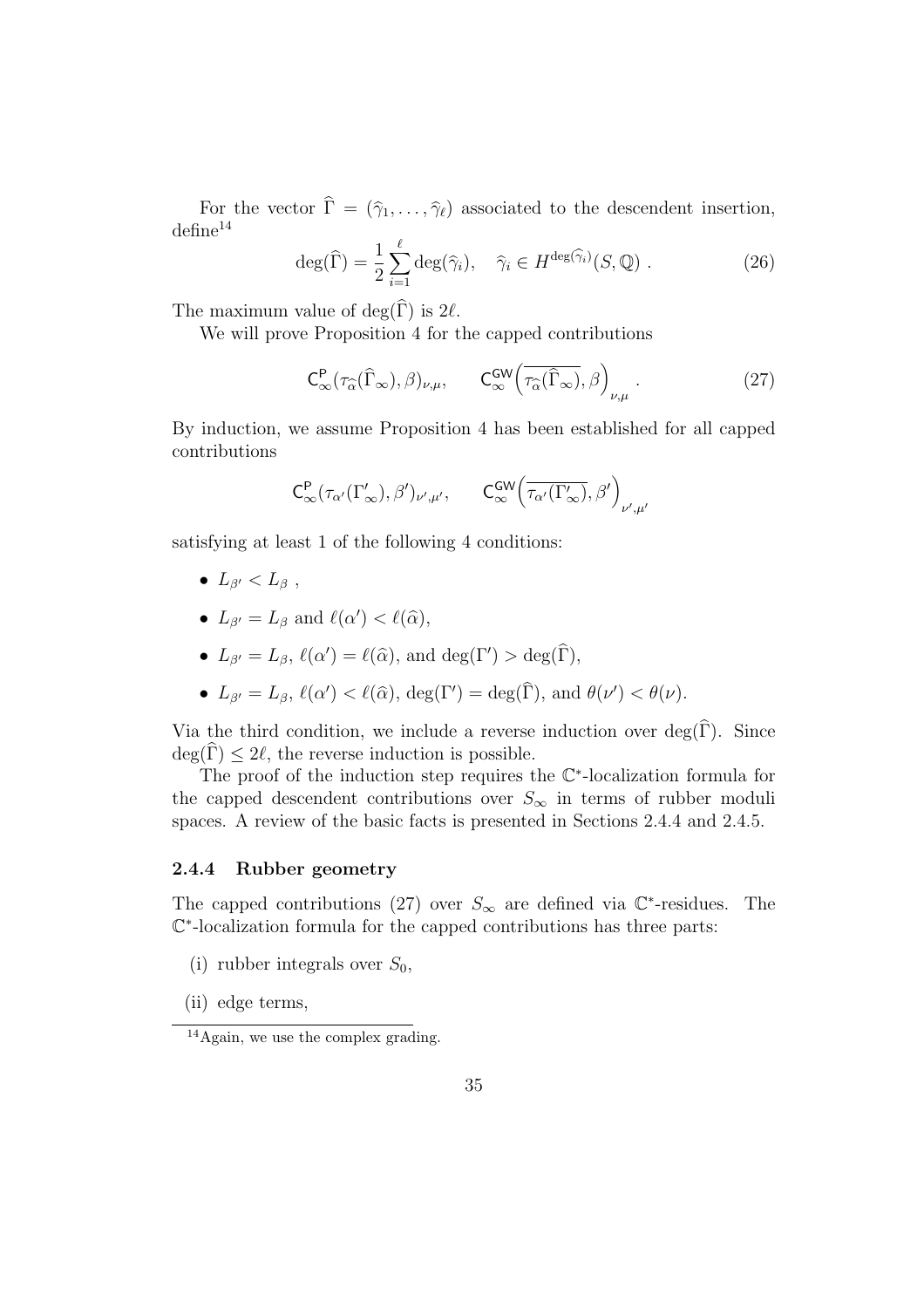For the vector $\widehat{\Gamma} = (\widehat{\gamma}_1, \ldots, \widehat{\gamma}_\ell)$ associated to the descendent insertion, define[14]

$$\deg(\widehat{\Gamma}) = \frac{1}{2}\sum_{i=1}^{\ell} \deg(\widehat{\gamma}_i), \quad \widehat{\gamma}_i \in H^{\deg(\widehat{\gamma}_i)}(S, \mathbb{Q}) \ . \tag{26}$$

The maximum value of $\deg(\widehat{\Gamma})$ is $2\ell$.

We will prove Proposition 4 for the capped contributions

$$\mathsf{C}^{\mathsf{P}}_{\infty}(\tau_{\widehat{\alpha}}(\widehat{\Gamma}_\infty), \beta)_{\nu,\mu}, \qquad \mathsf{C}^{\mathsf{GW}}_{\infty}\Big(\overline{\tau_{\widehat{\alpha}}(\widehat{\Gamma}_\infty)}, \beta\Big)_{\nu,\mu} \ . \tag{27}$$

By induction, we assume Proposition 4 has been established for all capped contributions

$$\mathsf{C}^{\mathsf{P}}_{\infty}(\tau_{\alpha'}(\Gamma'_\infty), \beta')_{\nu',\mu'}, \qquad \mathsf{C}^{\mathsf{GW}}_{\infty}\Big(\overline{\tau_{\alpha'}(\Gamma'_\infty)}, \beta'\Big)_{\nu',\mu'}$$

satisfying at least 1 of the following 4 conditions:

- $L_{\beta'} < L_\beta$ ,
- $L_{\beta'} = L_\beta$ and $\ell(\alpha') < \ell(\widehat{\alpha})$,
- $L_{\beta'} = L_\beta$, $\ell(\alpha') = \ell(\widehat{\alpha})$, and $\deg(\Gamma') > \deg(\widehat{\Gamma})$,
- $L_{\beta'} = L_\beta$, $\ell(\alpha') < \ell(\widehat{\alpha})$, $\deg(\Gamma') = \deg(\widehat{\Gamma})$, and $\theta(\nu') < \theta(\nu)$.

Via the third condition, we include a reverse induction over $\deg(\widehat{\Gamma})$. Since $\deg(\widehat{\Gamma}) \leq 2\ell$, the reverse induction is possible.

The proof of the induction step requires the $\mathbb{C}^*$-localization formula for the capped descendent contributions over $S_\infty$ in terms of rubber moduli spaces. A review of the basic facts is presented in Sections 2.4.4 and 2.4.5.

### 2.4.4 Rubber geometry

The capped contributions (27) over $S_\infty$ are defined via $\mathbb{C}^*$-residues. The $\mathbb{C}^*$-localization formula for the capped contributions has three parts:

(i) rubber integrals over $S_0$,

(ii) edge terms,

[14] Again, we use the complex grading.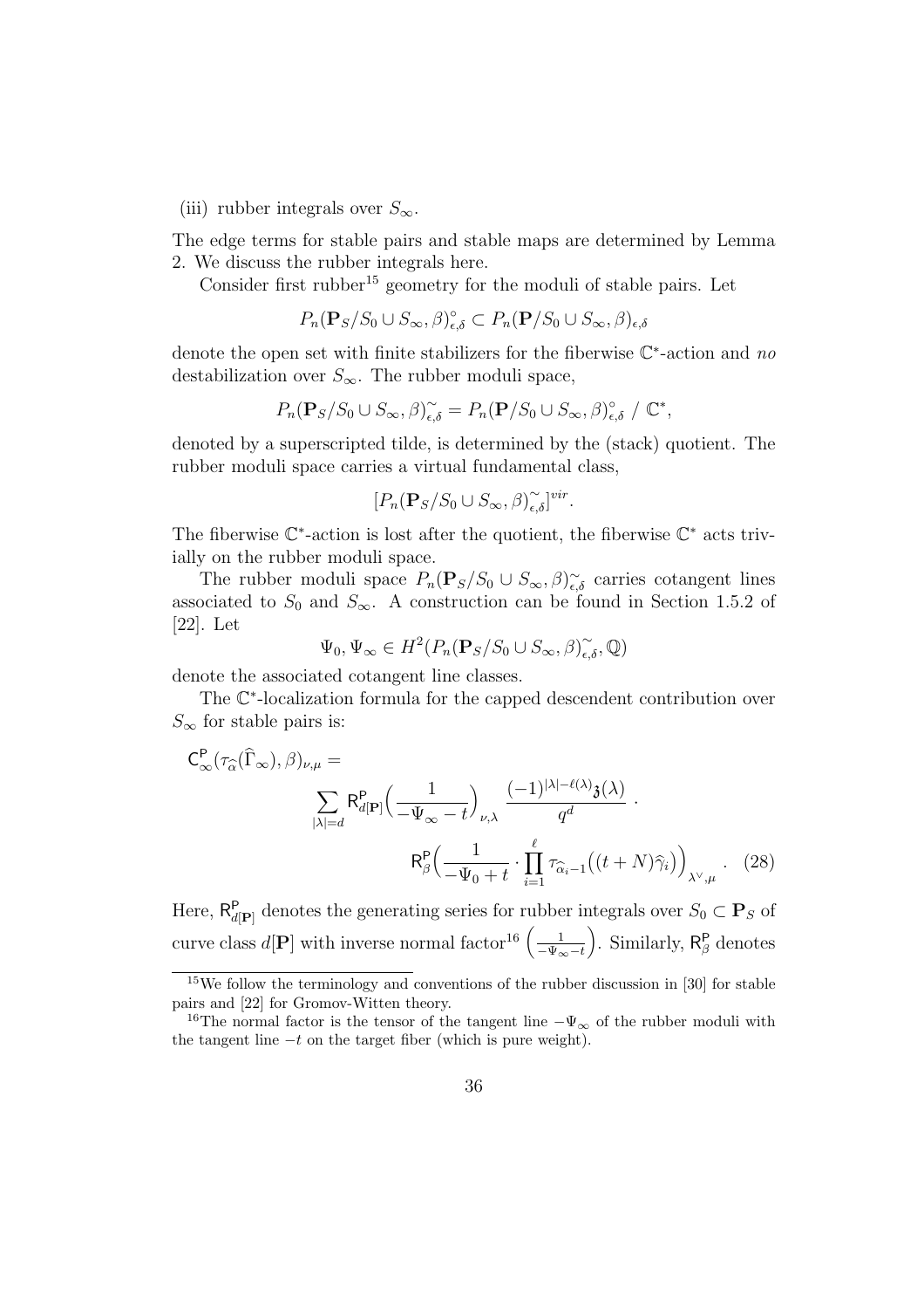(iii) rubber integrals over $S_\infty$.

The edge terms for stable pairs and stable maps are determined by Lemma 2. We discuss the rubber integrals here.

Consider first rubber[15] geometry for the moduli of stable pairs. Let

$$P_n(\mathbf{P}_S/S_0 \cup S_\infty, \beta)^\circ_{\epsilon,\delta} \subset P_n(\mathbf{P}/S_0 \cup S_\infty, \beta)_{\epsilon,\delta}$$

denote the open set with finite stabilizers for the fiberwise $\mathbb{C}^*$-action and *no* destabilization over $S_\infty$. The rubber moduli space,

$$P_n(\mathbf{P}_S/S_0 \cup S_\infty, \beta)^\sim_{\epsilon,\delta} = P_n(\mathbf{P}/S_0 \cup S_\infty, \beta)^\circ_{\epsilon,\delta} \ / \ \mathbb{C}^*,$$

denoted by a superscripted tilde, is determined by the (stack) quotient. The rubber moduli space carries a virtual fundamental class,

$$[P_n(\mathbf{P}_S/S_0 \cup S_\infty, \beta)^\sim_{\epsilon,\delta}]^{vir}.$$

The fiberwise $\mathbb{C}^*$-action is lost after the quotient, the fiberwise $\mathbb{C}^*$ acts trivially on the rubber moduli space.

The rubber moduli space $P_n(\mathbf{P}_S/S_0 \cup S_\infty, \beta)^\sim_{\epsilon,\delta}$ carries cotangent lines associated to $S_0$ and $S_\infty$. A construction can be found in Section 1.5.2 of [22]. Let

$$\Psi_0, \Psi_\infty \in H^2(P_n(\mathbf{P}_S/S_0 \cup S_\infty, \beta)^\sim_{\epsilon,\delta}, \mathbb{Q})$$

denote the associated cotangent line classes.

The $\mathbb{C}^*$-localization formula for the capped descendent contribution over $S_\infty$ for stable pairs is:

$$\mathsf{C}^{\mathsf{P}}_\infty(\tau_{\widehat{\alpha}}(\widehat{\Gamma}_\infty), \beta)_{\nu,\mu} = \sum_{|\lambda|=d} \mathsf{R}^{\mathsf{P}}_{d[\mathbf{P}]}\Big(\frac{1}{-\Psi_\infty - t}\Big)_{\nu,\lambda} \frac{(-1)^{|\lambda|-\ell(\lambda)}\mathfrak{z}(\lambda)}{q^d} \cdot \mathsf{R}^{\mathsf{P}}_\beta\Big(\frac{1}{-\Psi_0 + t} \cdot \prod_{i=1}^{\ell} \tau_{\widehat{\alpha}_i - 1}\big((t+N)\widehat{\gamma}_i\big)\Big)_{\lambda^\vee,\mu}. \quad (28)$$

Here, $\mathsf{R}^{\mathsf{P}}_{d[\mathbf{P}]}$ denotes the generating series for rubber integrals over $S_0 \subset \mathbf{P}_S$ of curve class $d[\mathbf{P}]$ with inverse normal factor[16] $\left(\frac{1}{-\Psi_\infty - t}\right)$. Similarly, $\mathsf{R}^{\mathsf{P}}_\beta$ denotes

---

[15] We follow the terminology and conventions of the rubber discussion in [30] for stable pairs and [22] for Gromov-Witten theory.

[16] The normal factor is the tensor of the tangent line $-\Psi_\infty$ of the rubber moduli with the tangent line $-t$ on the target fiber (which is pure weight).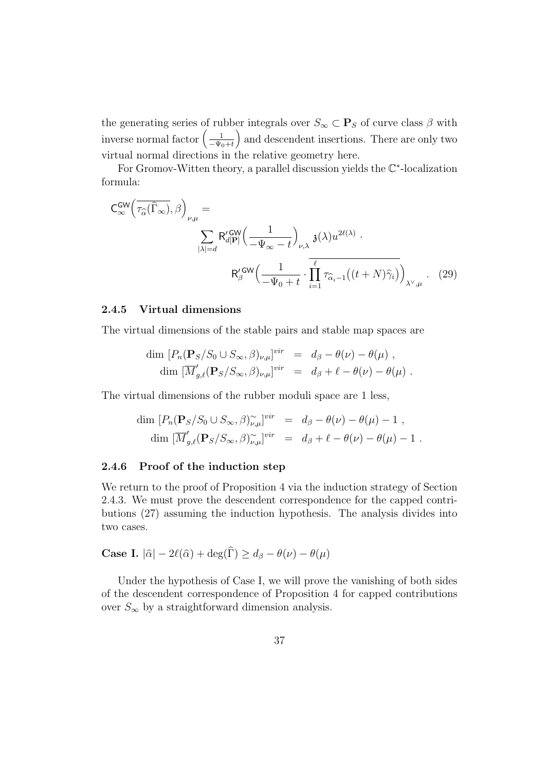the generating series of rubber integrals over $S_\infty \subset \mathbf{P}_S$ of curve class $\beta$ with inverse normal factor $\left(\frac{1}{-\Psi_0+t}\right)$ and descendent insertions. There are only two virtual normal directions in the relative geometry here.

For Gromov-Witten theory, a parallel discussion yields the $\mathbb{C}^*$-localization formula:

$$
\mathsf{C}^{\mathsf{GW}}_\infty\Big(\overline{\tau_{\widehat{\alpha}}(\widehat{\Gamma}_\infty)}, \beta\Big)_{\nu,\mu} = \sum_{|\lambda|=d} \mathsf{R}'^{\mathsf{GW}}_{d[\mathbf{P}]}\Big(\frac{1}{-\Psi_\infty - t}\Big)_{\nu,\lambda} \mathfrak{z}(\lambda) u^{2\ell(\lambda)} \cdot \mathsf{R}'^{\mathsf{GW}}_\beta\Big(\frac{1}{-\Psi_0+t} \cdot \overline{\prod_{i=1}^{\ell} \tau_{\widehat{\alpha}_i - 1}\big((t+N)\widehat{\gamma}_i\big)}\Big)_{\lambda^\vee,\mu} . \quad (29)
$$

#### 2.4.5 Virtual dimensions

The virtual dimensions of the stable pairs and stable map spaces are

$$
\begin{aligned}
\dim\, [P_n(\mathbf{P}_S/S_0 \cup S_\infty, \beta)_{\nu,\mu}]^{vir} &= d_\beta - \theta(\nu) - \theta(\mu) \ , \\
\dim\, [\overline{M}'_{g,\ell}(\mathbf{P}_S/S_\infty, \beta)_{\nu,\mu}]^{vir} &= d_\beta + \ell - \theta(\nu) - \theta(\mu) \ .
\end{aligned}
$$

The virtual dimensions of the rubber moduli space are 1 less,

$$
\begin{aligned}
\dim\, [P_n(\mathbf{P}_S/S_0 \cup S_\infty, \beta)^\sim_{\nu,\mu}]^{vir} &= d_\beta - \theta(\nu) - \theta(\mu) - 1 \ , \\
\dim\, [\overline{M}'_{g,\ell}(\mathbf{P}_S/S_\infty, \beta)^\sim_{\nu,\mu}]^{vir} &= d_\beta + \ell - \theta(\nu) - \theta(\mu) - 1 \ .
\end{aligned}
$$

#### 2.4.6 Proof of the induction step

We return to the proof of Proposition 4 via the induction strategy of Section 2.4.3. We must prove the descendent correspondence for the capped contributions (27) assuming the induction hypothesis. The analysis divides into two cases.

**Case I.** $|\widehat{\alpha}| - 2\ell(\widehat{\alpha}) + \deg(\widehat{\Gamma}) \geq d_\beta - \theta(\nu) - \theta(\mu)$

Under the hypothesis of Case I, we will prove the vanishing of both sides of the descendent correspondence of Proposition 4 for capped contributions over $S_\infty$ by a straightforward dimension analysis.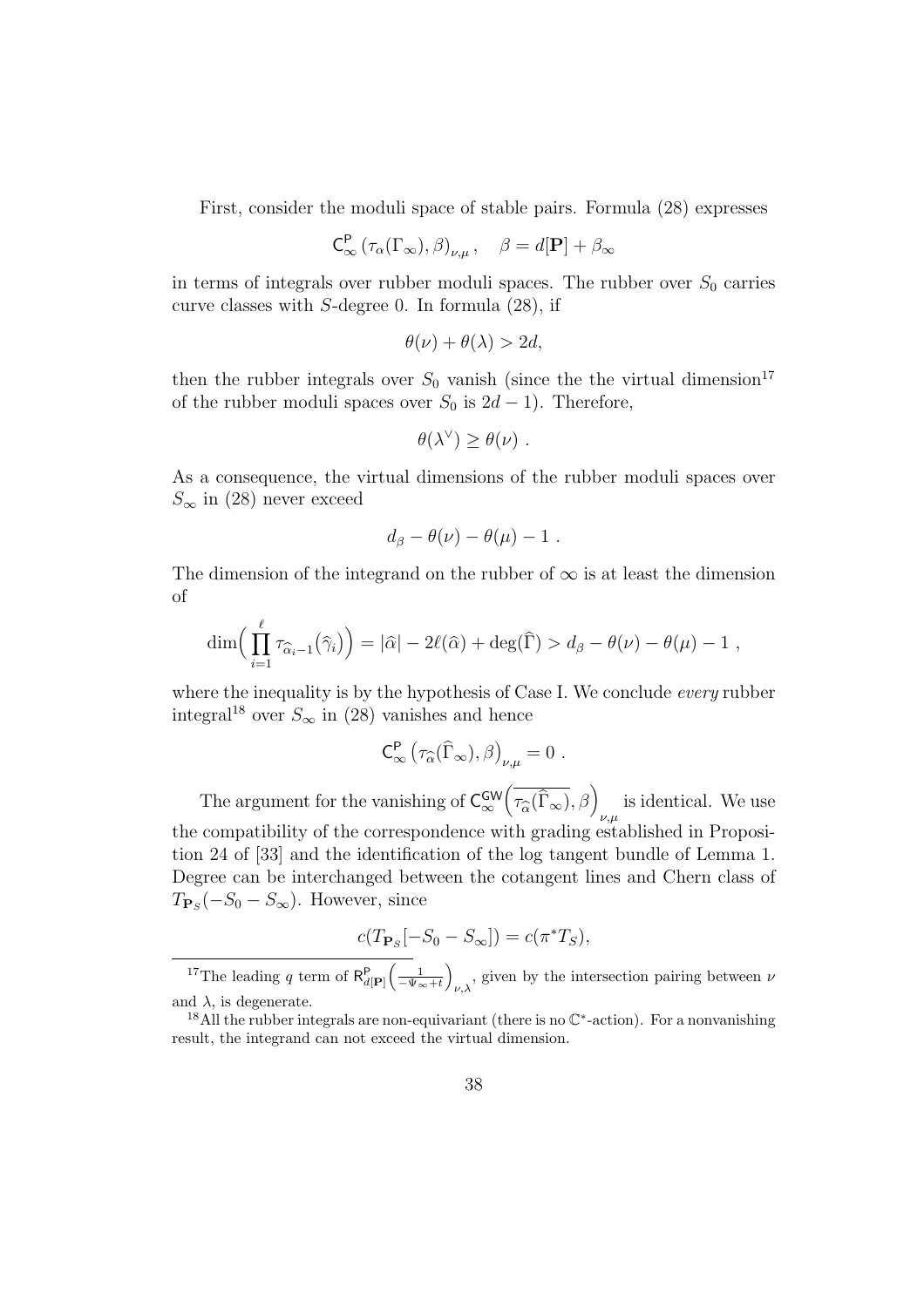First, consider the moduli space of stable pairs. Formula (28) expresses

$$\mathsf{C}^{\mathsf{P}}_\infty \left(\tau_\alpha(\Gamma_\infty), \beta\right)_{\nu,\mu}, \quad \beta = d[\mathbf{P}] + \beta_\infty$$

in terms of integrals over rubber moduli spaces. The rubber over $S_0$ carries curve classes with $S$-degree 0. In formula (28), if

$$\theta(\nu) + \theta(\lambda) > 2d,$$

then the rubber integrals over $S_0$ vanish (since the the virtual dimension[17] of the rubber moduli spaces over $S_0$ is $2d-1$). Therefore,

$$\theta(\lambda^\vee) \geq \theta(\nu) \ .$$

As a consequence, the virtual dimensions of the rubber moduli spaces over $S_\infty$ in (28) never exceed

$$d_\beta - \theta(\nu) - \theta(\mu) - 1 \ .$$

The dimension of the integrand on the rubber of $\infty$ is at least the dimension of

$$\dim\Big(\prod_{i=1}^{\ell} \tau_{\widehat{\alpha}_i - 1}\big(\widehat{\gamma}_i\big)\Big) = |\widehat{\alpha}| - 2\ell(\widehat{\alpha}) + \deg(\widehat{\Gamma}) > d_\beta - \theta(\nu) - \theta(\mu) - 1 \ ,$$

where the inequality is by the hypothesis of Case I. We conclude *every* rubber integral[18] over $S_\infty$ in (28) vanishes and hence

$$\mathsf{C}^{\mathsf{P}}_\infty \left(\tau_{\widehat{\alpha}}(\widehat{\Gamma}_\infty), \beta\right)_{\nu,\mu} = 0 \ .$$

The argument for the vanishing of $\mathsf{C}^{\mathsf{GW}}_\infty\Big(\overline{\tau_{\widehat{\alpha}}(\widehat{\Gamma}_\infty)}, \beta\Big)_{\nu,\mu}$ is identical. We use the compatibility of the correspondence with grading established in Proposition 24 of [33] and the identification of the log tangent bundle of Lemma 1. Degree can be interchanged between the cotangent lines and Chern class of $T_{\mathbf{P}_S}(-S_0 - S_\infty)$. However, since

$$c(T_{\mathbf{P}_S}[-S_0 - S_\infty]) = c(\pi^* T_S),$$

[17] The leading $q$ term of $\mathsf{R}^{\mathsf{P}}_{d[\mathbf{P}]}\Big(\frac{1}{-\Psi_\infty + t}\Big)_{\nu,\lambda}$, given by the intersection pairing between $\nu$ and $\lambda$, is degenerate.

[18] All the rubber integrals are non-equivariant (there is no $\mathbb{C}^*$-action). For a nonvanishing result, the integrand can not exceed the virtual dimension.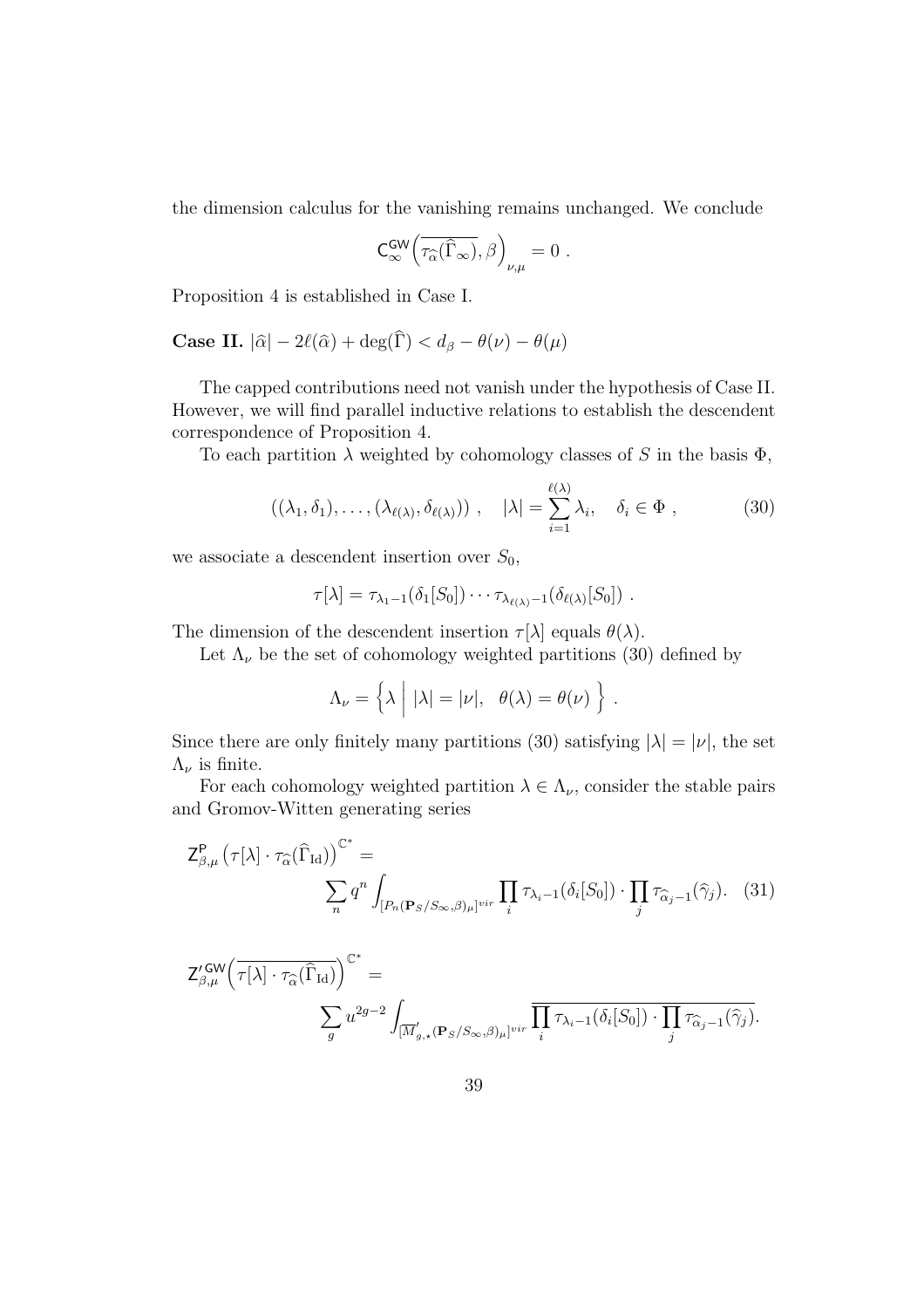the dimension calculus for the vanishing remains unchanged. We conclude

$$\mathsf{C}^{\mathsf{GW}}_{\infty}\Big(\overline{\tau_{\widehat{\alpha}}(\widehat{\Gamma}_{\infty})}, \beta\Big)_{\nu,\mu} = 0 \ .$$

Proposition 4 is established in Case I.

**Case II.** $|\widehat{\alpha}| - 2\ell(\widehat{\alpha}) + \deg(\widehat{\Gamma}) < d_\beta - \theta(\nu) - \theta(\mu)$

The capped contributions need not vanish under the hypothesis of Case II. However, we will find parallel inductive relations to establish the descendent correspondence of Proposition 4.

To each partition $\lambda$ weighted by cohomology classes of $S$ in the basis $\Phi$,

$$((\lambda_1, \delta_1), \ldots, (\lambda_{\ell(\lambda)}, \delta_{\ell(\lambda)})) \ , \quad |\lambda| = \sum_{i=1}^{\ell(\lambda)} \lambda_i, \quad \delta_i \in \Phi \ , \tag{30}$$

we associate a descendent insertion over $S_0$,

$$\tau[\lambda] = \tau_{\lambda_1 - 1}(\delta_1[S_0]) \cdots \tau_{\lambda_{\ell(\lambda)}-1}(\delta_{\ell(\lambda)}[S_0]) \ .$$

The dimension of the descendent insertion $\tau[\lambda]$ equals $\theta(\lambda)$.

Let $\Lambda_\nu$ be the set of cohomology weighted partitions (30) defined by

$$\Lambda_\nu = \Big\{ \lambda \ \Big| \ |\lambda| = |\nu|, \ \ \theta(\lambda) = \theta(\nu) \ \Big\} \ .$$

Since there are only finitely many partitions (30) satisfying $|\lambda| = |\nu|$, the set $\Lambda_\nu$ is finite.

For each cohomology weighted partition $\lambda \in \Lambda_\nu$, consider the stable pairs and Gromov-Witten generating series

$$\mathsf{Z}^{\mathsf{P}}_{\beta,\mu}\big(\tau[\lambda] \cdot \tau_{\widehat{\alpha}}(\widehat{\Gamma}_{\mathrm{Id}})\big)^{\mathbb{C}^*} = \sum_n q^n \int_{[P_n(\mathbf{P}_S/S_\infty,\beta)_\mu]^{vir}} \prod_i \tau_{\lambda_i - 1}(\delta_i[S_0]) \cdot \prod_j \tau_{\widehat{\alpha}_j - 1}(\widehat{\gamma}_j). \tag{31}$$

$$\mathsf{Z}'^{\mathsf{GW}}_{\beta,\mu}\Big(\overline{\tau[\lambda] \cdot \tau_{\widehat{\alpha}}(\widehat{\Gamma}_{\mathrm{Id}})}\Big)^{\mathbb{C}^*} = \sum_g u^{2g-2} \int_{[\overline{M}'_{g,\star}(\mathbf{P}_S/S_\infty,\beta)_\mu]^{vir}} \overline{\prod_i \tau_{\lambda_i - 1}(\delta_i[S_0]) \cdot \prod_j \tau_{\widehat{\alpha}_j - 1}(\widehat{\gamma}_j)}.$$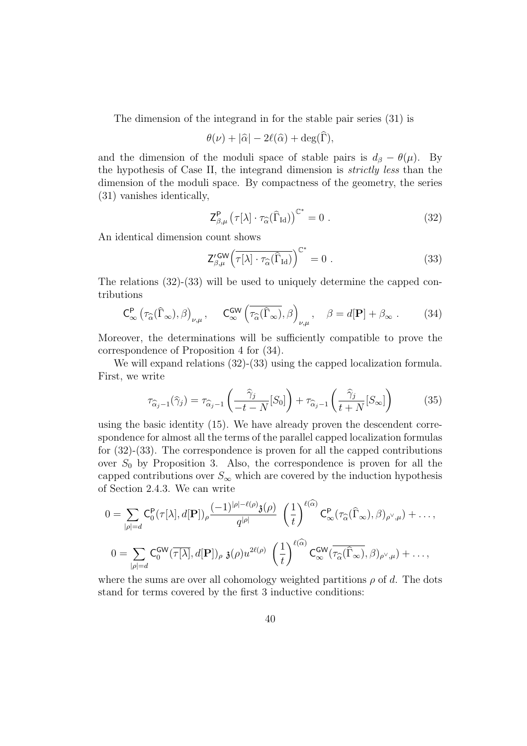The dimension of the integrand in for the stable pair series (31) is

$$\theta(\nu) + |\widehat{\alpha}| - 2\ell(\widehat{\alpha}) + \deg(\widehat{\Gamma}),$$

and the dimension of the moduli space of stable pairs is $d_\beta - \theta(\mu)$. By the hypothesis of Case II, the integrand dimension is *strictly less* than the dimension of the moduli space. By compactness of the geometry, the series (31) vanishes identically,

$$\mathsf{Z}^{\mathsf{P}}_{\beta,\mu}\left(\tau[\lambda] \cdot \tau_{\widehat{\alpha}}(\widehat{\Gamma}_{\mathrm{Id}})\right)^{\mathbb{C}^*} = 0 \ . \tag{32}$$

An identical dimension count shows

$$\mathsf{Z}'^{\mathsf{GW}}_{\beta,\mu}\left(\overline{\tau[\lambda] \cdot \tau_{\widehat{\alpha}}(\widehat{\Gamma}_{\mathrm{Id}})}\right)^{\mathbb{C}^*} = 0 \ . \tag{33}$$

The relations (32)-(33) will be used to uniquely determine the capped contributions

$$\mathsf{C}^{\mathsf{P}}_{\infty}\left(\tau_{\widehat{\alpha}}(\widehat{\Gamma}_\infty), \beta\right)_{\nu,\mu}, \quad \mathsf{C}^{\mathsf{GW}}_{\infty}\left(\overline{\tau_{\widehat{\alpha}}(\widehat{\Gamma}_\infty)}, \beta\right)_{\nu,\mu}, \quad \beta = d[\mathbf{P}] + \beta_\infty \ . \tag{34}$$

Moreover, the determinations will be sufficiently compatible to prove the correspondence of Proposition 4 for (34).

We will expand relations (32)-(33) using the capped localization formula. First, we write

$$\tau_{\widehat{\alpha}_j - 1}(\widehat{\gamma}_j) = \tau_{\widehat{\alpha}_j - 1}\left(\frac{\widehat{\gamma}_j}{-t-N}[S_0]\right) + \tau_{\widehat{\alpha}_j - 1}\left(\frac{\widehat{\gamma}_j}{t+N}[S_\infty]\right) \tag{35}$$

using the basic identity (15). We have already proven the descendent correspondence for almost all the terms of the parallel capped localization formulas for (32)-(33). The correspondence is proven for all the capped contributions over $S_0$ by Proposition 3. Also, the correspondence is proven for all the capped contributions over $S_\infty$ which are covered by the induction hypothesis of Section 2.4.3. We can write

$$0 = \sum_{|\rho|=d} \mathsf{C}^{\mathsf{P}}_0(\tau[\lambda], d[\mathbf{P}])_\rho \frac{(-1)^{|\rho|-\ell(\rho)}\mathfrak{z}(\rho)}{q^{|\rho|}} \left(\frac{1}{t}\right)^{\ell(\widehat{\alpha})} \mathsf{C}^{\mathsf{P}}_\infty(\tau_{\widehat{\alpha}}(\widehat{\Gamma}_\infty), \beta)_{\rho^\vee,\mu} + \ldots,$$

$$0 = \sum_{|\rho|=d} \mathsf{C}^{\mathsf{GW}}_0(\overline{\tau[\lambda]}, d[\mathbf{P}])_\rho \ \mathfrak{z}(\rho) u^{2\ell(\rho)} \left(\frac{1}{t}\right)^{\ell(\widehat{\alpha})} \mathsf{C}^{\mathsf{GW}}_\infty(\overline{\tau_{\widehat{\alpha}}(\widehat{\Gamma}_\infty), \beta)_{\rho^\vee,\mu}} + \ldots,$$

where the sums are over all cohomology weighted partitions $\rho$ of $d$. The dots stand for terms covered by the first 3 inductive conditions: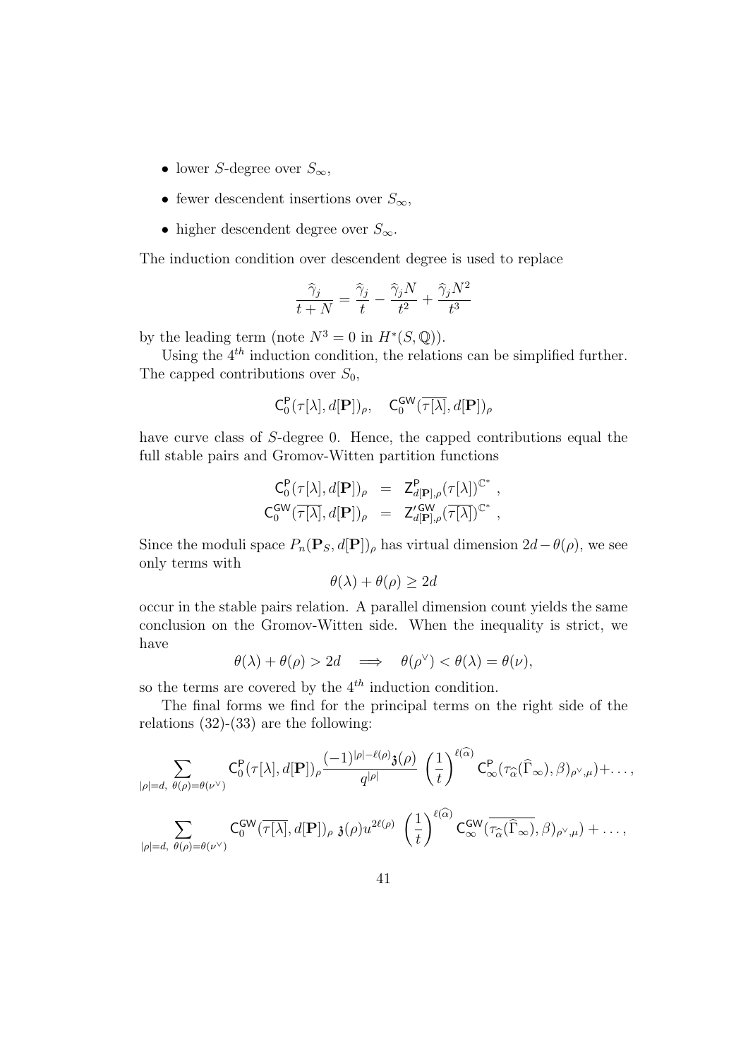- lower $S$-degree over $S_\infty$,
- fewer descendent insertions over $S_\infty$,
- higher descendent degree over $S_\infty$.

The induction condition over descendent degree is used to replace

$$\frac{\widehat{\gamma}_j}{t+N} = \frac{\widehat{\gamma}_j}{t} - \frac{\widehat{\gamma}_j N}{t^2} + \frac{\widehat{\gamma}_j N^2}{t^3}$$

by the leading term (note $N^3 = 0$ in $H^*(S,\mathbb{Q})$).

Using the $4^{th}$ induction condition, the relations can be simplified further. The capped contributions over $S_0$,

$$\mathsf{C}_0^{\mathsf{P}}(\tau[\lambda], d[\mathbf{P}])_\rho, \quad \mathsf{C}_0^{\mathsf{GW}}(\overline{\tau[\lambda]}, d[\mathbf{P}])_\rho$$

have curve class of $S$-degree 0. Hence, the capped contributions equal the full stable pairs and Gromov-Witten partition functions

$$\begin{aligned}
\mathsf{C}_0^{\mathsf{P}}(\tau[\lambda], d[\mathbf{P}])_\rho &= \mathsf{Z}^{\mathsf{P}}_{d[\mathbf{P}],\rho}(\tau[\lambda])^{\mathbb{C}^*}, \\
\mathsf{C}_0^{\mathsf{GW}}(\overline{\tau[\lambda]}, d[\mathbf{P}])_\rho &= \mathsf{Z}'^{\mathsf{GW}}_{d[\mathbf{P}],\rho}(\overline{\tau[\lambda]})^{\mathbb{C}^*},
\end{aligned}$$

Since the moduli space $P_n(\mathbf{P}_S, d[\mathbf{P}])_\rho$ has virtual dimension $2d - \theta(\rho)$, we see only terms with

$$\theta(\lambda) + \theta(\rho) \geq 2d$$

occur in the stable pairs relation. A parallel dimension count yields the same conclusion on the Gromov-Witten side. When the inequality is strict, we have

$$\theta(\lambda) + \theta(\rho) > 2d \quad \Longrightarrow \quad \theta(\rho^\vee) < \theta(\lambda) = \theta(\nu),$$

so the terms are covered by the $4^{th}$ induction condition.

The final forms we find for the principal terms on the right side of the relations (32)-(33) are the following:

$$\sum_{|\rho|=d,\ \theta(\rho)=\theta(\nu^\vee)} \mathsf{C}_0^{\mathsf{P}}(\tau[\lambda], d[\mathbf{P}])_\rho \frac{(-1)^{|\rho|-\ell(\rho)}\mathfrak{z}(\rho)}{q^{|\rho|}} \left(\frac{1}{t}\right)^{\ell(\widehat{\alpha})} \mathsf{C}_\infty^{\mathsf{P}}(\tau_{\widehat{\alpha}}(\widehat{\Gamma}_\infty), \beta)_{\rho^\vee,\mu} + \ldots,$$

$$\sum_{|\rho|=d,\ \theta(\rho)=\theta(\nu^\vee)} \mathsf{C}_0^{\mathsf{GW}}(\overline{\tau[\lambda]}, d[\mathbf{P}])_\rho\ \mathfrak{z}(\rho) u^{2\ell(\rho)} \left(\frac{1}{t}\right)^{\ell(\widehat{\alpha})} \mathsf{C}_\infty^{\mathsf{GW}}(\overline{\tau_{\widehat{\alpha}}(\widehat{\Gamma}_\infty)}, \beta)_{\rho^\vee,\mu} + \ldots,$$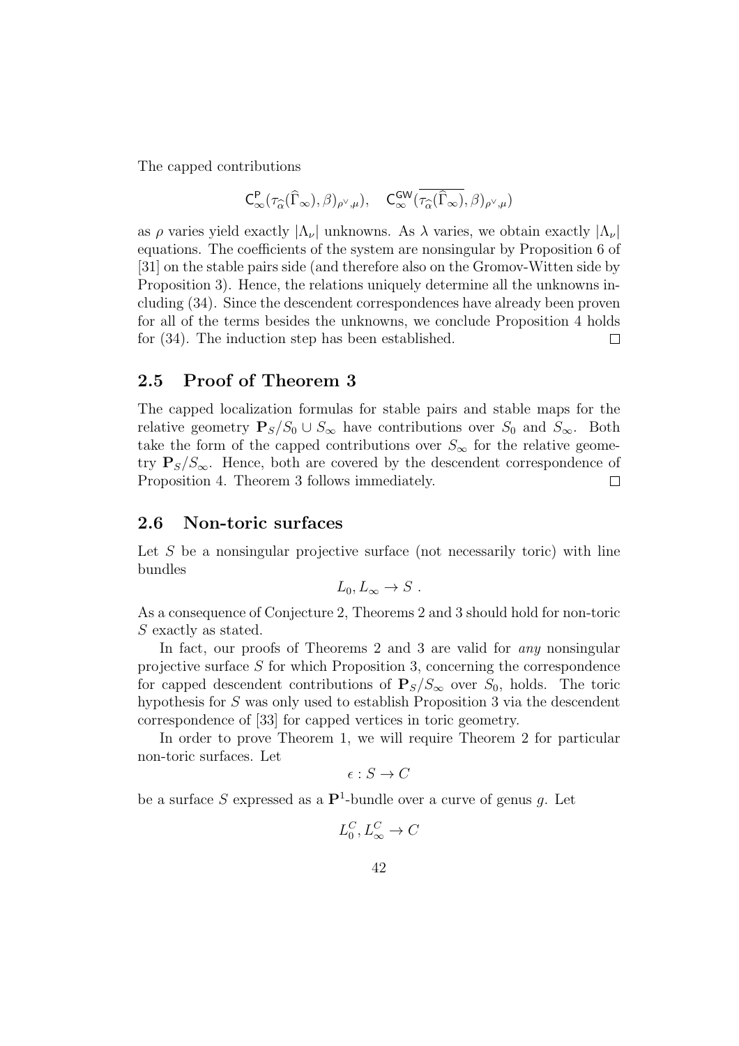The capped contributions

$$\mathsf{C}^{\mathsf{P}}_\infty(\tau_{\widehat{\alpha}}(\widehat{\Gamma}_\infty),\beta)_{\rho^\vee,\mu}), \quad \mathsf{C}^{\mathsf{GW}}_\infty(\overline{\tau_{\widehat{\alpha}}(\widehat{\Gamma}_\infty)},\beta)_{\rho^\vee,\mu})$$

as $\rho$ varies yield exactly $|\Lambda_\nu|$ unknowns. As $\lambda$ varies, we obtain exactly $|\Lambda_\nu|$ equations. The coefficients of the system are nonsingular by Proposition 6 of [31] on the stable pairs side (and therefore also on the Gromov-Witten side by Proposition 3). Hence, the relations uniquely determine all the unknowns including (34). Since the descendent correspondences have already been proven for all of the terms besides the unknowns, we conclude Proposition 4 holds for (34). The induction step has been established. $\square$

## 2.5 Proof of Theorem 3

The capped localization formulas for stable pairs and stable maps for the relative geometry $\mathbf{P}_S/S_0 \cup S_\infty$ have contributions over $S_0$ and $S_\infty$. Both take the form of the capped contributions over $S_\infty$ for the relative geometry $\mathbf{P}_S/S_\infty$. Hence, both are covered by the descendent correspondence of Proposition 4. Theorem 3 follows immediately. $\square$

## 2.6 Non-toric surfaces

Let $S$ be a nonsingular projective surface (not necessarily toric) with line bundles

$$L_0, L_\infty \to S\ .$$

As a consequence of Conjecture 2, Theorems 2 and 3 should hold for non-toric $S$ exactly as stated.

In fact, our proofs of Theorems 2 and 3 are valid for *any* nonsingular projective surface $S$ for which Proposition 3, concerning the correspondence for capped descendent contributions of $\mathbf{P}_S/S_\infty$ over $S_0$, holds. The toric hypothesis for $S$ was only used to establish Proposition 3 via the descendent correspondence of [33] for capped vertices in toric geometry.

In order to prove Theorem 1, we will require Theorem 2 for particular non-toric surfaces. Let

$$\epsilon : S \to C$$

be a surface $S$ expressed as a $\mathbf{P}^1$-bundle over a curve of genus $g$. Let

$$L^C_0, L^C_\infty \to C$$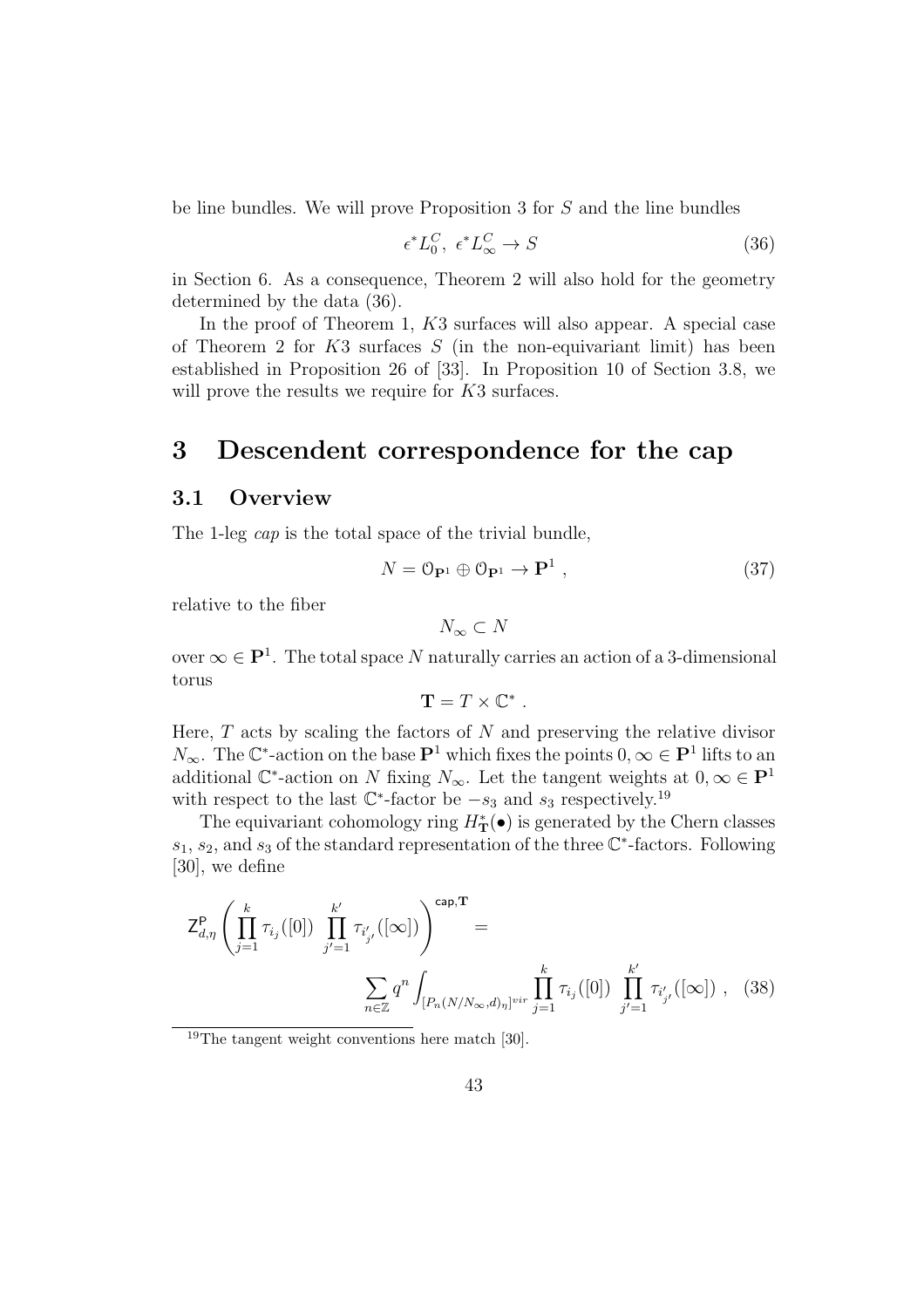be line bundles. We will prove Proposition 3 for $S$ and the line bundles

$$\epsilon^* L_0^C,\ \epsilon^* L_\infty^C \to S \tag{36}$$

in Section 6. As a consequence, Theorem 2 will also hold for the geometry determined by the data (36).

In the proof of Theorem 1, $K3$ surfaces will also appear. A special case of Theorem 2 for $K3$ surfaces $S$ (in the non-equivariant limit) has been established in Proposition 26 of [33]. In Proposition 10 of Section 3.8, we will prove the results we require for $K3$ surfaces.

# 3 Descendent correspondence for the cap

## 3.1 Overview

The 1-leg *cap* is the total space of the trivial bundle,

$$N = \mathcal{O}_{\mathbf{P}^1} \oplus \mathcal{O}_{\mathbf{P}^1} \to \mathbf{P}^1 , \tag{37}$$

relative to the fiber

$$N_\infty \subset N$$

over $\infty \in \mathbf{P}^1$. The total space $N$ naturally carries an action of a 3-dimensional torus

$$\mathbf{T} = T \times \mathbb{C}^* .$$

Here, $T$ acts by scaling the factors of $N$ and preserving the relative divisor $N_\infty$. The $\mathbb{C}^*$-action on the base $\mathbf{P}^1$ which fixes the points $0, \infty \in \mathbf{P}^1$ lifts to an additional $\mathbb{C}^*$-action on $N$ fixing $N_\infty$. Let the tangent weights at $0, \infty \in \mathbf{P}^1$ with respect to the last $\mathbb{C}^*$-factor be $-s_3$ and $s_3$ respectively.[19]

The equivariant cohomology ring $H^*_{\mathbf{T}}(\bullet)$ is generated by the Chern classes $s_1$, $s_2$, and $s_3$ of the standard representation of the three $\mathbb{C}^*$-factors. Following [30], we define

$$\mathsf{Z}^{\mathsf{P}}_{d,\eta}\left( \prod_{j=1}^{k} \tau_{i_j}([0]) \ \prod_{j'=1}^{k'} \tau_{i'_{j'}}([\infty]) \right)^{\mathsf{cap},\mathbf{T}} = \sum_{n\in\mathbb{Z}} q^n \int_{[P_n(N/N_\infty,d)_\eta]^{vir}} \prod_{j=1}^{k} \tau_{i_j}([0]) \ \prod_{j'=1}^{k'} \tau_{i'_{j'}}([\infty]) \ , \tag{38}$$

[19] The tangent weight conventions here match [30].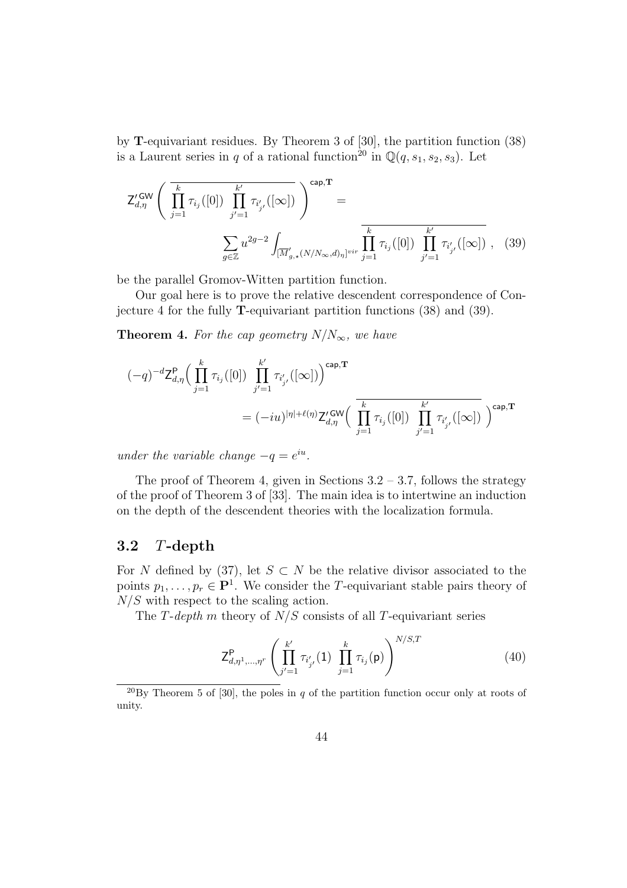by $\mathbf{T}$-equivariant residues. By Theorem 3 of [30], the partition function (38) is a Laurent series in $q$ of a rational function[20] in $\mathbb{Q}(q, s_1, s_2, s_3)$. Let

$$\mathsf{Z}'^{\mathsf{GW}}_{d,\eta}\left(\overline{\prod_{j=1}^{k}\tau_{i_j}([0])\ \prod_{j'=1}^{k'}\tau_{i'_{j'}}([\infty])}\right)^{\mathsf{cap},\mathbf{T}} = \sum_{g\in\mathbb{Z}} u^{2g-2}\int_{[\overline{M}'_{g,\star}(N/N_\infty,d)_\eta]^{vir}} \overline{\prod_{j=1}^{k}\tau_{i_j}([0])\ \prod_{j'=1}^{k'}\tau_{i'_{j'}}([\infty])}\ , \quad (39)$$

be the parallel Gromov-Witten partition function.

Our goal here is to prove the relative descendent correspondence of Conjecture 4 for the fully $\mathbf{T}$-equivariant partition functions (38) and (39).

**Theorem 4.** *For the cap geometry $N/N_\infty$, we have*

$$(-q)^{-d}\mathsf{Z}^{\mathsf{P}}_{d,\eta}\Big(\prod_{j=1}^{k}\tau_{i_j}([0])\ \prod_{j'=1}^{k'}\tau_{i'_{j'}}([\infty])\Big)^{\mathsf{cap},\mathbf{T}} = (-iu)^{|\eta|+\ell(\eta)}\mathsf{Z}'^{\mathsf{GW}}_{d,\eta}\Big(\overline{\prod_{j=1}^{k}\tau_{i_j}([0])\ \prod_{j'=1}^{k'}\tau_{i'_{j'}}([\infty])}\Big)^{\mathsf{cap},\mathbf{T}}$$

*under the variable change $-q = e^{iu}$.*

The proof of Theorem 4, given in Sections 3.2 – 3.7, follows the strategy of the proof of Theorem 3 of [33]. The main idea is to intertwine an induction on the depth of the descendent theories with the localization formula.

## 3.2 $T$-depth

For $N$ defined by (37), let $S \subset N$ be the relative divisor associated to the points $p_1, \ldots, p_r \in \mathbf{P}^1$. We consider the $T$-equivariant stable pairs theory of $N/S$ with respect to the scaling action.

The *$T$-depth $m$* theory of $N/S$ consists of all $T$-equivariant series

$$\mathsf{Z}^{\mathsf{P}}_{d,\eta^1,\ldots,\eta^r}\left(\prod_{j'=1}^{k'}\tau_{i'_{j'}}(\mathsf{1})\ \prod_{j=1}^{k}\tau_{i_j}(\mathsf{p})\right)^{N/S,T} \quad (40)$$

[20] By Theorem 5 of [30], the poles in $q$ of the partition function occur only at roots of unity.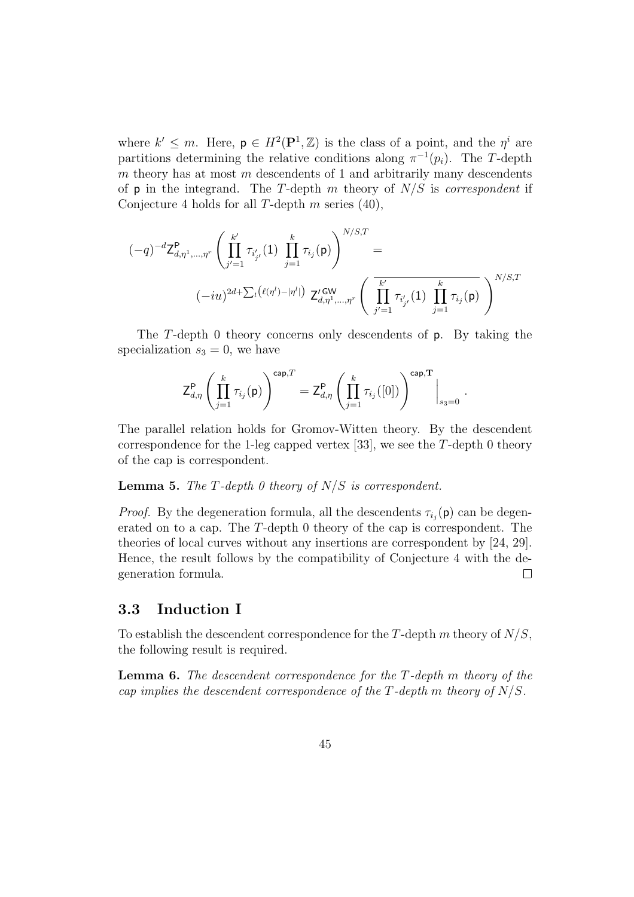where $k' \leq m$. Here, $\mathsf{p} \in H^2(\mathbf{P}^1, \mathbb{Z})$ is the class of a point, and the $\eta^i$ are partitions determining the relative conditions along $\pi^{-1}(p_i)$. The $T$-depth $m$ theory has at most $m$ descendents of 1 and arbitrarily many descendents of $\mathsf{p}$ in the integrand. The $T$-depth $m$ theory of $N/S$ is *correspondent* if Conjecture 4 holds for all $T$-depth $m$ series (40),

$$
(-q)^{-d}\mathsf{Z}^{\mathsf{P}}_{d,\eta^1,\ldots,\eta^r}\left(\prod_{j'=1}^{k'}\tau_{i'_{j'}}(\mathsf{1})\ \prod_{j=1}^{k}\tau_{i_j}(\mathsf{p})\right)^{N/S,T} =
$$
$$
(-iu)^{2d+\sum_l\left(\ell(\eta^l)-|\eta^l|\right)}\ \mathsf{Z}'^{\mathsf{GW}}_{d,\eta^1,\ldots,\eta^r}\left(\ \overline{\prod_{j'=1}^{k'}\tau_{i'_{j'}}(\mathsf{1})\ \prod_{j=1}^{k}\tau_{i_j}(\mathsf{p})}\ \right)^{N/S,T}
$$

The $T$-depth 0 theory concerns only descendents of $\mathsf{p}$. By taking the specialization $s_3 = 0$, we have

$$
\mathsf{Z}^{\mathsf{P}}_{d,\eta}\left(\prod_{j=1}^{k}\tau_{i_j}(\mathsf{p})\right)^{\mathsf{cap},T} = \mathsf{Z}^{\mathsf{P}}_{d,\eta}\left(\prod_{j=1}^{k}\tau_{i_j}([0])\right)^{\mathsf{cap},\mathbf{T}}\Bigg|_{s_3=0}.
$$

The parallel relation holds for Gromov-Witten theory. By the descendent correspondence for the 1-leg capped vertex [33], we see the $T$-depth 0 theory of the cap is correspondent.

**Lemma 5.** *The $T$-depth 0 theory of $N/S$ is correspondent.*

*Proof.* By the degeneration formula, all the descendents $\tau_{i_j}(\mathsf{p})$ can be degenerated on to a cap. The $T$-depth 0 theory of the cap is correspondent. The theories of local curves without any insertions are correspondent by [24, 29]. Hence, the result follows by the compatibility of Conjecture 4 with the degeneration formula. $\square$

### 3.3 Induction I

To establish the descendent correspondence for the $T$-depth $m$ theory of $N/S$, the following result is required.

**Lemma 6.** *The descendent correspondence for the $T$-depth $m$ theory of the cap implies the descendent correspondence of the $T$-depth $m$ theory of $N/S$.*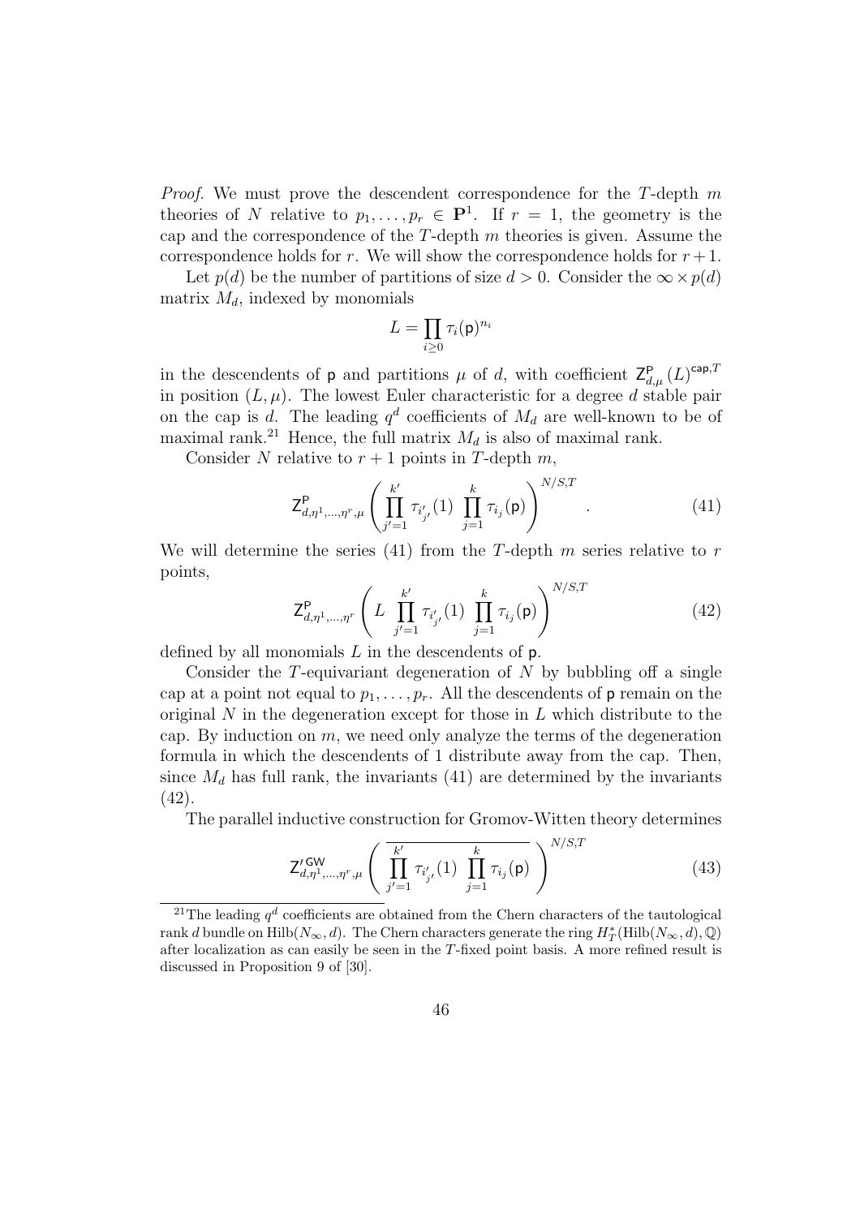*Proof.* We must prove the descendent correspondence for the $T$-depth $m$ theories of $N$ relative to $p_1, \ldots, p_r \in \mathbf{P}^1$. If $r = 1$, the geometry is the cap and the correspondence of the $T$-depth $m$ theories is given. Assume the correspondence holds for $r$. We will show the correspondence holds for $r+1$.

Let $p(d)$ be the number of partitions of size $d > 0$. Consider the $\infty \times p(d)$ matrix $M_d$, indexed by monomials

$$L = \prod_{i \geq 0} \tau_i(\mathsf{p})^{n_i}$$

in the descendents of $\mathsf{p}$ and partitions $\mu$ of $d$, with coefficient $\mathsf{Z}^{\mathsf{P}}_{d,\mu}(L)^{\mathsf{cap},T}$ in position $(L, \mu)$. The lowest Euler characteristic for a degree $d$ stable pair on the cap is $d$. The leading $q^d$ coefficients of $M_d$ are well-known to be of maximal rank.[21] Hence, the full matrix $M_d$ is also of maximal rank.

Consider $N$ relative to $r+1$ points in $T$-depth $m$,

$$\mathsf{Z}^{\mathsf{P}}_{d,\eta^1,\ldots,\eta^r,\mu}\left( \prod_{j'=1}^{k'} \tau_{i'_{j'}}(1) \prod_{j=1}^{k} \tau_{i_j}(\mathsf{p}) \right)^{N/S,T} . \tag{41}$$

We will determine the series (41) from the $T$-depth $m$ series relative to $r$ points,

$$\mathsf{Z}^{\mathsf{P}}_{d,\eta^1,\ldots,\eta^r}\left( L \prod_{j'=1}^{k'} \tau_{i'_{j'}}(1) \prod_{j=1}^{k} \tau_{i_j}(\mathsf{p}) \right)^{N/S,T} \tag{42}$$

defined by all monomials $L$ in the descendents of $\mathsf{p}$.

Consider the $T$-equivariant degeneration of $N$ by bubbling off a single cap at a point not equal to $p_1, \ldots, p_r$. All the descendents of $\mathsf{p}$ remain on the original $N$ in the degeneration except for those in $L$ which distribute to the cap. By induction on $m$, we need only analyze the terms of the degeneration formula in which the descendents of 1 distribute away from the cap. Then, since $M_d$ has full rank, the invariants (41) are determined by the invariants (42).

The parallel inductive construction for Gromov-Witten theory determines

$$\mathsf{Z}'^{\mathsf{GW}}_{d,\eta^1,\ldots,\eta^r,\mu}\left( \overline{\prod_{j'=1}^{k'} \tau_{i'_{j'}}(1) \prod_{j=1}^{k} \tau_{i_j}(\mathsf{p})} \right)^{N/S,T} \tag{43}$$

---

[21] The leading $q^d$ coefficients are obtained from the Chern characters of the tautological rank $d$ bundle on $\mathrm{Hilb}(N_\infty, d)$. The Chern characters generate the ring $H^*_T(\mathrm{Hilb}(N_\infty, d), \mathbb{Q})$ after localization as can easily be seen in the $T$-fixed point basis. A more refined result is discussed in Proposition 9 of [30].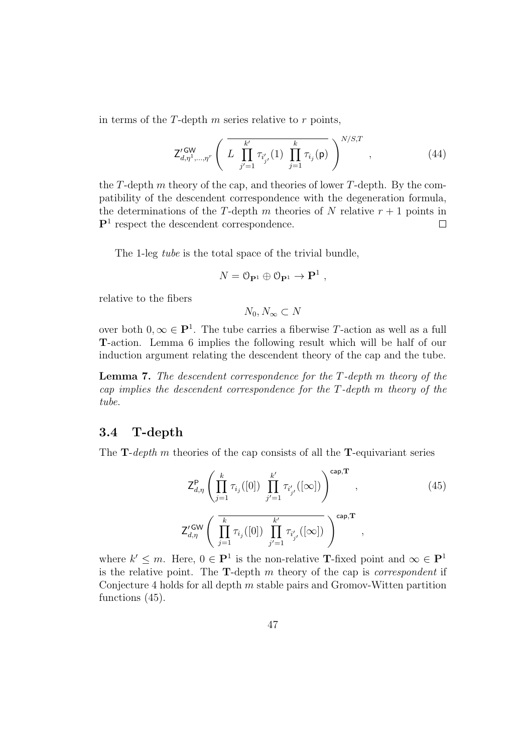in terms of the $T$-depth $m$ series relative to $r$ points,

$$\mathsf{Z}'^{\mathsf{GW}}_{d,\eta^1,\ldots,\eta^r}\left( \overline{L \prod_{j'=1}^{k'} \tau_{i'_{j'}}(1) \prod_{j=1}^{k} \tau_{i_j}(\mathsf{p})} \right)^{N/S,T}, \tag{44}$$

the $T$-depth $m$ theory of the cap, and theories of lower $T$-depth. By the compatibility of the descendent correspondence with the degeneration formula, the determinations of the $T$-depth $m$ theories of $N$ relative $r+1$ points in $\mathbf{P}^1$ respect the descendent correspondence. $\square$

The 1-leg *tube* is the total space of the trivial bundle,

$$N = \mathcal{O}_{\mathbf{P}^1} \oplus \mathcal{O}_{\mathbf{P}^1} \to \mathbf{P}^1 ,$$

relative to the fibers

$$N_0, N_\infty \subset N$$

over both $0, \infty \in \mathbf{P}^1$. The tube carries a fiberwise $T$-action as well as a full $\mathbf{T}$-action. Lemma 6 implies the following result which will be half of our induction argument relating the descendent theory of the cap and the tube.

**Lemma 7.** *The descendent correspondence for the $T$-depth $m$ theory of the cap implies the descendent correspondence for the $T$-depth $m$ theory of the tube.*

## 3.4 T-depth

The $\mathbf{T}$-*depth* $m$ theories of the cap consists of all the $\mathbf{T}$-equivariant series

$$\mathsf{Z}^{\mathsf{P}}_{d,\eta}\left( \prod_{j=1}^{k} \tau_{i_j}([0]) \prod_{j'=1}^{k'} \tau_{i'_{j'}}([\infty]) \right)^{\mathsf{cap},\mathbf{T}}, \tag{45}$$

$$\mathsf{Z}'^{\mathsf{GW}}_{d,\eta}\left( \overline{\prod_{j=1}^{k} \tau_{i_j}([0]) \prod_{j'=1}^{k'} \tau_{i'_{j'}}([\infty])} \right)^{\mathsf{cap},\mathbf{T}},$$

where $k' \leq m$. Here, $0 \in \mathbf{P}^1$ is the non-relative $\mathbf{T}$-fixed point and $\infty \in \mathbf{P}^1$ is the relative point. The $\mathbf{T}$-depth $m$ theory of the cap is *correspondent* if Conjecture 4 holds for all depth $m$ stable pairs and Gromov-Witten partition functions (45).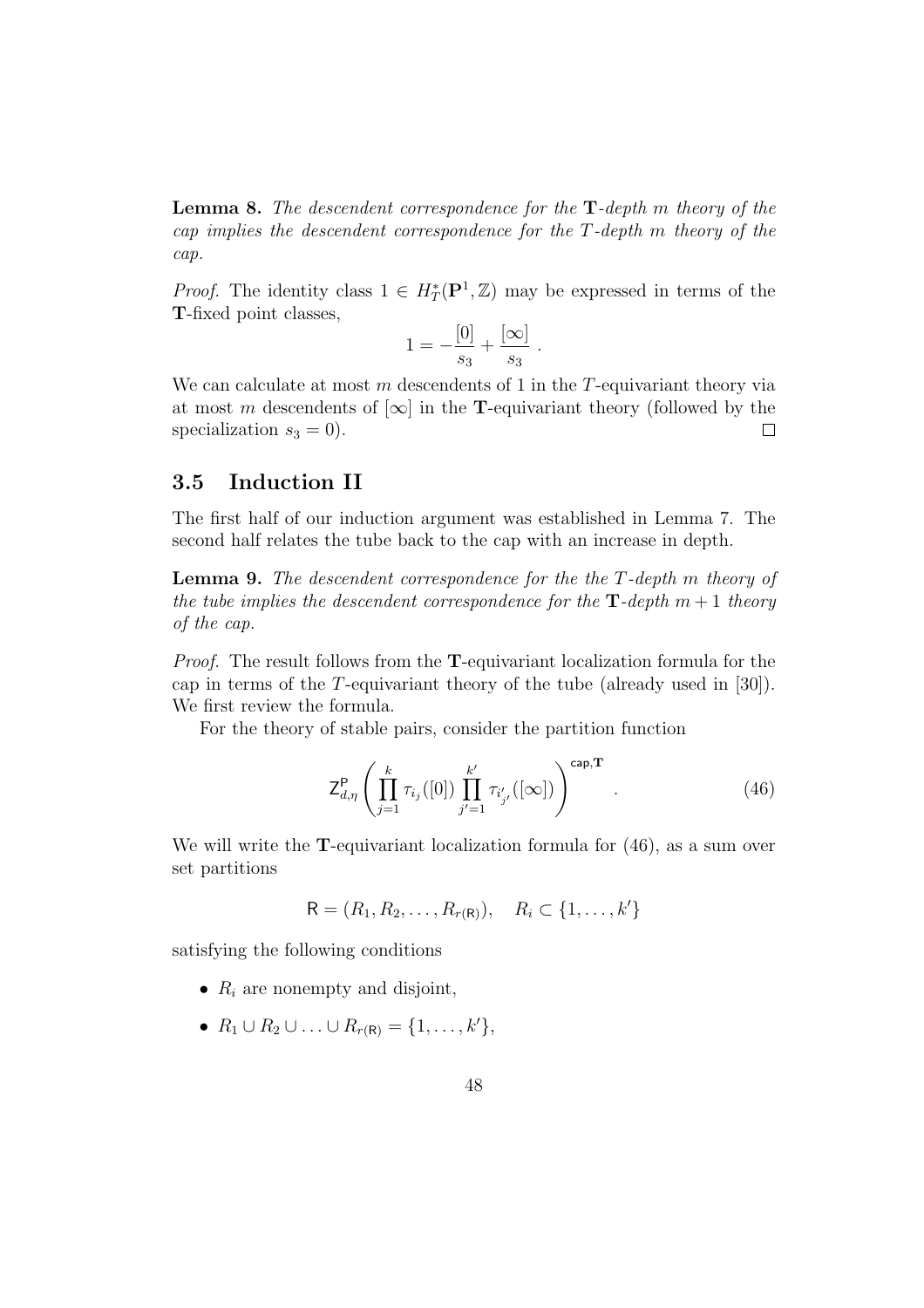**Lemma 8.** *The descendent correspondence for the* $\mathbf{T}$*-depth* $m$ *theory of the cap implies the descendent correspondence for the* $T$*-depth* $m$ *theory of the cap.*

*Proof.* The identity class $1 \in H_T^*(\mathbf{P}^1, \mathbb{Z})$ may be expressed in terms of the $\mathbf{T}$-fixed point classes,

$$1 = -\frac{[0]}{s_3} + \frac{[\infty]}{s_3} \ .$$

We can calculate at most $m$ descendents of 1 in the $T$-equivariant theory via at most $m$ descendents of $[\infty]$ in the $\mathbf{T}$-equivariant theory (followed by the specialization $s_3 = 0$). $\square$

## 3.5 Induction II

The first half of our induction argument was established in Lemma 7. The second half relates the tube back to the cap with an increase in depth.

**Lemma 9.** *The descendent correspondence for the the* $T$*-depth* $m$ *theory of the tube implies the descendent correspondence for the* $\mathbf{T}$*-depth* $m+1$ *theory of the cap.*

*Proof.* The result follows from the $\mathbf{T}$-equivariant localization formula for the cap in terms of the $T$-equivariant theory of the tube (already used in [30]). We first review the formula.

For the theory of stable pairs, consider the partition function

$$\mathsf{Z}^{\mathsf{P}}_{d,\eta}\left(\prod_{j=1}^{k} \tau_{i_j}([0]) \prod_{j'=1}^{k'} \tau_{i'_{j'}}([\infty])\right)^{\mathsf{cap},\mathbf{T}} . \tag{46}$$

We will write the $\mathbf{T}$-equivariant localization formula for (46), as a sum over set partitions

$$\mathsf{R} = (R_1, R_2, \ldots, R_{r(\mathsf{R})}), \quad R_i \subset \{1, \ldots, k'\}$$

satisfying the following conditions

- $R_i$ are nonempty and disjoint,
- $R_1 \cup R_2 \cup \ldots \cup R_{r(\mathsf{R})} = \{1, \ldots, k'\}$,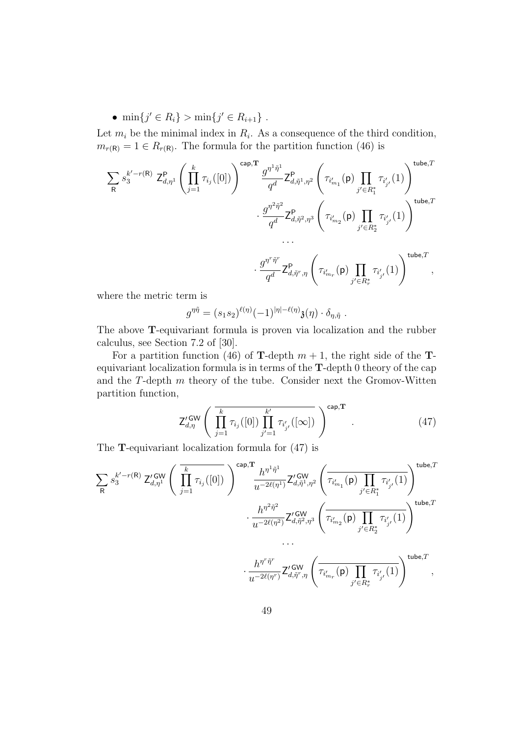- $\min\{j' \in R_i\} > \min\{j' \in R_{i+1}\}$ .

Let $m_i$ be the minimal index in $R_i$. As a consequence of the third condition, $m_{r(\mathsf{R})} = 1 \in R_{r(\mathsf{R})}$. The formula for the partition function (46) is

$$\sum_{\mathsf{R}} s_3^{k'-r(\mathsf{R})}\ \mathsf{Z}^{\mathsf{P}}_{d,\eta^1}\left(\prod_{j=1}^{k}\tau_{i_j}([0])\right)^{\mathsf{cap},\mathbf{T}} \frac{g^{\eta^1\tilde{\eta}^1}}{q^d}\mathsf{Z}^{\mathsf{P}}_{d,\tilde{\eta}^1,\eta^2}\left(\tau_{i'_{m_1}}(\mathsf{p})\prod_{j'\in R_1^*}\tau_{i'_{j'}}(1)\right)^{\mathsf{tube},T}$$
$$\cdot\frac{g^{\eta^2\tilde{\eta}^2}}{q^d}\mathsf{Z}^{\mathsf{P}}_{d,\tilde{\eta}^2,\eta^3}\left(\tau_{i'_{m_2}}(\mathsf{p})\prod_{j'\in R_2^*}\tau_{i'_{j'}}(1)\right)^{\mathsf{tube},T}$$
$$\cdots$$
$$\cdot\frac{g^{\eta^r\tilde{\eta}^r}}{q^d}\mathsf{Z}^{\mathsf{P}}_{d,\tilde{\eta}^r,\eta}\left(\tau_{i'_{m_r}}(\mathsf{p})\prod_{j'\in R_r^*}\tau_{i'_{j'}}(1)\right)^{\mathsf{tube},T},$$

where the metric term is

$$g^{\eta\tilde{\eta}} = (s_1 s_2)^{\ell(\eta)}(-1)^{|\eta|-\ell(\eta)}\mathfrak{z}(\eta)\cdot\delta_{\eta,\tilde{\eta}}\ .$$

The above $\mathbf{T}$-equivariant formula is proven via localization and the rubber calculus, see Section 7.2 of [30].

For a partition function (46) of $\mathbf{T}$-depth $m+1$, the right side of the $\mathbf{T}$-equivariant localization formula is in terms of the $\mathbf{T}$-depth 0 theory of the cap and the $T$-depth $m$ theory of the tube. Consider next the Gromov-Witten partition function,

$$\mathsf{Z}'^{\mathsf{GW}}_{d,\eta}\left(\overline{\prod_{j=1}^{k}\tau_{i_j}([0])\prod_{j'=1}^{k'}\tau_{i'_{j'}}([\infty])}\right)^{\mathsf{cap},\mathbf{T}}. \tag{47}$$

The $\mathbf{T}$-equivariant localization formula for (47) is

$$\sum_{\mathsf{R}} s_3^{k'-r(\mathsf{R})}\ \mathsf{Z}'^{\mathsf{GW}}_{d,\eta^1}\left(\overline{\prod_{j=1}^{k}\tau_{i_j}([0])}\right)^{\mathsf{cap},\mathbf{T}} \frac{h^{\eta^1\tilde{\eta}^1}}{u^{-2\ell(\eta^1)}}\mathsf{Z}'^{\mathsf{GW}}_{d,\tilde{\eta}^1,\eta^2}\left(\overline{\tau_{i'_{m_1}}(\mathsf{p})\prod_{j'\in R_1^*}\tau_{i'_{j'}}(1)}\right)^{\mathsf{tube},T}$$
$$\cdot\frac{h^{\eta^2\tilde{\eta}^2}}{u^{-2\ell(\eta^2)}}\mathsf{Z}'^{\mathsf{GW}}_{d,\tilde{\eta}^2,\eta^3}\left(\overline{\tau_{i'_{m_2}}(\mathsf{p})\prod_{j'\in R_2^*}\tau_{i'_{j'}}(1)}\right)^{\mathsf{tube},T}$$
$$\cdots$$
$$\cdot\frac{h^{\eta^r\tilde{\eta}^r}}{u^{-2\ell(\eta^r)}}\mathsf{Z}'^{\mathsf{GW}}_{d,\tilde{\eta}^r,\eta}\left(\overline{\tau_{i'_{m_r}}(\mathsf{p})\prod_{j'\in R_r^*}\tau_{i'_{j'}}(1)}\right)^{\mathsf{tube},T},$$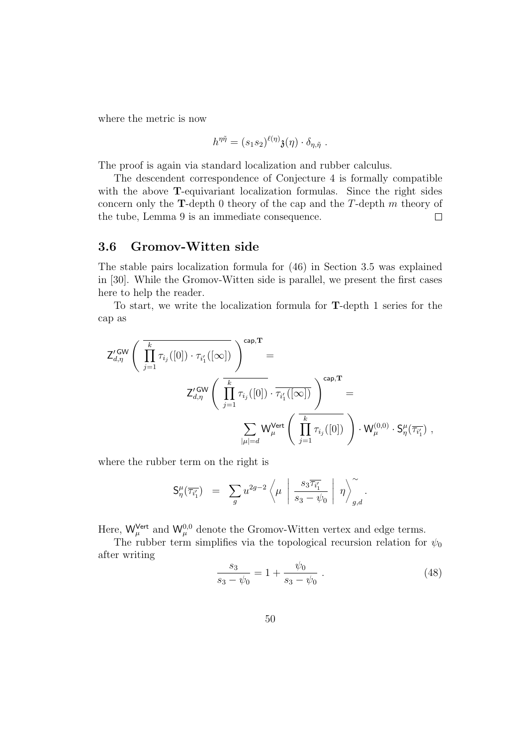where the metric is now

$$h^{\eta\tilde{\eta}} = (s_1 s_2)^{\ell(\eta)} \mathfrak{z}(\eta) \cdot \delta_{\eta,\tilde{\eta}} \ .$$

The proof is again via standard localization and rubber calculus.

The descendent correspondence of Conjecture 4 is formally compatible with the above $\mathbf{T}$-equivariant localization formulas. Since the right sides concern only the $\mathbf{T}$-depth 0 theory of the cap and the $T$-depth $m$ theory of the tube, Lemma 9 is an immediate consequence. $\square$

### 3.6 Gromov-Witten side

The stable pairs localization formula for (46) in Section 3.5 was explained in [30]. While the Gromov-Witten side is parallel, we present the first cases here to help the reader.

To start, we write the localization formula for $\mathbf{T}$-depth 1 series for the cap as

$$\mathsf{Z}'^{\mathsf{GW}}_{d,\eta}\left( \overline{\prod_{j=1}^{k} \tau_{i_j}([0]) \cdot \tau_{i'_1}([\infty])} \right)^{\mathsf{cap},\mathbf{T}} =$$

$$\mathsf{Z}'^{\mathsf{GW}}_{d,\eta}\left( \overline{\prod_{j=1}^{k} \tau_{i_j}([0])} \cdot \overline{\tau_{i'_1}([\infty])} \right)^{\mathsf{cap},\mathbf{T}} =$$

$$\sum_{|\mu|=d} \mathsf{W}^{\mathsf{Vert}}_{\mu}\left( \overline{\prod_{j=1}^{k} \tau_{i_j}([0])} \right) \cdot \mathsf{W}^{(0,0)}_{\mu} \cdot \mathsf{S}^{\mu}_{\eta}(\overline{\tau_{i'_1}}) \ ,$$

where the rubber term on the right is

$$\mathsf{S}^{\mu}_{\eta}(\overline{\tau_{i'_1}}) \ = \ \sum_{g} u^{2g-2} \left\langle \mu \ \middle| \ \frac{s_3 \overline{\tau_{i'_1}}}{s_3 - \psi_0} \ \middle| \ \eta \right\rangle^{\sim}_{g,d} .$$

Here, $\mathsf{W}^{\mathsf{Vert}}_{\mu}$ and $\mathsf{W}^{0,0}_{\mu}$ denote the Gromov-Witten vertex and edge terms.

The rubber term simplifies via the topological recursion relation for $\psi_0$ after writing

$$\frac{s_3}{s_3 - \psi_0} = 1 + \frac{\psi_0}{s_3 - \psi_0} \ . \tag{48}$$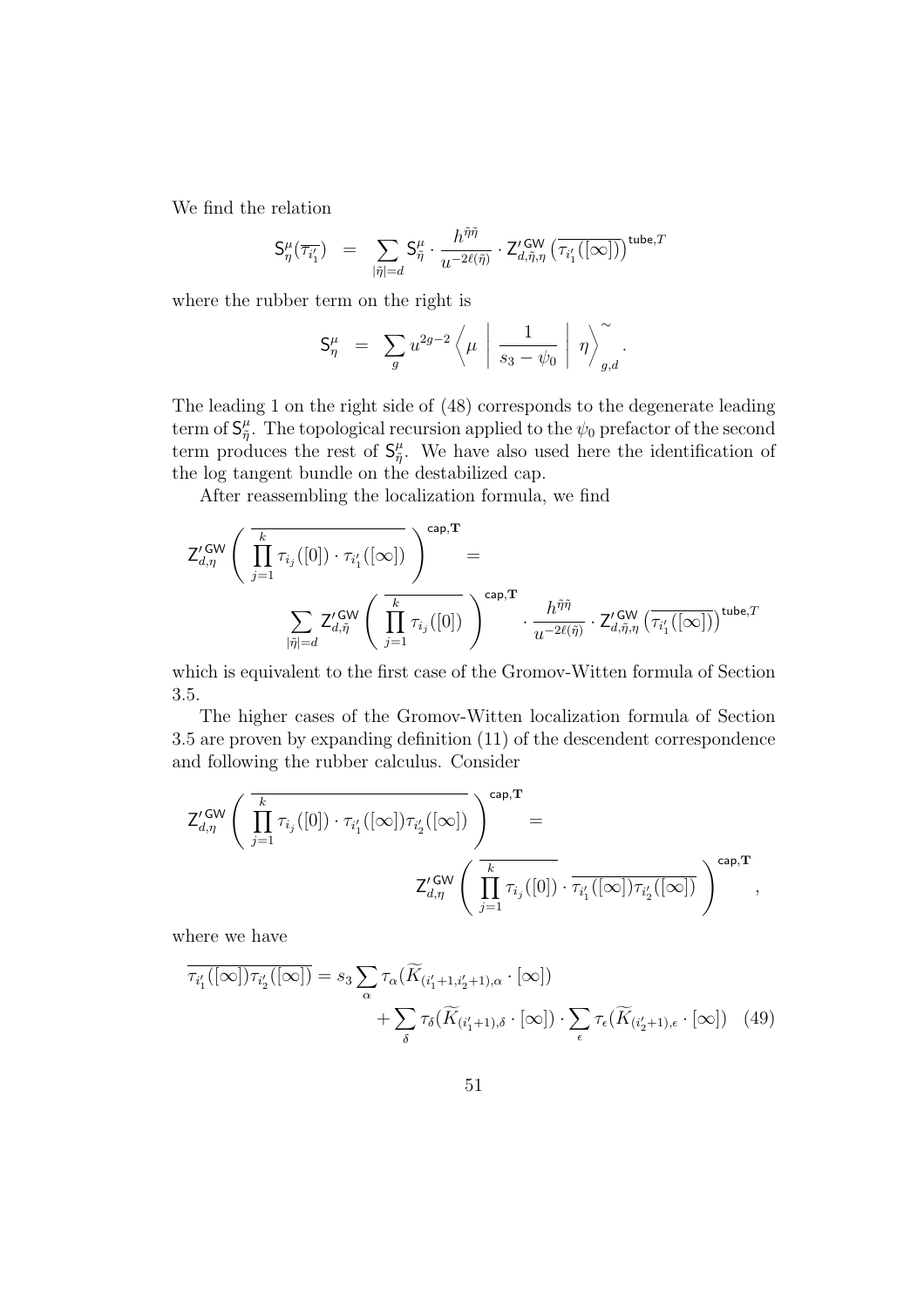We find the relation

$$\mathsf{S}^{\mu}_{\eta}(\overline{\tau_{i_1'}}) \;=\; \sum_{|\tilde{\eta}|=d} \mathsf{S}^{\mu}_{\tilde{\eta}} \cdot \frac{h^{\tilde{\eta}\tilde{\eta}}}{u^{-2\ell(\tilde{\eta})}} \cdot \mathsf{Z}'^{\mathsf{GW}}_{d,\tilde{\eta},\eta}\left(\overline{\tau_{i_1'}([\infty])}\right)^{\mathsf{tube},T}$$

where the rubber term on the right is

$$\mathsf{S}^{\mu}_{\eta} \;=\; \sum_{g} u^{2g-2} \left\langle \mu \;\middle|\; \frac{1}{s_3 - \psi_0} \;\middle|\; \eta \right\rangle^{\sim}_{g,d}.$$

The leading 1 on the right side of (48) corresponds to the degenerate leading term of $\mathsf{S}^{\mu}_{\tilde{\eta}}$. The topological recursion applied to the $\psi_0$ prefactor of the second term produces the rest of $\mathsf{S}^{\mu}_{\tilde{\eta}}$. We have also used here the identification of the log tangent bundle on the destabilized cap.

After reassembling the localization formula, we find

$$\mathsf{Z}'^{\mathsf{GW}}_{d,\eta}\left(\overline{\prod_{j=1}^{k} \tau_{i_j}([0]) \cdot \tau_{i_1'}([\infty])}\right)^{\mathsf{cap},\mathbf{T}} = \sum_{|\tilde{\eta}|=d} \mathsf{Z}'^{\mathsf{GW}}_{d,\tilde{\eta}}\left(\overline{\prod_{j=1}^{k} \tau_{i_j}([0])}\right)^{\mathsf{cap},\mathbf{T}} \cdot \frac{h^{\tilde{\eta}\tilde{\eta}}}{u^{-2\ell(\tilde{\eta})}} \cdot \mathsf{Z}'^{\mathsf{GW}}_{d,\tilde{\eta},\eta}\left(\overline{\tau_{i_1'}([\infty])}\right)^{\mathsf{tube},T}$$

which is equivalent to the first case of the Gromov-Witten formula of Section 3.5.

The higher cases of the Gromov-Witten localization formula of Section 3.5 are proven by expanding definition (11) of the descendent correspondence and following the rubber calculus. Consider

$$\mathsf{Z}'^{\mathsf{GW}}_{d,\eta}\left(\overline{\prod_{j=1}^{k} \tau_{i_j}([0]) \cdot \tau_{i_1'}([\infty])\tau_{i_2'}([\infty])}\right)^{\mathsf{cap},\mathbf{T}} = \mathsf{Z}'^{\mathsf{GW}}_{d,\eta}\left(\overline{\prod_{j=1}^{k} \tau_{i_j}([0])} \cdot \overline{\tau_{i_1'}([\infty])\tau_{i_2'}([\infty])}\right)^{\mathsf{cap},\mathbf{T}},$$

where we have

$$\overline{\tau_{i_1'}([\infty])\tau_{i_2'}([\infty])} = s_3 \sum_{\alpha} \tau_{\alpha}(\widetilde{K}_{(i_1'+1,i_2'+1),\alpha} \cdot [\infty]) + \sum_{\delta} \tau_{\delta}(\widetilde{K}_{(i_1'+1),\delta} \cdot [\infty]) \cdot \sum_{\epsilon} \tau_{\epsilon}(\widetilde{K}_{(i_2'+1),\epsilon} \cdot [\infty]) \quad (49)$$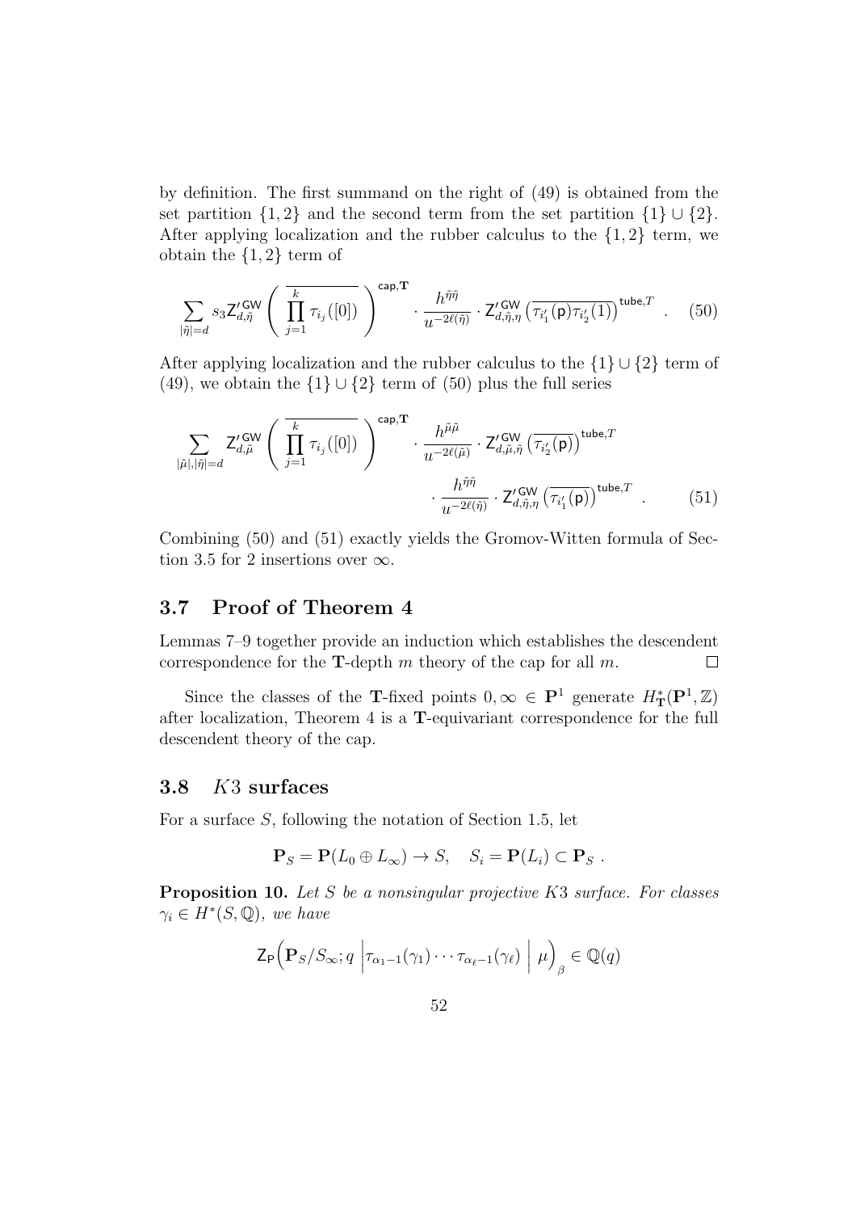by definition. The first summand on the right of (49) is obtained from the set partition $\{1,2\}$ and the second term from the set partition $\{1\} \cup \{2\}$. After applying localization and the rubber calculus to the $\{1,2\}$ term, we obtain the $\{1,2\}$ term of

$$\sum_{|\tilde{\eta}|=d} s_3 \mathsf{Z}'^{\mathsf{GW}}_{d,\tilde{\eta}} \left( \overline{\prod_{j=1}^{k} \tau_{i_j}([0])} \right)^{\mathsf{cap},\mathbf{T}} \cdot \frac{h^{\tilde{\eta}\tilde{\eta}}}{u^{-2\ell(\tilde{\eta})}} \cdot \mathsf{Z}'^{\mathsf{GW}}_{d,\tilde{\eta},\eta} \left( \overline{\tau_{i'_1}(\mathsf{p}) \tau_{i'_2}(1)} \right)^{\mathsf{tube},T} . \quad (50)$$

After applying localization and the rubber calculus to the $\{1\} \cup \{2\}$ term of (49), we obtain the $\{1\} \cup \{2\}$ term of (50) plus the full series

$$\sum_{|\tilde{\mu}|,|\tilde{\eta}|=d} \mathsf{Z}'^{\mathsf{GW}}_{d,\tilde{\mu}} \left( \overline{\prod_{j=1}^{k} \tau_{i_j}([0])} \right)^{\mathsf{cap},\mathbf{T}} \cdot \frac{h^{\tilde{\mu}\tilde{\mu}}}{u^{-2\ell(\tilde{\mu})}} \cdot \mathsf{Z}'^{\mathsf{GW}}_{d,\tilde{\mu},\tilde{\eta}} \left( \overline{\tau_{i'_2}(\mathsf{p})} \right)^{\mathsf{tube},T}$$
$$\cdot \frac{h^{\tilde{\eta}\tilde{\eta}}}{u^{-2\ell(\tilde{\eta})}} \cdot \mathsf{Z}'^{\mathsf{GW}}_{d,\tilde{\eta},\eta} \left( \overline{\tau_{i'_1}(\mathsf{p})} \right)^{\mathsf{tube},T} . \quad (51)$$

Combining (50) and (51) exactly yields the Gromov-Witten formula of Section 3.5 for 2 insertions over $\infty$.

## 3.7 Proof of Theorem 4

Lemmas 7–9 together provide an induction which establishes the descendent correspondence for the $\mathbf{T}$-depth $m$ theory of the cap for all $m$. $\square$

Since the classes of the $\mathbf{T}$-fixed points $0, \infty \in \mathbf{P}^1$ generate $H^*_{\mathbf{T}}(\mathbf{P}^1, \mathbb{Z})$ after localization, Theorem 4 is a $\mathbf{T}$-equivariant correspondence for the full descendent theory of the cap.

## 3.8 $K3$ surfaces

For a surface $S$, following the notation of Section 1.5, let

$$\mathbf{P}_S = \mathbf{P}(L_0 \oplus L_\infty) \to S, \quad S_i = \mathbf{P}(L_i) \subset \mathbf{P}_S \ .$$

**Proposition 10.** *Let $S$ be a nonsingular projective $K3$ surface. For classes $\gamma_i \in H^*(S, \mathbb{Q})$, we have*

$$\mathsf{Z}_{\mathsf{P}}\Big(\mathbf{P}_S/S_\infty; q \left| \tau_{\alpha_1 - 1}(\gamma_1) \cdots \tau_{\alpha_\ell - 1}(\gamma_\ell) \;\right|\; \mu\Big)_\beta \in \mathbb{Q}(q)$$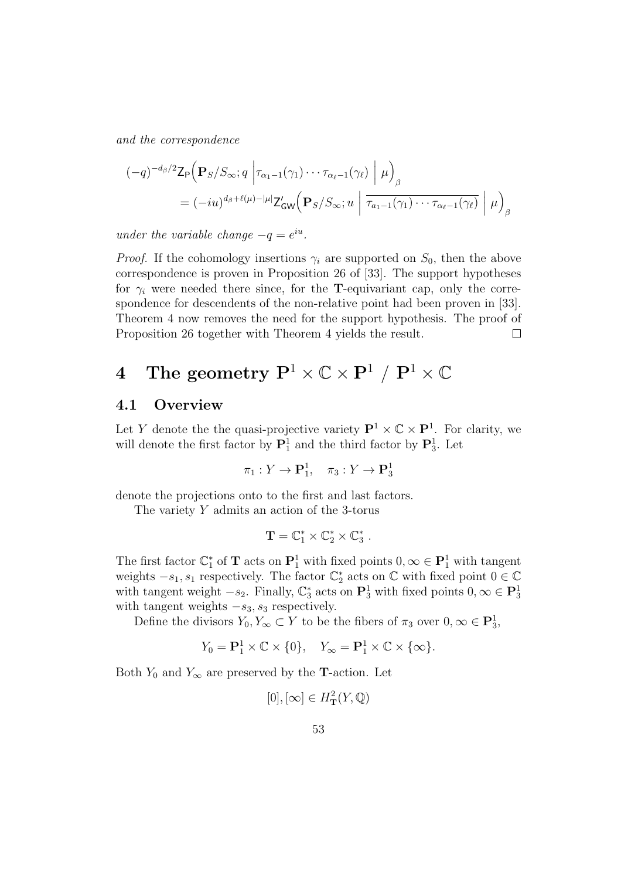*and the correspondence*

$$
\begin{aligned}
&(-q)^{-d_\beta/2}\mathsf{Z}_{\mathsf{P}}\Big(\mathbf{P}_S/S_\infty; q \,\Big|\tau_{\alpha_1-1}(\gamma_1)\cdots\tau_{\alpha_\ell-1}(\gamma_\ell)\,\Big|\,\mu\Big)_\beta \\
&\qquad = (-iu)^{d_\beta+\ell(\mu)-|\mu|}\mathsf{Z}'_{\mathsf{GW}}\Big(\mathbf{P}_S/S_\infty; u \,\Big|\, \overline{\tau_{a_1-1}(\gamma_1)\cdots\tau_{a_\ell-1}(\gamma_\ell)}\,\Big|\,\mu\Big)_\beta
\end{aligned}
$$

*under the variable change* $-q = e^{iu}$.

*Proof.* If the cohomology insertions $\gamma_i$ are supported on $S_0$, then the above correspondence is proven in Proposition 26 of [33]. The support hypotheses for $\gamma_i$ were needed there since, for the $\mathbf{T}$-equivariant cap, only the correspondence for descendents of the non-relative point had been proven in [33]. Theorem 4 now removes the need for the support hypothesis. The proof of Proposition 26 together with Theorem 4 yields the result. $\square$

# 4 The geometry $\mathbf{P}^1 \times \mathbb{C} \times \mathbf{P}^1 \;/\; \mathbf{P}^1 \times \mathbb{C}$

## 4.1 Overview

Let $Y$ denote the the quasi-projective variety $\mathbf{P}^1 \times \mathbb{C} \times \mathbf{P}^1$. For clarity, we will denote the first factor by $\mathbf{P}^1_1$ and the third factor by $\mathbf{P}^1_3$. Let

$$
\pi_1 : Y \to \mathbf{P}^1_1, \quad \pi_3 : Y \to \mathbf{P}^1_3
$$

denote the projections onto to the first and last factors.

The variety $Y$ admits an action of the 3-torus

$$
\mathbf{T} = \mathbb{C}^*_1 \times \mathbb{C}^*_2 \times \mathbb{C}^*_3 \,.
$$

The first factor $\mathbb{C}^*_1$ of $\mathbf{T}$ acts on $\mathbf{P}^1_1$ with fixed points $0, \infty \in \mathbf{P}^1_1$ with tangent weights $-s_1, s_1$ respectively. The factor $\mathbb{C}^*_2$ acts on $\mathbb{C}$ with fixed point $0 \in \mathbb{C}$ with tangent weight $-s_2$. Finally, $\mathbb{C}^*_3$ acts on $\mathbf{P}^1_3$ with fixed points $0, \infty \in \mathbf{P}^1_3$ with tangent weights $-s_3, s_3$ respectively.

Define the divisors $Y_0, Y_\infty \subset Y$ to be the fibers of $\pi_3$ over $0, \infty \in \mathbf{P}^1_3$,

$$
Y_0 = \mathbf{P}^1_1 \times \mathbb{C} \times \{0\}, \quad Y_\infty = \mathbf{P}^1_1 \times \mathbb{C} \times \{\infty\}.
$$

Both $Y_0$ and $Y_\infty$ are preserved by the $\mathbf{T}$-action. Let

$$
[0], [\infty] \in H^2_{\mathbf{T}}(Y, \mathbb{Q})
$$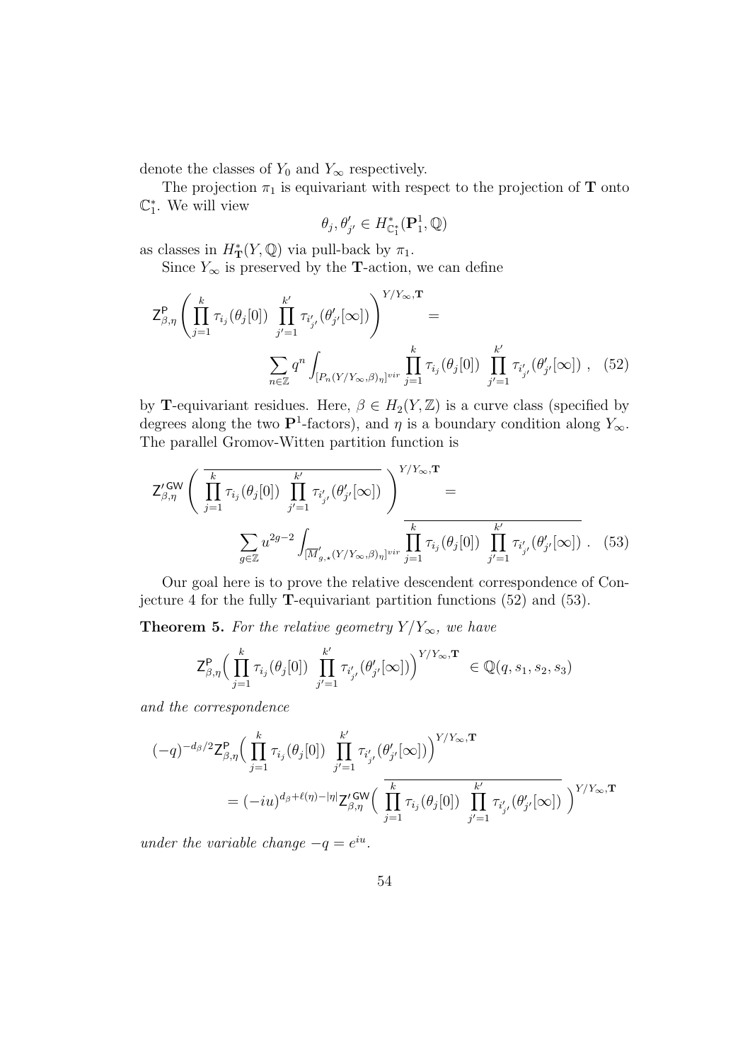denote the classes of $Y_0$ and $Y_\infty$ respectively.

The projection $\pi_1$ is equivariant with respect to the projection of $\mathbf{T}$ onto $\mathbb{C}_1^*$. We will view

$$\theta_j, \theta'_{j'} \in H^*_{\mathbb{C}_1^*}(\mathbf{P}^1_1, \mathbb{Q})$$

as classes in $H^*_{\mathbf{T}}(Y, \mathbb{Q})$ via pull-back by $\pi_1$.

Since $Y_\infty$ is preserved by the $\mathbf{T}$-action, we can define

$$\mathsf{Z}^{\mathsf{P}}_{\beta,\eta}\left( \prod_{j=1}^{k} \tau_{i_j}(\theta_j[0]) \prod_{j'=1}^{k'} \tau_{i'_{j'}}(\theta'_{j'}[\infty]) \right)^{Y/Y_\infty, \mathbf{T}} = \sum_{n \in \mathbb{Z}} q^n \int_{[P_n(Y/Y_\infty,\beta)_\eta]^{vir}} \prod_{j=1}^{k} \tau_{i_j}(\theta_j[0]) \prod_{j'=1}^{k'} \tau_{i'_{j'}}(\theta'_{j'}[\infty]) \,, \quad (52)$$

by $\mathbf{T}$-equivariant residues. Here, $\beta \in H_2(Y, \mathbb{Z})$ is a curve class (specified by degrees along the two $\mathbf{P}^1$-factors), and $\eta$ is a boundary condition along $Y_\infty$. The parallel Gromov-Witten partition function is

$$\mathsf{Z}'^{\mathsf{GW}}_{\beta,\eta}\left( \overline{\prod_{j=1}^{k} \tau_{i_j}(\theta_j[0]) \prod_{j'=1}^{k'} \tau_{i'_{j'}}(\theta'_{j'}[\infty])} \right)^{Y/Y_\infty, \mathbf{T}} = \sum_{g \in \mathbb{Z}} u^{2g-2} \int_{[\overline{M}'_{g,\star}(Y/Y_\infty,\beta)_\eta]^{vir}} \overline{\prod_{j=1}^{k} \tau_{i_j}(\theta_j[0]) \prod_{j'=1}^{k'} \tau_{i'_{j'}}(\theta'_{j'}[\infty])} \,. \quad (53)$$

Our goal here is to prove the relative descendent correspondence of Conjecture 4 for the fully $\mathbf{T}$-equivariant partition functions (52) and (53).

**Theorem 5.** *For the relative geometry $Y/Y_\infty$, we have*

$$\mathsf{Z}^{\mathsf{P}}_{\beta,\eta}\Big( \prod_{j=1}^{k} \tau_{i_j}(\theta_j[0]) \prod_{j'=1}^{k'} \tau_{i'_{j'}}(\theta'_{j'}[\infty]) \Big)^{Y/Y_\infty, \mathbf{T}} \in \mathbb{Q}(q, s_1, s_2, s_3)$$

*and the correspondence*

$$(-q)^{-d_\beta/2} \mathsf{Z}^{\mathsf{P}}_{\beta,\eta}\Big( \prod_{j=1}^{k} \tau_{i_j}(\theta_j[0]) \prod_{j'=1}^{k'} \tau_{i'_{j'}}(\theta'_{j'}[\infty]) \Big)^{Y/Y_\infty, \mathbf{T}} = (-iu)^{d_\beta + \ell(\eta) - |\eta|} \mathsf{Z}'^{\mathsf{GW}}_{\beta,\eta}\Big( \overline{\prod_{j=1}^{k} \tau_{i_j}(\theta_j[0]) \prod_{j'=1}^{k'} \tau_{i'_{j'}}(\theta'_{j'}[\infty])} \Big)^{Y/Y_\infty, \mathbf{T}}$$

*under the variable change $-q = e^{iu}$.*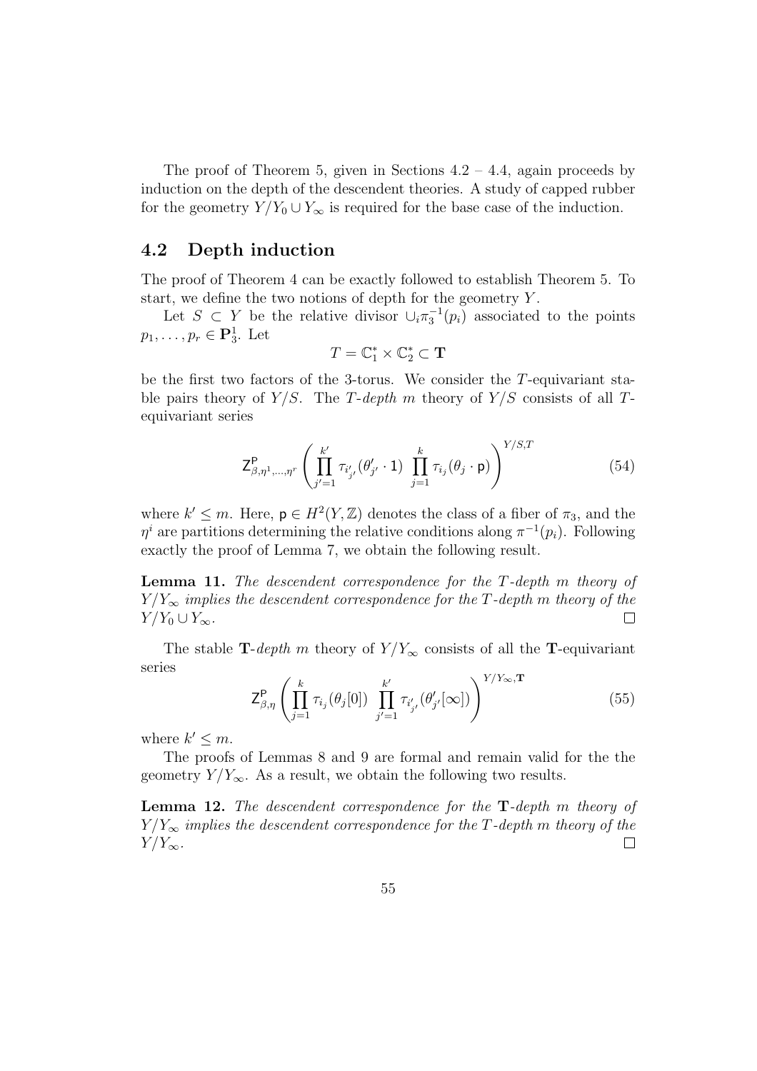The proof of Theorem 5, given in Sections 4.2 – 4.4, again proceeds by induction on the depth of the descendent theories. A study of capped rubber for the geometry $Y/Y_0 \cup Y_\infty$ is required for the base case of the induction.

## 4.2 Depth induction

The proof of Theorem 4 can be exactly followed to establish Theorem 5. To start, we define the two notions of depth for the geometry $Y$.

Let $S \subset Y$ be the relative divisor $\cup_i \pi_3^{-1}(p_i)$ associated to the points $p_1, \ldots, p_r \in \mathbf{P}^1_3$. Let

$$T = \mathbb{C}_1^* \times \mathbb{C}_2^* \subset \mathbf{T}$$

be the first two factors of the 3-torus. We consider the $T$-equivariant stable pairs theory of $Y/S$. The *$T$-depth $m$* theory of $Y/S$ consists of all $T$-equivariant series

$$\mathsf{Z}^{\mathsf{P}}_{\beta,\eta^1,\ldots,\eta^r}\left(\prod_{j'=1}^{k'} \tau_{i'_{j'}}(\theta'_{j'} \cdot \mathsf{1}) \ \prod_{j=1}^{k} \tau_{i_j}(\theta_j \cdot \mathsf{p})\right)^{Y/S,T} \tag{54}$$

where $k' \leq m$. Here, $\mathsf{p} \in H^2(Y, \mathbb{Z})$ denotes the class of a fiber of $\pi_3$, and the $\eta^i$ are partitions determining the relative conditions along $\pi^{-1}(p_i)$. Following exactly the proof of Lemma 7, we obtain the following result.

**Lemma 11.** *The descendent correspondence for the $T$-depth $m$ theory of $Y/Y_\infty$ implies the descendent correspondence for the $T$-depth $m$ theory of the $Y/Y_0 \cup Y_\infty$.* □

The stable **T**-*depth $m$* theory of $Y/Y_\infty$ consists of all the **T**-equivariant series

$$\mathsf{Z}^{\mathsf{P}}_{\beta,\eta}\left(\prod_{j=1}^{k} \tau_{i_j}(\theta_j[0]) \ \prod_{j'=1}^{k'} \tau_{i'_{j'}}(\theta'_{j'}[\infty])\right)^{Y/Y_\infty,\mathbf{T}} \tag{55}$$

where $k' \leq m$.

The proofs of Lemmas 8 and 9 are formal and remain valid for the the geometry $Y/Y_\infty$. As a result, we obtain the following two results.

**Lemma 12.** *The descendent correspondence for the **T**-depth $m$ theory of $Y/Y_\infty$ implies the descendent correspondence for the $T$-depth $m$ theory of the $Y/Y_\infty$.* □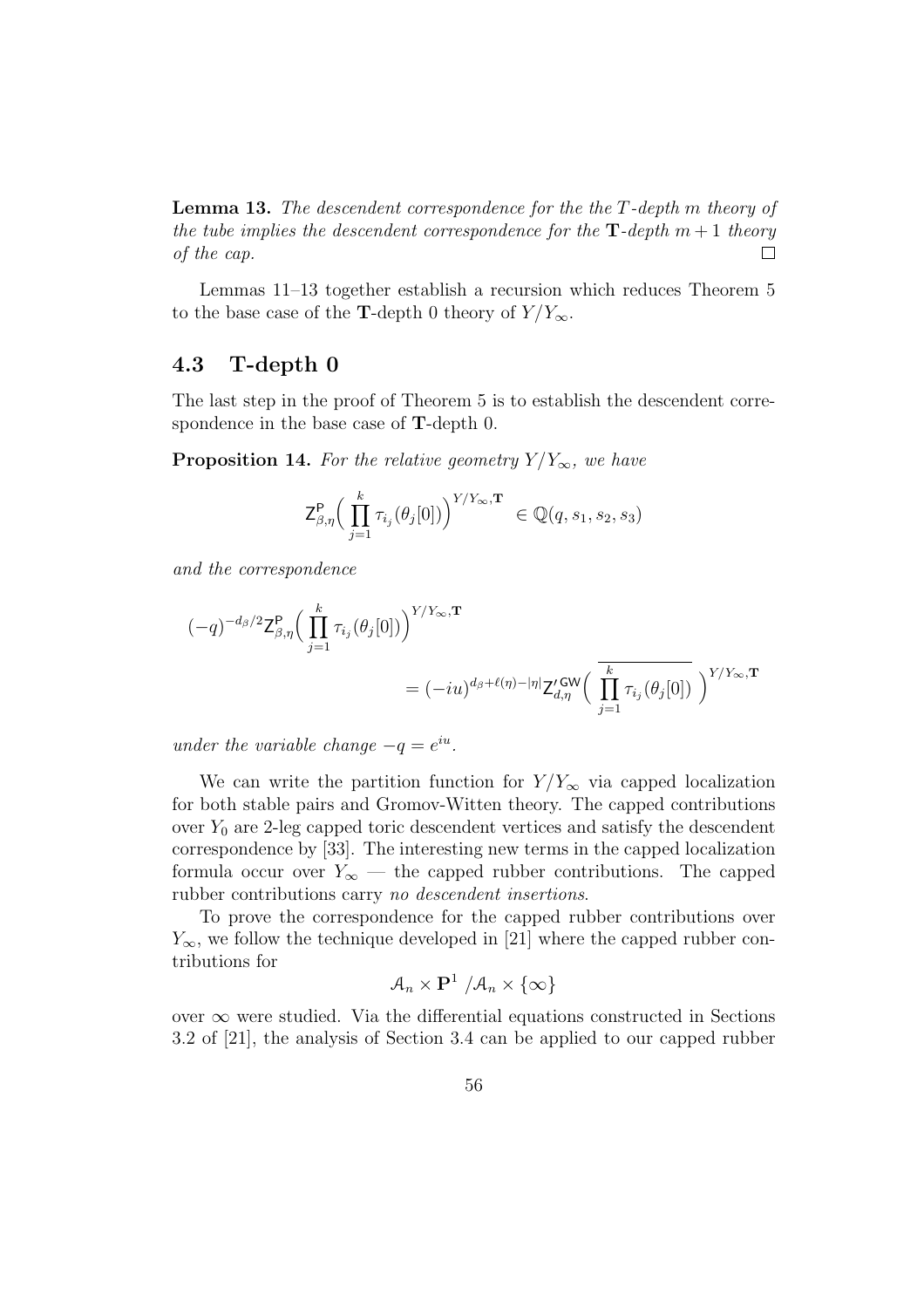**Lemma 13.** *The descendent correspondence for the the $T$-depth $m$ theory of the tube implies the descendent correspondence for the $\mathbf{T}$-depth $m+1$ theory of the cap.* $\square$

Lemmas 11–13 together establish a recursion which reduces Theorem 5 to the base case of the $\mathbf{T}$-depth 0 theory of $Y/Y_\infty$.

## 4.3 T-depth 0

The last step in the proof of Theorem 5 is to establish the descendent correspondence in the base case of $\mathbf{T}$-depth 0.

**Proposition 14.** *For the relative geometry $Y/Y_\infty$, we have*

$$\mathsf{Z}^{\mathsf{P}}_{\beta,\eta}\Big(\prod_{j=1}^{k} \tau_{i_j}(\theta_j[0])\Big)^{Y/Y_\infty,\mathbf{T}} \in \mathbb{Q}(q, s_1, s_2, s_3)$$

*and the correspondence*

$$(-q)^{-d_\beta/2}\mathsf{Z}^{\mathsf{P}}_{\beta,\eta}\Big(\prod_{j=1}^{k} \tau_{i_j}(\theta_j[0])\Big)^{Y/Y_\infty,\mathbf{T}} = (-iu)^{d_\beta+\ell(\eta)-|\eta|}\mathsf{Z}'^{\mathsf{GW}}_{d,\eta}\Big(\overline{\prod_{j=1}^{k} \tau_{i_j}(\theta_j[0])}\Big)^{Y/Y_\infty,\mathbf{T}}$$

*under the variable change $-q = e^{iu}$.*

We can write the partition function for $Y/Y_\infty$ via capped localization for both stable pairs and Gromov-Witten theory. The capped contributions over $Y_0$ are 2-leg capped toric descendent vertices and satisfy the descendent correspondence by [33]. The interesting new terms in the capped localization formula occur over $Y_\infty$ — the capped rubber contributions. The capped rubber contributions carry *no descendent insertions*.

To prove the correspondence for the capped rubber contributions over $Y_\infty$, we follow the technique developed in [21] where the capped rubber contributions for

$$\mathcal{A}_n \times \mathbf{P}^1 \,/\mathcal{A}_n \times \{\infty\}$$

over $\infty$ were studied. Via the differential equations constructed in Sections 3.2 of [21], the analysis of Section 3.4 can be applied to our capped rubber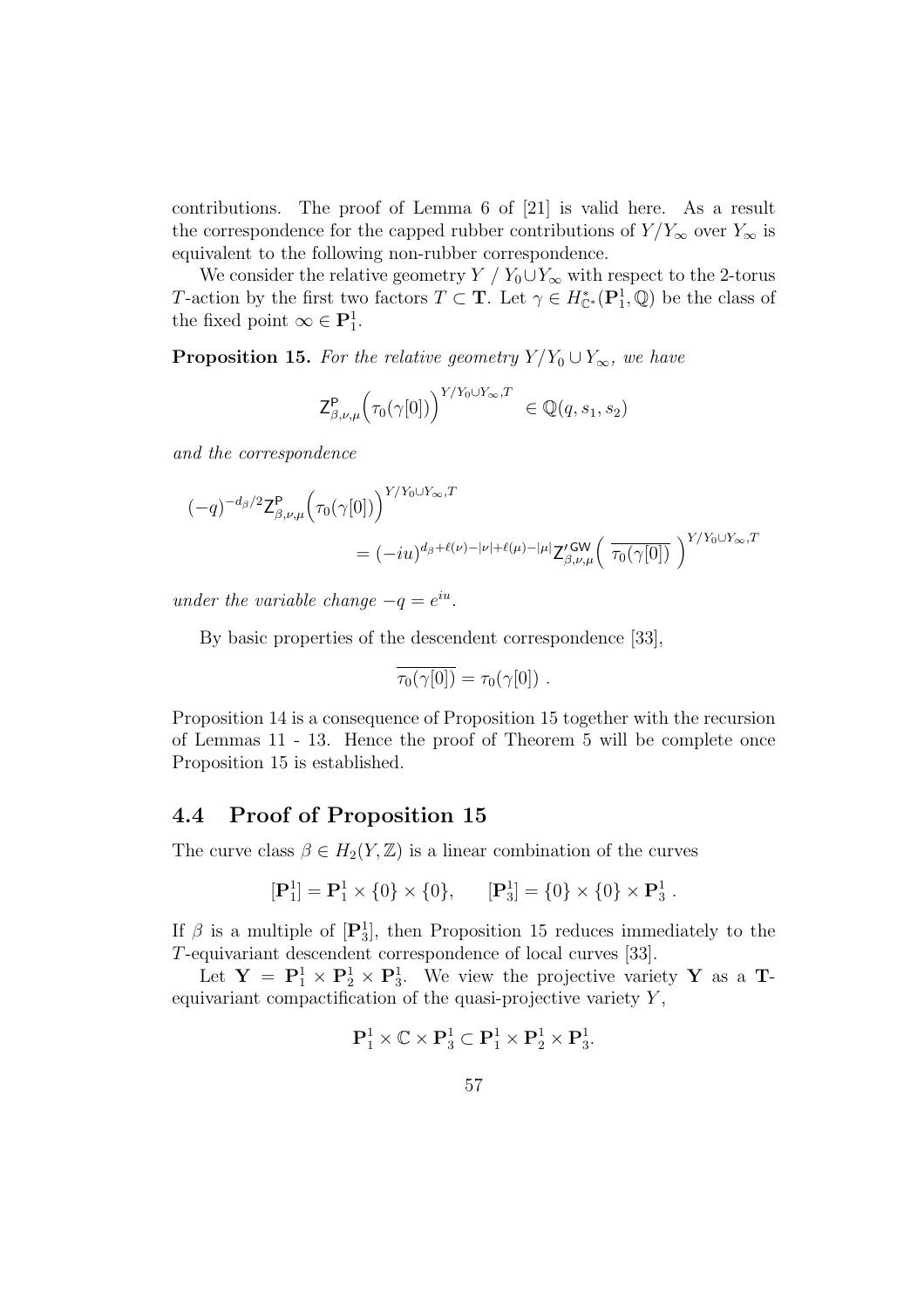contributions. The proof of Lemma 6 of [21] is valid here. As a result the correspondence for the capped rubber contributions of $Y/Y_\infty$ over $Y_\infty$ is equivalent to the following non-rubber correspondence.

We consider the relative geometry $Y \,/\, Y_0 \cup Y_\infty$ with respect to the 2-torus $T$-action by the first two factors $T \subset \mathbf{T}$. Let $\gamma \in H^*_{\mathbb{C}^*}(\mathbf{P}^1_1, \mathbb{Q})$ be the class of the fixed point $\infty \in \mathbf{P}^1_1$.

**Proposition 15.** *For the relative geometry $Y/Y_0 \cup Y_\infty$, we have*

$$\mathsf{Z}^{\mathsf{P}}_{\beta,\nu,\mu}\Big(\tau_0(\gamma[0])\Big)^{Y/Y_0\cup Y_\infty, T} \in \mathbb{Q}(q, s_1, s_2)$$

*and the correspondence*

$$(-q)^{-d_\beta/2}\mathsf{Z}^{\mathsf{P}}_{\beta,\nu,\mu}\Big(\tau_0(\gamma[0])\Big)^{Y/Y_0\cup Y_\infty, T} = (-iu)^{d_\beta+\ell(\nu)-|\nu|+\ell(\mu)-|\mu|}\mathsf{Z}'^{\mathsf{GW}}_{\beta,\nu,\mu}\Big(\ \overline{\tau_0(\gamma[0])}\ \Big)^{Y/Y_0\cup Y_\infty, T}$$

*under the variable change $-q = e^{iu}$.*

By basic properties of the descendent correspondence [33],

$$\overline{\tau_0(\gamma[0])} = \tau_0(\gamma[0])\ .$$

Proposition 14 is a consequence of Proposition 15 together with the recursion of Lemmas 11 - 13. Hence the proof of Theorem 5 will be complete once Proposition 15 is established.

## 4.4 Proof of Proposition 15

The curve class $\beta \in H_2(Y, \mathbb{Z})$ is a linear combination of the curves

$$[\mathbf{P}^1_1] = \mathbf{P}^1_1 \times \{0\} \times \{0\}, \qquad [\mathbf{P}^1_3] = \{0\} \times \{0\} \times \mathbf{P}^1_3\ .$$

If $\beta$ is a multiple of $[\mathbf{P}^1_3]$, then Proposition 15 reduces immediately to the $T$-equivariant descendent correspondence of local curves [33].

Let $\mathbf{Y} = \mathbf{P}^1_1 \times \mathbf{P}^1_2 \times \mathbf{P}^1_3$. We view the projective variety $\mathbf{Y}$ as a $\mathbf{T}$-equivariant compactification of the quasi-projective variety $Y$,

$$\mathbf{P}^1_1 \times \mathbb{C} \times \mathbf{P}^1_3 \subset \mathbf{P}^1_1 \times \mathbf{P}^1_2 \times \mathbf{P}^1_3.$$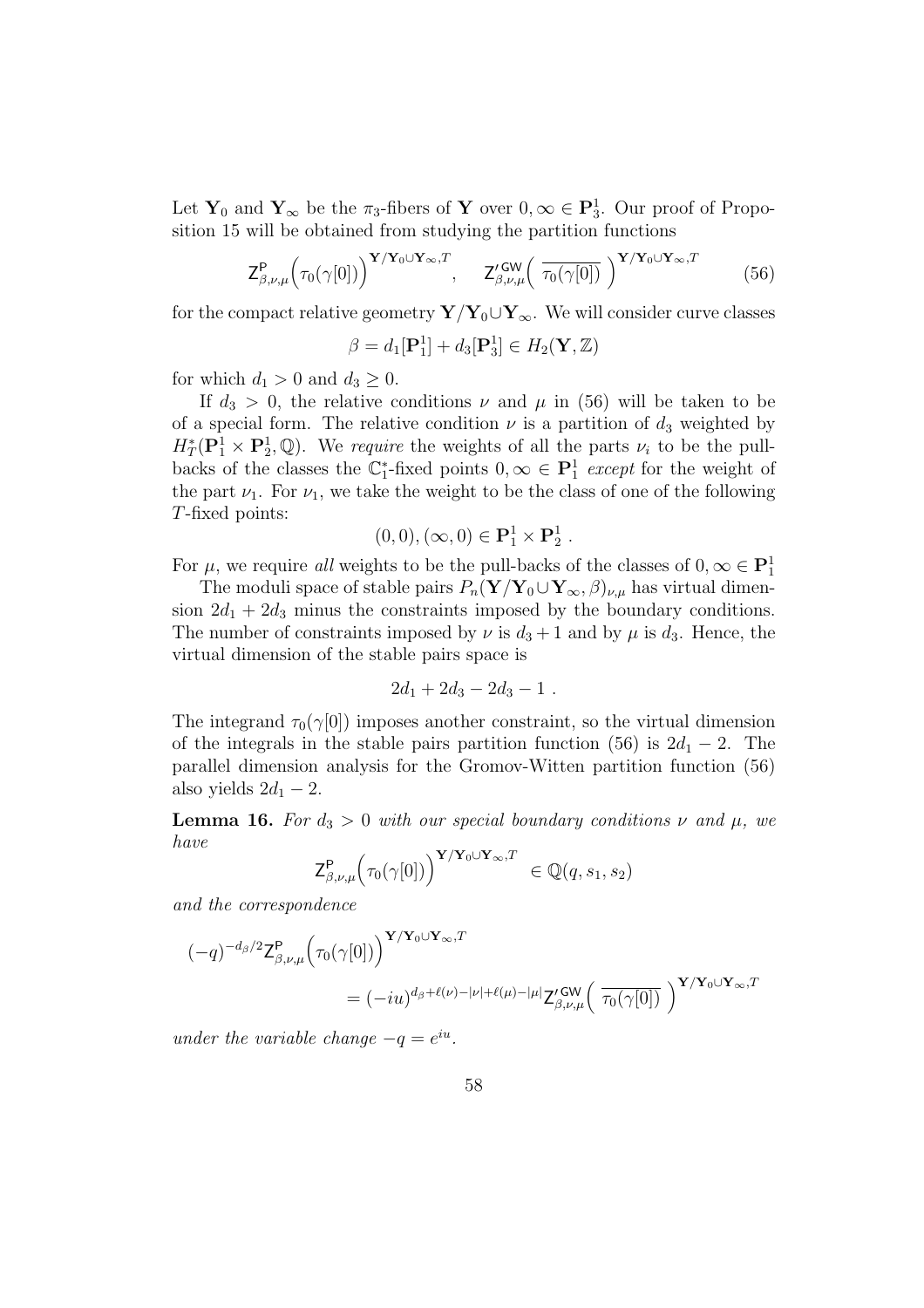Let $\mathbf{Y}_0$ and $\mathbf{Y}_\infty$ be the $\pi_3$-fibers of $\mathbf{Y}$ over $0, \infty \in \mathbf{P}^1_3$. Our proof of Proposition 15 will be obtained from studying the partition functions

$$\mathsf{Z}^{\mathsf{P}}_{\beta,\nu,\mu}\Big(\tau_0(\gamma[0])\Big)^{\mathbf{Y}/\mathbf{Y}_0\cup\mathbf{Y}_\infty,T}, \quad \mathsf{Z}'^{\mathsf{GW}}_{\beta,\nu,\mu}\Big(\ \overline{\tau_0(\gamma[0])}\ \Big)^{\mathbf{Y}/\mathbf{Y}_0\cup\mathbf{Y}_\infty,T} \tag{56}$$

for the compact relative geometry $\mathbf{Y}/\mathbf{Y}_0\cup\mathbf{Y}_\infty$. We will consider curve classes

$$\beta = d_1[\mathbf{P}^1_1] + d_3[\mathbf{P}^1_3] \in H_2(\mathbf{Y}, \mathbb{Z})$$

for which $d_1 > 0$ and $d_3 \geq 0$.

If $d_3 > 0$, the relative conditions $\nu$ and $\mu$ in (56) will be taken to be of a special form. The relative condition $\nu$ is a partition of $d_3$ weighted by $H^*_T(\mathbf{P}^1_1 \times \mathbf{P}^1_2, \mathbb{Q})$. We *require* the weights of all the parts $\nu_i$ to be the pull-backs of the classes the $\mathbb{C}^*_1$-fixed points $0, \infty \in \mathbf{P}^1_1$ *except* for the weight of the part $\nu_1$. For $\nu_1$, we take the weight to be the class of one of the following $T$-fixed points:

$$(0,0), (\infty, 0) \in \mathbf{P}^1_1 \times \mathbf{P}^1_2 \ .$$

For $\mu$, we require *all* weights to be the pull-backs of the classes of $0, \infty \in \mathbf{P}^1_1$

The moduli space of stable pairs $P_n(\mathbf{Y}/\mathbf{Y}_0\cup\mathbf{Y}_\infty, \beta)_{\nu,\mu}$ has virtual dimension $2d_1 + 2d_3$ minus the constraints imposed by the boundary conditions. The number of constraints imposed by $\nu$ is $d_3 + 1$ and by $\mu$ is $d_3$. Hence, the virtual dimension of the stable pairs space is

$$2d_1 + 2d_3 - 2d_3 - 1 \ .$$

The integrand $\tau_0(\gamma[0])$ imposes another constraint, so the virtual dimension of the integrals in the stable pairs partition function (56) is $2d_1 - 2$. The parallel dimension analysis for the Gromov-Witten partition function (56) also yields $2d_1 - 2$.

**Lemma 16.** *For $d_3 > 0$ with our special boundary conditions $\nu$ and $\mu$, we have*

$$\mathsf{Z}^{\mathsf{P}}_{\beta,\nu,\mu}\Big(\tau_0(\gamma[0])\Big)^{\mathbf{Y}/\mathbf{Y}_0\cup\mathbf{Y}_\infty,T} \ \in \mathbb{Q}(q, s_1, s_2)$$

*and the correspondence*

$$(-q)^{-d_\beta/2}\mathsf{Z}^{\mathsf{P}}_{\beta,\nu,\mu}\Big(\tau_0(\gamma[0])\Big)^{\mathbf{Y}/\mathbf{Y}_0\cup\mathbf{Y}_\infty,T} = (-iu)^{d_\beta+\ell(\nu)-|\nu|+\ell(\mu)-|\mu|}\mathsf{Z}'^{\mathsf{GW}}_{\beta,\nu,\mu}\Big(\ \overline{\tau_0(\gamma[0])}\ \Big)^{\mathbf{Y}/\mathbf{Y}_0\cup\mathbf{Y}_\infty,T}$$

*under the variable change $-q = e^{iu}$.*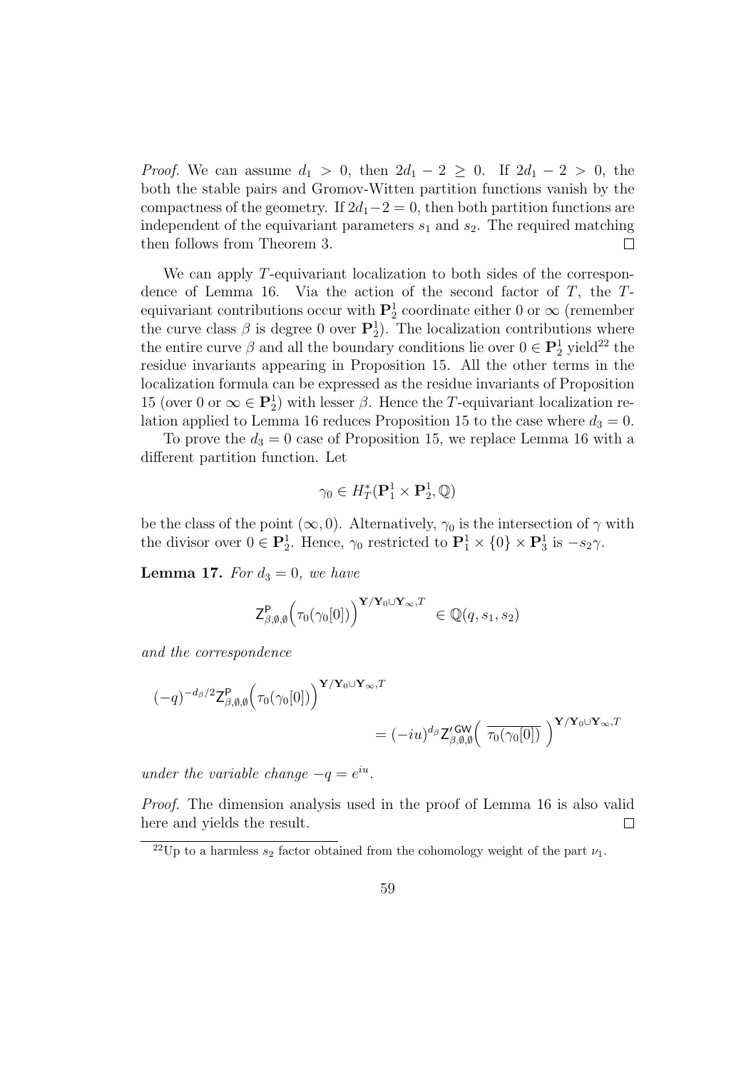*Proof.* We can assume $d_1 > 0$, then $2d_1 - 2 \geq 0$. If $2d_1 - 2 > 0$, the both the stable pairs and Gromov-Witten partition functions vanish by the compactness of the geometry. If $2d_1 - 2 = 0$, then both partition functions are independent of the equivariant parameters $s_1$ and $s_2$. The required matching then follows from Theorem 3. □

We can apply $T$-equivariant localization to both sides of the correspondence of Lemma 16. Via the action of the second factor of $T$, the $T$-equivariant contributions occur with $\mathbf{P}^1_2$ coordinate either 0 or $\infty$ (remember the curve class $\beta$ is degree 0 over $\mathbf{P}^1_2$). The localization contributions where the entire curve $\beta$ and all the boundary conditions lie over $0 \in \mathbf{P}^1_2$ yield[22] the residue invariants appearing in Proposition 15. All the other terms in the localization formula can be expressed as the residue invariants of Proposition 15 (over 0 or $\infty \in \mathbf{P}^1_2$) with lesser $\beta$. Hence the $T$-equivariant localization relation applied to Lemma 16 reduces Proposition 15 to the case where $d_3 = 0$.

To prove the $d_3 = 0$ case of Proposition 15, we replace Lemma 16 with a different partition function. Let

$$\gamma_0 \in H^*_T(\mathbf{P}^1_1 \times \mathbf{P}^1_2, \mathbb{Q})$$

be the class of the point $(\infty, 0)$. Alternatively, $\gamma_0$ is the intersection of $\gamma$ with the divisor over $0 \in \mathbf{P}^1_2$. Hence, $\gamma_0$ restricted to $\mathbf{P}^1_1 \times \{0\} \times \mathbf{P}^1_3$ is $-s_2\gamma$.

**Lemma 17.** *For $d_3 = 0$, we have*

$$\mathsf{Z}^{\mathsf{P}}_{\beta,\emptyset,\emptyset}\Big(\tau_0(\gamma_0[0])\Big)^{\mathbf{Y}/\mathbf{Y}_0 \cup \mathbf{Y}_\infty, T} \in \mathbb{Q}(q, s_1, s_2)$$

*and the correspondence*

$$(-q)^{-d_\beta/2}\mathsf{Z}^{\mathsf{P}}_{\beta,\emptyset,\emptyset}\Big(\tau_0(\gamma_0[0])\Big)^{\mathbf{Y}/\mathbf{Y}_0 \cup \mathbf{Y}_\infty, T} = (-iu)^{d_\beta}\mathsf{Z}'^{\mathsf{GW}}_{\beta,\emptyset,\emptyset}\Big(\ \overline{\tau_0(\gamma_0[0])}\ \Big)^{\mathbf{Y}/\mathbf{Y}_0 \cup \mathbf{Y}_\infty, T}$$

*under the variable change $-q = e^{iu}$.*

*Proof.* The dimension analysis used in the proof of Lemma 16 is also valid here and yields the result. □

[22] Up to a harmless $s_2$ factor obtained from the cohomology weight of the part $\nu_1$.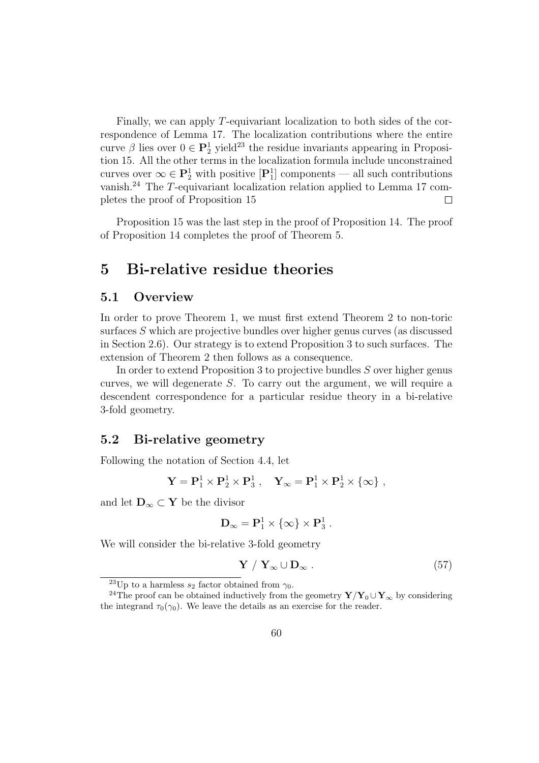Finally, we can apply $T$-equivariant localization to both sides of the correspondence of Lemma 17. The localization contributions where the entire curve $\beta$ lies over $0 \in \mathbf{P}^1_2$ yield[23] the residue invariants appearing in Proposition 15. All the other terms in the localization formula include unconstrained curves over $\infty \in \mathbf{P}^1_2$ with positive $[\mathbf{P}^1_1]$ components — all such contributions vanish.[24] The $T$-equivariant localization relation applied to Lemma 17 completes the proof of Proposition 15 $\square$

Proposition 15 was the last step in the proof of Proposition 14. The proof of Proposition 14 completes the proof of Theorem 5.

# 5 Bi-relative residue theories

## 5.1 Overview

In order to prove Theorem 1, we must first extend Theorem 2 to non-toric surfaces $S$ which are projective bundles over higher genus curves (as discussed in Section 2.6). Our strategy is to extend Proposition 3 to such surfaces. The extension of Theorem 2 then follows as a consequence.

In order to extend Proposition 3 to projective bundles $S$ over higher genus curves, we will degenerate $S$. To carry out the argument, we will require a descendent correspondence for a particular residue theory in a bi-relative 3-fold geometry.

## 5.2 Bi-relative geometry

Following the notation of Section 4.4, let

$$\mathbf{Y} = \mathbf{P}^1_1 \times \mathbf{P}^1_2 \times \mathbf{P}^1_3 \, , \quad \mathbf{Y}_\infty = \mathbf{P}^1_1 \times \mathbf{P}^1_2 \times \{\infty\} \, ,$$

and let $\mathbf{D}_\infty \subset \mathbf{Y}$ be the divisor

$$\mathbf{D}_\infty = \mathbf{P}^1_1 \times \{\infty\} \times \mathbf{P}^1_3 \, .$$

We will consider the bi-relative 3-fold geometry

$$\mathbf{Y} \; / \; \mathbf{Y}_\infty \cup \mathbf{D}_\infty \, . \tag{57}$$

[23] Up to a harmless $s_2$ factor obtained from $\gamma_0$.

[24] The proof can be obtained inductively from the geometry $\mathbf{Y}/\mathbf{Y}_0 \cup \mathbf{Y}_\infty$ by considering the integrand $\tau_0(\gamma_0)$. We leave the details as an exercise for the reader.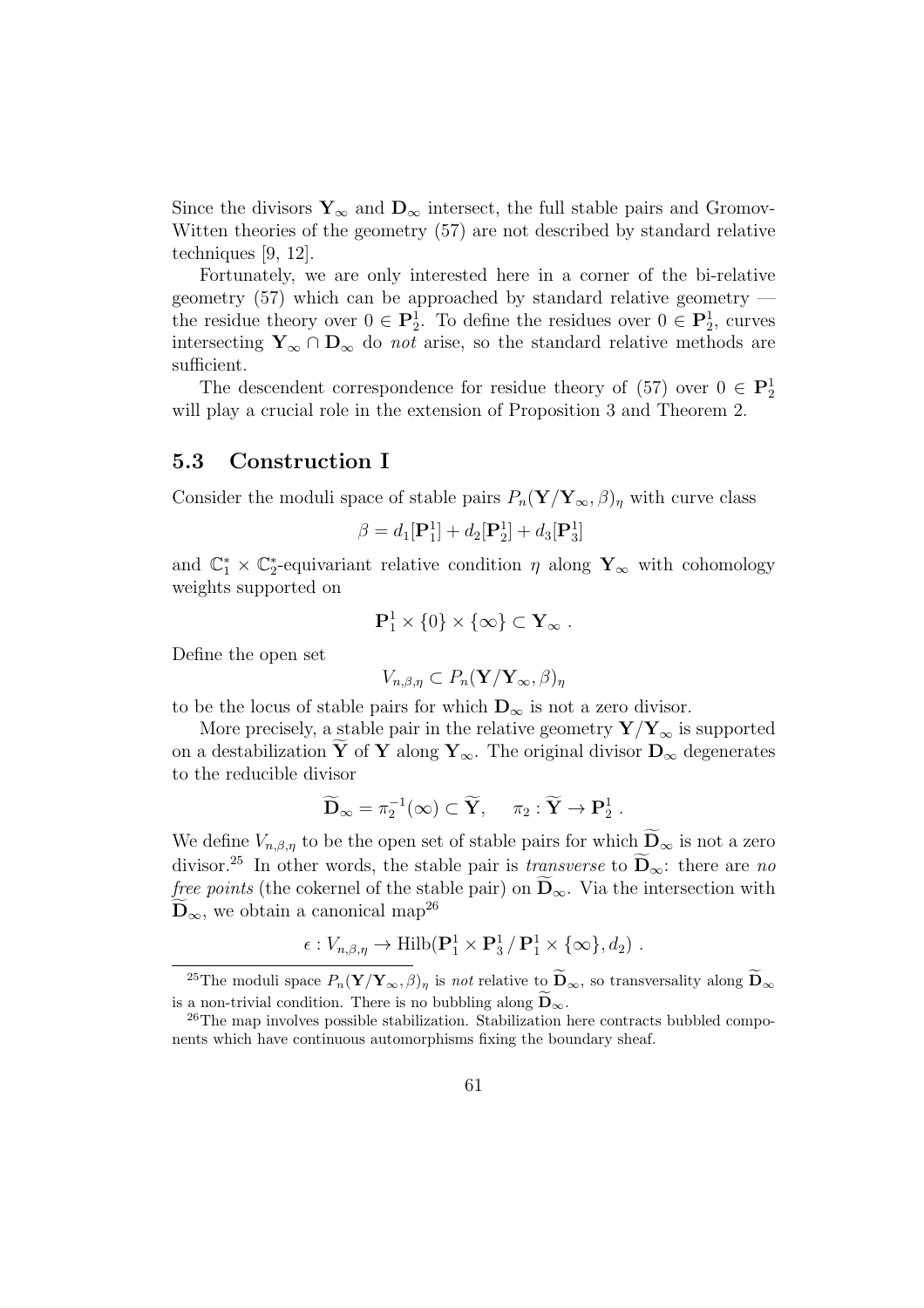Since the divisors $\mathbf{Y}_\infty$ and $\mathbf{D}_\infty$ intersect, the full stable pairs and Gromov-Witten theories of the geometry (57) are not described by standard relative techniques [9, 12].

Fortunately, we are only interested here in a corner of the bi-relative geometry (57) which can be approached by standard relative geometry — the residue theory over $0 \in \mathbf{P}^1_2$. To define the residues over $0 \in \mathbf{P}^1_2$, curves intersecting $\mathbf{Y}_\infty \cap \mathbf{D}_\infty$ do *not* arise, so the standard relative methods are sufficient.

The descendent correspondence for residue theory of (57) over $0 \in \mathbf{P}^1_2$ will play a crucial role in the extension of Proposition 3 and Theorem 2.

## 5.3 Construction I

Consider the moduli space of stable pairs $P_n(\mathbf{Y}/\mathbf{Y}_\infty, \beta)_\eta$ with curve class

$$\beta = d_1[\mathbf{P}^1_1] + d_2[\mathbf{P}^1_2] + d_3[\mathbf{P}^1_3]$$

and $\mathbb{C}^*_1 \times \mathbb{C}^*_2$-equivariant relative condition $\eta$ along $\mathbf{Y}_\infty$ with cohomology weights supported on

$$\mathbf{P}^1_1 \times \{0\} \times \{\infty\} \subset \mathbf{Y}_\infty \ .$$

Define the open set

$$V_{n,\beta,\eta} \subset P_n(\mathbf{Y}/\mathbf{Y}_\infty, \beta)_\eta$$

to be the locus of stable pairs for which $\mathbf{D}_\infty$ is not a zero divisor.

More precisely, a stable pair in the relative geometry $\mathbf{Y}/\mathbf{Y}_\infty$ is supported on a destabilization $\widetilde{\mathbf{Y}}$ of $\mathbf{Y}$ along $\mathbf{Y}_\infty$. The original divisor $\mathbf{D}_\infty$ degenerates to the reducible divisor

$$\widetilde{\mathbf{D}}_\infty = \pi_2^{-1}(\infty) \subset \widetilde{\mathbf{Y}}, \quad \pi_2 : \widetilde{\mathbf{Y}} \to \mathbf{P}^1_2 \ .$$

We define $V_{n,\beta,\eta}$ to be the open set of stable pairs for which $\widetilde{\mathbf{D}}_\infty$ is not a zero divisor.[25] In other words, the stable pair is *transverse* to $\widetilde{\mathbf{D}}_\infty$: there are *no free points* (the cokernel of the stable pair) on $\widetilde{\mathbf{D}}_\infty$. Via the intersection with $\widetilde{\mathbf{D}}_\infty$, we obtain a canonical map[26]

$$\epsilon : V_{n,\beta,\eta} \to \mathrm{Hilb}(\mathbf{P}^1_1 \times \mathbf{P}^1_3 \,/\, \mathbf{P}^1_1 \times \{\infty\}, d_2) \ .$$

[25] The moduli space $P_n(\mathbf{Y}/\mathbf{Y}_\infty, \beta)_\eta$ is *not* relative to $\widetilde{\mathbf{D}}_\infty$, so transversality along $\widetilde{\mathbf{D}}_\infty$ is a non-trivial condition. There is no bubbling along $\widetilde{\mathbf{D}}_\infty$.

[26] The map involves possible stabilization. Stabilization here contracts bubbled components which have continuous automorphisms fixing the boundary sheaf.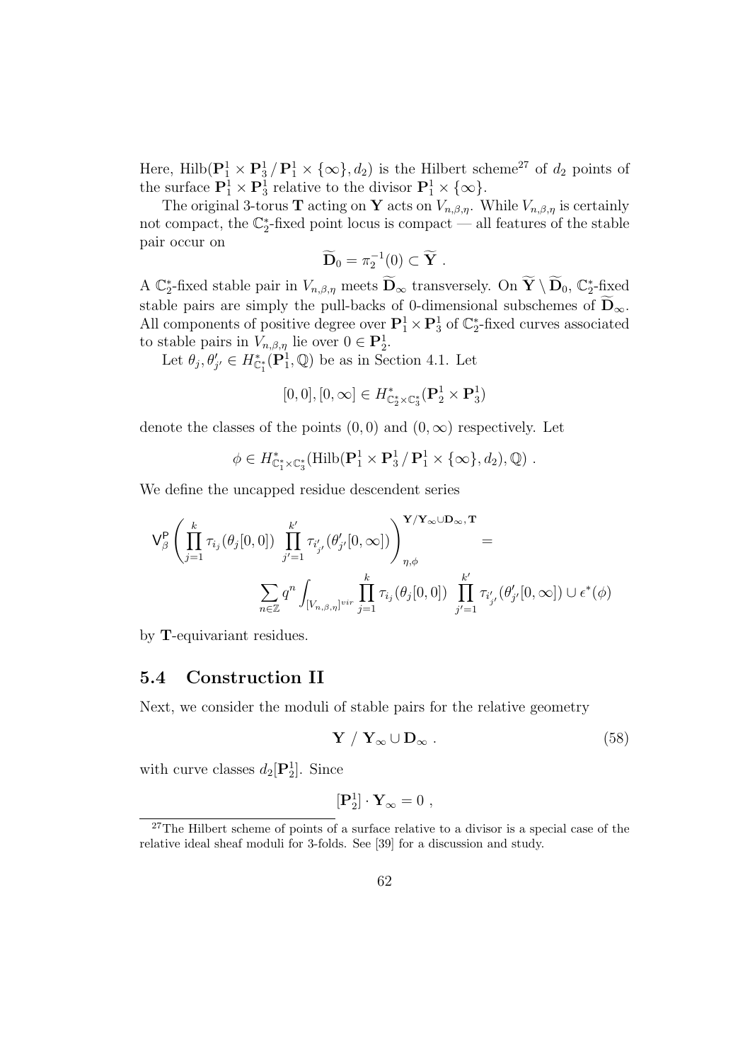Here, $\text{Hilb}(\mathbf{P}^1_1 \times \mathbf{P}^1_3 \,/\, \mathbf{P}^1_1 \times \{\infty\}, d_2)$ is the Hilbert scheme[27] of $d_2$ points of the surface $\mathbf{P}^1_1 \times \mathbf{P}^1_3$ relative to the divisor $\mathbf{P}^1_1 \times \{\infty\}$.

The original 3-torus $\mathbf{T}$ acting on $\mathbf{Y}$ acts on $V_{n,\beta,\eta}$. While $V_{n,\beta,\eta}$ is certainly not compact, the $\mathbb{C}^*_2$-fixed point locus is compact — all features of the stable pair occur on

$$\widetilde{\mathbf{D}}_0 = \pi_2^{-1}(0) \subset \widetilde{\mathbf{Y}} \ .$$

A $\mathbb{C}^*_2$-fixed stable pair in $V_{n,\beta,\eta}$ meets $\widetilde{\mathbf{D}}_\infty$ transversely. On $\widetilde{\mathbf{Y}} \setminus \widetilde{\mathbf{D}}_0$, $\mathbb{C}^*_2$-fixed stable pairs are simply the pull-backs of 0-dimensional subschemes of $\widetilde{\mathbf{D}}_\infty$. All components of positive degree over $\mathbf{P}^1_1 \times \mathbf{P}^1_3$ of $\mathbb{C}^*_2$-fixed curves associated to stable pairs in $V_{n,\beta,\eta}$ lie over $0 \in \mathbf{P}^1_2$.

Let $\theta_j, \theta'_{j'} \in H^*_{\mathbb{C}^*_1}(\mathbf{P}^1_1, \mathbb{Q})$ be as in Section 4.1. Let

$$[0,0], [0,\infty] \in H^*_{\mathbb{C}^*_2 \times \mathbb{C}^*_3}(\mathbf{P}^1_2 \times \mathbf{P}^1_3)$$

denote the classes of the points $(0,0)$ and $(0,\infty)$ respectively. Let

$$\phi \in H^*_{\mathbb{C}^*_1 \times \mathbb{C}^*_3}(\text{Hilb}(\mathbf{P}^1_1 \times \mathbf{P}^1_3 \,/\, \mathbf{P}^1_1 \times \{\infty\}, d_2), \mathbb{Q}) \ .$$

We define the uncapped residue descendent series

$$\mathsf{V}^{\mathsf{P}}_\beta \left( \prod_{j=1}^k \tau_{i_j}(\theta_j[0,0]) \ \prod_{j'=1}^{k'} \tau_{i'_{j'}}(\theta'_{j'}[0,\infty]) \right)^{\mathbf{Y}/\mathbf{Y}_\infty \cup \mathbf{D}_\infty, \mathbf{T}}_{\eta,\phi} =$$

$$\sum_{n \in \mathbb{Z}} q^n \int_{[V_{n,\beta,\eta}]^{vir}} \prod_{j=1}^k \tau_{i_j}(\theta_j[0,0]) \ \prod_{j'=1}^{k'} \tau_{i'_{j'}}(\theta'_{j'}[0,\infty]) \cup \epsilon^*(\phi)$$

by $\mathbf{T}$-equivariant residues.

## 5.4 Construction II

Next, we consider the moduli of stable pairs for the relative geometry

$$\mathbf{Y} \ / \ \mathbf{Y}_\infty \cup \mathbf{D}_\infty \ . \tag{58}$$

with curve classes $d_2[\mathbf{P}^1_2]$. Since

$$[\mathbf{P}^1_2] \cdot \mathbf{Y}_\infty = 0 \ ,$$

[27] The Hilbert scheme of points of a surface relative to a divisor is a special case of the relative ideal sheaf moduli for 3-folds. See [39] for a discussion and study.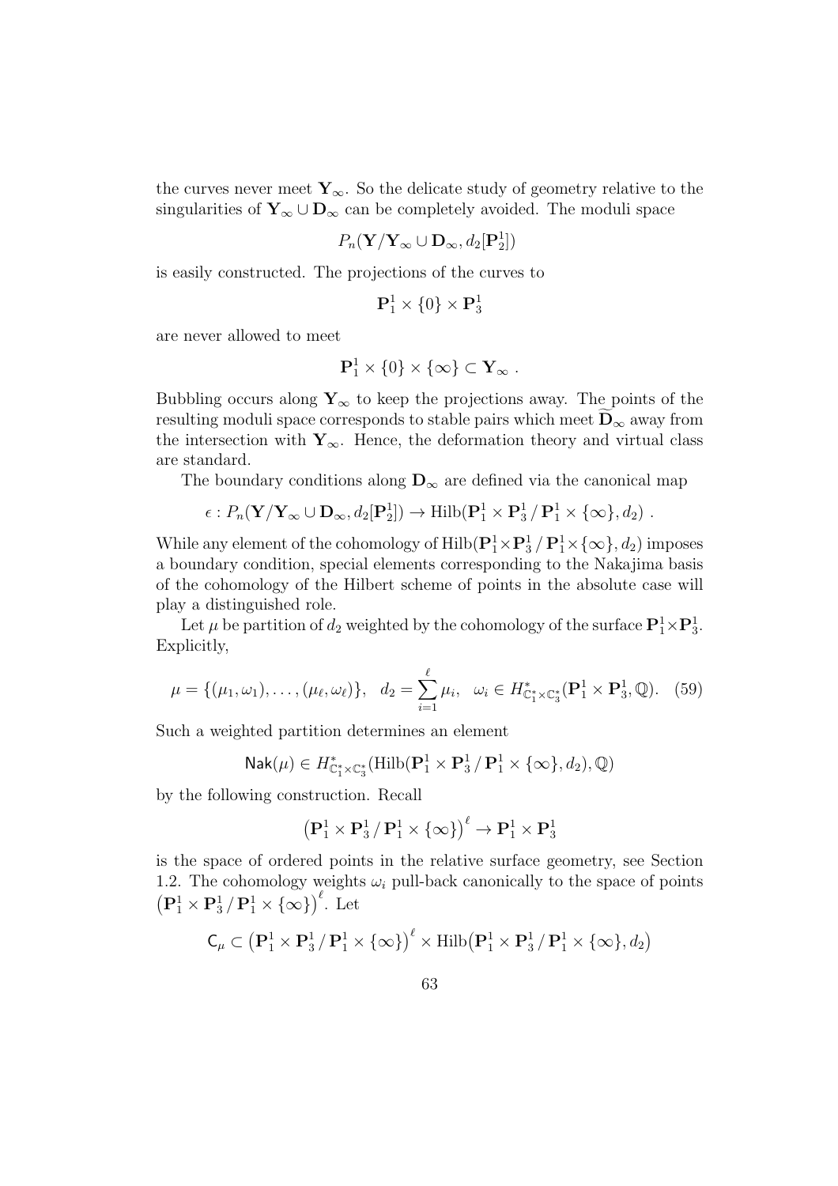the curves never meet $\mathbf{Y}_\infty$. So the delicate study of geometry relative to the singularities of $\mathbf{Y}_\infty \cup \mathbf{D}_\infty$ can be completely avoided. The moduli space

$$P_n(\mathbf{Y}/\mathbf{Y}_\infty \cup \mathbf{D}_\infty, d_2[\mathbf{P}^1_2])$$

is easily constructed. The projections of the curves to

$$\mathbf{P}^1_1 \times \{0\} \times \mathbf{P}^1_3$$

are never allowed to meet

$$\mathbf{P}^1_1 \times \{0\} \times \{\infty\} \subset \mathbf{Y}_\infty \ .$$

Bubbling occurs along $\mathbf{Y}_\infty$ to keep the projections away. The points of the resulting moduli space corresponds to stable pairs which meet $\widetilde{\mathbf{D}}_\infty$ away from the intersection with $\mathbf{Y}_\infty$. Hence, the deformation theory and virtual class are standard.

The boundary conditions along $\mathbf{D}_\infty$ are defined via the canonical map

$$\epsilon : P_n(\mathbf{Y}/\mathbf{Y}_\infty \cup \mathbf{D}_\infty, d_2[\mathbf{P}^1_2]) \to \mathrm{Hilb}(\mathbf{P}^1_1 \times \mathbf{P}^1_3 \,/\, \mathbf{P}^1_1 \times \{\infty\}, d_2) \ .$$

While any element of the cohomology of $\mathrm{Hilb}(\mathbf{P}^1_1 \times \mathbf{P}^1_3 \,/\, \mathbf{P}^1_1 \times \{\infty\}, d_2)$ imposes a boundary condition, special elements corresponding to the Nakajima basis of the cohomology of the Hilbert scheme of points in the absolute case will play a distinguished role.

Let $\mu$ be partition of $d_2$ weighted by the cohomology of the surface $\mathbf{P}^1_1 \times \mathbf{P}^1_3$. Explicitly,

$$\mu = \{(\mu_1, \omega_1), \ldots, (\mu_\ell, \omega_\ell)\}, \quad d_2 = \sum_{i=1}^{\ell} \mu_i, \quad \omega_i \in H^*_{\mathbb{C}^*_1 \times \mathbb{C}^*_3}(\mathbf{P}^1_1 \times \mathbf{P}^1_3, \mathbb{Q}). \quad (59)$$

Such a weighted partition determines an element

$$\mathsf{Nak}(\mu) \in H^*_{\mathbb{C}^*_1 \times \mathbb{C}^*_3}(\mathrm{Hilb}(\mathbf{P}^1_1 \times \mathbf{P}^1_3 \,/\, \mathbf{P}^1_1 \times \{\infty\}, d_2), \mathbb{Q})$$

by the following construction. Recall

$$\left(\mathbf{P}^1_1 \times \mathbf{P}^1_3 \,/\, \mathbf{P}^1_1 \times \{\infty\}\right)^\ell \to \mathbf{P}^1_1 \times \mathbf{P}^1_3$$

is the space of ordered points in the relative surface geometry, see Section 1.2. The cohomology weights $\omega_i$ pull-back canonically to the space of points $\left(\mathbf{P}^1_1 \times \mathbf{P}^1_3 \,/\, \mathbf{P}^1_1 \times \{\infty\}\right)^\ell$. Let

$$\mathsf{C}_\mu \subset \left(\mathbf{P}^1_1 \times \mathbf{P}^1_3 \,/\, \mathbf{P}^1_1 \times \{\infty\}\right)^\ell \times \mathrm{Hilb}\big(\mathbf{P}^1_1 \times \mathbf{P}^1_3 \,/\, \mathbf{P}^1_1 \times \{\infty\}, d_2\big)$$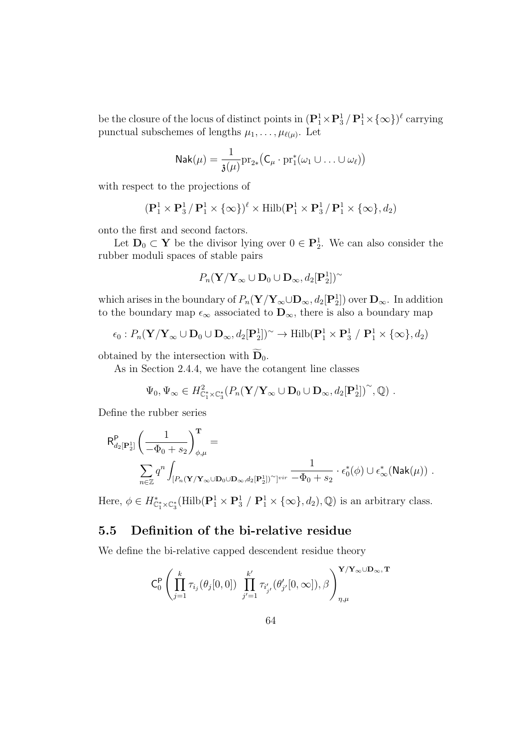be the closure of the locus of distinct points in $(\mathbf{P}^1_1\times\mathbf{P}^1_3\,/\,\mathbf{P}^1_1\times\{\infty\})^\ell$ carrying punctual subschemes of lengths $\mu_1,\ldots,\mu_{\ell(\mu)}$. Let

$$\mathsf{Nak}(\mu) = \frac{1}{\mathfrak{z}(\mu)}\mathrm{pr}_{2*}\big(\mathsf{C}_\mu \cdot \mathrm{pr}_1^*(\omega_1 \cup \ldots \cup \omega_\ell)\big)$$

with respect to the projections of

$$(\mathbf{P}^1_1 \times \mathbf{P}^1_3\,/\,\mathbf{P}^1_1 \times \{\infty\})^\ell \times \mathrm{Hilb}(\mathbf{P}^1_1 \times \mathbf{P}^1_3\,/\,\mathbf{P}^1_1 \times \{\infty\}, d_2)$$

onto the first and second factors.

Let $\mathbf{D}_0 \subset \mathbf{Y}$ be the divisor lying over $0 \in \mathbf{P}^1_2$. We can also consider the rubber moduli spaces of stable pairs

$$P_n(\mathbf{Y}/\mathbf{Y}_\infty \cup \mathbf{D}_0 \cup \mathbf{D}_\infty, d_2[\mathbf{P}^1_2])^\sim$$

which arises in the boundary of $P_n(\mathbf{Y}/\mathbf{Y}_\infty\cup\mathbf{D}_\infty, d_2[\mathbf{P}^1_2])$ over $\mathbf{D}_\infty$. In addition to the boundary map $\epsilon_\infty$ associated to $\mathbf{D}_\infty$, there is also a boundary map

$$\epsilon_0 : P_n(\mathbf{Y}/\mathbf{Y}_\infty \cup \mathbf{D}_0 \cup \mathbf{D}_\infty, d_2[\mathbf{P}^1_2])^\sim \to \mathrm{Hilb}(\mathbf{P}^1_1 \times \mathbf{P}^1_3\ /\ \mathbf{P}^1_1 \times \{\infty\}, d_2)$$

obtained by the intersection with $\widetilde{\mathbf{D}}_0$.

As in Section 2.4.4, we have the cotangent line classes

$$\Psi_0, \Psi_\infty \in H^2_{\mathbb{C}^*_1\times\mathbb{C}^*_3}(P_n(\mathbf{Y}/\mathbf{Y}_\infty \cup \mathbf{D}_0 \cup \mathbf{D}_\infty, d_2[\mathbf{P}^1_2])^\sim, \mathbb{Q})\ .$$

Define the rubber series

$$\mathsf{R}^{\mathsf{P}}_{d_2[\mathbf{P}^1_2]}\left(\frac{1}{-\Phi_0+s_2}\right)^{\mathbf{T}}_{\phi,\mu} = \sum_{n\in\mathbb{Z}} q^n \int_{[P_n(\mathbf{Y}/\mathbf{Y}_\infty\cup\mathbf{D}_0\cup\mathbf{D}_\infty,d_2[\mathbf{P}^1_2])^\sim]^{vir}} \frac{1}{-\Phi_0+s_2}\cdot \epsilon_0^*(\phi)\cup\epsilon_\infty^*(\mathsf{Nak}(\mu))\ .$$

Here, $\phi \in H^*_{\mathbb{C}^*_1\times\mathbb{C}^*_3}(\mathrm{Hilb}(\mathbf{P}^1_1 \times \mathbf{P}^1_3\ /\ \mathbf{P}^1_1 \times \{\infty\}, d_2), \mathbb{Q})$ is an arbitrary class.

## 5.5 Definition of the bi-relative residue

We define the bi-relative capped descendent residue theory

$$\mathsf{C}^{\mathsf{P}}_0\left(\prod_{j=1}^k \tau_{i_j}(\theta_j[0,0])\ \prod_{j'=1}^{k'} \tau_{i'_{j'}}(\theta'_{j'}[0,\infty]), \beta\right)^{\mathbf{Y}/\mathbf{Y}_\infty\cup\mathbf{D}_\infty,\,\mathbf{T}}_{\eta,\mu}$$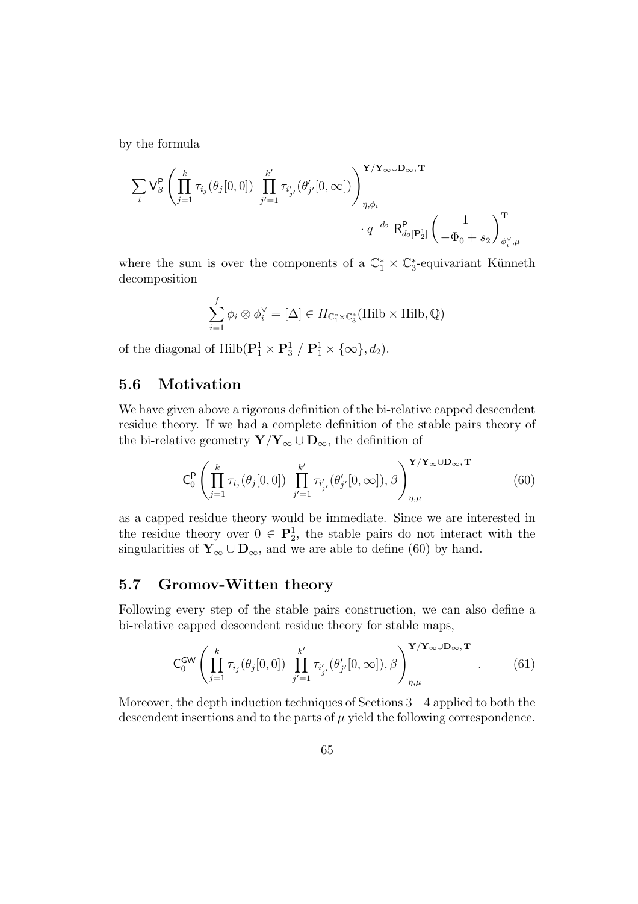by the formula

$$\sum_i \mathsf{V}^{\mathsf{P}}_\beta \left( \prod_{j=1}^{k} \tau_{i_j}(\theta_j[0,0]) \ \prod_{j'=1}^{k'} \tau_{i'_{j'}}(\theta'_{j'}[0,\infty]) \right)^{\mathbf{Y}/\mathbf{Y}_\infty \cup \mathbf{D}_\infty,\, \mathbf{T}}_{\eta,\phi_i} \cdot q^{-d_2}\ \mathsf{R}^{\mathsf{P}}_{d_2[\mathbf{P}^1_2]} \left( \frac{1}{-\Phi_0 + s_2} \right)^{\mathbf{T}}_{\phi_i^\vee,\mu}$$

where the sum is over the components of a $\mathbb{C}^*_1 \times \mathbb{C}^*_3$-equivariant Künneth decomposition

$$\sum_{i=1}^{f} \phi_i \otimes \phi_i^\vee = [\Delta] \in H_{\mathbb{C}^*_1 \times \mathbb{C}^*_3}(\mathrm{Hilb} \times \mathrm{Hilb}, \mathbb{Q})$$

of the diagonal of $\mathrm{Hilb}(\mathbf{P}^1_1 \times \mathbf{P}^1_3 \ / \ \mathbf{P}^1_1 \times \{\infty\}, d_2)$.

## 5.6 Motivation

We have given above a rigorous definition of the bi-relative capped descendent residue theory. If we had a complete definition of the stable pairs theory of the bi-relative geometry $\mathbf{Y}/\mathbf{Y}_\infty \cup \mathbf{D}_\infty$, the definition of

$$\mathsf{C}^{\mathsf{P}}_0 \left( \prod_{j=1}^{k} \tau_{i_j}(\theta_j[0,0]) \ \prod_{j'=1}^{k'} \tau_{i'_{j'}}(\theta'_{j'}[0,\infty]), \beta \right)^{\mathbf{Y}/\mathbf{Y}_\infty \cup \mathbf{D}_\infty,\, \mathbf{T}}_{\eta,\mu} \tag{60}$$

as a capped residue theory would be immediate. Since we are interested in the residue theory over $0 \in \mathbf{P}^1_2$, the stable pairs do not interact with the singularities of $\mathbf{Y}_\infty \cup \mathbf{D}_\infty$, and we are able to define (60) by hand.

## 5.7 Gromov-Witten theory

Following every step of the stable pairs construction, we can also define a bi-relative capped descendent residue theory for stable maps,

$$\mathsf{C}^{\mathsf{GW}}_0 \left( \prod_{j=1}^{k} \tau_{i_j}(\theta_j[0,0]) \ \prod_{j'=1}^{k'} \tau_{i'_{j'}}(\theta'_{j'}[0,\infty]), \beta \right)^{\mathbf{Y}/\mathbf{Y}_\infty \cup \mathbf{D}_\infty,\, \mathbf{T}}_{\eta,\mu} . \tag{61}$$

Moreover, the depth induction techniques of Sections 3 – 4 applied to both the descendent insertions and to the parts of $\mu$ yield the following correspondence.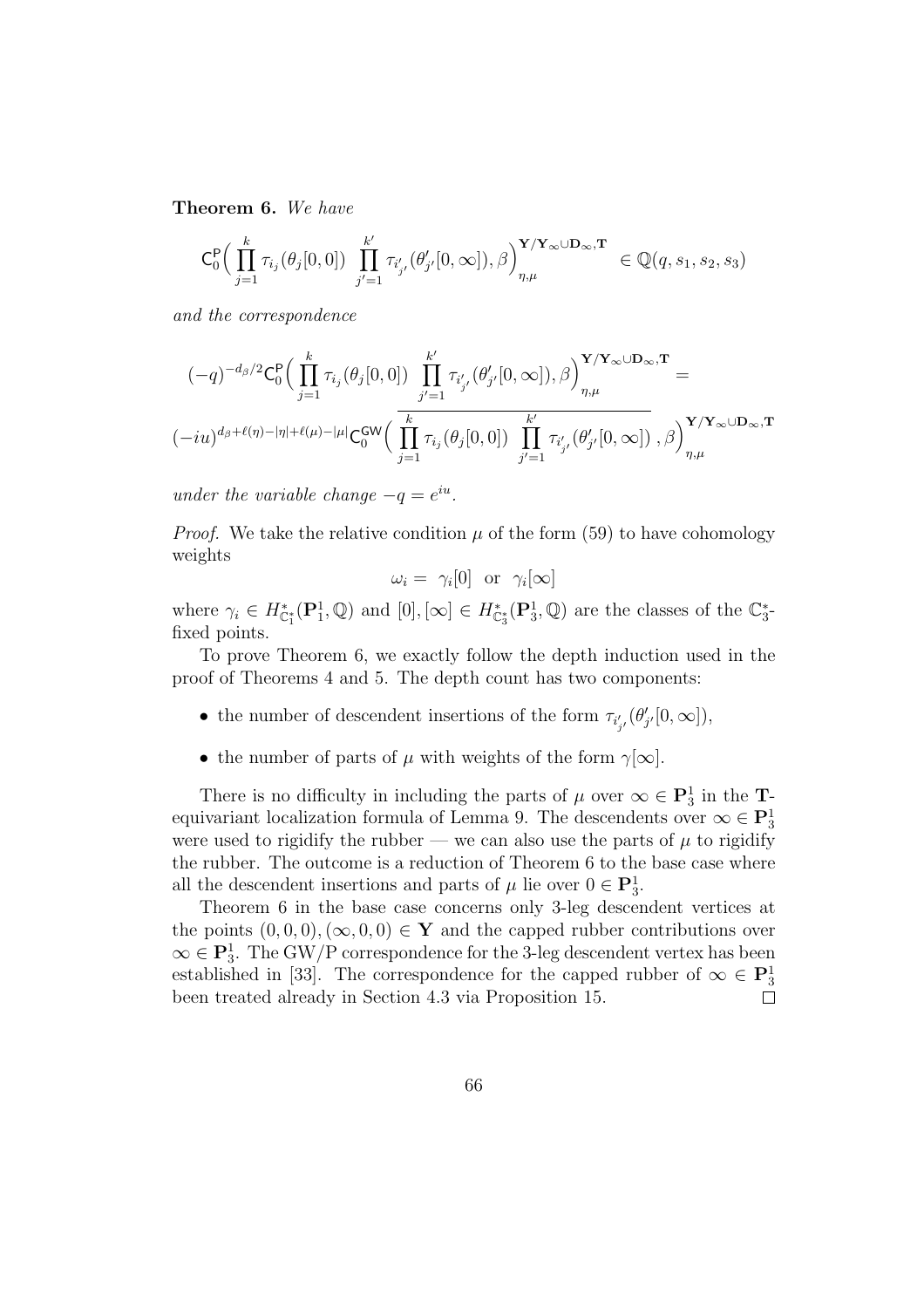**Theorem 6.** *We have*

$$\mathsf{C}_0^{\mathsf{P}}\Big(\prod_{j=1}^{k}\tau_{i_j}(\theta_j[0,0])\ \prod_{j'=1}^{k'}\tau_{i'_{j'}}(\theta'_{j'}[0,\infty]),\beta\Big)_{\eta,\mu}^{\mathbf{Y}/\mathbf{Y}_\infty\cup\mathbf{D}_\infty,\mathbf{T}} \in \mathbb{Q}(q,s_1,s_2,s_3)$$

*and the correspondence*

$$(-q)^{-d_\beta/2}\mathsf{C}_0^{\mathsf{P}}\Big(\prod_{j=1}^{k}\tau_{i_j}(\theta_j[0,0])\ \prod_{j'=1}^{k'}\tau_{i'_{j'}}(\theta'_{j'}[0,\infty]),\beta\Big)_{\eta,\mu}^{\mathbf{Y}/\mathbf{Y}_\infty\cup\mathbf{D}_\infty,\mathbf{T}} =$$
$$(-iu)^{d_\beta+\ell(\eta)-|\eta|+\ell(\mu)-|\mu|}\mathsf{C}_0^{\mathsf{GW}}\Big(\overline{\prod_{j=1}^{k}\tau_{i_j}(\theta_j[0,0])\ \prod_{j'=1}^{k'}\tau_{i'_{j'}}(\theta'_{j'}[0,\infty])}\ ,\beta\Big)_{\eta,\mu}^{\mathbf{Y}/\mathbf{Y}_\infty\cup\mathbf{D}_\infty,\mathbf{T}}$$

*under the variable change $-q = e^{iu}$.*

*Proof.* We take the relative condition $\mu$ of the form (59) to have cohomology weights

$$\omega_i = \ \gamma_i[0] \ \text{ or } \ \gamma_i[\infty]$$

where $\gamma_i \in H^*_{\mathbb{C}_1^*}(\mathbf{P}^1_1,\mathbb{Q})$ and $[0],[\infty] \in H^*_{\mathbb{C}_3^*}(\mathbf{P}^1_3,\mathbb{Q})$ are the classes of the $\mathbb{C}_3^*$-fixed points.

To prove Theorem 6, we exactly follow the depth induction used in the proof of Theorems 4 and 5. The depth count has two components:

- the number of descendent insertions of the form $\tau_{i'_{j'}}(\theta'_{j'}[0,\infty])$,
- the number of parts of $\mu$ with weights of the form $\gamma[\infty]$.

There is no difficulty in including the parts of $\mu$ over $\infty \in \mathbf{P}^1_3$ in the $\mathbf{T}$-equivariant localization formula of Lemma 9. The descendents over $\infty \in \mathbf{P}^1_3$ were used to rigidify the rubber — we can also use the parts of $\mu$ to rigidify the rubber. The outcome is a reduction of Theorem 6 to the base case where all the descendent insertions and parts of $\mu$ lie over $0 \in \mathbf{P}^1_3$.

Theorem 6 in the base case concerns only 3-leg descendent vertices at the points $(0,0,0),(\infty,0,0) \in \mathbf{Y}$ and the capped rubber contributions over $\infty \in \mathbf{P}^1_3$. The GW/P correspondence for the 3-leg descendent vertex has been established in [33]. The correspondence for the capped rubber of $\infty \in \mathbf{P}^1_3$ been treated already in Section 4.3 via Proposition 15. $\square$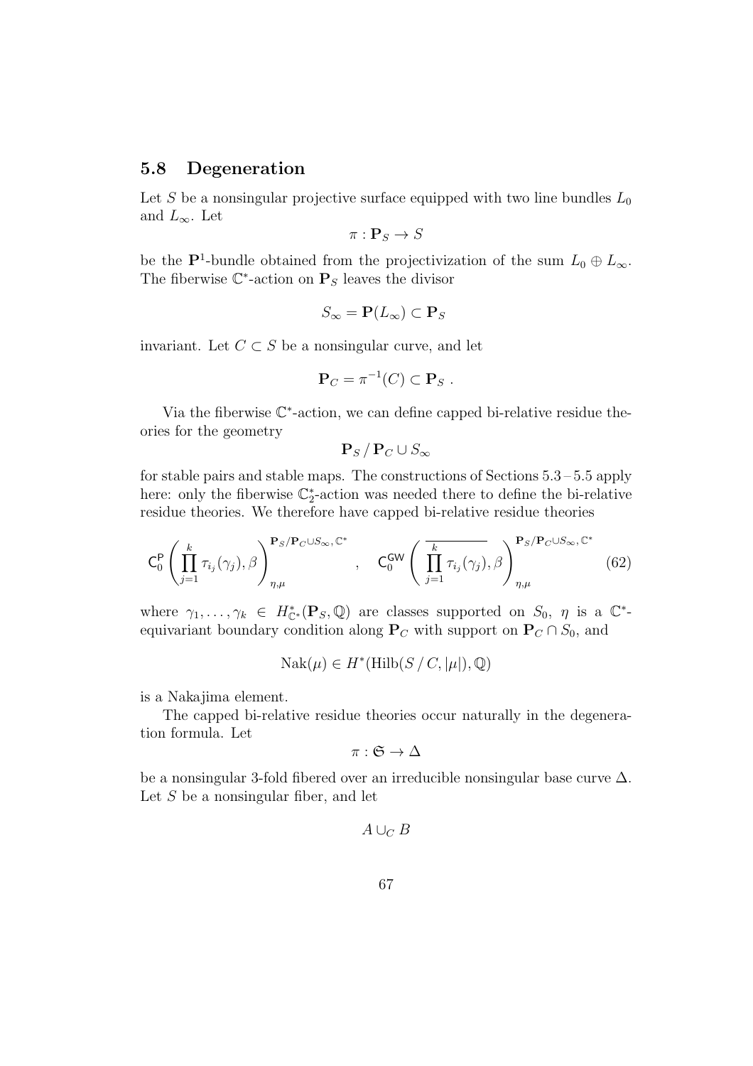### 5.8 Degeneration

Let $S$ be a nonsingular projective surface equipped with two line bundles $L_0$ and $L_\infty$. Let

$$\pi : \mathbf{P}_S \to S$$

be the $\mathbf{P}^1$-bundle obtained from the projectivization of the sum $L_0 \oplus L_\infty$. The fiberwise $\mathbb{C}^*$-action on $\mathbf{P}_S$ leaves the divisor

$$S_\infty = \mathbf{P}(L_\infty) \subset \mathbf{P}_S$$

invariant. Let $C \subset S$ be a nonsingular curve, and let

$$\mathbf{P}_C = \pi^{-1}(C) \subset \mathbf{P}_S \ .$$

Via the fiberwise $\mathbb{C}^*$-action, we can define capped bi-relative residue theories for the geometry

$$\mathbf{P}_S \,/\, \mathbf{P}_C \cup S_\infty$$

for stable pairs and stable maps. The constructions of Sections 5.3 – 5.5 apply here: only the fiberwise $\mathbb{C}_2^*$-action was needed there to define the bi-relative residue theories. We therefore have capped bi-relative residue theories

$$\mathsf{C}_0^{\mathsf{P}}\left(\prod_{j=1}^{k} \tau_{i_j}(\gamma_j), \beta\right)_{\eta,\mu}^{\mathbf{P}_S/\mathbf{P}_C\cup S_\infty,\,\mathbb{C}^*} \quad , \quad \mathsf{C}_0^{\mathsf{GW}}\left(\overline{\prod_{j=1}^{k} \tau_{i_j}(\gamma_j)}, \beta\right)_{\eta,\mu}^{\mathbf{P}_S/\mathbf{P}_C\cup S_\infty,\,\mathbb{C}^*} \tag{62}$$

where $\gamma_1, \ldots, \gamma_k \in H^*_{\mathbb{C}^*}(\mathbf{P}_S, \mathbb{Q})$ are classes supported on $S_0$, $\eta$ is a $\mathbb{C}^*$-equivariant boundary condition along $\mathbf{P}_C$ with support on $\mathbf{P}_C \cap S_0$, and

$$\mathrm{Nak}(\mu) \in H^*(\mathrm{Hilb}(S \,/\, C, |\mu|), \mathbb{Q})$$

is a Nakajima element.

The capped bi-relative residue theories occur naturally in the degeneration formula. Let

$$\pi : \mathfrak{S} \to \Delta$$

be a nonsingular 3-fold fibered over an irreducible nonsingular base curve $\Delta$. Let $S$ be a nonsingular fiber, and let

$$A \cup_C B$$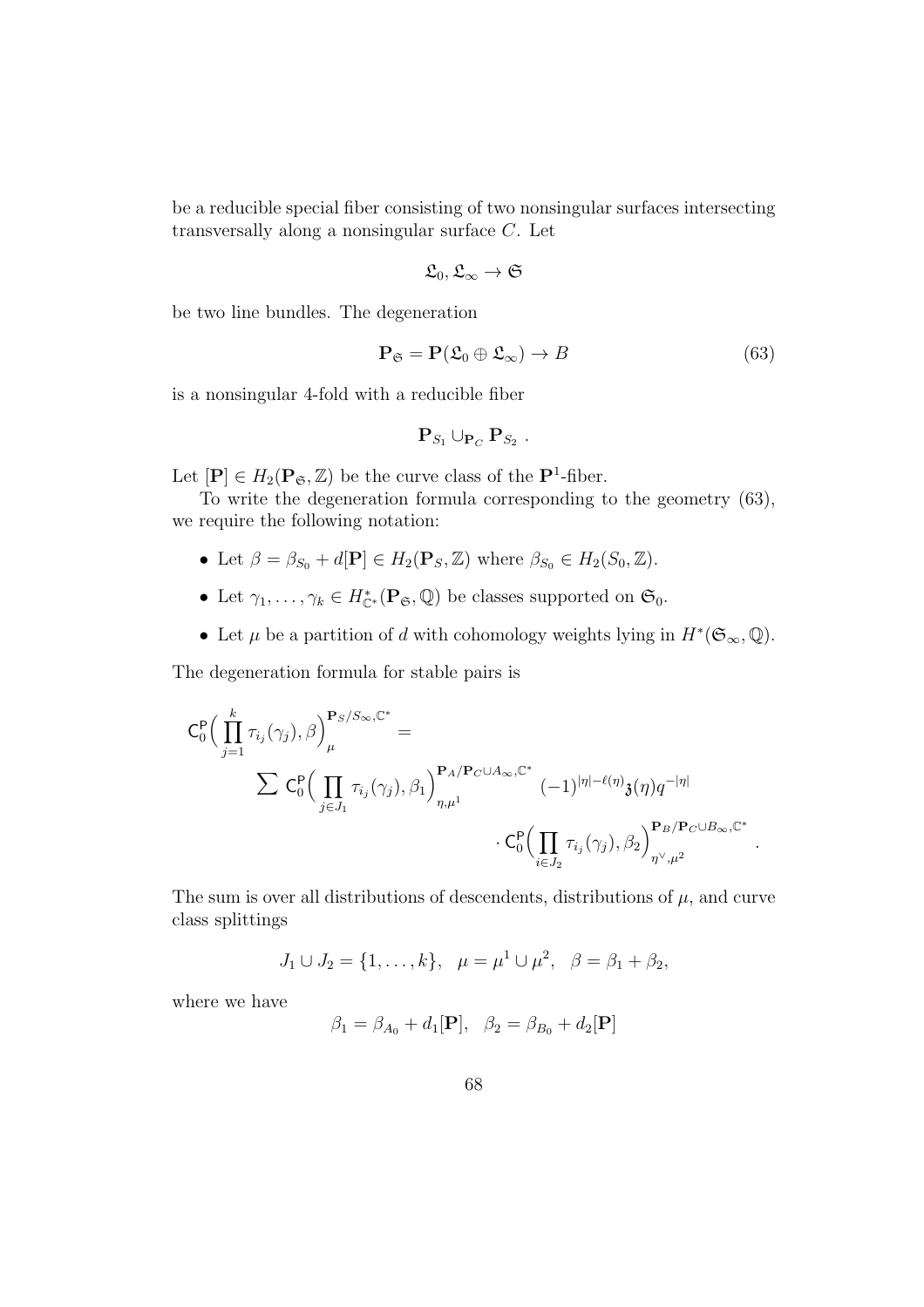be a reducible special fiber consisting of two nonsingular surfaces intersecting transversally along a nonsingular surface $C$. Let

$$\mathfrak{L}_0, \mathfrak{L}_\infty \to \mathfrak{S}$$

be two line bundles. The degeneration

$$\mathbf{P}_{\mathfrak{S}} = \mathbf{P}(\mathfrak{L}_0 \oplus \mathfrak{L}_\infty) \to B \tag{63}$$

is a nonsingular 4-fold with a reducible fiber

$$\mathbf{P}_{S_1} \cup_{\mathbf{P}_C} \mathbf{P}_{S_2} \ .$$

Let $[\mathbf{P}] \in H_2(\mathbf{P}_{\mathfrak{S}}, \mathbb{Z})$ be the curve class of the $\mathbf{P}^1$-fiber.

To write the degeneration formula corresponding to the geometry (63), we require the following notation:

- Let $\beta = \beta_{S_0} + d[\mathbf{P}] \in H_2(\mathbf{P}_S, \mathbb{Z})$ where $\beta_{S_0} \in H_2(S_0, \mathbb{Z})$.
- Let $\gamma_1, \ldots, \gamma_k \in H^*_{\mathbb{C}^*}(\mathbf{P}_{\mathfrak{S}}, \mathbb{Q})$ be classes supported on $\mathfrak{S}_0$.
- Let $\mu$ be a partition of $d$ with cohomology weights lying in $H^*(\mathfrak{S}_\infty, \mathbb{Q})$.

The degeneration formula for stable pairs is

$$\begin{aligned}
\mathsf{C}_0^{\mathsf{P}}\Big( \prod_{j=1}^{k} \tau_{i_j}(\gamma_j), \beta \Big)_{\mu}^{\mathbf{P}_S/S_\infty, \mathbb{C}^*} &= \\
\sum \mathsf{C}_0^{\mathsf{P}}\Big( \prod_{j \in J_1} \tau_{i_j}(\gamma_j), \beta_1 \Big)_{\eta, \mu^1}^{\mathbf{P}_A/\mathbf{P}_C \cup A_\infty, \mathbb{C}^*} & (-1)^{|\eta| - \ell(\eta)} \mathfrak{z}(\eta) q^{-|\eta|} \\
& \cdot \mathsf{C}_0^{\mathsf{P}}\Big( \prod_{i \in J_2} \tau_{i_j}(\gamma_j), \beta_2 \Big)_{\eta^\vee, \mu^2}^{\mathbf{P}_B/\mathbf{P}_C \cup B_\infty, \mathbb{C}^*} .
\end{aligned}$$

The sum is over all distributions of descendents, distributions of $\mu$, and curve class splittings

$$J_1 \cup J_2 = \{1, \ldots, k\}, \quad \mu = \mu^1 \cup \mu^2, \quad \beta = \beta_1 + \beta_2,$$

where we have

$$\beta_1 = \beta_{A_0} + d_1[\mathbf{P}], \quad \beta_2 = \beta_{B_0} + d_2[\mathbf{P}]$$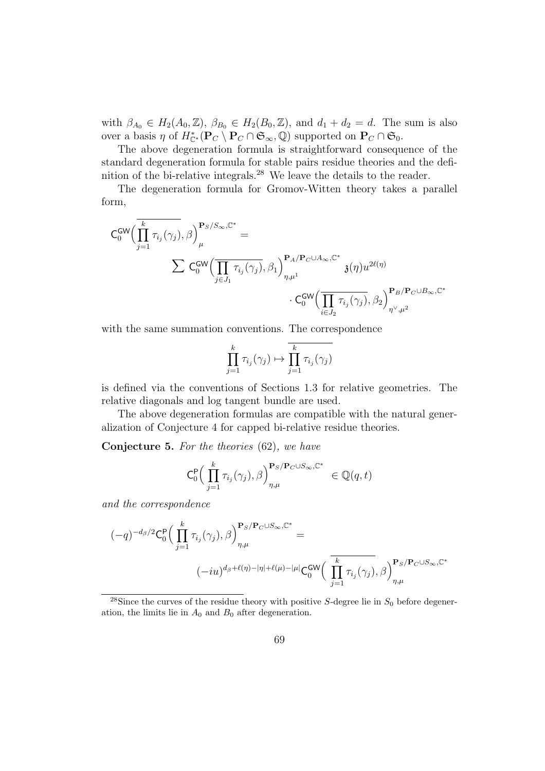with $\beta_{A_0} \in H_2(A_0, \mathbb{Z})$, $\beta_{B_0} \in H_2(B_0, \mathbb{Z})$, and $d_1 + d_2 = d$. The sum is also over a basis $\eta$ of $H^*_{\mathbb{C}^*}(\mathbf{P}_C \setminus \mathbf{P}_C \cap \mathfrak{S}_\infty, \mathbb{Q})$ supported on $\mathbf{P}_C \cap \mathfrak{S}_0$.

The above degeneration formula is straightforward consequence of the standard degeneration formula for stable pairs residue theories and the definition of the bi-relative integrals.[28] We leave the details to the reader.

The degeneration formula for Gromov-Witten theory takes a parallel form,

$$\mathsf{C}_0^{\mathsf{GW}}\Big(\overline{\prod_{j=1}^{k} \tau_{i_j}(\gamma_j)}, \beta\Big)_{\mu}^{\mathbf{P}_S/S_\infty, \mathbb{C}^*} =$$

$$\sum \mathsf{C}_0^{\mathsf{GW}}\Big(\overline{\prod_{j\in J_1} \tau_{i_j}(\gamma_j)}, \beta_1\Big)_{\eta,\mu^1}^{\mathbf{P}_A/\mathbf{P}_C \cup A_\infty, \mathbb{C}^*} \mathfrak{z}(\eta) u^{2\ell(\eta)} \cdot \mathsf{C}_0^{\mathsf{GW}}\Big(\overline{\prod_{i\in J_2} \tau_{i_j}(\gamma_j)}, \beta_2\Big)_{\eta^\vee,\mu^2}^{\mathbf{P}_B/\mathbf{P}_C \cup B_\infty, \mathbb{C}^*}$$

with the same summation conventions. The correspondence

$$\prod_{j=1}^{k} \tau_{i_j}(\gamma_j) \mapsto \overline{\prod_{j=1}^{k} \tau_{i_j}(\gamma_j)}$$

is defined via the conventions of Sections 1.3 for relative geometries. The relative diagonals and log tangent bundle are used.

The above degeneration formulas are compatible with the natural generalization of Conjecture 4 for capped bi-relative residue theories.

**Conjecture 5.** *For the theories* (62)*, we have*

$$\mathsf{C}_0^{\mathsf{P}}\Big(\prod_{j=1}^{k} \tau_{i_j}(\gamma_j), \beta\Big)_{\eta,\mu}^{\mathbf{P}_S/\mathbf{P}_C \cup S_\infty, \mathbb{C}^*} \in \mathbb{Q}(q,t)$$

*and the correspondence*

$$(-q)^{-d_\beta/2}\mathsf{C}_0^{\mathsf{P}}\Big(\prod_{j=1}^{k} \tau_{i_j}(\gamma_j), \beta\Big)_{\eta,\mu}^{\mathbf{P}_S/\mathbf{P}_C \cup S_\infty, \mathbb{C}^*} =$$

$$(-iu)^{d_\beta + \ell(\eta) - |\eta| + \ell(\mu) - |\mu|}\mathsf{C}_0^{\mathsf{GW}}\Big(\overline{\prod_{j=1}^{k} \tau_{i_j}(\gamma_j)}, \beta\Big)_{\eta,\mu}^{\mathbf{P}_S/\mathbf{P}_C \cup S_\infty, \mathbb{C}^*}$$

---

[28] Since the curves of the residue theory with positive $S$-degree lie in $S_0$ before degeneration, the limits lie in $A_0$ and $B_0$ after degeneration.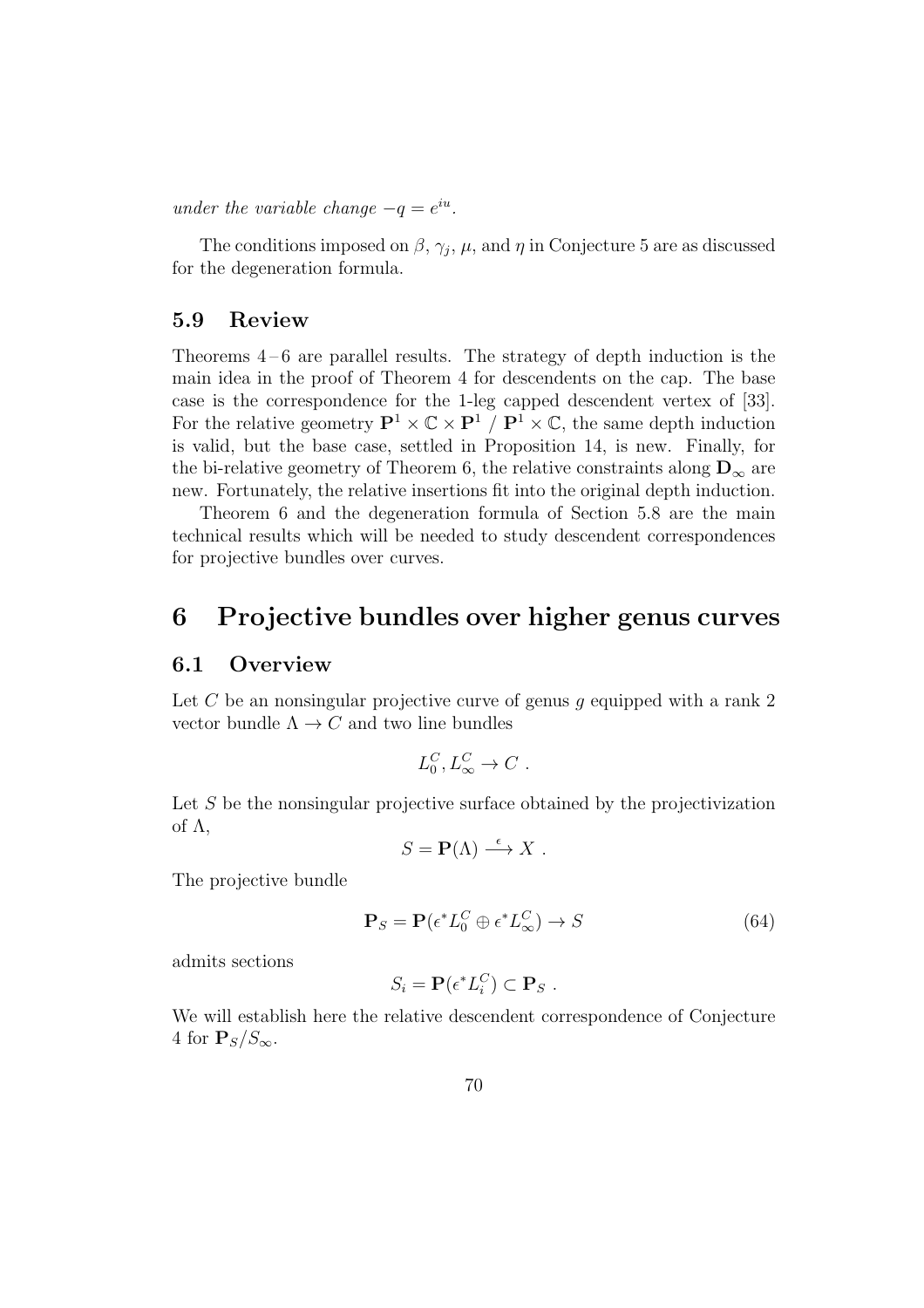*under the variable change $-q = e^{iu}$.*

The conditions imposed on $\beta$, $\gamma_j$, $\mu$, and $\eta$ in Conjecture 5 are as discussed for the degeneration formula.

### 5.9 Review

Theorems 4 – 6 are parallel results. The strategy of depth induction is the main idea in the proof of Theorem 4 for descendents on the cap. The base case is the correspondence for the 1-leg capped descendent vertex of [33]. For the relative geometry $\mathbf{P}^1 \times \mathbb{C} \times \mathbf{P}^1 \ / \ \mathbf{P}^1 \times \mathbb{C}$, the same depth induction is valid, but the base case, settled in Proposition 14, is new. Finally, for the bi-relative geometry of Theorem 6, the relative constraints along $\mathbf{D}_\infty$ are new. Fortunately, the relative insertions fit into the original depth induction.

Theorem 6 and the degeneration formula of Section 5.8 are the main technical results which will be needed to study descendent correspondences for projective bundles over curves.

## 6 Projective bundles over higher genus curves

### 6.1 Overview

Let $C$ be an nonsingular projective curve of genus $g$ equipped with a rank 2 vector bundle $\Lambda \to C$ and two line bundles

$$L_0^C, L_\infty^C \to C \ .$$

Let $S$ be the nonsingular projective surface obtained by the projectivization of $\Lambda$,

$$S = \mathbf{P}(\Lambda) \stackrel{\epsilon}{\longrightarrow} X \ .$$

The projective bundle

$$\mathbf{P}_S = \mathbf{P}(\epsilon^* L_0^C \oplus \epsilon^* L_\infty^C) \to S \tag{64}$$

admits sections

$$S_i = \mathbf{P}(\epsilon^* L_i^C) \subset \mathbf{P}_S \ .$$

We will establish here the relative descendent correspondence of Conjecture 4 for $\mathbf{P}_S / S_\infty$.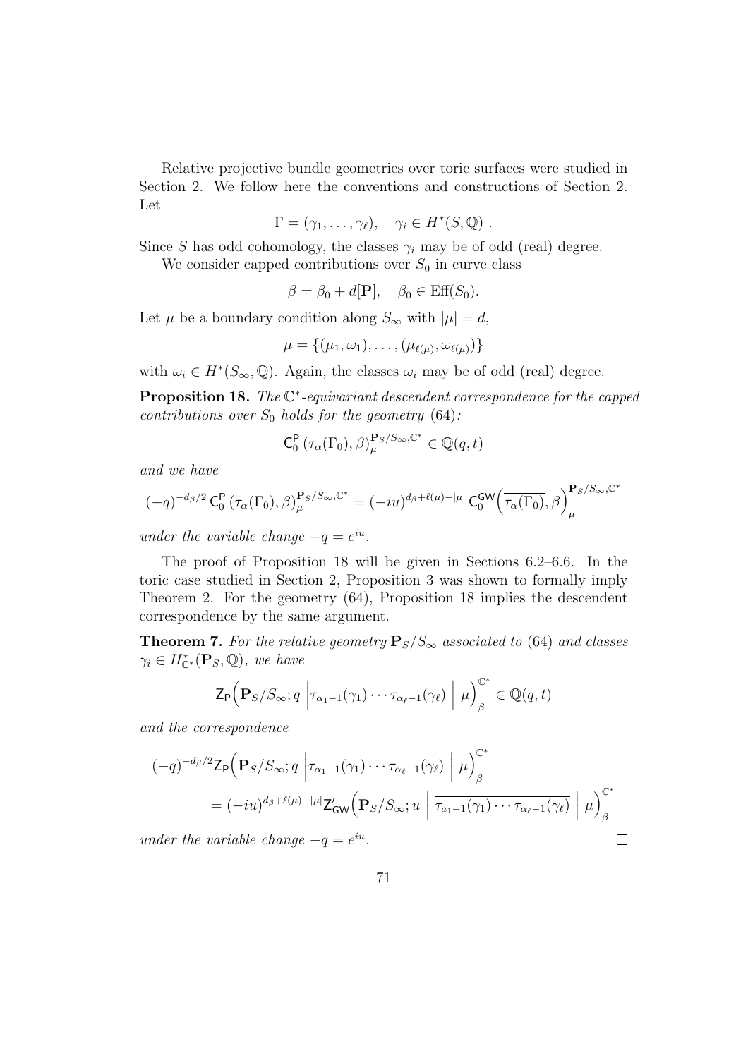Relative projective bundle geometries over toric surfaces were studied in Section 2. We follow here the conventions and constructions of Section 2. Let

$$\Gamma = (\gamma_1, \ldots, \gamma_\ell), \quad \gamma_i \in H^*(S, \mathbb{Q}) \ .$$

Since $S$ has odd cohomology, the classes $\gamma_i$ may be of odd (real) degree.

We consider capped contributions over $S_0$ in curve class

$$\beta = \beta_0 + d[\mathbf{P}], \quad \beta_0 \in \mathrm{Eff}(S_0).$$

Let $\mu$ be a boundary condition along $S_\infty$ with $|\mu| = d$,

$$\mu = \{(\mu_1, \omega_1), \ldots, (\mu_{\ell(\mu)}, \omega_{\ell(\mu)})\}$$

with $\omega_i \in H^*(S_\infty, \mathbb{Q})$. Again, the classes $\omega_i$ may be of odd (real) degree.

**Proposition 18.** *The $\mathbb{C}^*$-equivariant descendent correspondence for the capped contributions over $S_0$ holds for the geometry* (64)*:*

$$\mathsf{C}_0^{\mathsf{P}} \left(\tau_\alpha(\Gamma_0), \beta\right)_\mu^{\mathbf{P}_S/S_\infty, \mathbb{C}^*} \in \mathbb{Q}(q, t)$$

*and we have*

$$(-q)^{-d_\beta/2}\, \mathsf{C}_0^{\mathsf{P}} \left(\tau_\alpha(\Gamma_0), \beta\right)_\mu^{\mathbf{P}_S/S_\infty, \mathbb{C}^*} = (-iu)^{d_\beta + \ell(\mu) - |\mu|}\, \mathsf{C}_0^{\mathsf{GW}}\Big(\overline{\tau_\alpha(\Gamma_0)}, \beta\Big)_\mu^{\mathbf{P}_S/S_\infty, \mathbb{C}^*}$$

*under the variable change $-q = e^{iu}$.*

The proof of Proposition 18 will be given in Sections 6.2–6.6. In the toric case studied in Section 2, Proposition 3 was shown to formally imply Theorem 2. For the geometry (64), Proposition 18 implies the descendent correspondence by the same argument.

**Theorem 7.** *For the relative geometry $\mathbf{P}_S/S_\infty$ associated to* (64) *and classes $\gamma_i \in H^*_{\mathbb{C}^*}(\mathbf{P}_S, \mathbb{Q})$, we have*

$$\mathsf{Z}_{\mathsf{P}}\Big(\mathbf{P}_S/S_\infty; q \;\Big|\tau_{\alpha_1-1}(\gamma_1) \cdots \tau_{\alpha_\ell-1}(\gamma_\ell) \;\Big|\; \mu\Big)_\beta^{\mathbb{C}^*} \in \mathbb{Q}(q, t)$$

*and the correspondence*

$$\begin{aligned}
&(-q)^{-d_\beta/2} \mathsf{Z}_{\mathsf{P}}\Big(\mathbf{P}_S/S_\infty; q \;\Big|\tau_{\alpha_1-1}(\gamma_1) \cdots \tau_{\alpha_\ell-1}(\gamma_\ell) \;\Big|\; \mu\Big)_\beta^{\mathbb{C}^*} \\
&\quad = (-iu)^{d_\beta + \ell(\mu) - |\mu|} \mathsf{Z}'_{\mathsf{GW}}\Big(\mathbf{P}_S/S_\infty; u \;\Big|\; \overline{\tau_{a_1-1}(\gamma_1) \cdots \tau_{\alpha_\ell-1}(\gamma_\ell)} \;\Big|\; \mu\Big)_\beta^{\mathbb{C}^*}
\end{aligned}$$

*under the variable change $-q = e^{iu}$.* $\square$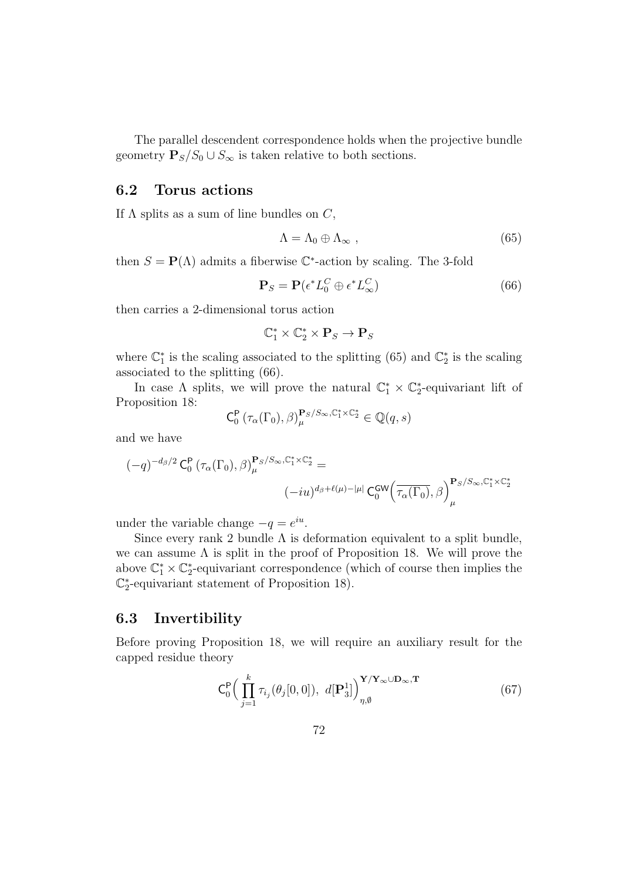The parallel descendent correspondence holds when the projective bundle geometry $\mathbf{P}_S/S_0 \cup S_\infty$ is taken relative to both sections.

## 6.2 Torus actions

If $\Lambda$ splits as a sum of line bundles on $C$,

$$\Lambda = \Lambda_0 \oplus \Lambda_\infty \ , \tag{65}$$

then $S = \mathbf{P}(\Lambda)$ admits a fiberwise $\mathbb{C}^*$-action by scaling. The 3-fold

$$\mathbf{P}_S = \mathbf{P}(\epsilon^* L_0^C \oplus \epsilon^* L_\infty^C) \tag{66}$$

then carries a 2-dimensional torus action

$$\mathbb{C}_1^* \times \mathbb{C}_2^* \times \mathbf{P}_S \to \mathbf{P}_S$$

where $\mathbb{C}_1^*$ is the scaling associated to the splitting (65) and $\mathbb{C}_2^*$ is the scaling associated to the splitting (66).

In case $\Lambda$ splits, we will prove the natural $\mathbb{C}_1^* \times \mathbb{C}_2^*$-equivariant lift of Proposition 18:

$$\mathsf{C}_0^{\mathsf{P}}\left(\tau_\alpha(\Gamma_0), \beta\right)_\mu^{\mathbf{P}_S/S_\infty, \mathbb{C}_1^* \times \mathbb{C}_2^*} \in \mathbb{Q}(q, s)$$

and we have

$$(-q)^{-d_\beta/2}\, \mathsf{C}_0^{\mathsf{P}}\left(\tau_\alpha(\Gamma_0), \beta\right)_\mu^{\mathbf{P}_S/S_\infty, \mathbb{C}_1^* \times \mathbb{C}_2^*} = \\ (-iu)^{d_\beta + \ell(\mu) - |\mu|}\, \mathsf{C}_0^{\mathsf{GW}}\Big(\overline{\tau_\alpha(\Gamma_0)}, \beta\Big)_\mu^{\mathbf{P}_S/S_\infty, \mathbb{C}_1^* \times \mathbb{C}_2^*}$$

under the variable change $-q = e^{iu}$.

Since every rank 2 bundle $\Lambda$ is deformation equivalent to a split bundle, we can assume $\Lambda$ is split in the proof of Proposition 18. We will prove the above $\mathbb{C}_1^* \times \mathbb{C}_2^*$-equivariant correspondence (which of course then implies the $\mathbb{C}_2^*$-equivariant statement of Proposition 18).

## 6.3 Invertibility

Before proving Proposition 18, we will require an auxiliary result for the capped residue theory

$$\mathsf{C}_0^{\mathsf{P}}\Big(\prod_{j=1}^{k} \tau_{i_j}(\theta_j[0,0]),\ d[\mathbf{P}_3^1]\Big)_{\eta,\emptyset}^{\mathbf{Y}/\mathbf{Y}_\infty \cup \mathbf{D}_\infty, \mathbf{T}} \tag{67}$$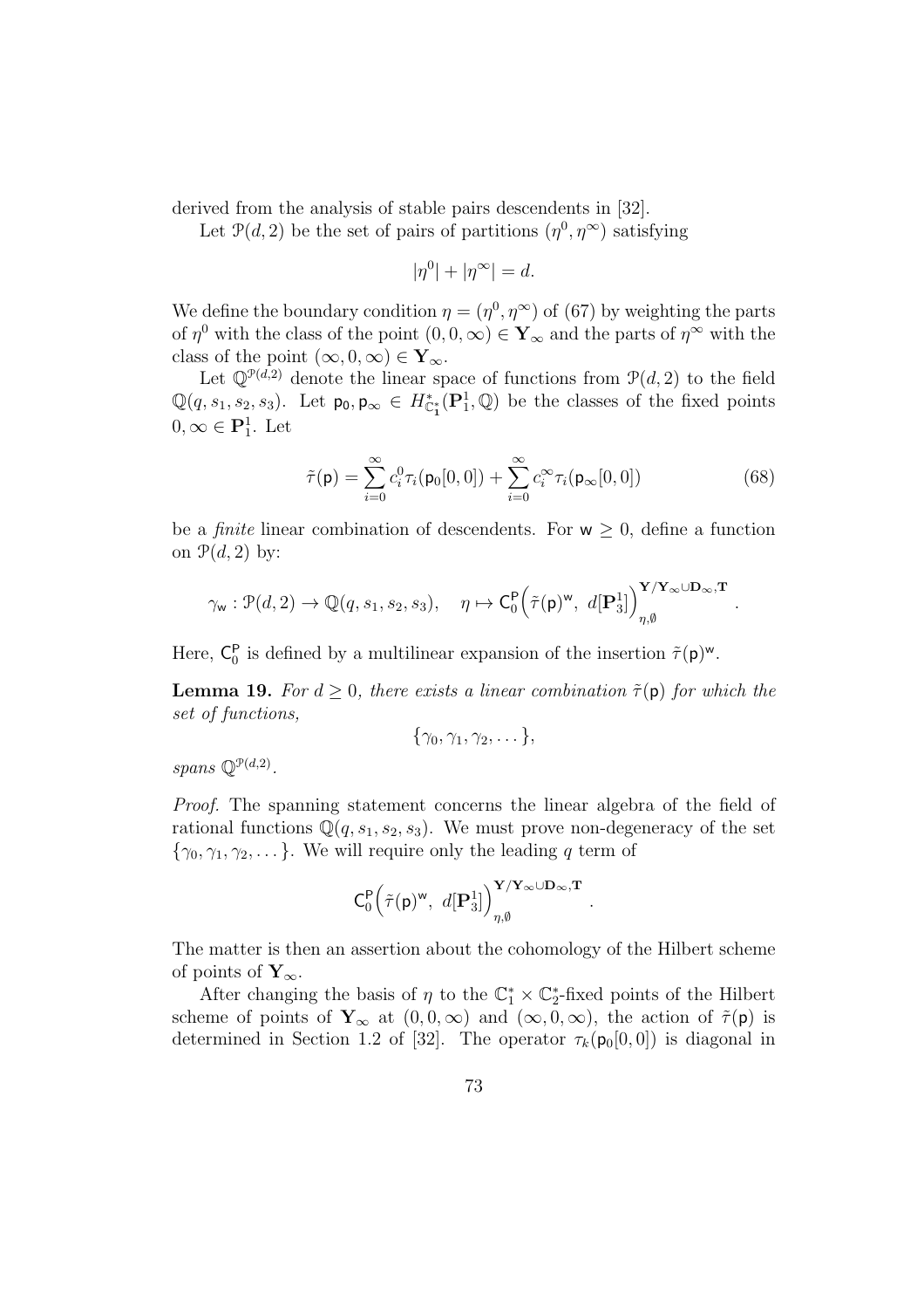derived from the analysis of stable pairs descendents in [32].

Let $\mathcal{P}(d,2)$ be the set of pairs of partitions $(\eta^0,\eta^\infty)$ satisfying

$$|\eta^0| + |\eta^\infty| = d.$$

We define the boundary condition $\eta = (\eta^0, \eta^\infty)$ of (67) by weighting the parts of $\eta^0$ with the class of the point $(0,0,\infty) \in \mathbf{Y}_\infty$ and the parts of $\eta^\infty$ with the class of the point $(\infty, 0, \infty) \in \mathbf{Y}_\infty$.

Let $\mathbb{Q}^{\mathcal{P}(d,2)}$ denote the linear space of functions from $\mathcal{P}(d,2)$ to the field $\mathbb{Q}(q,s_1,s_2,s_3)$. Let $\mathsf{p}_0, \mathsf{p}_\infty \in H^*_{\mathbb{C}^*_1}(\mathbf{P}^1_1, \mathbb{Q})$ be the classes of the fixed points $0, \infty \in \mathbf{P}^1_1$. Let

$$\tilde{\tau}(\mathsf{p}) = \sum_{i=0}^{\infty} c_i^0 \tau_i(\mathsf{p}_0[0,0]) + \sum_{i=0}^{\infty} c_i^\infty \tau_i(\mathsf{p}_\infty[0,0]) \tag{68}$$

be a *finite* linear combination of descendents. For $\mathsf{w} \geq 0$, define a function on $\mathcal{P}(d,2)$ by:

$$\gamma_{\mathsf{w}} : \mathcal{P}(d,2) \to \mathbb{Q}(q,s_1,s_2,s_3), \quad \eta \mapsto \mathsf{C}_0^{\mathsf{P}}\Big(\tilde{\tau}(\mathsf{p})^{\mathsf{w}},\ d[\mathbf{P}^1_3]\Big)^{\mathbf{Y}/\mathbf{Y}_\infty \cup \mathbf{D}_\infty, \mathbf{T}}_{\eta,\emptyset}.$$

Here, $\mathsf{C}_0^{\mathsf{P}}$ is defined by a multilinear expansion of the insertion $\tilde{\tau}(\mathsf{p})^{\mathsf{w}}$.

**Lemma 19.** *For $d \geq 0$, there exists a linear combination $\tilde{\tau}(\mathsf{p})$ for which the set of functions,*

$$\{\gamma_0, \gamma_1, \gamma_2, \dots\},$$

*spans $\mathbb{Q}^{\mathcal{P}(d,2)}$.*

*Proof.* The spanning statement concerns the linear algebra of the field of rational functions $\mathbb{Q}(q,s_1,s_2,s_3)$. We must prove non-degeneracy of the set $\{\gamma_0, \gamma_1, \gamma_2, \dots\}$. We will require only the leading $q$ term of

$$\mathsf{C}_0^{\mathsf{P}}\Big(\tilde{\tau}(\mathsf{p})^{\mathsf{w}},\ d[\mathbf{P}^1_3]\Big)^{\mathbf{Y}/\mathbf{Y}_\infty \cup \mathbf{D}_\infty, \mathbf{T}}_{\eta,\emptyset}.$$

The matter is then an assertion about the cohomology of the Hilbert scheme of points of $\mathbf{Y}_\infty$.

After changing the basis of $\eta$ to the $\mathbb{C}^*_1 \times \mathbb{C}^*_2$-fixed points of the Hilbert scheme of points of $\mathbf{Y}_\infty$ at $(0,0,\infty)$ and $(\infty,0,\infty)$, the action of $\tilde{\tau}(\mathsf{p})$ is determined in Section 1.2 of [32]. The operator $\tau_k(\mathsf{p}_0[0,0])$ is diagonal in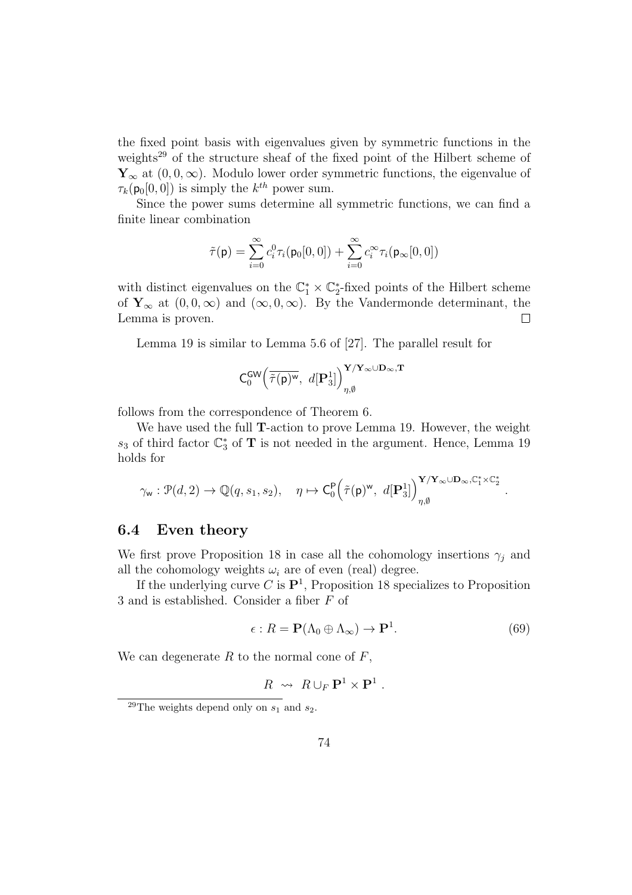the fixed point basis with eigenvalues given by symmetric functions in the weights[29] of the structure sheaf of the fixed point of the Hilbert scheme of $\mathbf{Y}_\infty$ at $(0, 0, \infty)$. Modulo lower order symmetric functions, the eigenvalue of $\tau_k(\mathsf{p}_0[0, 0])$ is simply the $k^{th}$ power sum.

Since the power sums determine all symmetric functions, we can find a finite linear combination

$$\tilde{\tau}(\mathsf{p}) = \sum_{i=0}^{\infty} c_i^0 \tau_i(\mathsf{p}_0[0, 0]) + \sum_{i=0}^{\infty} c_i^\infty \tau_i(\mathsf{p}_\infty[0, 0])$$

with distinct eigenvalues on the $\mathbb{C}_1^* \times \mathbb{C}_2^*$-fixed points of the Hilbert scheme of $\mathbf{Y}_\infty$ at $(0, 0, \infty)$ and $(\infty, 0, \infty)$. By the Vandermonde determinant, the Lemma is proven. $\square$

Lemma 19 is similar to Lemma 5.6 of [27]. The parallel result for

$$\mathsf{C}_0^{\mathsf{GW}}\Big(\overline{\tilde{\tau}(\mathsf{p})^{\mathsf{w}}},\ d[\mathbf{P}_3^1]\Big)_{\eta,\emptyset}^{\mathbf{Y}/\mathbf{Y}_\infty \cup \mathbf{D}_\infty, \mathbf{T}}$$

follows from the correspondence of Theorem 6.

We have used the full $\mathbf{T}$-action to prove Lemma 19. However, the weight $s_3$ of third factor $\mathbb{C}_3^*$ of $\mathbf{T}$ is not needed in the argument. Hence, Lemma 19 holds for

$$\gamma_{\mathsf{w}} : \mathcal{P}(d, 2) \to \mathbb{Q}(q, s_1, s_2), \quad \eta \mapsto \mathsf{C}_0^{\mathsf{P}}\Big(\tilde{\tau}(\mathsf{p})^{\mathsf{w}},\ d[\mathbf{P}_3^1]\Big)_{\eta,\emptyset}^{\mathbf{Y}/\mathbf{Y}_\infty \cup \mathbf{D}_\infty, \mathbb{C}_1^* \times \mathbb{C}_2^*}.$$

## 6.4 Even theory

We first prove Proposition 18 in case all the cohomology insertions $\gamma_j$ and all the cohomology weights $\omega_i$ are of even (real) degree.

If the underlying curve $C$ is $\mathbf{P}^1$, Proposition 18 specializes to Proposition 3 and is established. Consider a fiber $F$ of

$$\epsilon : R = \mathbf{P}(\Lambda_0 \oplus \Lambda_\infty) \to \mathbf{P}^1. \tag{69}$$

We can degenerate $R$ to the normal cone of $F$,

$$R \ \rightsquigarrow \ R \cup_F \mathbf{P}^1 \times \mathbf{P}^1 \ .$$

[29] The weights depend only on $s_1$ and $s_2$.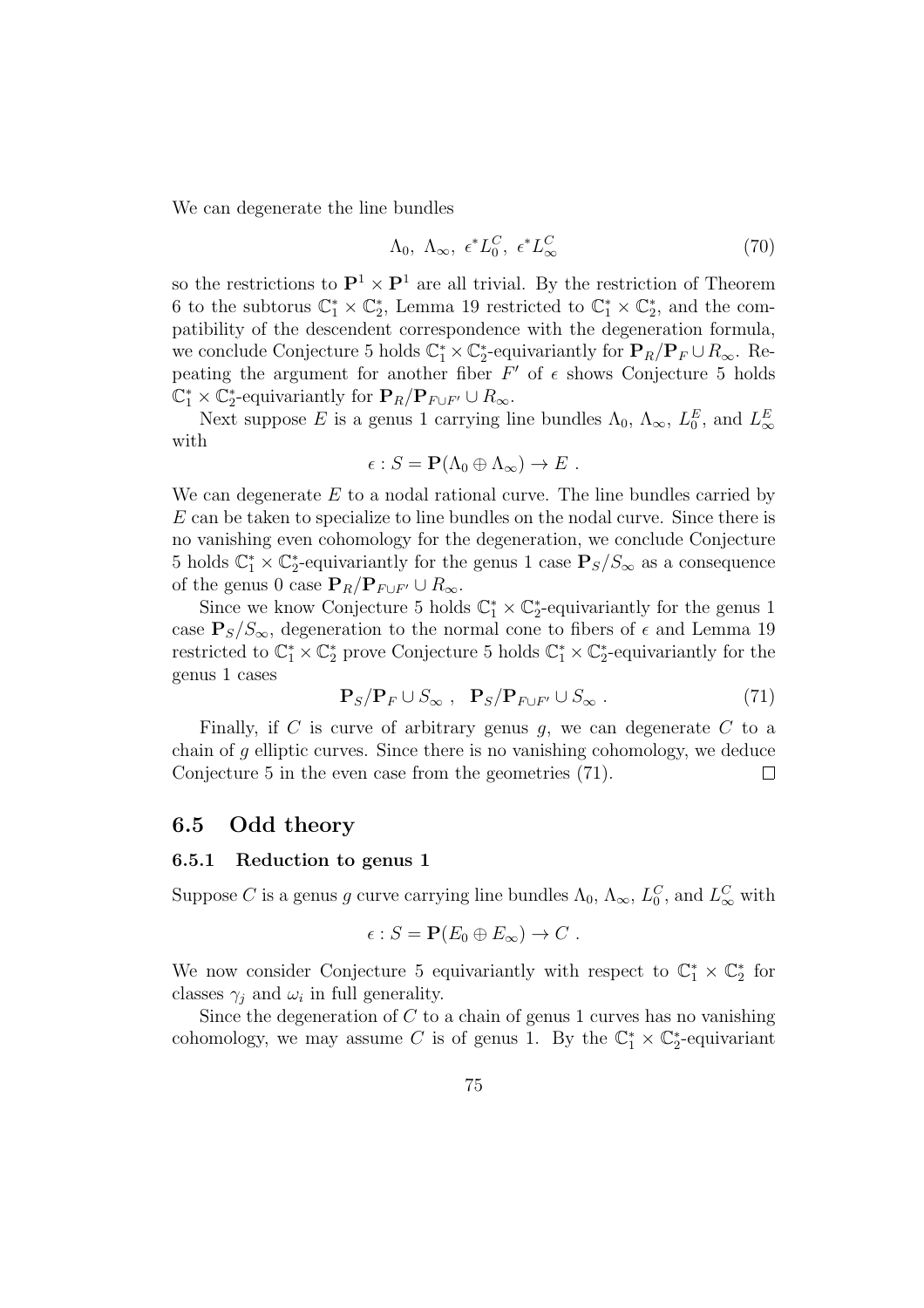We can degenerate the line bundles

$$\Lambda_0,\ \Lambda_\infty,\ \epsilon^* L_0^C,\ \epsilon^* L_\infty^C \tag{70}$$

so the restrictions to $\mathbf{P}^1 \times \mathbf{P}^1$ are all trivial. By the restriction of Theorem 6 to the subtorus $\mathbb{C}_1^* \times \mathbb{C}_2^*$, Lemma 19 restricted to $\mathbb{C}_1^* \times \mathbb{C}_2^*$, and the compatibility of the descendent correspondence with the degeneration formula, we conclude Conjecture 5 holds $\mathbb{C}_1^* \times \mathbb{C}_2^*$-equivariantly for $\mathbf{P}_R/\mathbf{P}_F \cup R_\infty$. Repeating the argument for another fiber $F'$ of $\epsilon$ shows Conjecture 5 holds $\mathbb{C}_1^* \times \mathbb{C}_2^*$-equivariantly for $\mathbf{P}_R/\mathbf{P}_{F\cup F'} \cup R_\infty$.

Next suppose $E$ is a genus 1 carrying line bundles $\Lambda_0$, $\Lambda_\infty$, $L_0^E$, and $L_\infty^E$ with

$$\epsilon : S = \mathbf{P}(\Lambda_0 \oplus \Lambda_\infty) \to E\ .$$

We can degenerate $E$ to a nodal rational curve. The line bundles carried by $E$ can be taken to specialize to line bundles on the nodal curve. Since there is no vanishing even cohomology for the degeneration, we conclude Conjecture 5 holds $\mathbb{C}_1^* \times \mathbb{C}_2^*$-equivariantly for the genus 1 case $\mathbf{P}_S/S_\infty$ as a consequence of the genus 0 case $\mathbf{P}_R/\mathbf{P}_{F\cup F'} \cup R_\infty$.

Since we know Conjecture 5 holds $\mathbb{C}_1^* \times \mathbb{C}_2^*$-equivariantly for the genus 1 case $\mathbf{P}_S/S_\infty$, degeneration to the normal cone to fibers of $\epsilon$ and Lemma 19 restricted to $\mathbb{C}_1^* \times \mathbb{C}_2^*$ prove Conjecture 5 holds $\mathbb{C}_1^* \times \mathbb{C}_2^*$-equivariantly for the genus 1 cases

$$\mathbf{P}_S/\mathbf{P}_F \cup S_\infty\ ,\quad \mathbf{P}_S/\mathbf{P}_{F\cup F'} \cup S_\infty\ . \tag{71}$$

Finally, if $C$ is curve of arbitrary genus $g$, we can degenerate $C$ to a chain of $g$ elliptic curves. Since there is no vanishing cohomology, we deduce Conjecture 5 in the even case from the geometries (71). □

## 6.5 Odd theory

### 6.5.1 Reduction to genus 1

Suppose $C$ is a genus $g$ curve carrying line bundles $\Lambda_0$, $\Lambda_\infty$, $L_0^C$, and $L_\infty^C$ with

$$\epsilon : S = \mathbf{P}(E_0 \oplus E_\infty) \to C\ .$$

We now consider Conjecture 5 equivariantly with respect to $\mathbb{C}_1^* \times \mathbb{C}_2^*$ for classes $\gamma_j$ and $\omega_i$ in full generality.

Since the degeneration of $C$ to a chain of genus 1 curves has no vanishing cohomology, we may assume $C$ is of genus 1. By the $\mathbb{C}_1^* \times \mathbb{C}_2^*$-equivariant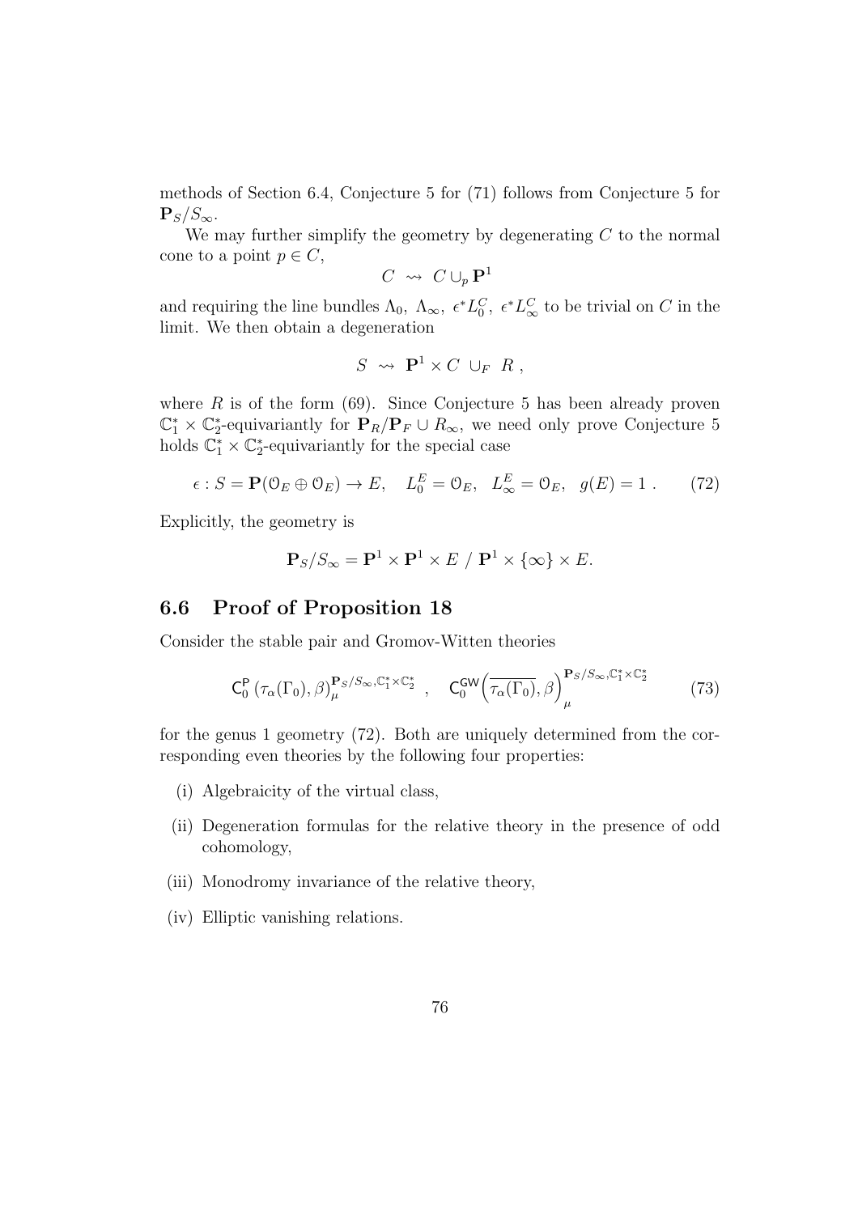methods of Section 6.4, Conjecture 5 for (71) follows from Conjecture 5 for $\mathbf{P}_S/S_\infty$.

We may further simplify the geometry by degenerating $C$ to the normal cone to a point $p \in C$,

$$C \ \rightsquigarrow \ C \cup_p \mathbf{P}^1$$

and requiring the line bundles $\Lambda_0,\ \Lambda_\infty,\ \epsilon^* L_0^C,\ \epsilon^* L_\infty^C$ to be trivial on $C$ in the limit. We then obtain a degeneration

$$S \ \rightsquigarrow \ \mathbf{P}^1 \times C \ \cup_F \ R\ ,$$

where $R$ is of the form (69). Since Conjecture 5 has been already proven $\mathbb{C}_1^* \times \mathbb{C}_2^*$-equivariantly for $\mathbf{P}_R/\mathbf{P}_F \cup R_\infty$, we need only prove Conjecture 5 holds $\mathbb{C}_1^* \times \mathbb{C}_2^*$-equivariantly for the special case

$$\epsilon : S = \mathbf{P}(\mathcal{O}_E \oplus \mathcal{O}_E) \to E, \quad L_0^E = \mathcal{O}_E, \quad L_\infty^E = \mathcal{O}_E, \quad g(E) = 1\ . \tag{72}$$

Explicitly, the geometry is

$$\mathbf{P}_S/S_\infty = \mathbf{P}^1 \times \mathbf{P}^1 \times E \ / \ \mathbf{P}^1 \times \{\infty\} \times E.$$

## 6.6 Proof of Proposition 18

Consider the stable pair and Gromov-Witten theories

$$\mathsf{C}_0^{\mathsf{P}}\left(\tau_\alpha(\Gamma_0), \beta\right)_\mu^{\mathbf{P}_S/S_\infty, \mathbb{C}_1^* \times \mathbb{C}_2^*}\ , \quad \mathsf{C}_0^{\mathsf{GW}}\Big(\overline{\tau_\alpha(\Gamma_0)}, \beta\Big)_\mu^{\mathbf{P}_S/S_\infty, \mathbb{C}_1^* \times \mathbb{C}_2^*} \tag{73}$$

for the genus 1 geometry (72). Both are uniquely determined from the corresponding even theories by the following four properties:

- (i) Algebraicity of the virtual class,
- (ii) Degeneration formulas for the relative theory in the presence of odd cohomology,
- (iii) Monodromy invariance of the relative theory,
- (iv) Elliptic vanishing relations.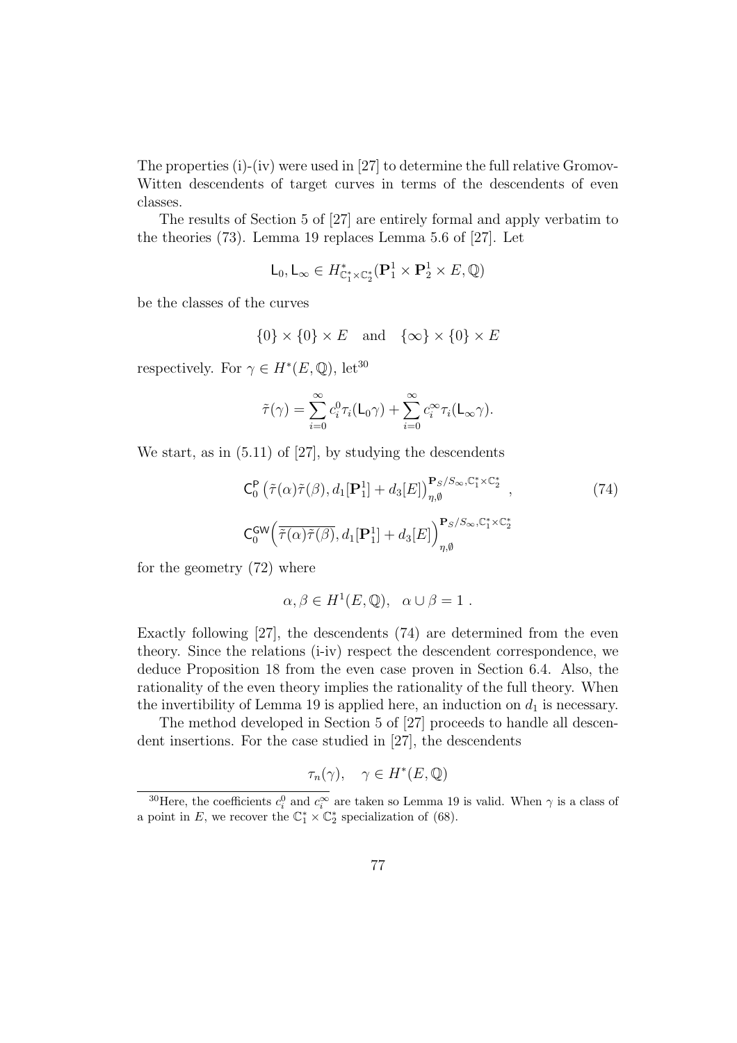The properties (i)-(iv) were used in [27] to determine the full relative Gromov-Witten descendents of target curves in terms of the descendents of even classes.

The results of Section 5 of [27] are entirely formal and apply verbatim to the theories (73). Lemma 19 replaces Lemma 5.6 of [27]. Let

$$\mathsf{L}_0, \mathsf{L}_\infty \in H^*_{\mathbb{C}^*_1 \times \mathbb{C}^*_2}(\mathbf{P}^1_1 \times \mathbf{P}^1_2 \times E, \mathbb{Q})$$

be the classes of the curves

$$\{0\} \times \{0\} \times E \quad \text{and} \quad \{\infty\} \times \{0\} \times E$$

respectively. For $\gamma \in H^*(E, \mathbb{Q})$, let[30]

$$\tilde{\tau}(\gamma) = \sum_{i=0}^{\infty} c_i^0 \tau_i(\mathsf{L}_0 \gamma) + \sum_{i=0}^{\infty} c_i^\infty \tau_i(\mathsf{L}_\infty \gamma).$$

We start, as in (5.11) of [27], by studying the descendents

$$\mathsf{C}_0^{\mathsf{P}}\left(\tilde{\tau}(\alpha)\tilde{\tau}(\beta), d_1[\mathbf{P}^1_1] + d_3[E]\right)_{\eta,\emptyset}^{\mathbf{P}_S/S_\infty, \mathbb{C}^*_1 \times \mathbb{C}^*_2}, \tag{74}$$

$$\mathsf{C}_0^{\mathsf{GW}}\Big(\overline{\tilde{\tau}(\alpha)\tilde{\tau}(\beta)}, d_1[\mathbf{P}^1_1] + d_3[E]\Big)_{\eta,\emptyset}^{\mathbf{P}_S/S_\infty, \mathbb{C}^*_1 \times \mathbb{C}^*_2}$$

for the geometry (72) where

$$\alpha, \beta \in H^1(E, \mathbb{Q}), \quad \alpha \cup \beta = 1 \ .$$

Exactly following [27], the descendents (74) are determined from the even theory. Since the relations (i-iv) respect the descendent correspondence, we deduce Proposition 18 from the even case proven in Section 6.4. Also, the rationality of the even theory implies the rationality of the full theory. When the invertibility of Lemma 19 is applied here, an induction on $d_1$ is necessary.

The method developed in Section 5 of [27] proceeds to handle all descendent insertions. For the case studied in [27], the descendents

$$\tau_n(\gamma), \quad \gamma \in H^*(E, \mathbb{Q})$$

---

[30] Here, the coefficients $c_i^0$ and $c_i^\infty$ are taken so Lemma 19 is valid. When $\gamma$ is a class of a point in $E$, we recover the $\mathbb{C}^*_1 \times \mathbb{C}^*_2$ specialization of (68).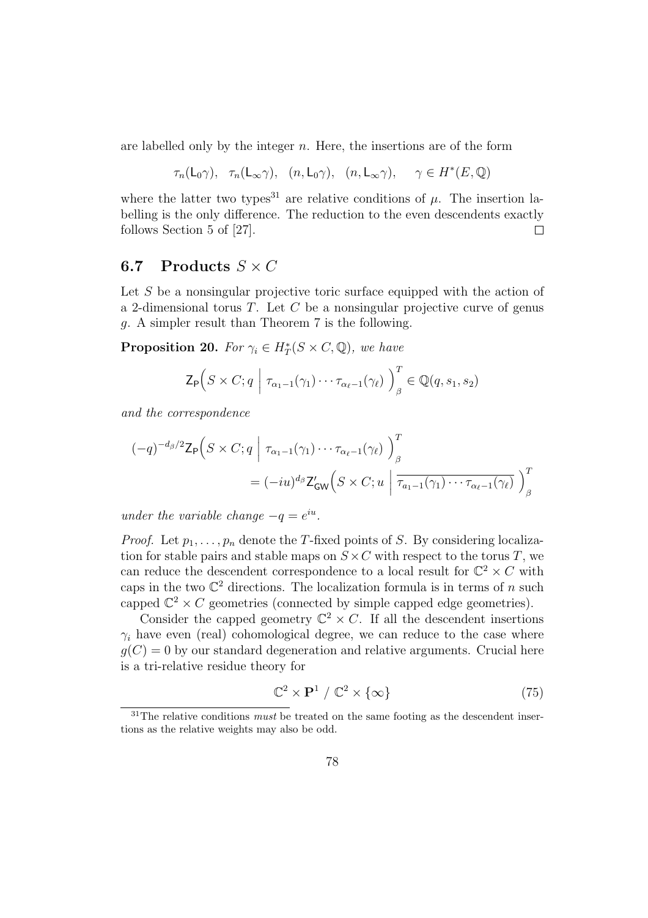are labelled only by the integer $n$. Here, the insertions are of the form

$$\tau_n(\mathsf{L}_0\gamma), \quad \tau_n(\mathsf{L}_\infty\gamma), \quad (n, \mathsf{L}_0\gamma), \quad (n, \mathsf{L}_\infty\gamma), \qquad \gamma \in H^*(E, \mathbb{Q})$$

where the latter two types[31] are relative conditions of $\mu$. The insertion labelling is the only difference. The reduction to the even descendents exactly follows Section 5 of [27]. $\square$

## 6.7 Products $S \times C$

Let $S$ be a nonsingular projective toric surface equipped with the action of a 2-dimensional torus $T$. Let $C$ be a nonsingular projective curve of genus $g$. A simpler result than Theorem 7 is the following.

**Proposition 20.** *For $\gamma_i \in H_T^*(S \times C, \mathbb{Q})$, we have*

$$\mathsf{Z}_\mathsf{P}\Big(S \times C; q \;\Big|\; \tau_{\alpha_1 - 1}(\gamma_1) \cdots \tau_{\alpha_\ell - 1}(\gamma_\ell)\;\Big)_\beta^T \in \mathbb{Q}(q, s_1, s_2)$$

*and the correspondence*

$$(-q)^{-d_\beta/2}\mathsf{Z}_\mathsf{P}\Big(S \times C; q \;\Big|\; \tau_{\alpha_1 - 1}(\gamma_1) \cdots \tau_{\alpha_\ell - 1}(\gamma_\ell)\;\Big)_\beta^T$$
$$= (-iu)^{d_\beta}\mathsf{Z}'_{\mathsf{GW}}\Big(S \times C; u \;\Big|\; \overline{\tau_{a_1 - 1}(\gamma_1) \cdots \tau_{\alpha_\ell - 1}(\gamma_\ell)}\;\Big)_\beta^T$$

*under the variable change $-q = e^{iu}$.*

*Proof.* Let $p_1, \ldots, p_n$ denote the $T$-fixed points of $S$. By considering localization for stable pairs and stable maps on $S \times C$ with respect to the torus $T$, we can reduce the descendent correspondence to a local result for $\mathbb{C}^2 \times C$ with caps in the two $\mathbb{C}^2$ directions. The localization formula is in terms of $n$ such capped $\mathbb{C}^2 \times C$ geometries (connected by simple capped edge geometries).

Consider the capped geometry $\mathbb{C}^2 \times C$. If all the descendent insertions $\gamma_i$ have even (real) cohomological degree, we can reduce to the case where $g(C) = 0$ by our standard degeneration and relative arguments. Crucial here is a tri-relative residue theory for

$$\mathbb{C}^2 \times \mathbf{P}^1 \;/\; \mathbb{C}^2 \times \{\infty\} \tag{75}$$

[31] The relative conditions *must* be treated on the same footing as the descendent insertions as the relative weights may also be odd.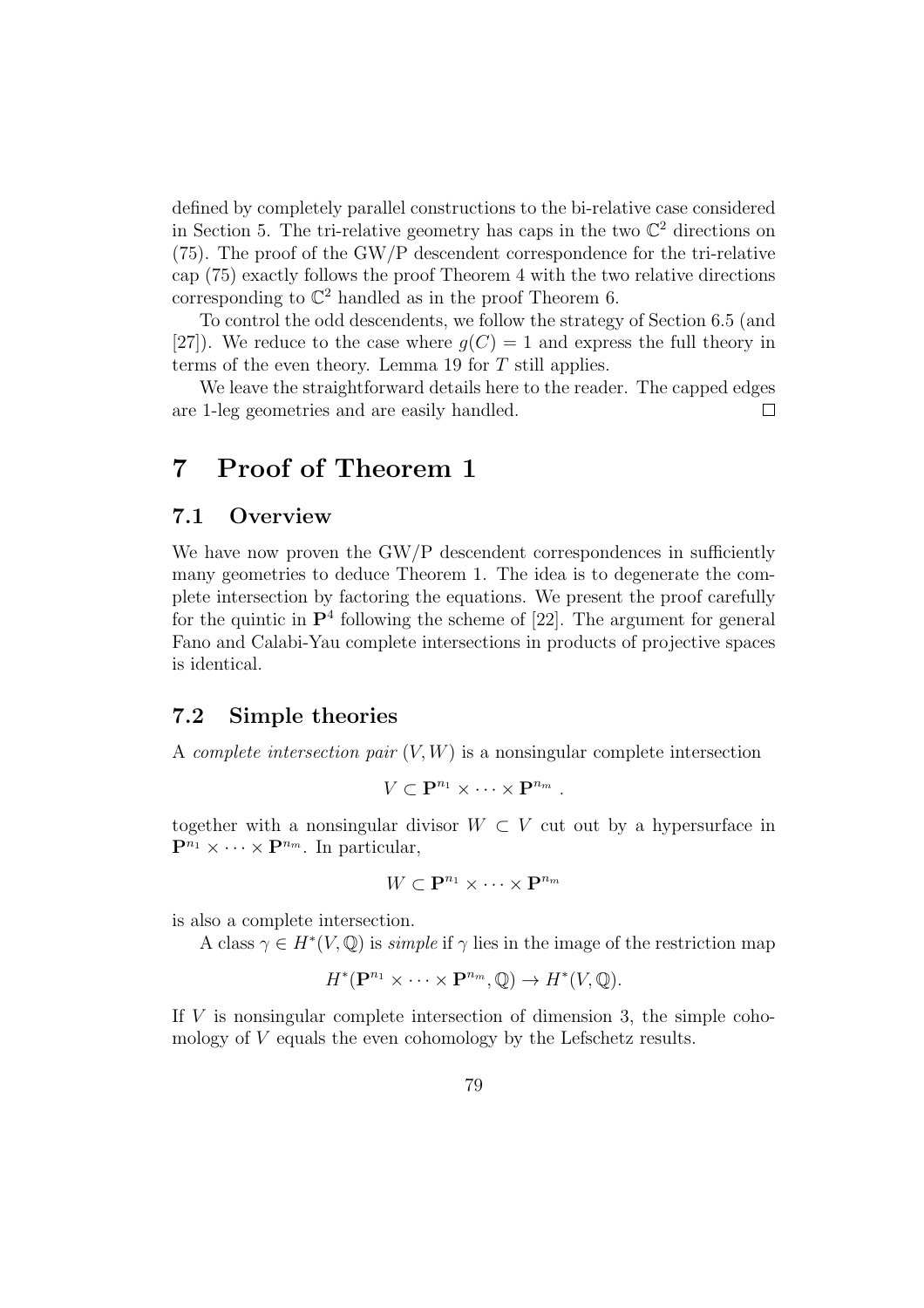defined by completely parallel constructions to the bi-relative case considered in Section 5. The tri-relative geometry has caps in the two $\mathbb{C}^2$ directions on (75). The proof of the GW/P descendent correspondence for the tri-relative cap (75) exactly follows the proof Theorem 4 with the two relative directions corresponding to $\mathbb{C}^2$ handled as in the proof Theorem 6.

To control the odd descendents, we follow the strategy of Section 6.5 (and [27]). We reduce to the case where $g(C) = 1$ and express the full theory in terms of the even theory. Lemma 19 for $T$ still applies.

We leave the straightforward details here to the reader. The capped edges are 1-leg geometries and are easily handled. □

# 7 Proof of Theorem 1

## 7.1 Overview

We have now proven the GW/P descendent correspondences in sufficiently many geometries to deduce Theorem 1. The idea is to degenerate the complete intersection by factoring the equations. We present the proof carefully for the quintic in $\mathbf{P}^4$ following the scheme of [22]. The argument for general Fano and Calabi-Yau complete intersections in products of projective spaces is identical.

## 7.2 Simple theories

A *complete intersection pair* $(V, W)$ is a nonsingular complete intersection

$$V \subset \mathbf{P}^{n_1} \times \cdots \times \mathbf{P}^{n_m} .$$

together with a nonsingular divisor $W \subset V$ cut out by a hypersurface in $\mathbf{P}^{n_1} \times \cdots \times \mathbf{P}^{n_m}$. In particular,

$$W \subset \mathbf{P}^{n_1} \times \cdots \times \mathbf{P}^{n_m}$$

is also a complete intersection.

A class $\gamma \in H^*(V, \mathbb{Q})$ is *simple* if $\gamma$ lies in the image of the restriction map

$$H^*(\mathbf{P}^{n_1} \times \cdots \times \mathbf{P}^{n_m}, \mathbb{Q}) \to H^*(V, \mathbb{Q}).$$

If $V$ is nonsingular complete intersection of dimension 3, the simple cohomology of $V$ equals the even cohomology by the Lefschetz results.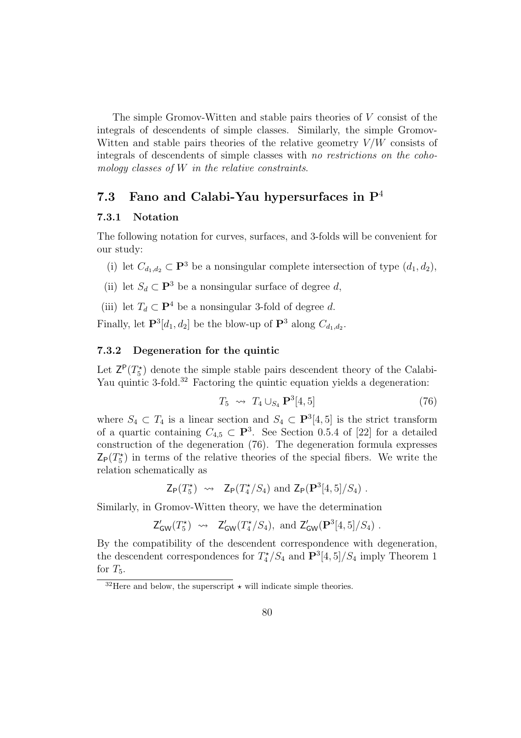The simple Gromov-Witten and stable pairs theories of $V$ consist of the integrals of descendents of simple classes. Similarly, the simple Gromov-Witten and stable pairs theories of the relative geometry $V/W$ consists of integrals of descendents of simple classes with *no restrictions on the cohomology classes of $W$ in the relative constraints*.

## 7.3 Fano and Calabi-Yau hypersurfaces in $\mathbf{P}^4$

### 7.3.1 Notation

The following notation for curves, surfaces, and 3-folds will be convenient for our study:

(i) let $C_{d_1,d_2} \subset \mathbf{P}^3$ be a nonsingular complete intersection of type $(d_1, d_2)$,

(ii) let $S_d \subset \mathbf{P}^3$ be a nonsingular surface of degree $d$,

(iii) let $T_d \subset \mathbf{P}^4$ be a nonsingular 3-fold of degree $d$.

Finally, let $\mathbf{P}^3[d_1, d_2]$ be the blow-up of $\mathbf{P}^3$ along $C_{d_1,d_2}$.

### 7.3.2 Degeneration for the quintic

Let $\mathsf{Z}^{\mathsf{P}}(T_5^\star)$ denote the simple stable pairs descendent theory of the Calabi-Yau quintic 3-fold.[32] Factoring the quintic equation yields a degeneration:

$$T_5 \rightsquigarrow T_4 \cup_{S_4} \mathbf{P}^3[4,5] \tag{76}$$

where $S_4 \subset T_4$ is a linear section and $S_4 \subset \mathbf{P}^3[4,5]$ is the strict transform of a quartic containing $C_{4,5} \subset \mathbf{P}^3$. See Section 0.5.4 of [22] for a detailed construction of the degeneration (76). The degeneration formula expresses $\mathsf{Z}_{\mathsf{P}}(T_5^\star)$ in terms of the relative theories of the special fibers. We write the relation schematically as

$$\mathsf{Z}_{\mathsf{P}}(T_5^\star) \rightsquigarrow \mathsf{Z}_{\mathsf{P}}(T_4^\star/S_4) \text{ and } \mathsf{Z}_{\mathsf{P}}(\mathbf{P}^3[4,5]/S_4) .$$

Similarly, in Gromov-Witten theory, we have the determination

$$\mathsf{Z}'_{\mathsf{GW}}(T_5^\star) \rightsquigarrow \mathsf{Z}'_{\mathsf{GW}}(T_4^\star/S_4), \text{ and } \mathsf{Z}'_{\mathsf{GW}}(\mathbf{P}^3[4,5]/S_4) .$$

By the compatibility of the descendent correspondence with degeneration, the descendent correspondences for $T_4^\star/S_4$ and $\mathbf{P}^3[4,5]/S_4$ imply Theorem 1 for $T_5$.

[32] Here and below, the superscript $\star$ will indicate simple theories.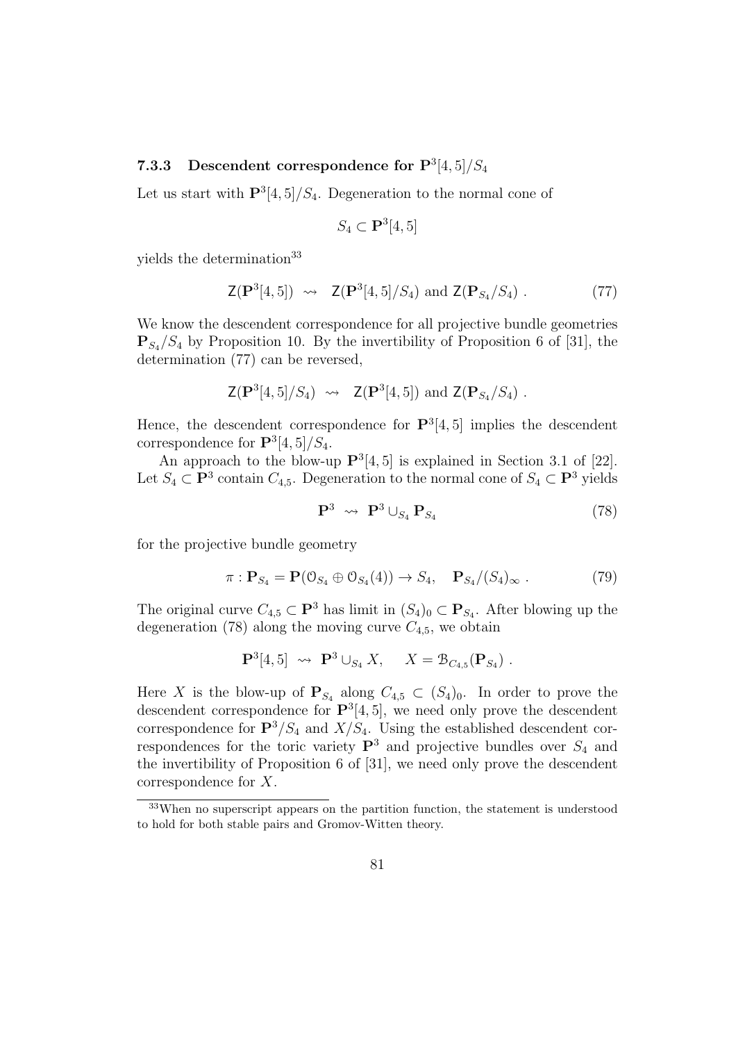### 7.3.3 Descendent correspondence for $\mathbf{P}^3[4,5]/S_4$

Let us start with $\mathbf{P}^3[4,5]/S_4$. Degeneration to the normal cone of

$$S_4 \subset \mathbf{P}^3[4,5]$$

yields the determination[33]

$$\mathsf{Z}(\mathbf{P}^3[4,5]) \ \rightsquigarrow \ \mathsf{Z}(\mathbf{P}^3[4,5]/S_4) \text{ and } \mathsf{Z}(\mathbf{P}_{S_4}/S_4) \ . \tag{77}$$

We know the descendent correspondence for all projective bundle geometries $\mathbf{P}_{S_4}/S_4$ by Proposition 10. By the invertibility of Proposition 6 of [31], the determination (77) can be reversed,

$$\mathsf{Z}(\mathbf{P}^3[4,5]/S_4) \ \rightsquigarrow \ \mathsf{Z}(\mathbf{P}^3[4,5]) \text{ and } \mathsf{Z}(\mathbf{P}_{S_4}/S_4) \ .$$

Hence, the descendent correspondence for $\mathbf{P}^3[4,5]$ implies the descendent correspondence for $\mathbf{P}^3[4,5]/S_4$.

An approach to the blow-up $\mathbf{P}^3[4,5]$ is explained in Section 3.1 of [22]. Let $S_4 \subset \mathbf{P}^3$ contain $C_{4,5}$. Degeneration to the normal cone of $S_4 \subset \mathbf{P}^3$ yields

$$\mathbf{P}^3 \ \rightsquigarrow \ \mathbf{P}^3 \cup_{S_4} \mathbf{P}_{S_4} \tag{78}$$

for the projective bundle geometry

$$\pi : \mathbf{P}_{S_4} = \mathbf{P}(\mathcal{O}_{S_4} \oplus \mathcal{O}_{S_4}(4)) \to S_4, \quad \mathbf{P}_{S_4}/(S_4)_\infty \ . \tag{79}$$

The original curve $C_{4,5} \subset \mathbf{P}^3$ has limit in $(S_4)_0 \subset \mathbf{P}_{S_4}$. After blowing up the degeneration (78) along the moving curve $C_{4,5}$, we obtain

$$\mathbf{P}^3[4,5] \ \rightsquigarrow \ \mathbf{P}^3 \cup_{S_4} X, \quad X = \mathcal{B}_{C_{4,5}}(\mathbf{P}_{S_4}) \ .$$

Here $X$ is the blow-up of $\mathbf{P}_{S_4}$ along $C_{4,5} \subset (S_4)_0$. In order to prove the descendent correspondence for $\mathbf{P}^3[4,5]$, we need only prove the descendent correspondence for $\mathbf{P}^3/S_4$ and $X/S_4$. Using the established descendent correspondences for the toric variety $\mathbf{P}^3$ and projective bundles over $S_4$ and the invertibility of Proposition 6 of [31], we need only prove the descendent correspondence for $X$.

[33] When no superscript appears on the partition function, the statement is understood to hold for both stable pairs and Gromov-Witten theory.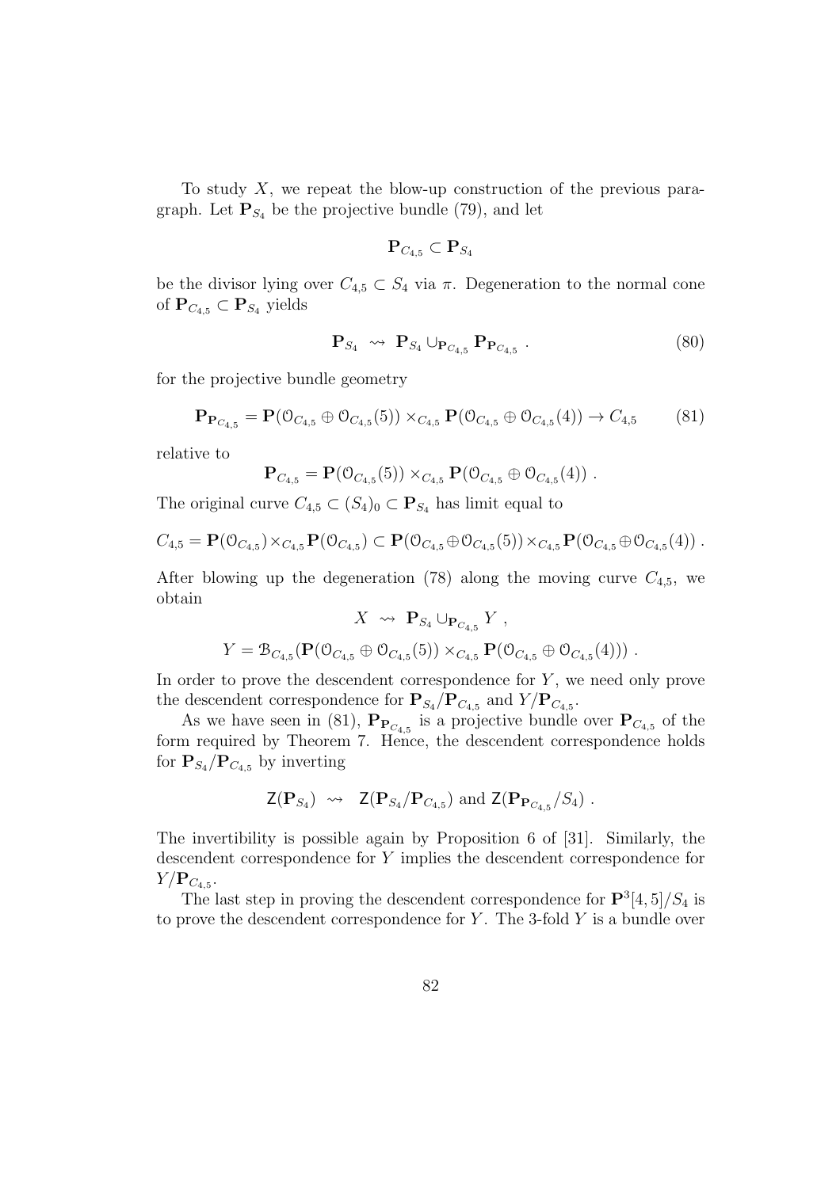To study $X$, we repeat the blow-up construction of the previous paragraph. Let $\mathbf{P}_{S_4}$ be the projective bundle (79), and let

$$\mathbf{P}_{C_{4,5}} \subset \mathbf{P}_{S_4}$$

be the divisor lying over $C_{4,5} \subset S_4$ via $\pi$. Degeneration to the normal cone of $\mathbf{P}_{C_{4,5}} \subset \mathbf{P}_{S_4}$ yields

$$\mathbf{P}_{S_4} \rightsquigarrow \mathbf{P}_{S_4} \cup_{\mathbf{P}_{C_{4,5}}} \mathbf{P}_{\mathbf{P}_{C_{4,5}}} . \tag{80}$$

for the projective bundle geometry

$$\mathbf{P}_{\mathbf{P}_{C_{4,5}}} = \mathbf{P}(\mathcal{O}_{C_{4,5}} \oplus \mathcal{O}_{C_{4,5}}(5)) \times_{C_{4,5}} \mathbf{P}(\mathcal{O}_{C_{4,5}} \oplus \mathcal{O}_{C_{4,5}}(4)) \to C_{4,5} \tag{81}$$

relative to

$$\mathbf{P}_{C_{4,5}} = \mathbf{P}(\mathcal{O}_{C_{4,5}}(5)) \times_{C_{4,5}} \mathbf{P}(\mathcal{O}_{C_{4,5}} \oplus \mathcal{O}_{C_{4,5}}(4)) .$$

The original curve $C_{4,5} \subset (S_4)_0 \subset \mathbf{P}_{S_4}$ has limit equal to

$$C_{4,5} = \mathbf{P}(\mathcal{O}_{C_{4,5}}) \times_{C_{4,5}} \mathbf{P}(\mathcal{O}_{C_{4,5}}) \subset \mathbf{P}(\mathcal{O}_{C_{4,5}} \oplus \mathcal{O}_{C_{4,5}}(5)) \times_{C_{4,5}} \mathbf{P}(\mathcal{O}_{C_{4,5}} \oplus \mathcal{O}_{C_{4,5}}(4)) .$$

After blowing up the degeneration (78) along the moving curve $C_{4,5}$, we obtain

$$X \rightsquigarrow \mathbf{P}_{S_4} \cup_{\mathbf{P}_{C_{4,5}}} Y ,$$

$$Y = \mathcal{B}_{C_{4,5}}(\mathbf{P}(\mathcal{O}_{C_{4,5}} \oplus \mathcal{O}_{C_{4,5}}(5)) \times_{C_{4,5}} \mathbf{P}(\mathcal{O}_{C_{4,5}} \oplus \mathcal{O}_{C_{4,5}}(4))) .$$

In order to prove the descendent correspondence for $Y$, we need only prove the descendent correspondence for $\mathbf{P}_{S_4}/\mathbf{P}_{C_{4,5}}$ and $Y/\mathbf{P}_{C_{4,5}}$.

As we have seen in (81), $\mathbf{P}_{\mathbf{P}_{C_{4,5}}}$ is a projective bundle over $\mathbf{P}_{C_{4,5}}$ of the form required by Theorem 7. Hence, the descendent correspondence holds for $\mathbf{P}_{S_4}/\mathbf{P}_{C_{4,5}}$ by inverting

$$\mathsf{Z}(\mathbf{P}_{S_4}) \rightsquigarrow \mathsf{Z}(\mathbf{P}_{S_4}/\mathbf{P}_{C_{4,5}}) \text{ and } \mathsf{Z}(\mathbf{P}_{\mathbf{P}_{C_{4,5}}}/S_4) .$$

The invertibility is possible again by Proposition 6 of [31]. Similarly, the descendent correspondence for $Y$ implies the descendent correspondence for $Y/\mathbf{P}_{C_{4,5}}$.

The last step in proving the descendent correspondence for $\mathbf{P}^3[4,5]/S_4$ is to prove the descendent correspondence for $Y$. The 3-fold $Y$ is a bundle over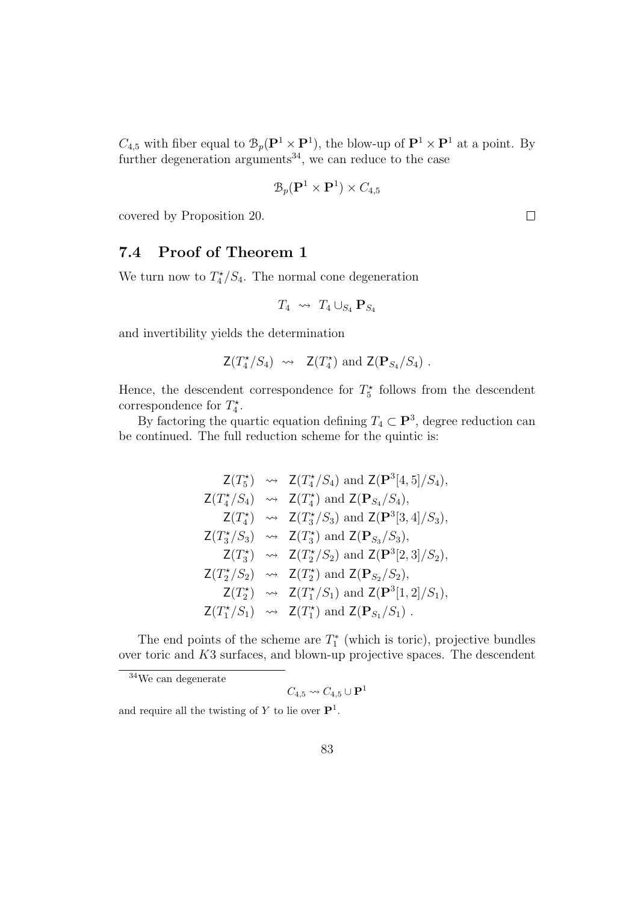$C_{4,5}$ with fiber equal to $\mathcal{B}_p(\mathbf{P}^1 \times \mathbf{P}^1)$, the blow-up of $\mathbf{P}^1 \times \mathbf{P}^1$ at a point. By further degeneration arguments[34], we can reduce to the case

$$\mathcal{B}_p(\mathbf{P}^1 \times \mathbf{P}^1) \times C_{4,5}$$

covered by Proposition 20. □

## 7.4 Proof of Theorem 1

We turn now to $T_4^\star/S_4$. The normal cone degeneration

$$T_4 \rightsquigarrow T_4 \cup_{S_4} \mathbf{P}_{S_4}$$

and invertibility yields the determination

$$\mathsf{Z}(T_4^\star/S_4) \rightsquigarrow \mathsf{Z}(T_4^\star) \text{ and } \mathsf{Z}(\mathbf{P}_{S_4}/S_4) .$$

Hence, the descendent correspondence for $T_5^\star$ follows from the descendent correspondence for $T_4^\star$.

By factoring the quartic equation defining $T_4 \subset \mathbf{P}^3$, degree reduction can be continued. The full reduction scheme for the quintic is:

$$\begin{aligned}
\mathsf{Z}(T_5^\star) &\rightsquigarrow \mathsf{Z}(T_4^\star/S_4) \text{ and } \mathsf{Z}(\mathbf{P}^3[4,5]/S_4),\\
\mathsf{Z}(T_4^\star/S_4) &\rightsquigarrow \mathsf{Z}(T_4^\star) \text{ and } \mathsf{Z}(\mathbf{P}_{S_4}/S_4),\\
\mathsf{Z}(T_4^\star) &\rightsquigarrow \mathsf{Z}(T_3^\star/S_3) \text{ and } \mathsf{Z}(\mathbf{P}^3[3,4]/S_3),\\
\mathsf{Z}(T_3^\star/S_3) &\rightsquigarrow \mathsf{Z}(T_3^\star) \text{ and } \mathsf{Z}(\mathbf{P}_{S_3}/S_3),\\
\mathsf{Z}(T_3^\star) &\rightsquigarrow \mathsf{Z}(T_2^\star/S_2) \text{ and } \mathsf{Z}(\mathbf{P}^3[2,3]/S_2),\\
\mathsf{Z}(T_2^\star/S_2) &\rightsquigarrow \mathsf{Z}(T_2^\star) \text{ and } \mathsf{Z}(\mathbf{P}_{S_2}/S_2),\\
\mathsf{Z}(T_2^\star) &\rightsquigarrow \mathsf{Z}(T_1^\star/S_1) \text{ and } \mathsf{Z}(\mathbf{P}^3[1,2]/S_1),\\
\mathsf{Z}(T_1^\star/S_1) &\rightsquigarrow \mathsf{Z}(T_1^\star) \text{ and } \mathsf{Z}(\mathbf{P}_{S_1}/S_1) .
\end{aligned}$$

The end points of the scheme are $T_1^*$ (which is toric), projective bundles over toric and $K3$ surfaces, and blown-up projective spaces. The descendent

---

[34] We can degenerate

$$C_{4,5} \rightsquigarrow C_{4,5} \cup \mathbf{P}^1$$

and require all the twisting of $Y$ to lie over $\mathbf{P}^1$.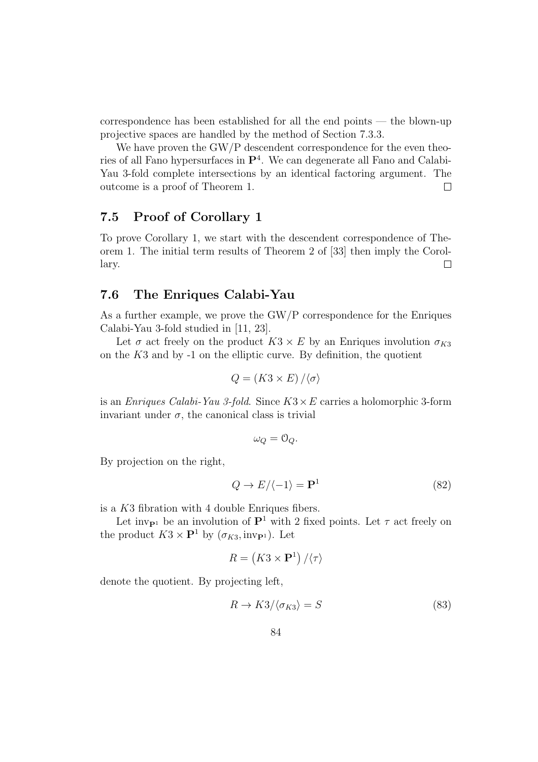correspondence has been established for all the end points — the blown-up projective spaces are handled by the method of Section 7.3.3.

We have proven the GW/P descendent correspondence for the even theories of all Fano hypersurfaces in $\mathbf{P}^4$. We can degenerate all Fano and Calabi-Yau 3-fold complete intersections by an identical factoring argument. The outcome is a proof of Theorem 1. $\square$

## 7.5 Proof of Corollary 1

To prove Corollary 1, we start with the descendent correspondence of Theorem 1. The initial term results of Theorem 2 of [33] then imply the Corollary. $\square$

## 7.6 The Enriques Calabi-Yau

As a further example, we prove the GW/P correspondence for the Enriques Calabi-Yau 3-fold studied in [11, 23].

Let $\sigma$ act freely on the product $K3 \times E$ by an Enriques involution $\sigma_{K3}$ on the $K3$ and by -1 on the elliptic curve. By definition, the quotient

$$Q = (K3 \times E) / \langle \sigma \rangle$$

is an *Enriques Calabi-Yau 3-fold*. Since $K3 \times E$ carries a holomorphic 3-form invariant under $\sigma$, the canonical class is trivial

$$\omega_Q = \mathcal{O}_Q.$$

By projection on the right,

$$Q \to E/\langle -1 \rangle = \mathbf{P}^1 \tag{82}$$

is a $K3$ fibration with 4 double Enriques fibers.

Let $\mathrm{inv}_{\mathbf{P}^1}$ be an involution of $\mathbf{P}^1$ with 2 fixed points. Let $\tau$ act freely on the product $K3 \times \mathbf{P}^1$ by $(\sigma_{K3}, \mathrm{inv}_{\mathbf{P}^1})$. Let

$$R = \left(K3 \times \mathbf{P}^1\right) / \langle \tau \rangle$$

denote the quotient. By projecting left,

$$R \to K3/\langle \sigma_{K3} \rangle = S \tag{83}$$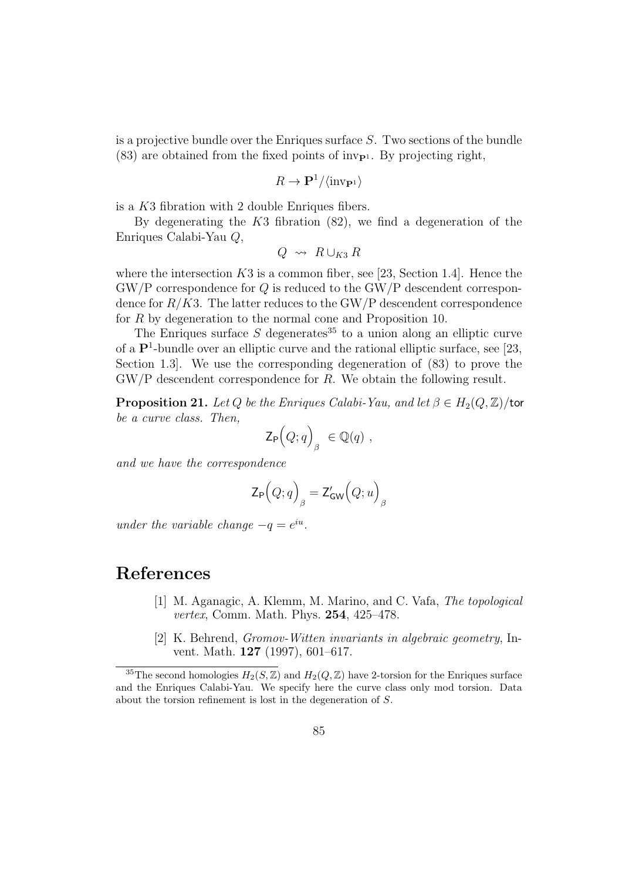is a projective bundle over the Enriques surface $S$. Two sections of the bundle (83) are obtained from the fixed points of $\text{inv}_{\mathbf{P}^1}$. By projecting right,

$$R \to \mathbf{P}^1/\langle \text{inv}_{\mathbf{P}^1} \rangle$$

is a $K3$ fibration with 2 double Enriques fibers.

By degenerating the $K3$ fibration (82), we find a degeneration of the Enriques Calabi-Yau $Q$,

$$Q \rightsquigarrow R \cup_{K3} R$$

where the intersection $K3$ is a common fiber, see [23, Section 1.4]. Hence the GW/P correspondence for $Q$ is reduced to the GW/P descendent correspondence for $R/K3$. The latter reduces to the GW/P descendent correspondence for $R$ by degeneration to the normal cone and Proposition 10.

The Enriques surface $S$ degenerates[35] to a union along an elliptic curve of a $\mathbf{P}^1$-bundle over an elliptic curve and the rational elliptic surface, see [23, Section 1.3]. We use the corresponding degeneration of (83) to prove the GW/P descendent correspondence for $R$. We obtain the following result.

**Proposition 21.** *Let $Q$ be the Enriques Calabi-Yau, and let $\beta \in H_2(Q, \mathbb{Z})/\mathsf{tor}$ be a curve class. Then,*

$$\mathsf{Z}_{\mathsf{P}}\Big(Q; q\Big)_\beta \in \mathbb{Q}(q) \ ,$$

*and we have the correspondence*

$$\mathsf{Z}_{\mathsf{P}}\Big(Q; q\Big)_\beta = \mathsf{Z}'_{\mathsf{GW}}\Big(Q; u\Big)_\beta$$

*under the variable change $-q = e^{iu}$.*

# References

[1] M. Aganagic, A. Klemm, M. Marino, and C. Vafa, *The topological vertex*, Comm. Math. Phys. **254**, 425–478.

[2] K. Behrend, *Gromov-Witten invariants in algebraic geometry*, Invent. Math. **127** (1997), 601–617.

[35] The second homologies $H_2(S, \mathbb{Z})$ and $H_2(Q, \mathbb{Z})$ have 2-torsion for the Enriques surface and the Enriques Calabi-Yau. We specify here the curve class only mod torsion. Data about the torsion refinement is lost in the degeneration of $S$.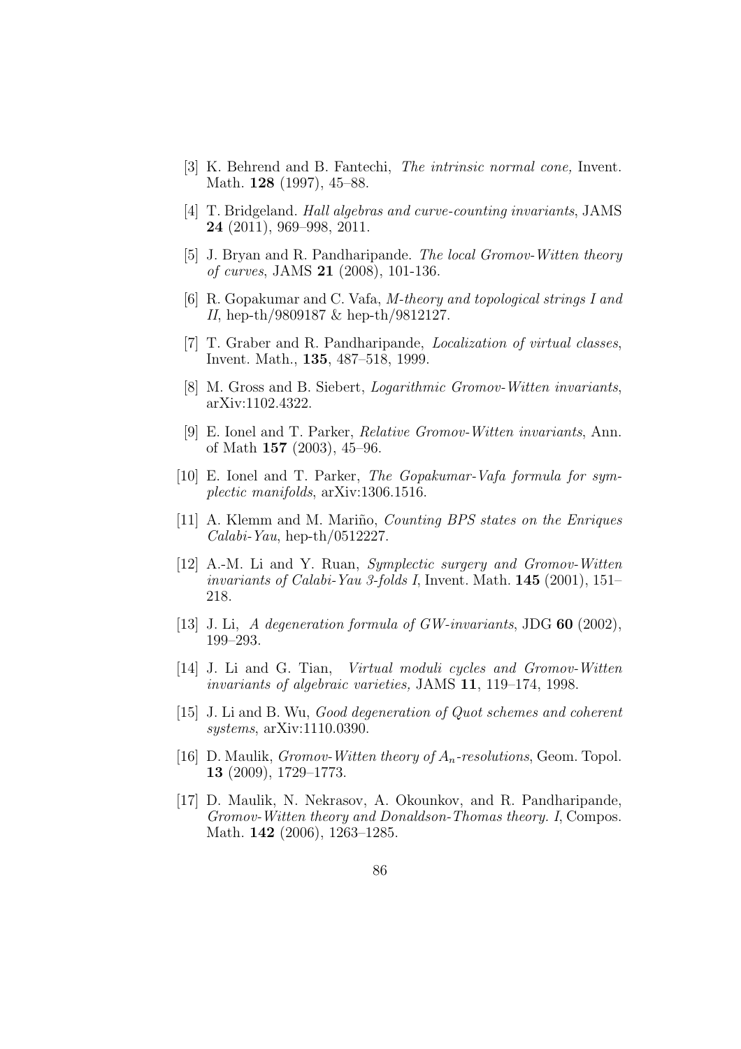[3] K. Behrend and B. Fantechi, *The intrinsic normal cone,* Invent. Math. **128** (1997), 45–88.

[4] T. Bridgeland. *Hall algebras and curve-counting invariants*, JAMS **24** (2011), 969–998, 2011.

[5] J. Bryan and R. Pandharipande. *The local Gromov-Witten theory of curves*, JAMS **21** (2008), 101-136.

[6] R. Gopakumar and C. Vafa, *M-theory and topological strings I and II*, hep-th/9809187 & hep-th/9812127.

[7] T. Graber and R. Pandharipande, *Localization of virtual classes*, Invent. Math., **135**, 487–518, 1999.

[8] M. Gross and B. Siebert, *Logarithmic Gromov-Witten invariants*, arXiv:1102.4322.

[9] E. Ionel and T. Parker, *Relative Gromov-Witten invariants*, Ann. of Math **157** (2003), 45–96.

[10] E. Ionel and T. Parker, *The Gopakumar-Vafa formula for symplectic manifolds*, arXiv:1306.1516.

[11] A. Klemm and M. Mariño, *Counting BPS states on the Enriques Calabi-Yau*, hep-th/0512227.

[12] A.-M. Li and Y. Ruan, *Symplectic surgery and Gromov-Witten invariants of Calabi-Yau 3-folds I*, Invent. Math. **145** (2001), 151–218.

[13] J. Li, *A degeneration formula of GW-invariants*, JDG **60** (2002), 199–293.

[14] J. Li and G. Tian, *Virtual moduli cycles and Gromov-Witten invariants of algebraic varieties,* JAMS **11**, 119–174, 1998.

[15] J. Li and B. Wu, *Good degeneration of Quot schemes and coherent systems*, arXiv:1110.0390.

[16] D. Maulik, *Gromov-Witten theory of $A_n$-resolutions*, Geom. Topol. **13** (2009), 1729–1773.

[17] D. Maulik, N. Nekrasov, A. Okounkov, and R. Pandharipande, *Gromov-Witten theory and Donaldson-Thomas theory. I*, Compos. Math. **142** (2006), 1263–1285.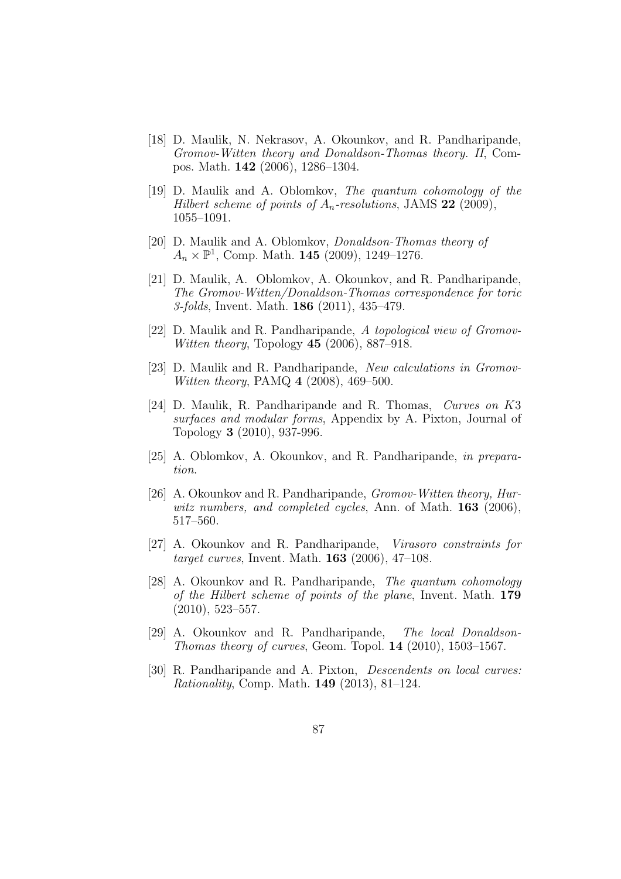[18] D. Maulik, N. Nekrasov, A. Okounkov, and R. Pandharipande, *Gromov-Witten theory and Donaldson-Thomas theory. II*, Compos. Math. **142** (2006), 1286–1304.

[19] D. Maulik and A. Oblomkov, *The quantum cohomology of the Hilbert scheme of points of $A_n$-resolutions*, JAMS **22** (2009), 1055–1091.

[20] D. Maulik and A. Oblomkov, *Donaldson-Thomas theory of $A_n \times \mathbb{P}^1$*, Comp. Math. **145** (2009), 1249–1276.

[21] D. Maulik, A. Oblomkov, A. Okounkov, and R. Pandharipande, *The Gromov-Witten/Donaldson-Thomas correspondence for toric 3-folds*, Invent. Math. **186** (2011), 435–479.

[22] D. Maulik and R. Pandharipande, *A topological view of Gromov-Witten theory*, Topology **45** (2006), 887–918.

[23] D. Maulik and R. Pandharipande, *New calculations in Gromov-Witten theory*, PAMQ **4** (2008), 469–500.

[24] D. Maulik, R. Pandharipande and R. Thomas, *Curves on $K3$ surfaces and modular forms*, Appendix by A. Pixton, Journal of Topology **3** (2010), 937-996.

[25] A. Oblomkov, A. Okounkov, and R. Pandharipande, *in preparation.*

[26] A. Okounkov and R. Pandharipande, *Gromov-Witten theory, Hurwitz numbers, and completed cycles*, Ann. of Math. **163** (2006), 517–560.

[27] A. Okounkov and R. Pandharipande, *Virasoro constraints for target curves*, Invent. Math. **163** (2006), 47–108.

[28] A. Okounkov and R. Pandharipande, *The quantum cohomology of the Hilbert scheme of points of the plane*, Invent. Math. **179** (2010), 523–557.

[29] A. Okounkov and R. Pandharipande, *The local Donaldson-Thomas theory of curves*, Geom. Topol. **14** (2010), 1503–1567.

[30] R. Pandharipande and A. Pixton, *Descendents on local curves: Rationality*, Comp. Math. **149** (2013), 81–124.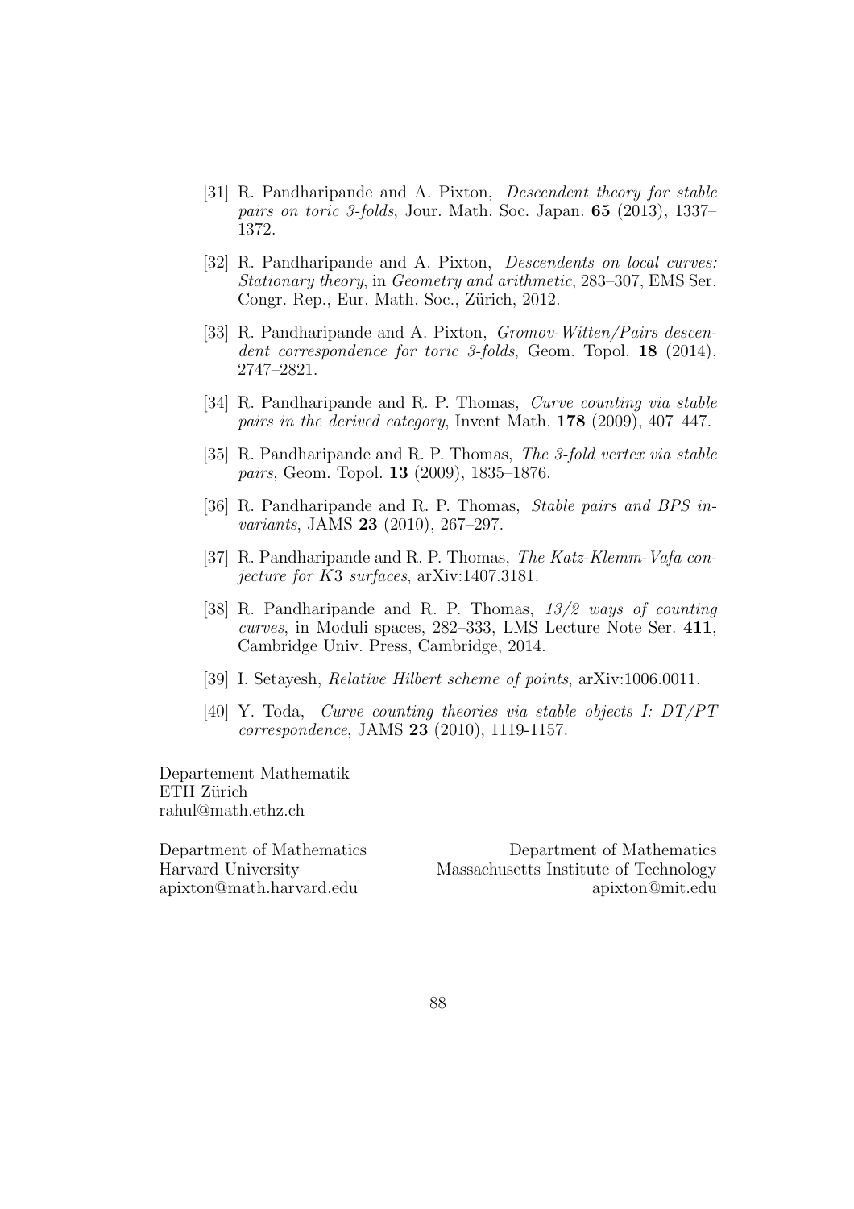[31] R. Pandharipande and A. Pixton, *Descendent theory for stable pairs on toric 3-folds*, Jour. Math. Soc. Japan. **65** (2013), 1337–1372.

[32] R. Pandharipande and A. Pixton, *Descendents on local curves: Stationary theory*, in *Geometry and arithmetic*, 283–307, EMS Ser. Congr. Rep., Eur. Math. Soc., Zürich, 2012.

[33] R. Pandharipande and A. Pixton, *Gromov-Witten/Pairs descendent correspondence for toric 3-folds*, Geom. Topol. **18** (2014), 2747–2821.

[34] R. Pandharipande and R. P. Thomas, *Curve counting via stable pairs in the derived category*, Invent Math. **178** (2009), 407–447.

[35] R. Pandharipande and R. P. Thomas, *The 3-fold vertex via stable pairs*, Geom. Topol. **13** (2009), 1835–1876.

[36] R. Pandharipande and R. P. Thomas, *Stable pairs and BPS invariants*, JAMS **23** (2010), 267–297.

[37] R. Pandharipande and R. P. Thomas, *The Katz-Klemm-Vafa conjecture for K3 surfaces*, arXiv:1407.3181.

[38] R. Pandharipande and R. P. Thomas, *13/2 ways of counting curves*, in Moduli spaces, 282–333, LMS Lecture Note Ser. **411**, Cambridge Univ. Press, Cambridge, 2014.

[39] I. Setayesh, *Relative Hilbert scheme of points*, arXiv:1006.0011.

[40] Y. Toda, *Curve counting theories via stable objects I: DT/PT correspondence*, JAMS **23** (2010), 1119-1157.

Departement Mathematik
ETH Zürich
rahul@math.ethz.ch

Department of Mathematics
Harvard University
apixton@math.harvard.edu

Department of Mathematics
Massachusetts Institute of Technology
apixton@mit.edu